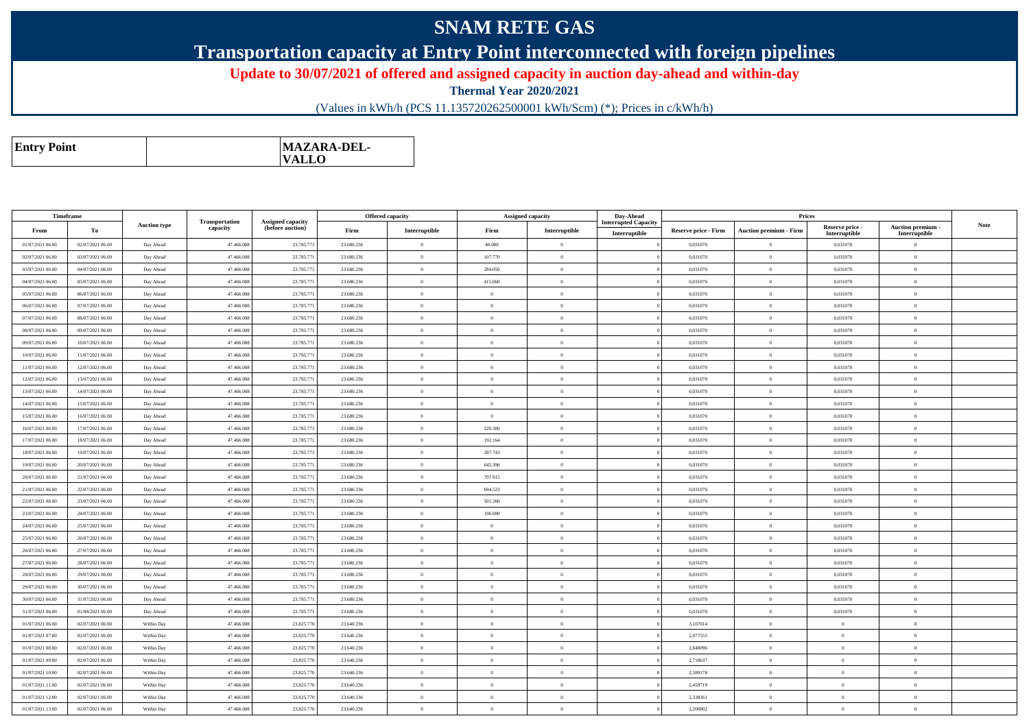# SNAM RETE GAS

## Transportation capacity at Entry Point interconnected with foreign pipelines

**Update to 30/07/2021 of offered and assigned capacity in auction day-ahead and within-day**

**Thermal Year 2020/2021**

(Values in kWh/h (PCS 11.135720262500001 kWh/Scm) (*); Prices in c/kWh/h)

| **Entry Point** | | **MAZARA-DEL-VALLO** |
|---|---|---|

| Timeframe | | Auction type | Transportation capacity | Assigned capacity (before auction) | Offered capacity | | Assigned capacity | | Day-Ahead Interrupted Capacity | Prices | | | | Note |
|---|---|---|---|---|---|---|---|---|---|---|---|---|---|---|
| From | To | | | | Firm | Interruptible | Firm | Interruptible | Interruptible | Reserve price - Firm | Auction premium - Firm | Reserve price - Interruptible | Auction premium - Interruptible | |
| 01/07/2021 06.00 | 02/07/2021 06.00 | Day Ahead | 47.466.008 | 23.785.771 | 23.680.236 | 0 | 40.000 | 0 | 0 | 0,031070 | 0 | 0,031070 | 0 | |
| 02/07/2021 06.00 | 03/07/2021 06.00 | Day Ahead | 47.466.008 | 23.785.771 | 23.680.236 | 0 | 107.770 | 0 | 0 | 0,031070 | 0 | 0,031070 | 0 | |
| 03/07/2021 06.00 | 04/07/2021 06.00 | Day Ahead | 47.466.008 | 23.785.771 | 23.680.236 | 0 | 284.050 | 0 | 0 | 0,031070 | 0 | 0,031070 | 0 | |
| 04/07/2021 06.00 | 05/07/2021 06.00 | Day Ahead | 47.466.008 | 23.785.771 | 23.680.236 | 0 | 415.060 | 0 | 0 | 0,031070 | 0 | 0,031070 | 0 | |
| 05/07/2021 06.00 | 06/07/2021 06.00 | Day Ahead | 47.466.008 | 23.785.771 | 23.680.236 | 0 | 0 | 0 | 0 | 0,031070 | 0 | 0,031070 | 0 | |
| 06/07/2021 06.00 | 07/07/2021 06.00 | Day Ahead | 47.466.008 | 23.785.771 | 23.680.236 | 0 | 0 | 0 | 0 | 0,031070 | 0 | 0,031070 | 0 | |
| 07/07/2021 06.00 | 08/07/2021 06.00 | Day Ahead | 47.466.008 | 23.785.771 | 23.680.236 | 0 | 0 | 0 | 0 | 0,031070 | 0 | 0,031070 | 0 | |
| 08/07/2021 06.00 | 09/07/2021 06.00 | Day Ahead | 47.466.008 | 23.785.771 | 23.680.236 | 0 | 0 | 0 | 0 | 0,031070 | 0 | 0,031070 | 0 | |
| 09/07/2021 06.00 | 10/07/2021 06.00 | Day Ahead | 47.466.008 | 23.785.771 | 23.680.236 | 0 | 0 | 0 | 0 | 0,031070 | 0 | 0,031070 | 0 | |
| 10/07/2021 06.00 | 11/07/2021 06.00 | Day Ahead | 47.466.008 | 23.785.771 | 23.680.236 | 0 | 0 | 0 | 0 | 0,031070 | 0 | 0,031070 | 0 | |
| 11/07/2021 06.00 | 12/07/2021 06.00 | Day Ahead | 47.466.008 | 23.785.771 | 23.680.236 | 0 | 0 | 0 | 0 | 0,031070 | 0 | 0,031070 | 0 | |
| 12/07/2021 06.00 | 13/07/2021 06.00 | Day Ahead | 47.466.008 | 23.785.771 | 23.680.236 | 0 | 0 | 0 | 0 | 0,031070 | 0 | 0,031070 | 0 | |
| 13/07/2021 06.00 | 14/07/2021 06.00 | Day Ahead | 47.466.008 | 23.785.771 | 23.680.236 | 0 | 0 | 0 | 0 | 0,031070 | 0 | 0,031070 | 0 | |
| 14/07/2021 06.00 | 15/07/2021 06.00 | Day Ahead | 47.466.008 | 23.785.771 | 23.680.236 | 0 | 0 | 0 | 0 | 0,031070 | 0 | 0,031070 | 0 | |
| 15/07/2021 06.00 | 16/07/2021 06.00 | Day Ahead | 47.466.008 | 23.785.771 | 23.680.236 | 0 | 0 | 0 | 0 | 0,031070 | 0 | 0,031070 | 0 | |
| 16/07/2021 06.00 | 17/07/2021 06.00 | Day Ahead | 47.466.008 | 23.785.771 | 23.680.236 | 0 | 220.300 | 0 | 0 | 0,031070 | 0 | 0,031070 | 0 | |
| 17/07/2021 06.00 | 18/07/2021 06.00 | Day Ahead | 47.466.008 | 23.785.771 | 23.680.236 | 0 | 192.164 | 0 | 0 | 0,031070 | 0 | 0,031070 | 0 | |
| 18/07/2021 06.00 | 19/07/2021 06.00 | Day Ahead | 47.466.008 | 23.785.771 | 23.680.236 | 0 | 287.743 | 0 | 0 | 0,031070 | 0 | 0,031070 | 0 | |
| 19/07/2021 06.00 | 20/07/2021 06.00 | Day Ahead | 47.466.008 | 23.785.771 | 23.680.236 | 0 | 645.396 | 0 | 0 | 0,031070 | 0 | 0,031070 | 0 | |
| 20/07/2021 06.00 | 21/07/2021 06.00 | Day Ahead | 47.466.008 | 23.785.771 | 23.680.236 | 0 | 707.915 | 0 | 0 | 0,031070 | 0 | 0,031070 | 0 | |
| 21/07/2021 06.00 | 22/07/2021 06.00 | Day Ahead | 47.466.008 | 23.785.771 | 23.680.236 | 0 | 694.523 | 0 | 0 | 0,031070 | 0 | 0,031070 | 0 | |
| 22/07/2021 06.00 | 23/07/2021 06.00 | Day Ahead | 47.466.008 | 23.785.771 | 23.680.236 | 0 | 501.260 | 0 | 0 | 0,031070 | 0 | 0,031070 | 0 | |
| 23/07/2021 06.00 | 24/07/2021 06.00 | Day Ahead | 47.466.008 | 23.785.771 | 23.680.236 | 0 | 196.000 | 0 | 0 | 0,031070 | 0 | 0,031070 | 0 | |
| 24/07/2021 06.00 | 25/07/2021 06.00 | Day Ahead | 47.466.008 | 23.785.771 | 23.680.236 | 0 | 0 | 0 | 0 | 0,031070 | 0 | 0,031070 | 0 | |
| 25/07/2021 06.00 | 26/07/2021 06.00 | Day Ahead | 47.466.008 | 23.785.771 | 23.680.236 | 0 | 0 | 0 | 0 | 0,031070 | 0 | 0,031070 | 0 | |
| 26/07/2021 06.00 | 27/07/2021 06.00 | Day Ahead | 47.466.008 | 23.785.771 | 23.680.236 | 0 | 0 | 0 | 0 | 0,031070 | 0 | 0,031070 | 0 | |
| 27/07/2021 06.00 | 28/07/2021 06.00 | Day Ahead | 47.466.008 | 23.785.771 | 23.680.236 | 0 | 0 | 0 | 0 | 0,031070 | 0 | 0,031070 | 0 | |
| 28/07/2021 06.00 | 29/07/2021 06.00 | Day Ahead | 47.466.008 | 23.785.771 | 23.680.236 | 0 | 0 | 0 | 0 | 0,031070 | 0 | 0,031070 | 0 | |
| 29/07/2021 06.00 | 30/07/2021 06.00 | Day Ahead | 47.466.008 | 23.785.771 | 23.680.236 | 0 | 0 | 0 | 0 | 0,031070 | 0 | 0,031070 | 0 | |
| 30/07/2021 06.00 | 31/07/2021 06.00 | Day Ahead | 47.466.008 | 23.785.771 | 23.680.236 | 0 | 0 | 0 | 0 | 0,031070 | 0 | 0,031070 | 0 | |
| 31/07/2021 06.00 | 01/08/2021 06.00 | Day Ahead | 47.466.008 | 23.785.771 | 23.680.236 | 0 | 0 | 0 | 0 | 0,031070 | 0 | 0,031070 | 0 | |
| 01/07/2021 06.00 | 02/07/2021 06.00 | Within Day | 47.466.008 | 23.825.770 | 23.640.236 | 0 | 0 | 0 | 0 | 3,107014 | 0 | 0 | 0 | |
| 01/07/2021 07.00 | 02/07/2021 06.00 | Within Day | 47.466.008 | 23.825.770 | 23.640.236 | 0 | 0 | 0 | 0 | 2,977555 | 0 | 0 | 0 | |
| 01/07/2021 08.00 | 02/07/2021 06.00 | Within Day | 47.466.008 | 23.825.770 | 23.640.236 | 0 | 0 | 0 | 0 | 2,848096 | 0 | 0 | 0 | |
| 01/07/2021 09.00 | 02/07/2021 06.00 | Within Day | 47.466.008 | 23.825.770 | 23.640.236 | 0 | 0 | 0 | 0 | 2,718637 | 0 | 0 | 0 | |
| 01/07/2021 10.00 | 02/07/2021 06.00 | Within Day | 47.466.008 | 23.825.770 | 23.640.236 | 0 | 0 | 0 | 0 | 2,589178 | 0 | 0 | 0 | |
| 01/07/2021 11.00 | 02/07/2021 06.00 | Within Day | 47.466.008 | 23.825.770 | 23.640.236 | 0 | 0 | 0 | 0 | 2,459719 | 0 | 0 | 0 | |
| 01/07/2021 12.00 | 02/07/2021 06.00 | Within Day | 47.466.008 | 23.825.770 | 23.640.236 | 0 | 0 | 0 | 0 | 2,330261 | 0 | 0 | 0 | |
| 01/07/2021 13.00 | 02/07/2021 06.00 | Within Day | 47.466.008 | 23.825.770 | 23.640.236 | 0 | 0 | 0 | 0 | 2,200802 | 0 | 0 | 0 | |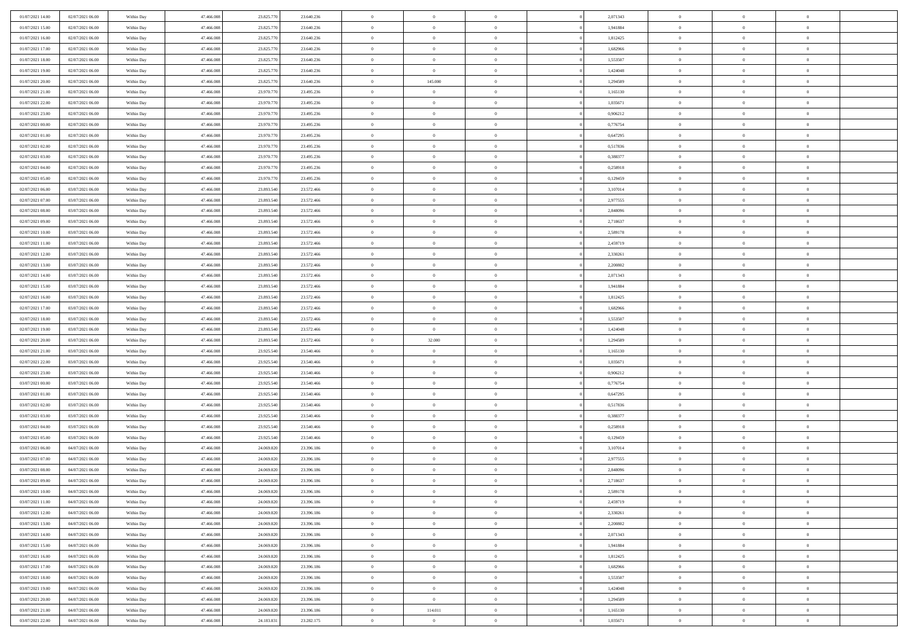| | | | | | | | | | | | | | | |
|---|---|---|---|---|---|---|---|---|---|---|---|---|---|---|
| 01/07/2021 14:00 | 02/07/2021 06:00 | Within Day | 47.466.008 | 23.825.770 | 23.640.236 | 0 | 0 | 0 | | 2,071343 | 0 | 0 | 0 | |
| 01/07/2021 15:00 | 02/07/2021 06:00 | Within Day | 47.466.008 | 23.825.770 | 23.640.236 | 0 | 0 | 0 | | 1,941884 | 0 | 0 | 0 | |
| 01/07/2021 16:00 | 02/07/2021 06:00 | Within Day | 47.466.008 | 23.825.770 | 23.640.236 | 0 | 0 | 0 | | 1,812425 | 0 | 0 | 0 | |
| 01/07/2021 17:00 | 02/07/2021 06:00 | Within Day | 47.466.008 | 23.825.770 | 23.640.236 | 0 | 0 | 0 | | 1,682966 | 0 | 0 | 0 | |
| 01/07/2021 18:00 | 02/07/2021 06:00 | Within Day | 47.466.008 | 23.825.770 | 23.640.236 | 0 | 0 | 0 | | 1,553507 | 0 | 0 | 0 | |
| 01/07/2021 19:00 | 02/07/2021 06:00 | Within Day | 47.466.008 | 23.825.770 | 23.640.236 | 0 | 0 | 0 | | 1,424048 | 0 | 0 | 0 | |
| 01/07/2021 20:00 | 02/07/2021 06:00 | Within Day | 47.466.008 | 23.825.770 | 23.640.236 | 0 | 145.000 | 0 | | 1,294589 | 0 | 0 | 0 | |
| 01/07/2021 21:00 | 02/07/2021 06:00 | Within Day | 47.466.008 | 23.970.770 | 23.495.236 | 0 | 0 | 0 | | 1,165130 | 0 | 0 | 0 | |
| 01/07/2021 22:00 | 02/07/2021 06:00 | Within Day | 47.466.008 | 23.970.770 | 23.495.236 | 0 | 0 | 0 | | 1,035671 | 0 | 0 | 0 | |
| 01/07/2021 23:00 | 02/07/2021 06:00 | Within Day | 47.466.008 | 23.970.770 | 23.495.236 | 0 | 0 | 0 | | 0,906212 | 0 | 0 | 0 | |
| 02/07/2021 00:00 | 02/07/2021 06:00 | Within Day | 47.466.008 | 23.970.770 | 23.495.236 | 0 | 0 | 0 | | 0,776754 | 0 | 0 | 0 | |
| 02/07/2021 01:00 | 02/07/2021 06:00 | Within Day | 47.466.008 | 23.970.770 | 23.495.236 | 0 | 0 | 0 | | 0,647295 | 0 | 0 | 0 | |
| 02/07/2021 02:00 | 02/07/2021 06:00 | Within Day | 47.466.008 | 23.970.770 | 23.495.236 | 0 | 0 | 0 | | 0,517836 | 0 | 0 | 0 | |
| 02/07/2021 03:00 | 02/07/2021 06:00 | Within Day | 47.466.008 | 23.970.770 | 23.495.236 | 0 | 0 | 0 | | 0,388377 | 0 | 0 | 0 | |
| 02/07/2021 04:00 | 02/07/2021 06:00 | Within Day | 47.466.008 | 23.970.770 | 23.495.236 | 0 | 0 | 0 | | 0,258918 | 0 | 0 | 0 | |
| 02/07/2021 05:00 | 02/07/2021 06:00 | Within Day | 47.466.008 | 23.970.770 | 23.495.236 | 0 | 0 | 0 | | 0,129459 | 0 | 0 | 0 | |
| 02/07/2021 06:00 | 03/07/2021 06:00 | Within Day | 47.466.008 | 23.893.540 | 23.572.466 | 0 | 0 | 0 | | 3,107014 | 0 | 0 | 0 | |
| 02/07/2021 07:00 | 03/07/2021 06:00 | Within Day | 47.466.008 | 23.893.540 | 23.572.466 | 0 | 0 | 0 | | 2,977555 | 0 | 0 | 0 | |
| 02/07/2021 08:00 | 03/07/2021 06:00 | Within Day | 47.466.008 | 23.893.540 | 23.572.466 | 0 | 0 | 0 | | 2,848096 | 0 | 0 | 0 | |
| 02/07/2021 09:00 | 03/07/2021 06:00 | Within Day | 47.466.008 | 23.893.540 | 23.572.466 | 0 | 0 | 0 | | 2,718637 | 0 | 0 | 0 | |
| 02/07/2021 10:00 | 03/07/2021 06:00 | Within Day | 47.466.008 | 23.893.540 | 23.572.466 | 0 | 0 | 0 | | 2,589178 | 0 | 0 | 0 | |
| 02/07/2021 11:00 | 03/07/2021 06:00 | Within Day | 47.466.008 | 23.893.540 | 23.572.466 | 0 | 0 | 0 | | 2,459719 | 0 | 0 | 0 | |
| 02/07/2021 12:00 | 03/07/2021 06:00 | Within Day | 47.466.008 | 23.893.540 | 23.572.466 | 0 | 0 | 0 | | 2,330261 | 0 | 0 | 0 | |
| 02/07/2021 13:00 | 03/07/2021 06:00 | Within Day | 47.466.008 | 23.893.540 | 23.572.466 | 0 | 0 | 0 | | 2,200802 | 0 | 0 | 0 | |
| 02/07/2021 14:00 | 03/07/2021 06:00 | Within Day | 47.466.008 | 23.893.540 | 23.572.466 | 0 | 0 | 0 | | 2,071343 | 0 | 0 | 0 | |
| 02/07/2021 15:00 | 03/07/2021 06:00 | Within Day | 47.466.008 | 23.893.540 | 23.572.466 | 0 | 0 | 0 | | 1,941884 | 0 | 0 | 0 | |
| 02/07/2021 16:00 | 03/07/2021 06:00 | Within Day | 47.466.008 | 23.893.540 | 23.572.466 | 0 | 0 | 0 | | 1,812425 | 0 | 0 | 0 | |
| 02/07/2021 17:00 | 03/07/2021 06:00 | Within Day | 47.466.008 | 23.893.540 | 23.572.466 | 0 | 0 | 0 | | 1,682966 | 0 | 0 | 0 | |
| 02/07/2021 18:00 | 03/07/2021 06:00 | Within Day | 47.466.008 | 23.893.540 | 23.572.466 | 0 | 0 | 0 | | 1,553507 | 0 | 0 | 0 | |
| 02/07/2021 19:00 | 03/07/2021 06:00 | Within Day | 47.466.008 | 23.893.540 | 23.572.466 | 0 | 0 | 0 | | 1,424048 | 0 | 0 | 0 | |
| 02/07/2021 20:00 | 03/07/2021 06:00 | Within Day | 47.466.008 | 23.893.540 | 23.572.466 | 0 | 32.000 | 0 | | 1,294589 | 0 | 0 | 0 | |
| 02/07/2021 21:00 | 03/07/2021 06:00 | Within Day | 47.466.008 | 23.925.540 | 23.540.466 | 0 | 0 | 0 | | 1,165130 | 0 | 0 | 0 | |
| 02/07/2021 22:00 | 03/07/2021 06:00 | Within Day | 47.466.008 | 23.925.540 | 23.540.466 | 0 | 0 | 0 | | 1,035671 | 0 | 0 | 0 | |
| 02/07/2021 23:00 | 03/07/2021 06:00 | Within Day | 47.466.008 | 23.925.540 | 23.540.466 | 0 | 0 | 0 | | 0,906212 | 0 | 0 | 0 | |
| 03/07/2021 00:00 | 03/07/2021 06:00 | Within Day | 47.466.008 | 23.925.540 | 23.540.466 | 0 | 0 | 0 | | 0,776754 | 0 | 0 | 0 | |
| 03/07/2021 01:00 | 03/07/2021 06:00 | Within Day | 47.466.008 | 23.925.540 | 23.540.466 | 0 | 0 | 0 | | 0,647295 | 0 | 0 | 0 | |
| 03/07/2021 02:00 | 03/07/2021 06:00 | Within Day | 47.466.008 | 23.925.540 | 23.540.466 | 0 | 0 | 0 | | 0,517836 | 0 | 0 | 0 | |
| 03/07/2021 03:00 | 03/07/2021 06:00 | Within Day | 47.466.008 | 23.925.540 | 23.540.466 | 0 | 0 | 0 | | 0,388377 | 0 | 0 | 0 | |
| 03/07/2021 04:00 | 03/07/2021 06:00 | Within Day | 47.466.008 | 23.925.540 | 23.540.466 | 0 | 0 | 0 | | 0,258918 | 0 | 0 | 0 | |
| 03/07/2021 05:00 | 03/07/2021 06:00 | Within Day | 47.466.008 | 23.925.540 | 23.540.466 | 0 | 0 | 0 | | 0,129459 | 0 | 0 | 0 | |
| 03/07/2021 06:00 | 04/07/2021 06:00 | Within Day | 47.466.008 | 24.069.820 | 23.396.186 | 0 | 0 | 0 | | 3,107014 | 0 | 0 | 0 | |
| 03/07/2021 07:00 | 04/07/2021 06:00 | Within Day | 47.466.008 | 24.069.820 | 23.396.186 | 0 | 0 | 0 | | 2,977555 | 0 | 0 | 0 | |
| 03/07/2021 08:00 | 04/07/2021 06:00 | Within Day | 47.466.008 | 24.069.820 | 23.396.186 | 0 | 0 | 0 | | 2,848096 | 0 | 0 | 0 | |
| 03/07/2021 09:00 | 04/07/2021 06:00 | Within Day | 47.466.008 | 24.069.820 | 23.396.186 | 0 | 0 | 0 | | 2,718637 | 0 | 0 | 0 | |
| 03/07/2021 10:00 | 04/07/2021 06:00 | Within Day | 47.466.008 | 24.069.820 | 23.396.186 | 0 | 0 | 0 | | 2,589178 | 0 | 0 | 0 | |
| 03/07/2021 11:00 | 04/07/2021 06:00 | Within Day | 47.466.008 | 24.069.820 | 23.396.186 | 0 | 0 | 0 | | 2,459719 | 0 | 0 | 0 | |
| 03/07/2021 12:00 | 04/07/2021 06:00 | Within Day | 47.466.008 | 24.069.820 | 23.396.186 | 0 | 0 | 0 | | 2,330261 | 0 | 0 | 0 | |
| 03/07/2021 13:00 | 04/07/2021 06:00 | Within Day | 47.466.008 | 24.069.820 | 23.396.186 | 0 | 0 | 0 | | 2,200802 | 0 | 0 | 0 | |
| 03/07/2021 14:00 | 04/07/2021 06:00 | Within Day | 47.466.008 | 24.069.820 | 23.396.186 | 0 | 0 | 0 | | 2,071343 | 0 | 0 | 0 | |
| 03/07/2021 15:00 | 04/07/2021 06:00 | Within Day | 47.466.008 | 24.069.820 | 23.396.186 | 0 | 0 | 0 | | 1,941884 | 0 | 0 | 0 | |
| 03/07/2021 16:00 | 04/07/2021 06:00 | Within Day | 47.466.008 | 24.069.820 | 23.396.186 | 0 | 0 | 0 | | 1,812425 | 0 | 0 | 0 | |
| 03/07/2021 17:00 | 04/07/2021 06:00 | Within Day | 47.466.008 | 24.069.820 | 23.396.186 | 0 | 0 | 0 | | 1,682966 | 0 | 0 | 0 | |
| 03/07/2021 18:00 | 04/07/2021 06:00 | Within Day | 47.466.008 | 24.069.820 | 23.396.186 | 0 | 0 | 0 | | 1,553507 | 0 | 0 | 0 | |
| 03/07/2021 19:00 | 04/07/2021 06:00 | Within Day | 47.466.008 | 24.069.820 | 23.396.186 | 0 | 0 | 0 | | 1,424048 | 0 | 0 | 0 | |
| 03/07/2021 20:00 | 04/07/2021 06:00 | Within Day | 47.466.008 | 24.069.820 | 23.396.186 | 0 | 0 | 0 | | 1,294589 | 0 | 0 | 0 | |
| 03/07/2021 21:00 | 04/07/2021 06:00 | Within Day | 47.466.008 | 24.069.820 | 23.396.186 | 0 | 114.011 | 0 | | 1,165130 | 0 | 0 | 0 | |
| 03/07/2021 22:00 | 04/07/2021 06:00 | Within Day | 47.466.008 | 24.183.831 | 23.282.175 | 0 | 0 | 0 | | 1,035671 | 0 | 0 | 0 | |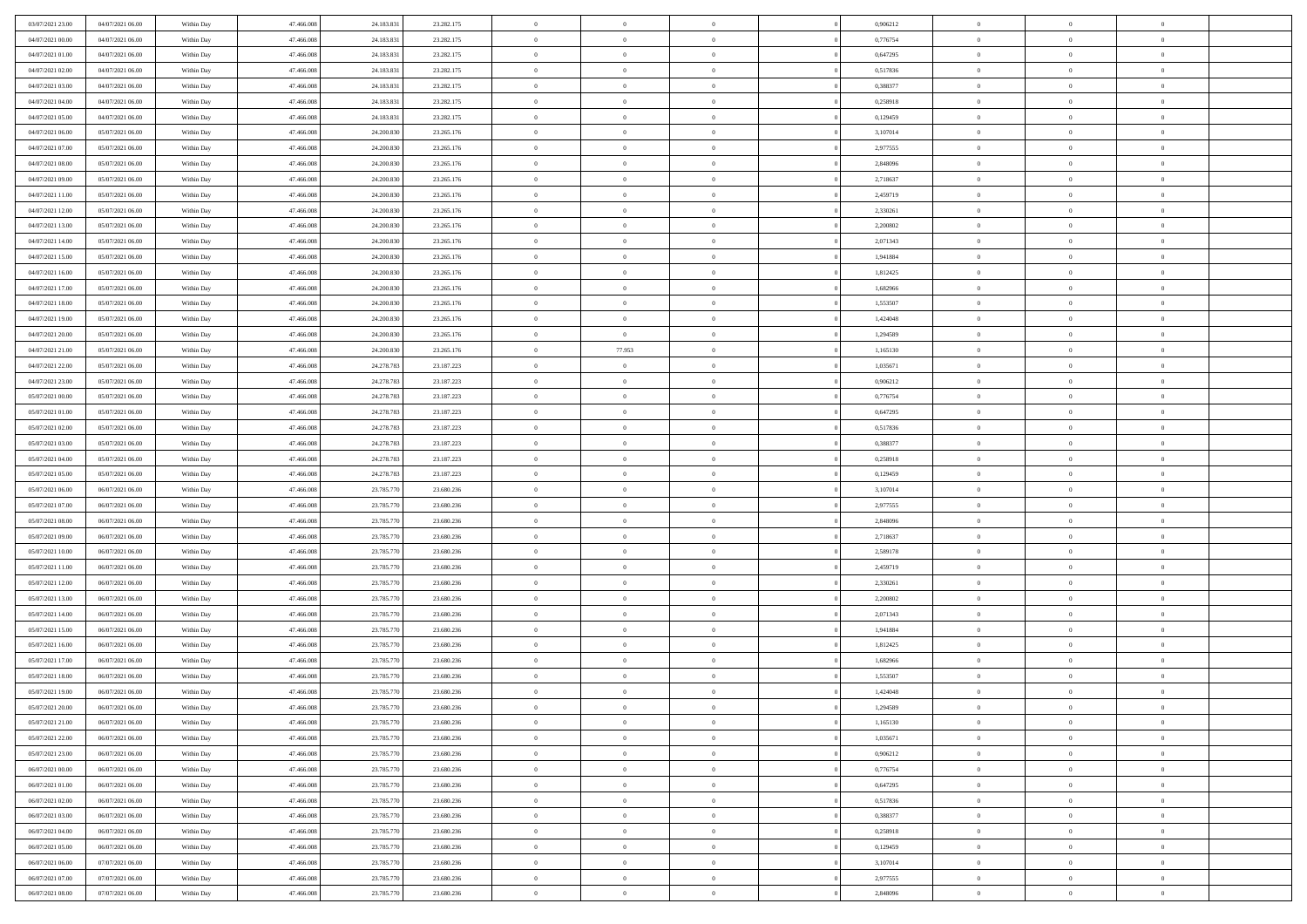| | | | | | | | | | | | | | | |
|---|---|---|---|---|---|---|---|---|---|---|---|---|---|---|
| 03/07/2021 23.00 | 04/07/2021 06.00 | Within Day | 47.466.008 | 24.183.831 | 23.282.175 | 0 | 0 | 0 | | 0,906212 | 0 | 0 | 0 | |
| 04/07/2021 00.00 | 04/07/2021 06.00 | Within Day | 47.466.008 | 24.183.831 | 23.282.175 | 0 | 0 | 0 | | 0,776754 | 0 | 0 | 0 | |
| 04/07/2021 01.00 | 04/07/2021 06.00 | Within Day | 47.466.008 | 24.183.831 | 23.282.175 | 0 | 0 | 0 | | 0,647295 | 0 | 0 | 0 | |
| 04/07/2021 02.00 | 04/07/2021 06.00 | Within Day | 47.466.008 | 24.183.831 | 23.282.175 | 0 | 0 | 0 | | 0,517836 | 0 | 0 | 0 | |
| 04/07/2021 03.00 | 04/07/2021 06.00 | Within Day | 47.466.008 | 24.183.831 | 23.282.175 | 0 | 0 | 0 | | 0,388377 | 0 | 0 | 0 | |
| 04/07/2021 04.00 | 04/07/2021 06.00 | Within Day | 47.466.008 | 24.183.831 | 23.282.175 | 0 | 0 | 0 | | 0,258918 | 0 | 0 | 0 | |
| 04/07/2021 05.00 | 04/07/2021 06.00 | Within Day | 47.466.008 | 24.183.831 | 23.282.175 | 0 | 0 | 0 | | 0,129459 | 0 | 0 | 0 | |
| 04/07/2021 06.00 | 05/07/2021 06.00 | Within Day | 47.466.008 | 24.200.830 | 23.265.176 | 0 | 0 | 0 | | 3,107014 | 0 | 0 | 0 | |
| 04/07/2021 07.00 | 05/07/2021 06.00 | Within Day | 47.466.008 | 24.200.830 | 23.265.176 | 0 | 0 | 0 | | 2,977555 | 0 | 0 | 0 | |
| 04/07/2021 08.00 | 05/07/2021 06.00 | Within Day | 47.466.008 | 24.200.830 | 23.265.176 | 0 | 0 | 0 | | 2,848096 | 0 | 0 | 0 | |
| 04/07/2021 09.00 | 05/07/2021 06.00 | Within Day | 47.466.008 | 24.200.830 | 23.265.176 | 0 | 0 | 0 | | 2,718637 | 0 | 0 | 0 | |
| 04/07/2021 11.00 | 05/07/2021 06.00 | Within Day | 47.466.008 | 24.200.830 | 23.265.176 | 0 | 0 | 0 | | 2,459719 | 0 | 0 | 0 | |
| 04/07/2021 12.00 | 05/07/2021 06.00 | Within Day | 47.466.008 | 24.200.830 | 23.265.176 | 0 | 0 | 0 | | 2,330261 | 0 | 0 | 0 | |
| 04/07/2021 13.00 | 05/07/2021 06.00 | Within Day | 47.466.008 | 24.200.830 | 23.265.176 | 0 | 0 | 0 | | 2,200802 | 0 | 0 | 0 | |
| 04/07/2021 14.00 | 05/07/2021 06.00 | Within Day | 47.466.008 | 24.200.830 | 23.265.176 | 0 | 0 | 0 | | 2,071343 | 0 | 0 | 0 | |
| 04/07/2021 15.00 | 05/07/2021 06.00 | Within Day | 47.466.008 | 24.200.830 | 23.265.176 | 0 | 0 | 0 | | 1,941884 | 0 | 0 | 0 | |
| 04/07/2021 16.00 | 05/07/2021 06.00 | Within Day | 47.466.008 | 24.200.830 | 23.265.176 | 0 | 0 | 0 | | 1,812425 | 0 | 0 | 0 | |
| 04/07/2021 17.00 | 05/07/2021 06.00 | Within Day | 47.466.008 | 24.200.830 | 23.265.176 | 0 | 0 | 0 | | 1,682966 | 0 | 0 | 0 | |
| 04/07/2021 18.00 | 05/07/2021 06.00 | Within Day | 47.466.008 | 24.200.830 | 23.265.176 | 0 | 0 | 0 | | 1,553507 | 0 | 0 | 0 | |
| 04/07/2021 19.00 | 05/07/2021 06.00 | Within Day | 47.466.008 | 24.200.830 | 23.265.176 | 0 | 0 | 0 | | 1,424048 | 0 | 0 | 0 | |
| 04/07/2021 20.00 | 05/07/2021 06.00 | Within Day | 47.466.008 | 24.200.830 | 23.265.176 | 0 | 0 | 0 | | 1,294589 | 0 | 0 | 0 | |
| 04/07/2021 21.00 | 05/07/2021 06.00 | Within Day | 47.466.008 | 24.200.830 | 23.265.176 | 0 | 77.953 | 0 | | 1,165130 | 0 | 0 | 0 | |
| 04/07/2021 22.00 | 05/07/2021 06.00 | Within Day | 47.466.008 | 24.278.783 | 23.187.223 | 0 | 0 | 0 | | 1,035671 | 0 | 0 | 0 | |
| 04/07/2021 23.00 | 05/07/2021 06.00 | Within Day | 47.466.008 | 24.278.783 | 23.187.223 | 0 | 0 | 0 | | 0,906212 | 0 | 0 | 0 | |
| 05/07/2021 00.00 | 05/07/2021 06.00 | Within Day | 47.466.008 | 24.278.783 | 23.187.223 | 0 | 0 | 0 | | 0,776754 | 0 | 0 | 0 | |
| 05/07/2021 01.00 | 05/07/2021 06.00 | Within Day | 47.466.008 | 24.278.783 | 23.187.223 | 0 | 0 | 0 | | 0,647295 | 0 | 0 | 0 | |
| 05/07/2021 02.00 | 05/07/2021 06.00 | Within Day | 47.466.008 | 24.278.783 | 23.187.223 | 0 | 0 | 0 | | 0,517836 | 0 | 0 | 0 | |
| 05/07/2021 03.00 | 05/07/2021 06.00 | Within Day | 47.466.008 | 24.278.783 | 23.187.223 | 0 | 0 | 0 | | 0,388377 | 0 | 0 | 0 | |
| 05/07/2021 04.00 | 05/07/2021 06.00 | Within Day | 47.466.008 | 24.278.783 | 23.187.223 | 0 | 0 | 0 | | 0,258918 | 0 | 0 | 0 | |
| 05/07/2021 05.00 | 05/07/2021 06.00 | Within Day | 47.466.008 | 24.278.783 | 23.187.223 | 0 | 0 | 0 | | 0,129459 | 0 | 0 | 0 | |
| 05/07/2021 06.00 | 06/07/2021 06.00 | Within Day | 47.466.008 | 23.785.770 | 23.680.236 | 0 | 0 | 0 | | 3,107014 | 0 | 0 | 0 | |
| 05/07/2021 07.00 | 06/07/2021 06.00 | Within Day | 47.466.008 | 23.785.770 | 23.680.236 | 0 | 0 | 0 | | 2,977555 | 0 | 0 | 0 | |
| 05/07/2021 08.00 | 06/07/2021 06.00 | Within Day | 47.466.008 | 23.785.770 | 23.680.236 | 0 | 0 | 0 | | 2,848096 | 0 | 0 | 0 | |
| 05/07/2021 09.00 | 06/07/2021 06.00 | Within Day | 47.466.008 | 23.785.770 | 23.680.236 | 0 | 0 | 0 | | 2,718637 | 0 | 0 | 0 | |
| 05/07/2021 10.00 | 06/07/2021 06.00 | Within Day | 47.466.008 | 23.785.770 | 23.680.236 | 0 | 0 | 0 | | 2,589178 | 0 | 0 | 0 | |
| 05/07/2021 11.00 | 06/07/2021 06.00 | Within Day | 47.466.008 | 23.785.770 | 23.680.236 | 0 | 0 | 0 | | 2,459719 | 0 | 0 | 0 | |
| 05/07/2021 12.00 | 06/07/2021 06.00 | Within Day | 47.466.008 | 23.785.770 | 23.680.236 | 0 | 0 | 0 | | 2,330261 | 0 | 0 | 0 | |
| 05/07/2021 13.00 | 06/07/2021 06.00 | Within Day | 47.466.008 | 23.785.770 | 23.680.236 | 0 | 0 | 0 | | 2,200802 | 0 | 0 | 0 | |
| 05/07/2021 14.00 | 06/07/2021 06.00 | Within Day | 47.466.008 | 23.785.770 | 23.680.236 | 0 | 0 | 0 | | 2,071343 | 0 | 0 | 0 | |
| 05/07/2021 15.00 | 06/07/2021 06.00 | Within Day | 47.466.008 | 23.785.770 | 23.680.236 | 0 | 0 | 0 | | 1,941884 | 0 | 0 | 0 | |
| 05/07/2021 16.00 | 06/07/2021 06.00 | Within Day | 47.466.008 | 23.785.770 | 23.680.236 | 0 | 0 | 0 | | 1,812425 | 0 | 0 | 0 | |
| 05/07/2021 17.00 | 06/07/2021 06.00 | Within Day | 47.466.008 | 23.785.770 | 23.680.236 | 0 | 0 | 0 | | 1,682966 | 0 | 0 | 0 | |
| 05/07/2021 18.00 | 06/07/2021 06.00 | Within Day | 47.466.008 | 23.785.770 | 23.680.236 | 0 | 0 | 0 | | 1,553507 | 0 | 0 | 0 | |
| 05/07/2021 19.00 | 06/07/2021 06.00 | Within Day | 47.466.008 | 23.785.770 | 23.680.236 | 0 | 0 | 0 | | 1,424048 | 0 | 0 | 0 | |
| 05/07/2021 20.00 | 06/07/2021 06.00 | Within Day | 47.466.008 | 23.785.770 | 23.680.236 | 0 | 0 | 0 | | 1,294589 | 0 | 0 | 0 | |
| 05/07/2021 21.00 | 06/07/2021 06.00 | Within Day | 47.466.008 | 23.785.770 | 23.680.236 | 0 | 0 | 0 | | 1,165130 | 0 | 0 | 0 | |
| 05/07/2021 22.00 | 06/07/2021 06.00 | Within Day | 47.466.008 | 23.785.770 | 23.680.236 | 0 | 0 | 0 | | 1,035671 | 0 | 0 | 0 | |
| 05/07/2021 23.00 | 06/07/2021 06.00 | Within Day | 47.466.008 | 23.785.770 | 23.680.236 | 0 | 0 | 0 | | 0,906212 | 0 | 0 | 0 | |
| 06/07/2021 00.00 | 06/07/2021 06.00 | Within Day | 47.466.008 | 23.785.770 | 23.680.236 | 0 | 0 | 0 | | 0,776754 | 0 | 0 | 0 | |
| 06/07/2021 01.00 | 06/07/2021 06.00 | Within Day | 47.466.008 | 23.785.770 | 23.680.236 | 0 | 0 | 0 | | 0,647295 | 0 | 0 | 0 | |
| 06/07/2021 02.00 | 06/07/2021 06.00 | Within Day | 47.466.008 | 23.785.770 | 23.680.236 | 0 | 0 | 0 | | 0,517836 | 0 | 0 | 0 | |
| 06/07/2021 03.00 | 06/07/2021 06.00 | Within Day | 47.466.008 | 23.785.770 | 23.680.236 | 0 | 0 | 0 | | 0,388377 | 0 | 0 | 0 | |
| 06/07/2021 04.00 | 06/07/2021 06.00 | Within Day | 47.466.008 | 23.785.770 | 23.680.236 | 0 | 0 | 0 | | 0,258918 | 0 | 0 | 0 | |
| 06/07/2021 05.00 | 06/07/2021 06.00 | Within Day | 47.466.008 | 23.785.770 | 23.680.236 | 0 | 0 | 0 | | 0,129459 | 0 | 0 | 0 | |
| 06/07/2021 06.00 | 07/07/2021 06.00 | Within Day | 47.466.008 | 23.785.770 | 23.680.236 | 0 | 0 | 0 | | 3,107014 | 0 | 0 | 0 | |
| 06/07/2021 07.00 | 07/07/2021 06.00 | Within Day | 47.466.008 | 23.785.770 | 23.680.236 | 0 | 0 | 0 | | 2,977555 | 0 | 0 | 0 | |
| 06/07/2021 08.00 | 07/07/2021 06.00 | Within Day | 47.466.008 | 23.785.770 | 23.680.236 | 0 | 0 | 0 | | 2,848096 | 0 | 0 | 0 | |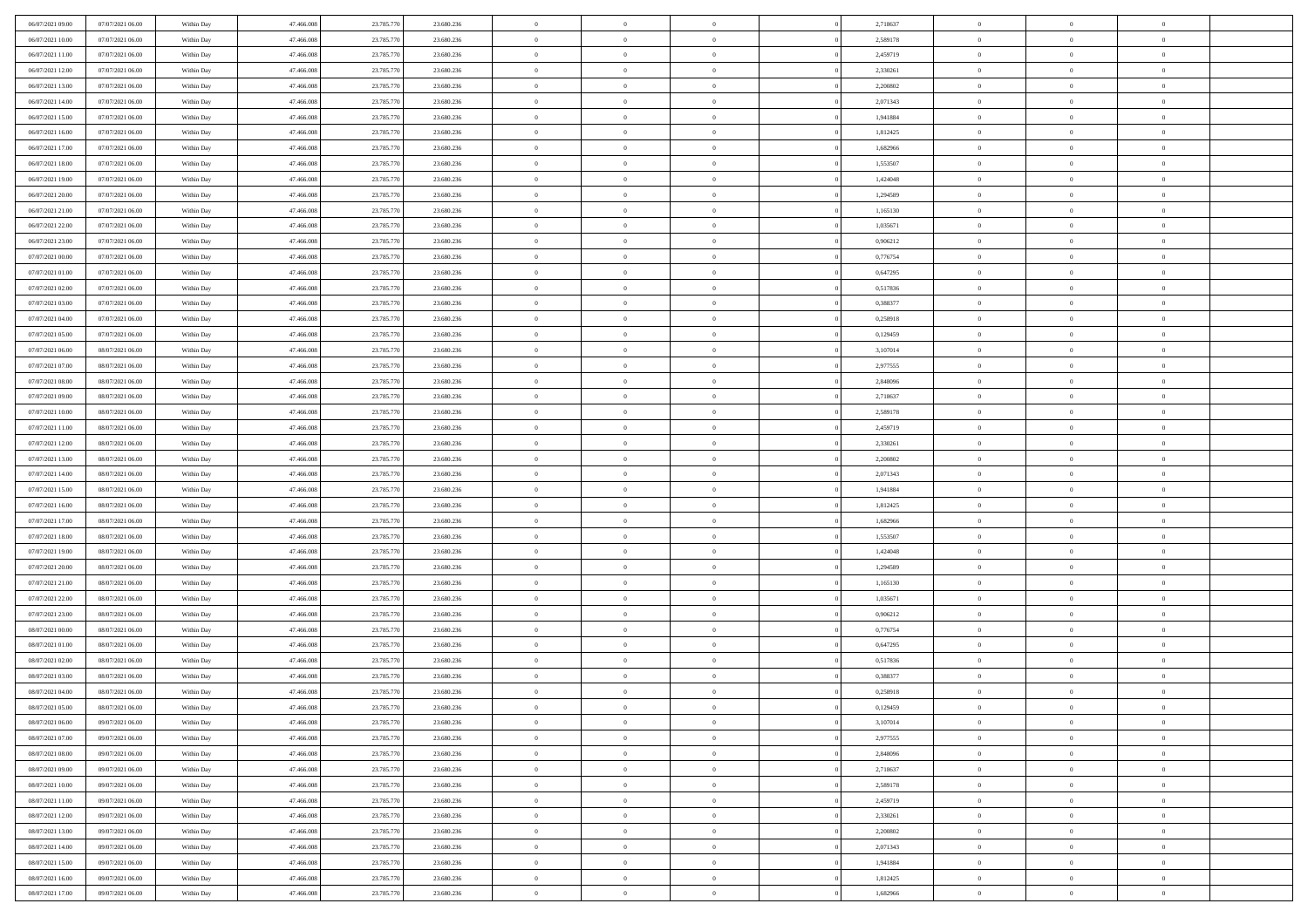| | | | | | | | | | | | | | | | |
|---|---|---|---|---|---|---|---|---|---|---|---|---|---|---|---|
| 06/07/2021 09:00 | 07/07/2021 06:00 | Within Day | 47.466.008 | 23.785.770 | 23.680.236 | 0 | 0 | 0 | | 2,718637 | 0 | 0 | 0 | |
| 06/07/2021 10:00 | 07/07/2021 06:00 | Within Day | 47.466.008 | 23.785.770 | 23.680.236 | 0 | 0 | 0 | | 2,589178 | 0 | 0 | 0 | |
| 06/07/2021 11:00 | 07/07/2021 06:00 | Within Day | 47.466.008 | 23.785.770 | 23.680.236 | 0 | 0 | 0 | | 2,459719 | 0 | 0 | 0 | |
| 06/07/2021 12:00 | 07/07/2021 06:00 | Within Day | 47.466.008 | 23.785.770 | 23.680.236 | 0 | 0 | 0 | | 2,330261 | 0 | 0 | 0 | |
| 06/07/2021 13:00 | 07/07/2021 06:00 | Within Day | 47.466.008 | 23.785.770 | 23.680.236 | 0 | 0 | 0 | | 2,200802 | 0 | 0 | 0 | |
| 06/07/2021 14:00 | 07/07/2021 06:00 | Within Day | 47.466.008 | 23.785.770 | 23.680.236 | 0 | 0 | 0 | | 2,071343 | 0 | 0 | 0 | |
| 06/07/2021 15:00 | 07/07/2021 06:00 | Within Day | 47.466.008 | 23.785.770 | 23.680.236 | 0 | 0 | 0 | | 1,941884 | 0 | 0 | 0 | |
| 06/07/2021 16:00 | 07/07/2021 06:00 | Within Day | 47.466.008 | 23.785.770 | 23.680.236 | 0 | 0 | 0 | | 1,812425 | 0 | 0 | 0 | |
| 06/07/2021 17:00 | 07/07/2021 06:00 | Within Day | 47.466.008 | 23.785.770 | 23.680.236 | 0 | 0 | 0 | | 1,682966 | 0 | 0 | 0 | |
| 06/07/2021 18:00 | 07/07/2021 06:00 | Within Day | 47.466.008 | 23.785.770 | 23.680.236 | 0 | 0 | 0 | | 1,553507 | 0 | 0 | 0 | |
| 06/07/2021 19:00 | 07/07/2021 06:00 | Within Day | 47.466.008 | 23.785.770 | 23.680.236 | 0 | 0 | 0 | | 1,424048 | 0 | 0 | 0 | |
| 06/07/2021 20:00 | 07/07/2021 06:00 | Within Day | 47.466.008 | 23.785.770 | 23.680.236 | 0 | 0 | 0 | | 1,294589 | 0 | 0 | 0 | |
| 06/07/2021 21:00 | 07/07/2021 06:00 | Within Day | 47.466.008 | 23.785.770 | 23.680.236 | 0 | 0 | 0 | | 1,165130 | 0 | 0 | 0 | |
| 06/07/2021 22:00 | 07/07/2021 06:00 | Within Day | 47.466.008 | 23.785.770 | 23.680.236 | 0 | 0 | 0 | | 1,035671 | 0 | 0 | 0 | |
| 06/07/2021 23:00 | 07/07/2021 06:00 | Within Day | 47.466.008 | 23.785.770 | 23.680.236 | 0 | 0 | 0 | | 0,906212 | 0 | 0 | 0 | |
| 07/07/2021 00:00 | 07/07/2021 06:00 | Within Day | 47.466.008 | 23.785.770 | 23.680.236 | 0 | 0 | 0 | | 0,776754 | 0 | 0 | 0 | |
| 07/07/2021 01:00 | 07/07/2021 06:00 | Within Day | 47.466.008 | 23.785.770 | 23.680.236 | 0 | 0 | 0 | | 0,647295 | 0 | 0 | 0 | |
| 07/07/2021 02:00 | 07/07/2021 06:00 | Within Day | 47.466.008 | 23.785.770 | 23.680.236 | 0 | 0 | 0 | | 0,517836 | 0 | 0 | 0 | |
| 07/07/2021 03:00 | 07/07/2021 06:00 | Within Day | 47.466.008 | 23.785.770 | 23.680.236 | 0 | 0 | 0 | | 0,388377 | 0 | 0 | 0 | |
| 07/07/2021 04:00 | 07/07/2021 06:00 | Within Day | 47.466.008 | 23.785.770 | 23.680.236 | 0 | 0 | 0 | | 0,258918 | 0 | 0 | 0 | |
| 07/07/2021 05:00 | 07/07/2021 06:00 | Within Day | 47.466.008 | 23.785.770 | 23.680.236 | 0 | 0 | 0 | | 0,129459 | 0 | 0 | 0 | |
| 07/07/2021 06:00 | 08/07/2021 06:00 | Within Day | 47.466.008 | 23.785.770 | 23.680.236 | 0 | 0 | 0 | | 3,107014 | 0 | 0 | 0 | |
| 07/07/2021 07:00 | 08/07/2021 06:00 | Within Day | 47.466.008 | 23.785.770 | 23.680.236 | 0 | 0 | 0 | | 2,977555 | 0 | 0 | 0 | |
| 07/07/2021 08:00 | 08/07/2021 06:00 | Within Day | 47.466.008 | 23.785.770 | 23.680.236 | 0 | 0 | 0 | | 2,848096 | 0 | 0 | 0 | |
| 07/07/2021 09:00 | 08/07/2021 06:00 | Within Day | 47.466.008 | 23.785.770 | 23.680.236 | 0 | 0 | 0 | | 2,718637 | 0 | 0 | 0 | |
| 07/07/2021 10:00 | 08/07/2021 06:00 | Within Day | 47.466.008 | 23.785.770 | 23.680.236 | 0 | 0 | 0 | | 2,589178 | 0 | 0 | 0 | |
| 07/07/2021 11:00 | 08/07/2021 06:00 | Within Day | 47.466.008 | 23.785.770 | 23.680.236 | 0 | 0 | 0 | | 2,459719 | 0 | 0 | 0 | |
| 07/07/2021 12:00 | 08/07/2021 06:00 | Within Day | 47.466.008 | 23.785.770 | 23.680.236 | 0 | 0 | 0 | | 2,330261 | 0 | 0 | 0 | |
| 07/07/2021 13:00 | 08/07/2021 06:00 | Within Day | 47.466.008 | 23.785.770 | 23.680.236 | 0 | 0 | 0 | | 2,200802 | 0 | 0 | 0 | |
| 07/07/2021 14:00 | 08/07/2021 06:00 | Within Day | 47.466.008 | 23.785.770 | 23.680.236 | 0 | 0 | 0 | | 2,071343 | 0 | 0 | 0 | |
| 07/07/2021 15:00 | 08/07/2021 06:00 | Within Day | 47.466.008 | 23.785.770 | 23.680.236 | 0 | 0 | 0 | | 1,941884 | 0 | 0 | 0 | |
| 07/07/2021 16:00 | 08/07/2021 06:00 | Within Day | 47.466.008 | 23.785.770 | 23.680.236 | 0 | 0 | 0 | | 1,812425 | 0 | 0 | 0 | |
| 07/07/2021 17:00 | 08/07/2021 06:00 | Within Day | 47.466.008 | 23.785.770 | 23.680.236 | 0 | 0 | 0 | | 1,682966 | 0 | 0 | 0 | |
| 07/07/2021 18:00 | 08/07/2021 06:00 | Within Day | 47.466.008 | 23.785.770 | 23.680.236 | 0 | 0 | 0 | | 1,553507 | 0 | 0 | 0 | |
| 07/07/2021 19:00 | 08/07/2021 06:00 | Within Day | 47.466.008 | 23.785.770 | 23.680.236 | 0 | 0 | 0 | | 1,424048 | 0 | 0 | 0 | |
| 07/07/2021 20:00 | 08/07/2021 06:00 | Within Day | 47.466.008 | 23.785.770 | 23.680.236 | 0 | 0 | 0 | | 1,294589 | 0 | 0 | 0 | |
| 07/07/2021 21:00 | 08/07/2021 06:00 | Within Day | 47.466.008 | 23.785.770 | 23.680.236 | 0 | 0 | 0 | | 1,165130 | 0 | 0 | 0 | |
| 07/07/2021 22:00 | 08/07/2021 06:00 | Within Day | 47.466.008 | 23.785.770 | 23.680.236 | 0 | 0 | 0 | | 1,035671 | 0 | 0 | 0 | |
| 07/07/2021 23:00 | 08/07/2021 06:00 | Within Day | 47.466.008 | 23.785.770 | 23.680.236 | 0 | 0 | 0 | | 0,906212 | 0 | 0 | 0 | |
| 08/07/2021 00:00 | 08/07/2021 06:00 | Within Day | 47.466.008 | 23.785.770 | 23.680.236 | 0 | 0 | 0 | | 0,776754 | 0 | 0 | 0 | |
| 08/07/2021 01:00 | 08/07/2021 06:00 | Within Day | 47.466.008 | 23.785.770 | 23.680.236 | 0 | 0 | 0 | | 0,647295 | 0 | 0 | 0 | |
| 08/07/2021 02:00 | 08/07/2021 06:00 | Within Day | 47.466.008 | 23.785.770 | 23.680.236 | 0 | 0 | 0 | | 0,517836 | 0 | 0 | 0 | |
| 08/07/2021 03:00 | 08/07/2021 06:00 | Within Day | 47.466.008 | 23.785.770 | 23.680.236 | 0 | 0 | 0 | | 0,388377 | 0 | 0 | 0 | |
| 08/07/2021 04:00 | 08/07/2021 06:00 | Within Day | 47.466.008 | 23.785.770 | 23.680.236 | 0 | 0 | 0 | | 0,258918 | 0 | 0 | 0 | |
| 08/07/2021 05:00 | 08/07/2021 06:00 | Within Day | 47.466.008 | 23.785.770 | 23.680.236 | 0 | 0 | 0 | | 0,129459 | 0 | 0 | 0 | |
| 08/07/2021 06:00 | 09/07/2021 06:00 | Within Day | 47.466.008 | 23.785.770 | 23.680.236 | 0 | 0 | 0 | | 3,107014 | 0 | 0 | 0 | |
| 08/07/2021 07:00 | 09/07/2021 06:00 | Within Day | 47.466.008 | 23.785.770 | 23.680.236 | 0 | 0 | 0 | | 2,977555 | 0 | 0 | 0 | |
| 08/07/2021 08:00 | 09/07/2021 06:00 | Within Day | 47.466.008 | 23.785.770 | 23.680.236 | 0 | 0 | 0 | | 2,848096 | 0 | 0 | 0 | |
| 08/07/2021 09:00 | 09/07/2021 06:00 | Within Day | 47.466.008 | 23.785.770 | 23.680.236 | 0 | 0 | 0 | | 2,718637 | 0 | 0 | 0 | |
| 08/07/2021 10:00 | 09/07/2021 06:00 | Within Day | 47.466.008 | 23.785.770 | 23.680.236 | 0 | 0 | 0 | | 2,589178 | 0 | 0 | 0 | |
| 08/07/2021 11:00 | 09/07/2021 06:00 | Within Day | 47.466.008 | 23.785.770 | 23.680.236 | 0 | 0 | 0 | | 2,459719 | 0 | 0 | 0 | |
| 08/07/2021 12:00 | 09/07/2021 06:00 | Within Day | 47.466.008 | 23.785.770 | 23.680.236 | 0 | 0 | 0 | | 2,330261 | 0 | 0 | 0 | |
| 08/07/2021 13:00 | 09/07/2021 06:00 | Within Day | 47.466.008 | 23.785.770 | 23.680.236 | 0 | 0 | 0 | | 2,200802 | 0 | 0 | 0 | |
| 08/07/2021 14:00 | 09/07/2021 06:00 | Within Day | 47.466.008 | 23.785.770 | 23.680.236 | 0 | 0 | 0 | | 2,071343 | 0 | 0 | 0 | |
| 08/07/2021 15:00 | 09/07/2021 06:00 | Within Day | 47.466.008 | 23.785.770 | 23.680.236 | 0 | 0 | 0 | | 1,941884 | 0 | 0 | 0 | |
| 08/07/2021 16:00 | 09/07/2021 06:00 | Within Day | 47.466.008 | 23.785.770 | 23.680.236 | 0 | 0 | 0 | | 1,812425 | 0 | 0 | 0 | |
| 08/07/2021 17:00 | 09/07/2021 06:00 | Within Day | 47.466.008 | 23.785.770 | 23.680.236 | 0 | 0 | 0 | | 1,682966 | 0 | 0 | 0 | |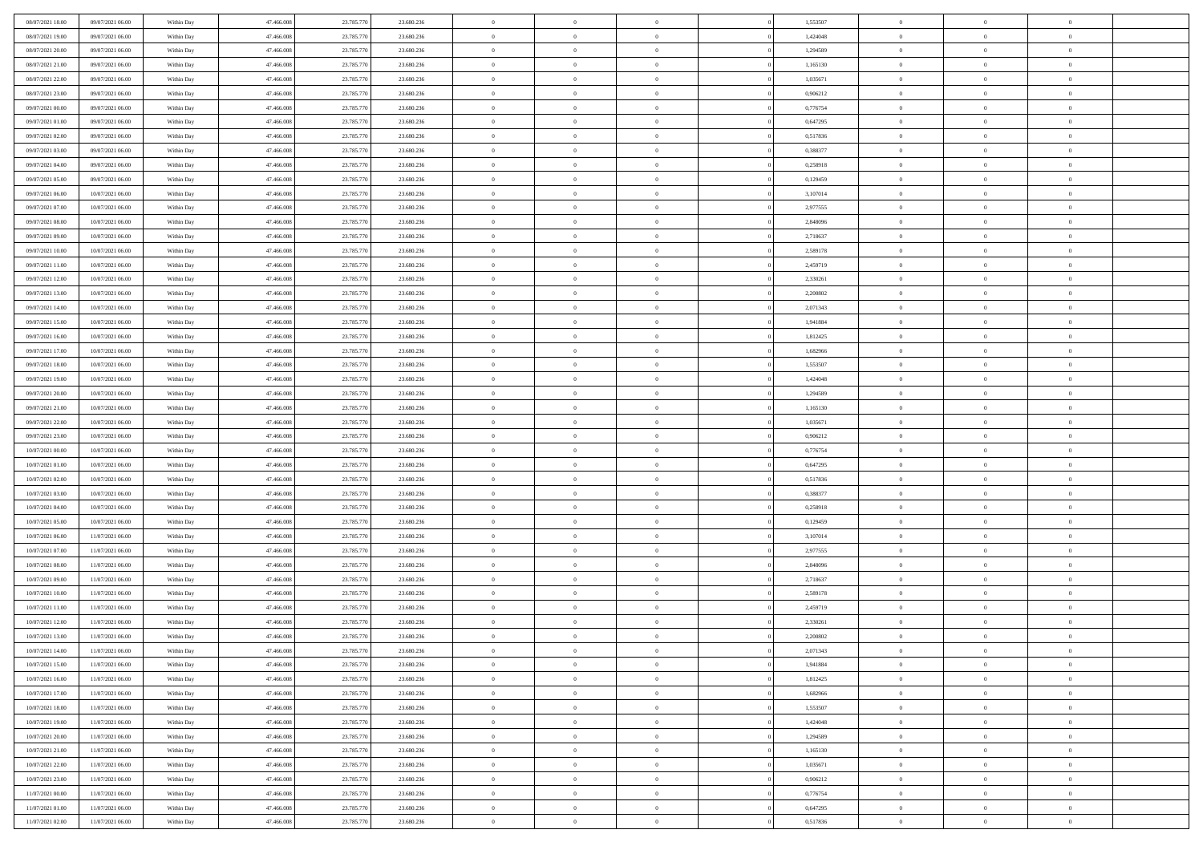| | | | | | | | | | | | | | | |
|---|---|---|---|---|---|---|---|---|---|---|---|---|---|---|
| 08/07/2021 18:00 | 09/07/2021 06:00 | Within Day | 47.466.008 | 23.785.770 | 23.680.236 | 0 | 0 | 0 | | 1,553507 | 0 | 0 | 0 | |
| 08/07/2021 19:00 | 09/07/2021 06:00 | Within Day | 47.466.008 | 23.785.770 | 23.680.236 | 0 | 0 | 0 | | 1,424048 | 0 | 0 | 0 | |
| 08/07/2021 20:00 | 09/07/2021 06:00 | Within Day | 47.466.008 | 23.785.770 | 23.680.236 | 0 | 0 | 0 | | 1,294589 | 0 | 0 | 0 | |
| 08/07/2021 21:00 | 09/07/2021 06:00 | Within Day | 47.466.008 | 23.785.770 | 23.680.236 | 0 | 0 | 0 | | 1,165130 | 0 | 0 | 0 | |
| 08/07/2021 22:00 | 09/07/2021 06:00 | Within Day | 47.466.008 | 23.785.770 | 23.680.236 | 0 | 0 | 0 | | 1,035671 | 0 | 0 | 0 | |
| 08/07/2021 23:00 | 09/07/2021 06:00 | Within Day | 47.466.008 | 23.785.770 | 23.680.236 | 0 | 0 | 0 | | 0,906212 | 0 | 0 | 0 | |
| 09/07/2021 00:00 | 09/07/2021 06:00 | Within Day | 47.466.008 | 23.785.770 | 23.680.236 | 0 | 0 | 0 | | 0,776754 | 0 | 0 | 0 | |
| 09/07/2021 01:00 | 09/07/2021 06:00 | Within Day | 47.466.008 | 23.785.770 | 23.680.236 | 0 | 0 | 0 | | 0,647295 | 0 | 0 | 0 | |
| 09/07/2021 02:00 | 09/07/2021 06:00 | Within Day | 47.466.008 | 23.785.770 | 23.680.236 | 0 | 0 | 0 | | 0,517836 | 0 | 0 | 0 | |
| 09/07/2021 03:00 | 09/07/2021 06:00 | Within Day | 47.466.008 | 23.785.770 | 23.680.236 | 0 | 0 | 0 | | 0,388377 | 0 | 0 | 0 | |
| 09/07/2021 04:00 | 09/07/2021 06:00 | Within Day | 47.466.008 | 23.785.770 | 23.680.236 | 0 | 0 | 0 | | 0,258918 | 0 | 0 | 0 | |
| 09/07/2021 05:00 | 09/07/2021 06:00 | Within Day | 47.466.008 | 23.785.770 | 23.680.236 | 0 | 0 | 0 | | 0,129459 | 0 | 0 | 0 | |
| 09/07/2021 06:00 | 10/07/2021 06:00 | Within Day | 47.466.008 | 23.785.770 | 23.680.236 | 0 | 0 | 0 | | 3,107014 | 0 | 0 | 0 | |
| 09/07/2021 07:00 | 10/07/2021 06:00 | Within Day | 47.466.008 | 23.785.770 | 23.680.236 | 0 | 0 | 0 | | 2,977555 | 0 | 0 | 0 | |
| 09/07/2021 08:00 | 10/07/2021 06:00 | Within Day | 47.466.008 | 23.785.770 | 23.680.236 | 0 | 0 | 0 | | 2,848096 | 0 | 0 | 0 | |
| 09/07/2021 09:00 | 10/07/2021 06:00 | Within Day | 47.466.008 | 23.785.770 | 23.680.236 | 0 | 0 | 0 | | 2,718637 | 0 | 0 | 0 | |
| 09/07/2021 10:00 | 10/07/2021 06:00 | Within Day | 47.466.008 | 23.785.770 | 23.680.236 | 0 | 0 | 0 | | 2,589178 | 0 | 0 | 0 | |
| 09/07/2021 11:00 | 10/07/2021 06:00 | Within Day | 47.466.008 | 23.785.770 | 23.680.236 | 0 | 0 | 0 | | 2,459719 | 0 | 0 | 0 | |
| 09/07/2021 12:00 | 10/07/2021 06:00 | Within Day | 47.466.008 | 23.785.770 | 23.680.236 | 0 | 0 | 0 | | 2,330261 | 0 | 0 | 0 | |
| 09/07/2021 13:00 | 10/07/2021 06:00 | Within Day | 47.466.008 | 23.785.770 | 23.680.236 | 0 | 0 | 0 | | 2,200802 | 0 | 0 | 0 | |
| 09/07/2021 14:00 | 10/07/2021 06:00 | Within Day | 47.466.008 | 23.785.770 | 23.680.236 | 0 | 0 | 0 | | 2,071343 | 0 | 0 | 0 | |
| 09/07/2021 15:00 | 10/07/2021 06:00 | Within Day | 47.466.008 | 23.785.770 | 23.680.236 | 0 | 0 | 0 | | 1,941884 | 0 | 0 | 0 | |
| 09/07/2021 16:00 | 10/07/2021 06:00 | Within Day | 47.466.008 | 23.785.770 | 23.680.236 | 0 | 0 | 0 | | 1,812425 | 0 | 0 | 0 | |
| 09/07/2021 17:00 | 10/07/2021 06:00 | Within Day | 47.466.008 | 23.785.770 | 23.680.236 | 0 | 0 | 0 | | 1,682966 | 0 | 0 | 0 | |
| 09/07/2021 18:00 | 10/07/2021 06:00 | Within Day | 47.466.008 | 23.785.770 | 23.680.236 | 0 | 0 | 0 | | 1,553507 | 0 | 0 | 0 | |
| 09/07/2021 19:00 | 10/07/2021 06:00 | Within Day | 47.466.008 | 23.785.770 | 23.680.236 | 0 | 0 | 0 | | 1,424048 | 0 | 0 | 0 | |
| 09/07/2021 20:00 | 10/07/2021 06:00 | Within Day | 47.466.008 | 23.785.770 | 23.680.236 | 0 | 0 | 0 | | 1,294589 | 0 | 0 | 0 | |
| 09/07/2021 21:00 | 10/07/2021 06:00 | Within Day | 47.466.008 | 23.785.770 | 23.680.236 | 0 | 0 | 0 | | 1,165130 | 0 | 0 | 0 | |
| 09/07/2021 22:00 | 10/07/2021 06:00 | Within Day | 47.466.008 | 23.785.770 | 23.680.236 | 0 | 0 | 0 | | 1,035671 | 0 | 0 | 0 | |
| 09/07/2021 23:00 | 10/07/2021 06:00 | Within Day | 47.466.008 | 23.785.770 | 23.680.236 | 0 | 0 | 0 | | 0,906212 | 0 | 0 | 0 | |
| 10/07/2021 00:00 | 10/07/2021 06:00 | Within Day | 47.466.008 | 23.785.770 | 23.680.236 | 0 | 0 | 0 | | 0,776754 | 0 | 0 | 0 | |
| 10/07/2021 01:00 | 10/07/2021 06:00 | Within Day | 47.466.008 | 23.785.770 | 23.680.236 | 0 | 0 | 0 | | 0,647295 | 0 | 0 | 0 | |
| 10/07/2021 02:00 | 10/07/2021 06:00 | Within Day | 47.466.008 | 23.785.770 | 23.680.236 | 0 | 0 | 0 | | 0,517836 | 0 | 0 | 0 | |
| 10/07/2021 03:00 | 10/07/2021 06:00 | Within Day | 47.466.008 | 23.785.770 | 23.680.236 | 0 | 0 | 0 | | 0,388377 | 0 | 0 | 0 | |
| 10/07/2021 04:00 | 10/07/2021 06:00 | Within Day | 47.466.008 | 23.785.770 | 23.680.236 | 0 | 0 | 0 | | 0,258918 | 0 | 0 | 0 | |
| 10/07/2021 05:00 | 10/07/2021 06:00 | Within Day | 47.466.008 | 23.785.770 | 23.680.236 | 0 | 0 | 0 | | 0,129459 | 0 | 0 | 0 | |
| 10/07/2021 06:00 | 11/07/2021 06:00 | Within Day | 47.466.008 | 23.785.770 | 23.680.236 | 0 | 0 | 0 | | 3,107014 | 0 | 0 | 0 | |
| 10/07/2021 07:00 | 11/07/2021 06:00 | Within Day | 47.466.008 | 23.785.770 | 23.680.236 | 0 | 0 | 0 | | 2,977555 | 0 | 0 | 0 | |
| 10/07/2021 08:00 | 11/07/2021 06:00 | Within Day | 47.466.008 | 23.785.770 | 23.680.236 | 0 | 0 | 0 | | 2,848096 | 0 | 0 | 0 | |
| 10/07/2021 09:00 | 11/07/2021 06:00 | Within Day | 47.466.008 | 23.785.770 | 23.680.236 | 0 | 0 | 0 | | 2,718637 | 0 | 0 | 0 | |
| 10/07/2021 10:00 | 11/07/2021 06:00 | Within Day | 47.466.008 | 23.785.770 | 23.680.236 | 0 | 0 | 0 | | 2,589178 | 0 | 0 | 0 | |
| 10/07/2021 11:00 | 11/07/2021 06:00 | Within Day | 47.466.008 | 23.785.770 | 23.680.236 | 0 | 0 | 0 | | 2,459719 | 0 | 0 | 0 | |
| 10/07/2021 12:00 | 11/07/2021 06:00 | Within Day | 47.466.008 | 23.785.770 | 23.680.236 | 0 | 0 | 0 | | 2,330261 | 0 | 0 | 0 | |
| 10/07/2021 13:00 | 11/07/2021 06:00 | Within Day | 47.466.008 | 23.785.770 | 23.680.236 | 0 | 0 | 0 | | 2,200802 | 0 | 0 | 0 | |
| 10/07/2021 14:00 | 11/07/2021 06:00 | Within Day | 47.466.008 | 23.785.770 | 23.680.236 | 0 | 0 | 0 | | 2,071343 | 0 | 0 | 0 | |
| 10/07/2021 15:00 | 11/07/2021 06:00 | Within Day | 47.466.008 | 23.785.770 | 23.680.236 | 0 | 0 | 0 | | 1,941884 | 0 | 0 | 0 | |
| 10/07/2021 16:00 | 11/07/2021 06:00 | Within Day | 47.466.008 | 23.785.770 | 23.680.236 | 0 | 0 | 0 | | 1,812425 | 0 | 0 | 0 | |
| 10/07/2021 17:00 | 11/07/2021 06:00 | Within Day | 47.466.008 | 23.785.770 | 23.680.236 | 0 | 0 | 0 | | 1,682966 | 0 | 0 | 0 | |
| 10/07/2021 18:00 | 11/07/2021 06:00 | Within Day | 47.466.008 | 23.785.770 | 23.680.236 | 0 | 0 | 0 | | 1,553507 | 0 | 0 | 0 | |
| 10/07/2021 19:00 | 11/07/2021 06:00 | Within Day | 47.466.008 | 23.785.770 | 23.680.236 | 0 | 0 | 0 | | 1,424048 | 0 | 0 | 0 | |
| 10/07/2021 20:00 | 11/07/2021 06:00 | Within Day | 47.466.008 | 23.785.770 | 23.680.236 | 0 | 0 | 0 | | 1,294589 | 0 | 0 | 0 | |
| 10/07/2021 21:00 | 11/07/2021 06:00 | Within Day | 47.466.008 | 23.785.770 | 23.680.236 | 0 | 0 | 0 | | 1,165130 | 0 | 0 | 0 | |
| 10/07/2021 22:00 | 11/07/2021 06:00 | Within Day | 47.466.008 | 23.785.770 | 23.680.236 | 0 | 0 | 0 | | 1,035671 | 0 | 0 | 0 | |
| 10/07/2021 23:00 | 11/07/2021 06:00 | Within Day | 47.466.008 | 23.785.770 | 23.680.236 | 0 | 0 | 0 | | 0,906212 | 0 | 0 | 0 | |
| 11/07/2021 00:00 | 11/07/2021 06:00 | Within Day | 47.466.008 | 23.785.770 | 23.680.236 | 0 | 0 | 0 | | 0,776754 | 0 | 0 | 0 | |
| 11/07/2021 01:00 | 11/07/2021 06:00 | Within Day | 47.466.008 | 23.785.770 | 23.680.236 | 0 | 0 | 0 | | 0,647295 | 0 | 0 | 0 | |
| 11/07/2021 02:00 | 11/07/2021 06:00 | Within Day | 47.466.008 | 23.785.770 | 23.680.236 | 0 | 0 | 0 | | 0,517836 | 0 | 0 | 0 | |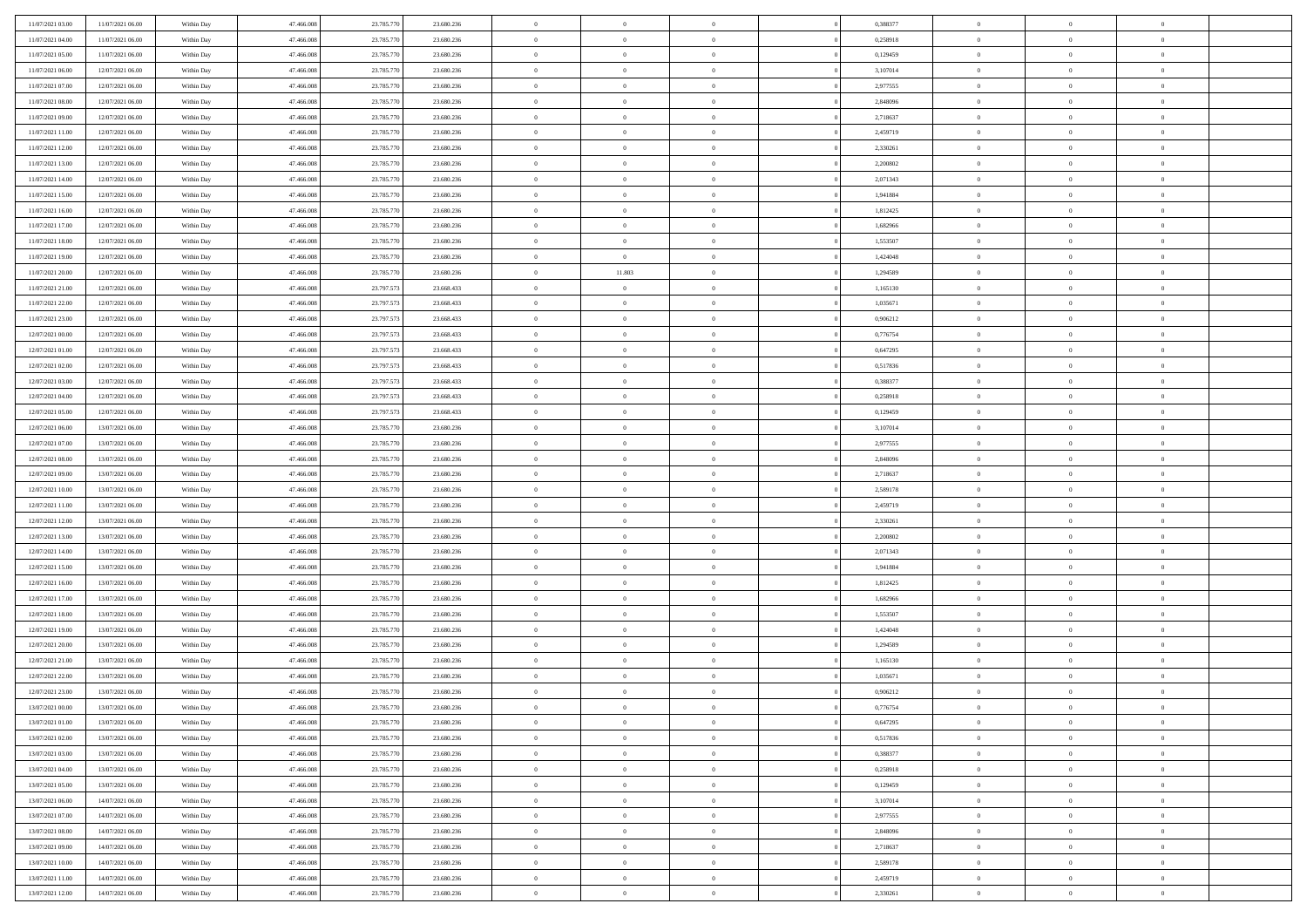| | | | | | | | | | | | | | | |
|---|---|---|---|---|---|---|---|---|---|---|---|---|---|---|
| 11/07/2021 03:00 | 11/07/2021 06:00 | Within Day | 47.466.008 | 23.785.770 | 23.680.236 | 0 | 0 | 0 | | 0,388377 | 0 | 0 | 0 | |
| 11/07/2021 04:00 | 11/07/2021 06:00 | Within Day | 47.466.008 | 23.785.770 | 23.680.236 | 0 | 0 | 0 | | 0,258918 | 0 | 0 | 0 | |
| 11/07/2021 05:00 | 11/07/2021 06:00 | Within Day | 47.466.008 | 23.785.770 | 23.680.236 | 0 | 0 | 0 | | 0,129459 | 0 | 0 | 0 | |
| 11/07/2021 06:00 | 12/07/2021 06:00 | Within Day | 47.466.008 | 23.785.770 | 23.680.236 | 0 | 0 | 0 | | 3,107014 | 0 | 0 | 0 | |
| 11/07/2021 07:00 | 12/07/2021 06:00 | Within Day | 47.466.008 | 23.785.770 | 23.680.236 | 0 | 0 | 0 | | 2,977555 | 0 | 0 | 0 | |
| 11/07/2021 08:00 | 12/07/2021 06:00 | Within Day | 47.466.008 | 23.785.770 | 23.680.236 | 0 | 0 | 0 | | 2,848096 | 0 | 0 | 0 | |
| 11/07/2021 09:00 | 12/07/2021 06:00 | Within Day | 47.466.008 | 23.785.770 | 23.680.236 | 0 | 0 | 0 | | 2,718637 | 0 | 0 | 0 | |
| 11/07/2021 11:00 | 12/07/2021 06:00 | Within Day | 47.466.008 | 23.785.770 | 23.680.236 | 0 | 0 | 0 | | 2,459719 | 0 | 0 | 0 | |
| 11/07/2021 12:00 | 12/07/2021 06:00 | Within Day | 47.466.008 | 23.785.770 | 23.680.236 | 0 | 0 | 0 | | 2,330261 | 0 | 0 | 0 | |
| 11/07/2021 13:00 | 12/07/2021 06:00 | Within Day | 47.466.008 | 23.785.770 | 23.680.236 | 0 | 0 | 0 | | 2,200802 | 0 | 0 | 0 | |
| 11/07/2021 14:00 | 12/07/2021 06:00 | Within Day | 47.466.008 | 23.785.770 | 23.680.236 | 0 | 0 | 0 | | 2,071343 | 0 | 0 | 0 | |
| 11/07/2021 15:00 | 12/07/2021 06:00 | Within Day | 47.466.008 | 23.785.770 | 23.680.236 | 0 | 0 | 0 | | 1,941884 | 0 | 0 | 0 | |
| 11/07/2021 16:00 | 12/07/2021 06:00 | Within Day | 47.466.008 | 23.785.770 | 23.680.236 | 0 | 0 | 0 | | 1,812425 | 0 | 0 | 0 | |
| 11/07/2021 17:00 | 12/07/2021 06:00 | Within Day | 47.466.008 | 23.785.770 | 23.680.236 | 0 | 0 | 0 | | 1,682966 | 0 | 0 | 0 | |
| 11/07/2021 18:00 | 12/07/2021 06:00 | Within Day | 47.466.008 | 23.785.770 | 23.680.236 | 0 | 0 | 0 | | 1,553507 | 0 | 0 | 0 | |
| 11/07/2021 19:00 | 12/07/2021 06:00 | Within Day | 47.466.008 | 23.785.770 | 23.680.236 | 0 | 0 | 0 | | 1,424048 | 0 | 0 | 0 | |
| 11/07/2021 20:00 | 12/07/2021 06:00 | Within Day | 47.466.008 | 23.785.770 | 23.680.236 | 0 | 11.803 | 0 | | 1,294589 | 0 | 0 | 0 | |
| 11/07/2021 21:00 | 12/07/2021 06:00 | Within Day | 47.466.008 | 23.797.573 | 23.668.433 | 0 | 0 | 0 | | 1,165130 | 0 | 0 | 0 | |
| 11/07/2021 22:00 | 12/07/2021 06:00 | Within Day | 47.466.008 | 23.797.573 | 23.668.433 | 0 | 0 | 0 | | 1,035671 | 0 | 0 | 0 | |
| 11/07/2021 23:00 | 12/07/2021 06:00 | Within Day | 47.466.008 | 23.797.573 | 23.668.433 | 0 | 0 | 0 | | 0,906212 | 0 | 0 | 0 | |
| 12/07/2021 00:00 | 12/07/2021 06:00 | Within Day | 47.466.008 | 23.797.573 | 23.668.433 | 0 | 0 | 0 | | 0,776754 | 0 | 0 | 0 | |
| 12/07/2021 01:00 | 12/07/2021 06:00 | Within Day | 47.466.008 | 23.797.573 | 23.668.433 | 0 | 0 | 0 | | 0,647295 | 0 | 0 | 0 | |
| 12/07/2021 02:00 | 12/07/2021 06:00 | Within Day | 47.466.008 | 23.797.573 | 23.668.433 | 0 | 0 | 0 | | 0,517836 | 0 | 0 | 0 | |
| 12/07/2021 03:00 | 12/07/2021 06:00 | Within Day | 47.466.008 | 23.797.573 | 23.668.433 | 0 | 0 | 0 | | 0,388377 | 0 | 0 | 0 | |
| 12/07/2021 04:00 | 12/07/2021 06:00 | Within Day | 47.466.008 | 23.797.573 | 23.668.433 | 0 | 0 | 0 | | 0,258918 | 0 | 0 | 0 | |
| 12/07/2021 05:00 | 12/07/2021 06:00 | Within Day | 47.466.008 | 23.797.573 | 23.668.433 | 0 | 0 | 0 | | 0,129459 | 0 | 0 | 0 | |
| 12/07/2021 06:00 | 13/07/2021 06:00 | Within Day | 47.466.008 | 23.785.770 | 23.680.236 | 0 | 0 | 0 | | 3,107014 | 0 | 0 | 0 | |
| 12/07/2021 07:00 | 13/07/2021 06:00 | Within Day | 47.466.008 | 23.785.770 | 23.680.236 | 0 | 0 | 0 | | 2,977555 | 0 | 0 | 0 | |
| 12/07/2021 08:00 | 13/07/2021 06:00 | Within Day | 47.466.008 | 23.785.770 | 23.680.236 | 0 | 0 | 0 | | 2,848096 | 0 | 0 | 0 | |
| 12/07/2021 09:00 | 13/07/2021 06:00 | Within Day | 47.466.008 | 23.785.770 | 23.680.236 | 0 | 0 | 0 | | 2,718637 | 0 | 0 | 0 | |
| 12/07/2021 10:00 | 13/07/2021 06:00 | Within Day | 47.466.008 | 23.785.770 | 23.680.236 | 0 | 0 | 0 | | 2,589178 | 0 | 0 | 0 | |
| 12/07/2021 11:00 | 13/07/2021 06:00 | Within Day | 47.466.008 | 23.785.770 | 23.680.236 | 0 | 0 | 0 | | 2,459719 | 0 | 0 | 0 | |
| 12/07/2021 12:00 | 13/07/2021 06:00 | Within Day | 47.466.008 | 23.785.770 | 23.680.236 | 0 | 0 | 0 | | 2,330261 | 0 | 0 | 0 | |
| 12/07/2021 13:00 | 13/07/2021 06:00 | Within Day | 47.466.008 | 23.785.770 | 23.680.236 | 0 | 0 | 0 | | 2,200802 | 0 | 0 | 0 | |
| 12/07/2021 14:00 | 13/07/2021 06:00 | Within Day | 47.466.008 | 23.785.770 | 23.680.236 | 0 | 0 | 0 | | 2,071343 | 0 | 0 | 0 | |
| 12/07/2021 15:00 | 13/07/2021 06:00 | Within Day | 47.466.008 | 23.785.770 | 23.680.236 | 0 | 0 | 0 | | 1,941884 | 0 | 0 | 0 | |
| 12/07/2021 16:00 | 13/07/2021 06:00 | Within Day | 47.466.008 | 23.785.770 | 23.680.236 | 0 | 0 | 0 | | 1,812425 | 0 | 0 | 0 | |
| 12/07/2021 17:00 | 13/07/2021 06:00 | Within Day | 47.466.008 | 23.785.770 | 23.680.236 | 0 | 0 | 0 | | 1,682966 | 0 | 0 | 0 | |
| 12/07/2021 18:00 | 13/07/2021 06:00 | Within Day | 47.466.008 | 23.785.770 | 23.680.236 | 0 | 0 | 0 | | 1,553507 | 0 | 0 | 0 | |
| 12/07/2021 19:00 | 13/07/2021 06:00 | Within Day | 47.466.008 | 23.785.770 | 23.680.236 | 0 | 0 | 0 | | 1,424048 | 0 | 0 | 0 | |
| 12/07/2021 20:00 | 13/07/2021 06:00 | Within Day | 47.466.008 | 23.785.770 | 23.680.236 | 0 | 0 | 0 | | 1,294589 | 0 | 0 | 0 | |
| 12/07/2021 21:00 | 13/07/2021 06:00 | Within Day | 47.466.008 | 23.785.770 | 23.680.236 | 0 | 0 | 0 | | 1,165130 | 0 | 0 | 0 | |
| 12/07/2021 22:00 | 13/07/2021 06:00 | Within Day | 47.466.008 | 23.785.770 | 23.680.236 | 0 | 0 | 0 | | 1,035671 | 0 | 0 | 0 | |
| 12/07/2021 23:00 | 13/07/2021 06:00 | Within Day | 47.466.008 | 23.785.770 | 23.680.236 | 0 | 0 | 0 | | 0,906212 | 0 | 0 | 0 | |
| 13/07/2021 00:00 | 13/07/2021 06:00 | Within Day | 47.466.008 | 23.785.770 | 23.680.236 | 0 | 0 | 0 | | 0,776754 | 0 | 0 | 0 | |
| 13/07/2021 01:00 | 13/07/2021 06:00 | Within Day | 47.466.008 | 23.785.770 | 23.680.236 | 0 | 0 | 0 | | 0,647295 | 0 | 0 | 0 | |
| 13/07/2021 02:00 | 13/07/2021 06:00 | Within Day | 47.466.008 | 23.785.770 | 23.680.236 | 0 | 0 | 0 | | 0,517836 | 0 | 0 | 0 | |
| 13/07/2021 03:00 | 13/07/2021 06:00 | Within Day | 47.466.008 | 23.785.770 | 23.680.236 | 0 | 0 | 0 | | 0,388377 | 0 | 0 | 0 | |
| 13/07/2021 04:00 | 13/07/2021 06:00 | Within Day | 47.466.008 | 23.785.770 | 23.680.236 | 0 | 0 | 0 | | 0,258918 | 0 | 0 | 0 | |
| 13/07/2021 05:00 | 13/07/2021 06:00 | Within Day | 47.466.008 | 23.785.770 | 23.680.236 | 0 | 0 | 0 | | 0,129459 | 0 | 0 | 0 | |
| 13/07/2021 06:00 | 14/07/2021 06:00 | Within Day | 47.466.008 | 23.785.770 | 23.680.236 | 0 | 0 | 0 | | 3,107014 | 0 | 0 | 0 | |
| 13/07/2021 07:00 | 14/07/2021 06:00 | Within Day | 47.466.008 | 23.785.770 | 23.680.236 | 0 | 0 | 0 | | 2,977555 | 0 | 0 | 0 | |
| 13/07/2021 08:00 | 14/07/2021 06:00 | Within Day | 47.466.008 | 23.785.770 | 23.680.236 | 0 | 0 | 0 | | 2,848096 | 0 | 0 | 0 | |
| 13/07/2021 09:00 | 14/07/2021 06:00 | Within Day | 47.466.008 | 23.785.770 | 23.680.236 | 0 | 0 | 0 | | 2,718637 | 0 | 0 | 0 | |
| 13/07/2021 10:00 | 14/07/2021 06:00 | Within Day | 47.466.008 | 23.785.770 | 23.680.236 | 0 | 0 | 0 | | 2,589178 | 0 | 0 | 0 | |
| 13/07/2021 11:00 | 14/07/2021 06:00 | Within Day | 47.466.008 | 23.785.770 | 23.680.236 | 0 | 0 | 0 | | 2,459719 | 0 | 0 | 0 | |
| 13/07/2021 12:00 | 14/07/2021 06:00 | Within Day | 47.466.008 | 23.785.770 | 23.680.236 | 0 | 0 | 0 | | 2,330261 | 0 | 0 | 0 | |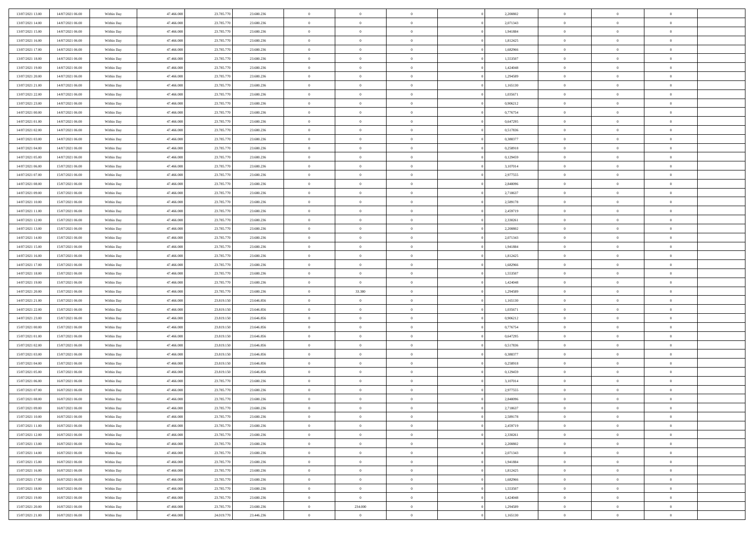| | | | | | | | | | | | | | | |
|---|---|---|---|---|---|---|---|---|---|---|---|---|---|---|
| 13/07/2021 13:00 | 14/07/2021 06:00 | Within Day | 47.466.008 | 23.785.770 | 23.680.236 | 0 | 0 | 0 | | 2,200802 | 0 | 0 | 0 | |
| 13/07/2021 14:00 | 14/07/2021 06:00 | Within Day | 47.466.008 | 23.785.770 | 23.680.236 | 0 | 0 | 0 | | 2,071343 | 0 | 0 | 0 | |
| 13/07/2021 15:00 | 14/07/2021 06:00 | Within Day | 47.466.008 | 23.785.770 | 23.680.236 | 0 | 0 | 0 | | 1,941884 | 0 | 0 | 0 | |
| 13/07/2021 16:00 | 14/07/2021 06:00 | Within Day | 47.466.008 | 23.785.770 | 23.680.236 | 0 | 0 | 0 | | 1,812425 | 0 | 0 | 0 | |
| 13/07/2021 17:00 | 14/07/2021 06:00 | Within Day | 47.466.008 | 23.785.770 | 23.680.236 | 0 | 0 | 0 | | 1,682966 | 0 | 0 | 0 | |
| 13/07/2021 18:00 | 14/07/2021 06:00 | Within Day | 47.466.008 | 23.785.770 | 23.680.236 | 0 | 0 | 0 | | 1,553507 | 0 | 0 | 0 | |
| 13/07/2021 19:00 | 14/07/2021 06:00 | Within Day | 47.466.008 | 23.785.770 | 23.680.236 | 0 | 0 | 0 | | 1,424048 | 0 | 0 | 0 | |
| 13/07/2021 20:00 | 14/07/2021 06:00 | Within Day | 47.466.008 | 23.785.770 | 23.680.236 | 0 | 0 | 0 | | 1,294589 | 0 | 0 | 0 | |
| 13/07/2021 21:00 | 14/07/2021 06:00 | Within Day | 47.466.008 | 23.785.770 | 23.680.236 | 0 | 0 | 0 | | 1,165130 | 0 | 0 | 0 | |
| 13/07/2021 22:00 | 14/07/2021 06:00 | Within Day | 47.466.008 | 23.785.770 | 23.680.236 | 0 | 0 | 0 | | 1,035671 | 0 | 0 | 0 | |
| 13/07/2021 23:00 | 14/07/2021 06:00 | Within Day | 47.466.008 | 23.785.770 | 23.680.236 | 0 | 0 | 0 | | 0,906212 | 0 | 0 | 0 | |
| 14/07/2021 00:00 | 14/07/2021 06:00 | Within Day | 47.466.008 | 23.785.770 | 23.680.236 | 0 | 0 | 0 | | 0,776754 | 0 | 0 | 0 | |
| 14/07/2021 01:00 | 14/07/2021 06:00 | Within Day | 47.466.008 | 23.785.770 | 23.680.236 | 0 | 0 | 0 | | 0,647295 | 0 | 0 | 0 | |
| 14/07/2021 02:00 | 14/07/2021 06:00 | Within Day | 47.466.008 | 23.785.770 | 23.680.236 | 0 | 0 | 0 | | 0,517836 | 0 | 0 | 0 | |
| 14/07/2021 03:00 | 14/07/2021 06:00 | Within Day | 47.466.008 | 23.785.770 | 23.680.236 | 0 | 0 | 0 | | 0,388377 | 0 | 0 | 0 | |
| 14/07/2021 04:00 | 14/07/2021 06:00 | Within Day | 47.466.008 | 23.785.770 | 23.680.236 | 0 | 0 | 0 | | 0,258918 | 0 | 0 | 0 | |
| 14/07/2021 05:00 | 14/07/2021 06:00 | Within Day | 47.466.008 | 23.785.770 | 23.680.236 | 0 | 0 | 0 | | 0,129459 | 0 | 0 | 0 | |
| 14/07/2021 06:00 | 15/07/2021 06:00 | Within Day | 47.466.008 | 23.785.770 | 23.680.236 | 0 | 0 | 0 | | 3,107014 | 0 | 0 | 0 | |
| 14/07/2021 07:00 | 15/07/2021 06:00 | Within Day | 47.466.008 | 23.785.770 | 23.680.236 | 0 | 0 | 0 | | 2,977555 | 0 | 0 | 0 | |
| 14/07/2021 08:00 | 15/07/2021 06:00 | Within Day | 47.466.008 | 23.785.770 | 23.680.236 | 0 | 0 | 0 | | 2,848096 | 0 | 0 | 0 | |
| 14/07/2021 09:00 | 15/07/2021 06:00 | Within Day | 47.466.008 | 23.785.770 | 23.680.236 | 0 | 0 | 0 | | 2,718637 | 0 | 0 | 0 | |
| 14/07/2021 10:00 | 15/07/2021 06:00 | Within Day | 47.466.008 | 23.785.770 | 23.680.236 | 0 | 0 | 0 | | 2,589178 | 0 | 0 | 0 | |
| 14/07/2021 11:00 | 15/07/2021 06:00 | Within Day | 47.466.008 | 23.785.770 | 23.680.236 | 0 | 0 | 0 | | 2,459719 | 0 | 0 | 0 | |
| 14/07/2021 12:00 | 15/07/2021 06:00 | Within Day | 47.466.008 | 23.785.770 | 23.680.236 | 0 | 0 | 0 | | 2,330261 | 0 | 0 | 0 | |
| 14/07/2021 13:00 | 15/07/2021 06:00 | Within Day | 47.466.008 | 23.785.770 | 23.680.236 | 0 | 0 | 0 | | 2,200802 | 0 | 0 | 0 | |
| 14/07/2021 14:00 | 15/07/2021 06:00 | Within Day | 47.466.008 | 23.785.770 | 23.680.236 | 0 | 0 | 0 | | 2,071343 | 0 | 0 | 0 | |
| 14/07/2021 15:00 | 15/07/2021 06:00 | Within Day | 47.466.008 | 23.785.770 | 23.680.236 | 0 | 0 | 0 | | 1,941884 | 0 | 0 | 0 | |
| 14/07/2021 16:00 | 15/07/2021 06:00 | Within Day | 47.466.008 | 23.785.770 | 23.680.236 | 0 | 0 | 0 | | 1,812425 | 0 | 0 | 0 | |
| 14/07/2021 17:00 | 15/07/2021 06:00 | Within Day | 47.466.008 | 23.785.770 | 23.680.236 | 0 | 0 | 0 | | 1,682966 | 0 | 0 | 0 | |
| 14/07/2021 18:00 | 15/07/2021 06:00 | Within Day | 47.466.008 | 23.785.770 | 23.680.236 | 0 | 0 | 0 | | 1,553507 | 0 | 0 | 0 | |
| 14/07/2021 19:00 | 15/07/2021 06:00 | Within Day | 47.466.008 | 23.785.770 | 23.680.236 | 0 | 0 | 0 | | 1,424048 | 0 | 0 | 0 | |
| 14/07/2021 20:00 | 15/07/2021 06:00 | Within Day | 47.466.008 | 23.785.770 | 23.680.236 | 0 | 33.380 | 0 | | 1,294589 | 0 | 0 | 0 | |
| 14/07/2021 21:00 | 15/07/2021 06:00 | Within Day | 47.466.008 | 23.819.150 | 23.646.856 | 0 | 0 | 0 | | 1,165130 | 0 | 0 | 0 | |
| 14/07/2021 22:00 | 15/07/2021 06:00 | Within Day | 47.466.008 | 23.819.150 | 23.646.856 | 0 | 0 | 0 | | 1,035671 | 0 | 0 | 0 | |
| 14/07/2021 23:00 | 15/07/2021 06:00 | Within Day | 47.466.008 | 23.819.150 | 23.646.856 | 0 | 0 | 0 | | 0,906212 | 0 | 0 | 0 | |
| 15/07/2021 00:00 | 15/07/2021 06:00 | Within Day | 47.466.008 | 23.819.150 | 23.646.856 | 0 | 0 | 0 | | 0,776754 | 0 | 0 | 0 | |
| 15/07/2021 01:00 | 15/07/2021 06:00 | Within Day | 47.466.008 | 23.819.150 | 23.646.856 | 0 | 0 | 0 | | 0,647295 | 0 | 0 | 0 | |
| 15/07/2021 02:00 | 15/07/2021 06:00 | Within Day | 47.466.008 | 23.819.150 | 23.646.856 | 0 | 0 | 0 | | 0,517836 | 0 | 0 | 0 | |
| 15/07/2021 03:00 | 15/07/2021 06:00 | Within Day | 47.466.008 | 23.819.150 | 23.646.856 | 0 | 0 | 0 | | 0,388377 | 0 | 0 | 0 | |
| 15/07/2021 04:00 | 15/07/2021 06:00 | Within Day | 47.466.008 | 23.819.150 | 23.646.856 | 0 | 0 | 0 | | 0,258918 | 0 | 0 | 0 | |
| 15/07/2021 05:00 | 15/07/2021 06:00 | Within Day | 47.466.008 | 23.819.150 | 23.646.856 | 0 | 0 | 0 | | 0,129459 | 0 | 0 | 0 | |
| 15/07/2021 06:00 | 16/07/2021 06:00 | Within Day | 47.466.008 | 23.785.770 | 23.680.236 | 0 | 0 | 0 | | 3,107014 | 0 | 0 | 0 | |
| 15/07/2021 07:00 | 16/07/2021 06:00 | Within Day | 47.466.008 | 23.785.770 | 23.680.236 | 0 | 0 | 0 | | 2,977555 | 0 | 0 | 0 | |
| 15/07/2021 08:00 | 16/07/2021 06:00 | Within Day | 47.466.008 | 23.785.770 | 23.680.236 | 0 | 0 | 0 | | 2,848096 | 0 | 0 | 0 | |
| 15/07/2021 09:00 | 16/07/2021 06:00 | Within Day | 47.466.008 | 23.785.770 | 23.680.236 | 0 | 0 | 0 | | 2,718637 | 0 | 0 | 0 | |
| 15/07/2021 10:00 | 16/07/2021 06:00 | Within Day | 47.466.008 | 23.785.770 | 23.680.236 | 0 | 0 | 0 | | 2,589178 | 0 | 0 | 0 | |
| 15/07/2021 11:00 | 16/07/2021 06:00 | Within Day | 47.466.008 | 23.785.770 | 23.680.236 | 0 | 0 | 0 | | 2,459719 | 0 | 0 | 0 | |
| 15/07/2021 12:00 | 16/07/2021 06:00 | Within Day | 47.466.008 | 23.785.770 | 23.680.236 | 0 | 0 | 0 | | 2,330261 | 0 | 0 | 0 | |
| 15/07/2021 13:00 | 16/07/2021 06:00 | Within Day | 47.466.008 | 23.785.770 | 23.680.236 | 0 | 0 | 0 | | 2,200802 | 0 | 0 | 0 | |
| 15/07/2021 14:00 | 16/07/2021 06:00 | Within Day | 47.466.008 | 23.785.770 | 23.680.236 | 0 | 0 | 0 | | 2,071343 | 0 | 0 | 0 | |
| 15/07/2021 15:00 | 16/07/2021 06:00 | Within Day | 47.466.008 | 23.785.770 | 23.680.236 | 0 | 0 | 0 | | 1,941884 | 0 | 0 | 0 | |
| 15/07/2021 16:00 | 16/07/2021 06:00 | Within Day | 47.466.008 | 23.785.770 | 23.680.236 | 0 | 0 | 0 | | 1,812425 | 0 | 0 | 0 | |
| 15/07/2021 17:00 | 16/07/2021 06:00 | Within Day | 47.466.008 | 23.785.770 | 23.680.236 | 0 | 0 | 0 | | 1,682966 | 0 | 0 | 0 | |
| 15/07/2021 18:00 | 16/07/2021 06:00 | Within Day | 47.466.008 | 23.785.770 | 23.680.236 | 0 | 0 | 0 | | 1,553507 | 0 | 0 | 0 | |
| 15/07/2021 19:00 | 16/07/2021 06:00 | Within Day | 47.466.008 | 23.785.770 | 23.680.236 | 0 | 0 | 0 | | 1,424048 | 0 | 0 | 0 | |
| 15/07/2021 20:00 | 16/07/2021 06:00 | Within Day | 47.466.008 | 23.785.770 | 23.680.236 | 0 | 234.000 | 0 | | 1,294589 | 0 | 0 | 0 | |
| 15/07/2021 21:00 | 16/07/2021 06:00 | Within Day | 47.466.008 | 24.019.770 | 23.446.236 | 0 | 0 | 0 | | 1,165130 | 0 | 0 | 0 | |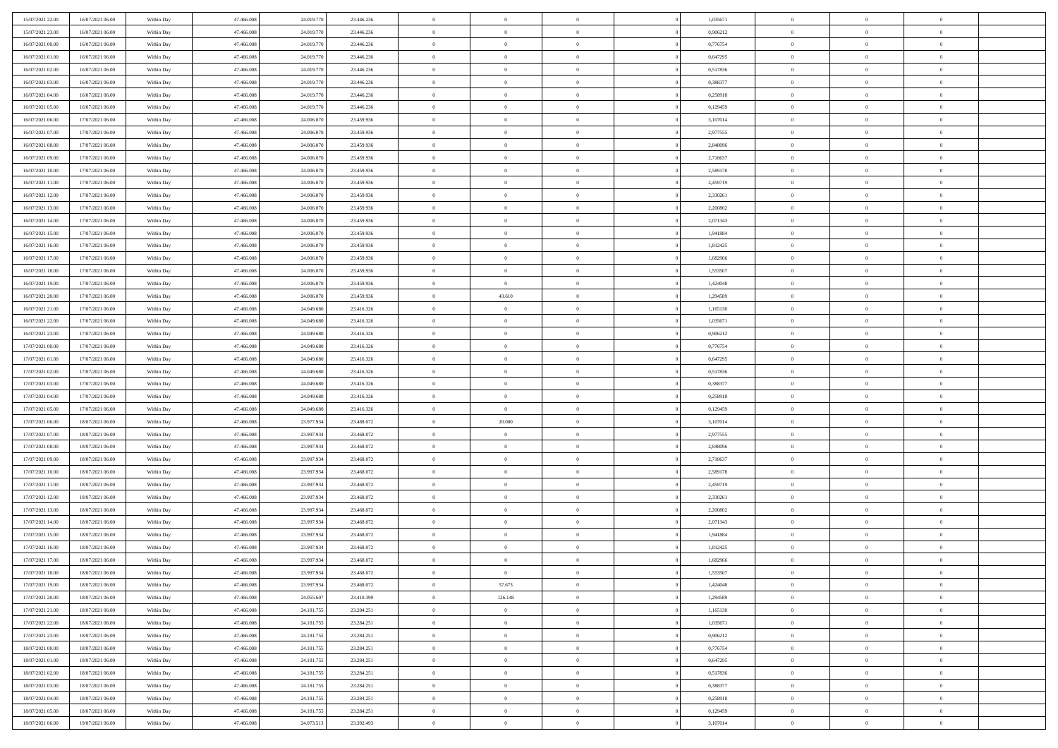| | | | | | | | | | | | | | | |
|---|---|---|---|---|---|---|---|---|---|---|---|---|---|---|
| 15/07/2021 22:00 | 16/07/2021 06:00 | Within Day | 47.466.008 | 24.019.770 | 23.446.236 | 0 | 0 | 0 | | 1,035671 | 0 | 0 | 0 | |
| 15/07/2021 23:00 | 16/07/2021 06:00 | Within Day | 47.466.008 | 24.019.770 | 23.446.236 | 0 | 0 | 0 | | 0,906212 | 0 | 0 | 0 | |
| 16/07/2021 00:00 | 16/07/2021 06:00 | Within Day | 47.466.008 | 24.019.770 | 23.446.236 | 0 | 0 | 0 | | 0,776754 | 0 | 0 | 0 | |
| 16/07/2021 01:00 | 16/07/2021 06:00 | Within Day | 47.466.008 | 24.019.770 | 23.446.236 | 0 | 0 | 0 | | 0,647295 | 0 | 0 | 0 | |
| 16/07/2021 02:00 | 16/07/2021 06:00 | Within Day | 47.466.008 | 24.019.770 | 23.446.236 | 0 | 0 | 0 | | 0,517836 | 0 | 0 | 0 | |
| 16/07/2021 03:00 | 16/07/2021 06:00 | Within Day | 47.466.008 | 24.019.770 | 23.446.236 | 0 | 0 | 0 | | 0,388377 | 0 | 0 | 0 | |
| 16/07/2021 04:00 | 16/07/2021 06:00 | Within Day | 47.466.008 | 24.019.770 | 23.446.236 | 0 | 0 | 0 | | 0,258918 | 0 | 0 | 0 | |
| 16/07/2021 05:00 | 16/07/2021 06:00 | Within Day | 47.466.008 | 24.019.770 | 23.446.236 | 0 | 0 | 0 | | 0,129459 | 0 | 0 | 0 | |
| 16/07/2021 06:00 | 17/07/2021 06:00 | Within Day | 47.466.008 | 24.006.070 | 23.459.936 | 0 | 0 | 0 | | 3,107014 | 0 | 0 | 0 | |
| 16/07/2021 07:00 | 17/07/2021 06:00 | Within Day | 47.466.008 | 24.006.070 | 23.459.936 | 0 | 0 | 0 | | 2,977555 | 0 | 0 | 0 | |
| 16/07/2021 08:00 | 17/07/2021 06:00 | Within Day | 47.466.008 | 24.006.070 | 23.459.936 | 0 | 0 | 0 | | 2,848096 | 0 | 0 | 0 | |
| 16/07/2021 09:00 | 17/07/2021 06:00 | Within Day | 47.466.008 | 24.006.070 | 23.459.936 | 0 | 0 | 0 | | 2,718637 | 0 | 0 | 0 | |
| 16/07/2021 10:00 | 17/07/2021 06:00 | Within Day | 47.466.008 | 24.006.070 | 23.459.936 | 0 | 0 | 0 | | 2,589178 | 0 | 0 | 0 | |
| 16/07/2021 11:00 | 17/07/2021 06:00 | Within Day | 47.466.008 | 24.006.070 | 23.459.936 | 0 | 0 | 0 | | 2,459719 | 0 | 0 | 0 | |
| 16/07/2021 12:00 | 17/07/2021 06:00 | Within Day | 47.466.008 | 24.006.070 | 23.459.936 | 0 | 0 | 0 | | 2,330261 | 0 | 0 | 0 | |
| 16/07/2021 13:00 | 17/07/2021 06:00 | Within Day | 47.466.008 | 24.006.070 | 23.459.936 | 0 | 0 | 0 | | 2,200802 | 0 | 0 | 0 | |
| 16/07/2021 14:00 | 17/07/2021 06:00 | Within Day | 47.466.008 | 24.006.070 | 23.459.936 | 0 | 0 | 0 | | 2,071343 | 0 | 0 | 0 | |
| 16/07/2021 15:00 | 17/07/2021 06:00 | Within Day | 47.466.008 | 24.006.070 | 23.459.936 | 0 | 0 | 0 | | 1,941884 | 0 | 0 | 0 | |
| 16/07/2021 16:00 | 17/07/2021 06:00 | Within Day | 47.466.008 | 24.006.070 | 23.459.936 | 0 | 0 | 0 | | 1,812425 | 0 | 0 | 0 | |
| 16/07/2021 17:00 | 17/07/2021 06:00 | Within Day | 47.466.008 | 24.006.070 | 23.459.936 | 0 | 0 | 0 | | 1,682966 | 0 | 0 | 0 | |
| 16/07/2021 18:00 | 17/07/2021 06:00 | Within Day | 47.466.008 | 24.006.070 | 23.459.936 | 0 | 0 | 0 | | 1,553507 | 0 | 0 | 0 | |
| 16/07/2021 19:00 | 17/07/2021 06:00 | Within Day | 47.466.008 | 24.006.070 | 23.459.936 | 0 | 0 | 0 | | 1,424048 | 0 | 0 | 0 | |
| 16/07/2021 20:00 | 17/07/2021 06:00 | Within Day | 47.466.008 | 24.006.070 | 23.459.936 | 0 | 43.610 | 0 | | 1,294589 | 0 | 0 | 0 | |
| 16/07/2021 21:00 | 17/07/2021 06:00 | Within Day | 47.466.008 | 24.049.680 | 23.416.326 | 0 | 0 | 0 | | 1,165130 | 0 | 0 | 0 | |
| 16/07/2021 22:00 | 17/07/2021 06:00 | Within Day | 47.466.008 | 24.049.680 | 23.416.326 | 0 | 0 | 0 | | 1,035671 | 0 | 0 | 0 | |
| 16/07/2021 23:00 | 17/07/2021 06:00 | Within Day | 47.466.008 | 24.049.680 | 23.416.326 | 0 | 0 | 0 | | 0,906212 | 0 | 0 | 0 | |
| 17/07/2021 00:00 | 17/07/2021 06:00 | Within Day | 47.466.008 | 24.049.680 | 23.416.326 | 0 | 0 | 0 | | 0,776754 | 0 | 0 | 0 | |
| 17/07/2021 01:00 | 17/07/2021 06:00 | Within Day | 47.466.008 | 24.049.680 | 23.416.326 | 0 | 0 | 0 | | 0,647295 | 0 | 0 | 0 | |
| 17/07/2021 02:00 | 17/07/2021 06:00 | Within Day | 47.466.008 | 24.049.680 | 23.416.326 | 0 | 0 | 0 | | 0,517836 | 0 | 0 | 0 | |
| 17/07/2021 03:00 | 17/07/2021 06:00 | Within Day | 47.466.008 | 24.049.680 | 23.416.326 | 0 | 0 | 0 | | 0,388377 | 0 | 0 | 0 | |
| 17/07/2021 04:00 | 17/07/2021 06:00 | Within Day | 47.466.008 | 24.049.680 | 23.416.326 | 0 | 0 | 0 | | 0,258918 | 0 | 0 | 0 | |
| 17/07/2021 05:00 | 17/07/2021 06:00 | Within Day | 47.466.008 | 24.049.680 | 23.416.326 | 0 | 0 | 0 | | 0,129459 | 0 | 0 | 0 | |
| 17/07/2021 06:00 | 18/07/2021 06:00 | Within Day | 47.466.008 | 23.977.934 | 23.488.072 | 0 | 20.000 | 0 | | 3,107014 | 0 | 0 | 0 | |
| 17/07/2021 07:00 | 18/07/2021 06:00 | Within Day | 47.466.008 | 23.997.934 | 23.468.072 | 0 | 0 | 0 | | 2,977555 | 0 | 0 | 0 | |
| 17/07/2021 08:00 | 18/07/2021 06:00 | Within Day | 47.466.008 | 23.997.934 | 23.468.072 | 0 | 0 | 0 | | 2,848096 | 0 | 0 | 0 | |
| 17/07/2021 09:00 | 18/07/2021 06:00 | Within Day | 47.466.008 | 23.997.934 | 23.468.072 | 0 | 0 | 0 | | 2,718637 | 0 | 0 | 0 | |
| 17/07/2021 10:00 | 18/07/2021 06:00 | Within Day | 47.466.008 | 23.997.934 | 23.468.072 | 0 | 0 | 0 | | 2,589178 | 0 | 0 | 0 | |
| 17/07/2021 11:00 | 18/07/2021 06:00 | Within Day | 47.466.008 | 23.997.934 | 23.468.072 | 0 | 0 | 0 | | 2,459719 | 0 | 0 | 0 | |
| 17/07/2021 12:00 | 18/07/2021 06:00 | Within Day | 47.466.008 | 23.997.934 | 23.468.072 | 0 | 0 | 0 | | 2,330261 | 0 | 0 | 0 | |
| 17/07/2021 13:00 | 18/07/2021 06:00 | Within Day | 47.466.008 | 23.997.934 | 23.468.072 | 0 | 0 | 0 | | 2,200802 | 0 | 0 | 0 | |
| 17/07/2021 14:00 | 18/07/2021 06:00 | Within Day | 47.466.008 | 23.997.934 | 23.468.072 | 0 | 0 | 0 | | 2,071343 | 0 | 0 | 0 | |
| 17/07/2021 15:00 | 18/07/2021 06:00 | Within Day | 47.466.008 | 23.997.934 | 23.468.072 | 0 | 0 | 0 | | 1,941884 | 0 | 0 | 0 | |
| 17/07/2021 16:00 | 18/07/2021 06:00 | Within Day | 47.466.008 | 23.997.934 | 23.468.072 | 0 | 0 | 0 | | 1,812425 | 0 | 0 | 0 | |
| 17/07/2021 17:00 | 18/07/2021 06:00 | Within Day | 47.466.008 | 23.997.934 | 23.468.072 | 0 | 0 | 0 | | 1,682966 | 0 | 0 | 0 | |
| 17/07/2021 18:00 | 18/07/2021 06:00 | Within Day | 47.466.008 | 23.997.934 | 23.468.072 | 0 | 0 | 0 | | 1,553507 | 0 | 0 | 0 | |
| 17/07/2021 19:00 | 18/07/2021 06:00 | Within Day | 47.466.008 | 23.997.934 | 23.468.072 | 0 | 57.673 | 0 | | 1,424048 | 0 | 0 | 0 | |
| 17/07/2021 20:00 | 18/07/2021 06:00 | Within Day | 47.466.008 | 24.055.607 | 23.410.399 | 0 | 126.148 | 0 | | 1,294589 | 0 | 0 | 0 | |
| 17/07/2021 21:00 | 18/07/2021 06:00 | Within Day | 47.466.008 | 24.181.755 | 23.284.251 | 0 | 0 | 0 | | 1,165130 | 0 | 0 | 0 | |
| 17/07/2021 22:00 | 18/07/2021 06:00 | Within Day | 47.466.008 | 24.181.755 | 23.284.251 | 0 | 0 | 0 | | 1,035671 | 0 | 0 | 0 | |
| 17/07/2021 23:00 | 18/07/2021 06:00 | Within Day | 47.466.008 | 24.181.755 | 23.284.251 | 0 | 0 | 0 | | 0,906212 | 0 | 0 | 0 | |
| 18/07/2021 00:00 | 18/07/2021 06:00 | Within Day | 47.466.008 | 24.181.755 | 23.284.251 | 0 | 0 | 0 | | 0,776754 | 0 | 0 | 0 | |
| 18/07/2021 01:00 | 18/07/2021 06:00 | Within Day | 47.466.008 | 24.181.755 | 23.284.251 | 0 | 0 | 0 | | 0,647295 | 0 | 0 | 0 | |
| 18/07/2021 02:00 | 18/07/2021 06:00 | Within Day | 47.466.008 | 24.181.755 | 23.284.251 | 0 | 0 | 0 | | 0,517836 | 0 | 0 | 0 | |
| 18/07/2021 03:00 | 18/07/2021 06:00 | Within Day | 47.466.008 | 24.181.755 | 23.284.251 | 0 | 0 | 0 | | 0,388377 | 0 | 0 | 0 | |
| 18/07/2021 04:00 | 18/07/2021 06:00 | Within Day | 47.466.008 | 24.181.755 | 23.284.251 | 0 | 0 | 0 | | 0,258918 | 0 | 0 | 0 | |
| 18/07/2021 05:00 | 18/07/2021 06:00 | Within Day | 47.466.008 | 24.181.755 | 23.284.251 | 0 | 0 | 0 | | 0,129459 | 0 | 0 | 0 | |
| 18/07/2021 06:00 | 19/07/2021 06:00 | Within Day | 47.466.008 | 24.073.513 | 23.392.493 | 0 | 0 | 0 | | 3,107014 | 0 | 0 | 0 | |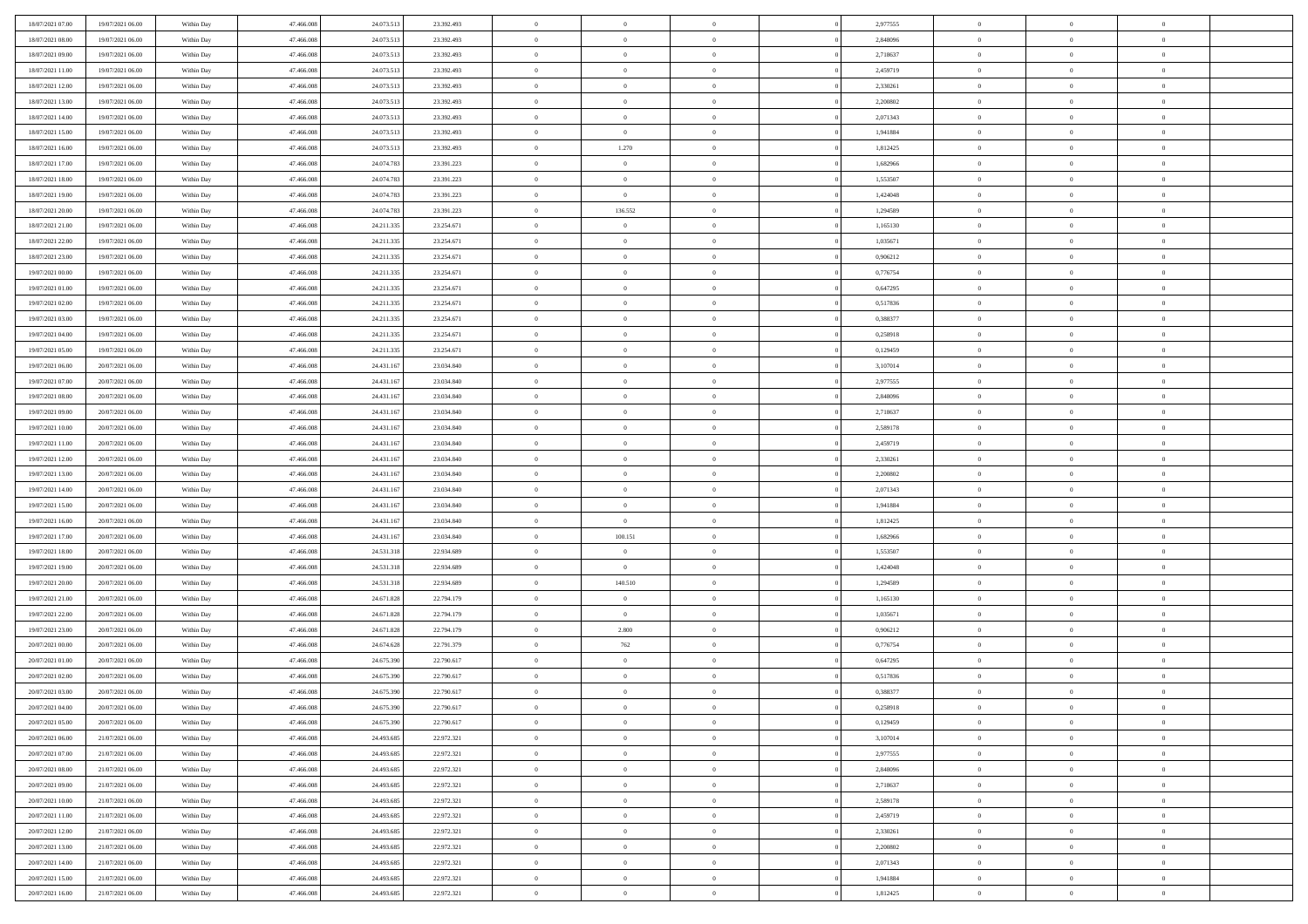| | | | | | | | | | | | | | | |
|---|---|---|---|---|---|---|---|---|---|---|---|---|---|---|
| 18/07/2021 07:00 | 19/07/2021 06:00 | Within Day | 47.466.008 | 24.073.513 | 23.392.493 | 0 | 0 | 0 | | 2,977555 | 0 | 0 | 0 | |
| 18/07/2021 08:00 | 19/07/2021 06:00 | Within Day | 47.466.008 | 24.073.513 | 23.392.493 | 0 | 0 | 0 | | 2,848096 | 0 | 0 | 0 | |
| 18/07/2021 09:00 | 19/07/2021 06:00 | Within Day | 47.466.008 | 24.073.513 | 23.392.493 | 0 | 0 | 0 | | 2,718637 | 0 | 0 | 0 | |
| 18/07/2021 11:00 | 19/07/2021 06:00 | Within Day | 47.466.008 | 24.073.513 | 23.392.493 | 0 | 0 | 0 | | 2,459719 | 0 | 0 | 0 | |
| 18/07/2021 12:00 | 19/07/2021 06:00 | Within Day | 47.466.008 | 24.073.513 | 23.392.493 | 0 | 0 | 0 | | 2,330261 | 0 | 0 | 0 | |
| 18/07/2021 13:00 | 19/07/2021 06:00 | Within Day | 47.466.008 | 24.073.513 | 23.392.493 | 0 | 0 | 0 | | 2,200802 | 0 | 0 | 0 | |
| 18/07/2021 14:00 | 19/07/2021 06:00 | Within Day | 47.466.008 | 24.073.513 | 23.392.493 | 0 | 0 | 0 | | 2,071343 | 0 | 0 | 0 | |
| 18/07/2021 15:00 | 19/07/2021 06:00 | Within Day | 47.466.008 | 24.073.513 | 23.392.493 | 0 | 0 | 0 | | 1,941884 | 0 | 0 | 0 | |
| 18/07/2021 16:00 | 19/07/2021 06:00 | Within Day | 47.466.008 | 24.073.513 | 23.392.493 | 0 | 1.270 | 0 | | 1,812425 | 0 | 0 | 0 | |
| 18/07/2021 17:00 | 19/07/2021 06:00 | Within Day | 47.466.008 | 24.074.783 | 23.391.223 | 0 | 0 | 0 | | 1,682966 | 0 | 0 | 0 | |
| 18/07/2021 18:00 | 19/07/2021 06:00 | Within Day | 47.466.008 | 24.074.783 | 23.391.223 | 0 | 0 | 0 | | 1,553507 | 0 | 0 | 0 | |
| 18/07/2021 19:00 | 19/07/2021 06:00 | Within Day | 47.466.008 | 24.074.783 | 23.391.223 | 0 | 0 | 0 | | 1,424048 | 0 | 0 | 0 | |
| 18/07/2021 20:00 | 19/07/2021 06:00 | Within Day | 47.466.008 | 24.074.783 | 23.391.223 | 0 | 136.552 | 0 | | 1,294589 | 0 | 0 | 0 | |
| 18/07/2021 21:00 | 19/07/2021 06:00 | Within Day | 47.466.008 | 24.211.335 | 23.254.671 | 0 | 0 | 0 | | 1,165130 | 0 | 0 | 0 | |
| 18/07/2021 22:00 | 19/07/2021 06:00 | Within Day | 47.466.008 | 24.211.335 | 23.254.671 | 0 | 0 | 0 | | 1,035671 | 0 | 0 | 0 | |
| 18/07/2021 23:00 | 19/07/2021 06:00 | Within Day | 47.466.008 | 24.211.335 | 23.254.671 | 0 | 0 | 0 | | 0,906212 | 0 | 0 | 0 | |
| 19/07/2021 00:00 | 19/07/2021 06:00 | Within Day | 47.466.008 | 24.211.335 | 23.254.671 | 0 | 0 | 0 | | 0,776754 | 0 | 0 | 0 | |
| 19/07/2021 01:00 | 19/07/2021 06:00 | Within Day | 47.466.008 | 24.211.335 | 23.254.671 | 0 | 0 | 0 | | 0,647295 | 0 | 0 | 0 | |
| 19/07/2021 02:00 | 19/07/2021 06:00 | Within Day | 47.466.008 | 24.211.335 | 23.254.671 | 0 | 0 | 0 | | 0,517836 | 0 | 0 | 0 | |
| 19/07/2021 03:00 | 19/07/2021 06:00 | Within Day | 47.466.008 | 24.211.335 | 23.254.671 | 0 | 0 | 0 | | 0,388377 | 0 | 0 | 0 | |
| 19/07/2021 04:00 | 19/07/2021 06:00 | Within Day | 47.466.008 | 24.211.335 | 23.254.671 | 0 | 0 | 0 | | 0,258918 | 0 | 0 | 0 | |
| 19/07/2021 05:00 | 19/07/2021 06:00 | Within Day | 47.466.008 | 24.211.335 | 23.254.671 | 0 | 0 | 0 | | 0,129459 | 0 | 0 | 0 | |
| 19/07/2021 06:00 | 20/07/2021 06:00 | Within Day | 47.466.008 | 24.431.167 | 23.034.840 | 0 | 0 | 0 | | 3,107014 | 0 | 0 | 0 | |
| 19/07/2021 07:00 | 20/07/2021 06:00 | Within Day | 47.466.008 | 24.431.167 | 23.034.840 | 0 | 0 | 0 | | 2,977555 | 0 | 0 | 0 | |
| 19/07/2021 08:00 | 20/07/2021 06:00 | Within Day | 47.466.008 | 24.431.167 | 23.034.840 | 0 | 0 | 0 | | 2,848096 | 0 | 0 | 0 | |
| 19/07/2021 09:00 | 20/07/2021 06:00 | Within Day | 47.466.008 | 24.431.167 | 23.034.840 | 0 | 0 | 0 | | 2,718637 | 0 | 0 | 0 | |
| 19/07/2021 10:00 | 20/07/2021 06:00 | Within Day | 47.466.008 | 24.431.167 | 23.034.840 | 0 | 0 | 0 | | 2,589178 | 0 | 0 | 0 | |
| 19/07/2021 11:00 | 20/07/2021 06:00 | Within Day | 47.466.008 | 24.431.167 | 23.034.840 | 0 | 0 | 0 | | 2,459719 | 0 | 0 | 0 | |
| 19/07/2021 12:00 | 20/07/2021 06:00 | Within Day | 47.466.008 | 24.431.167 | 23.034.840 | 0 | 0 | 0 | | 2,330261 | 0 | 0 | 0 | |
| 19/07/2021 13:00 | 20/07/2021 06:00 | Within Day | 47.466.008 | 24.431.167 | 23.034.840 | 0 | 0 | 0 | | 2,200802 | 0 | 0 | 0 | |
| 19/07/2021 14:00 | 20/07/2021 06:00 | Within Day | 47.466.008 | 24.431.167 | 23.034.840 | 0 | 0 | 0 | | 2,071343 | 0 | 0 | 0 | |
| 19/07/2021 15:00 | 20/07/2021 06:00 | Within Day | 47.466.008 | 24.431.167 | 23.034.840 | 0 | 0 | 0 | | 1,941884 | 0 | 0 | 0 | |
| 19/07/2021 16:00 | 20/07/2021 06:00 | Within Day | 47.466.008 | 24.431.167 | 23.034.840 | 0 | 0 | 0 | | 1,812425 | 0 | 0 | 0 | |
| 19/07/2021 17:00 | 20/07/2021 06:00 | Within Day | 47.466.008 | 24.431.167 | 23.034.840 | 0 | 100.151 | 0 | | 1,682966 | 0 | 0 | 0 | |
| 19/07/2021 18:00 | 20/07/2021 06:00 | Within Day | 47.466.008 | 24.531.318 | 22.934.689 | 0 | 0 | 0 | | 1,553507 | 0 | 0 | 0 | |
| 19/07/2021 19:00 | 20/07/2021 06:00 | Within Day | 47.466.008 | 24.531.318 | 22.934.689 | 0 | 0 | 0 | | 1,424048 | 0 | 0 | 0 | |
| 19/07/2021 20:00 | 20/07/2021 06:00 | Within Day | 47.466.008 | 24.531.318 | 22.934.689 | 0 | 140.510 | 0 | | 1,294589 | 0 | 0 | 0 | |
| 19/07/2021 21:00 | 20/07/2021 06:00 | Within Day | 47.466.008 | 24.671.828 | 22.794.179 | 0 | 0 | 0 | | 1,165130 | 0 | 0 | 0 | |
| 19/07/2021 22:00 | 20/07/2021 06:00 | Within Day | 47.466.008 | 24.671.828 | 22.794.179 | 0 | 0 | 0 | | 1,035671 | 0 | 0 | 0 | |
| 19/07/2021 23:00 | 20/07/2021 06:00 | Within Day | 47.466.008 | 24.671.828 | 22.794.179 | 0 | 2.800 | 0 | | 0,906212 | 0 | 0 | 0 | |
| 20/07/2021 00:00 | 20/07/2021 06:00 | Within Day | 47.466.008 | 24.674.628 | 22.791.379 | 0 | 762 | 0 | | 0,776754 | 0 | 0 | 0 | |
| 20/07/2021 01:00 | 20/07/2021 06:00 | Within Day | 47.466.008 | 24.675.390 | 22.790.617 | 0 | 0 | 0 | | 0,647295 | 0 | 0 | 0 | |
| 20/07/2021 02:00 | 20/07/2021 06:00 | Within Day | 47.466.008 | 24.675.390 | 22.790.617 | 0 | 0 | 0 | | 0,517836 | 0 | 0 | 0 | |
| 20/07/2021 03:00 | 20/07/2021 06:00 | Within Day | 47.466.008 | 24.675.390 | 22.790.617 | 0 | 0 | 0 | | 0,388377 | 0 | 0 | 0 | |
| 20/07/2021 04:00 | 20/07/2021 06:00 | Within Day | 47.466.008 | 24.675.390 | 22.790.617 | 0 | 0 | 0 | | 0,258918 | 0 | 0 | 0 | |
| 20/07/2021 05:00 | 20/07/2021 06:00 | Within Day | 47.466.008 | 24.675.390 | 22.790.617 | 0 | 0 | 0 | | 0,129459 | 0 | 0 | 0 | |
| 20/07/2021 06:00 | 21/07/2021 06:00 | Within Day | 47.466.008 | 24.493.685 | 22.972.321 | 0 | 0 | 0 | | 3,107014 | 0 | 0 | 0 | |
| 20/07/2021 07:00 | 21/07/2021 06:00 | Within Day | 47.466.008 | 24.493.685 | 22.972.321 | 0 | 0 | 0 | | 2,977555 | 0 | 0 | 0 | |
| 20/07/2021 08:00 | 21/07/2021 06:00 | Within Day | 47.466.008 | 24.493.685 | 22.972.321 | 0 | 0 | 0 | | 2,848096 | 0 | 0 | 0 | |
| 20/07/2021 09:00 | 21/07/2021 06:00 | Within Day | 47.466.008 | 24.493.685 | 22.972.321 | 0 | 0 | 0 | | 2,718637 | 0 | 0 | 0 | |
| 20/07/2021 10:00 | 21/07/2021 06:00 | Within Day | 47.466.008 | 24.493.685 | 22.972.321 | 0 | 0 | 0 | | 2,589178 | 0 | 0 | 0 | |
| 20/07/2021 11:00 | 21/07/2021 06:00 | Within Day | 47.466.008 | 24.493.685 | 22.972.321 | 0 | 0 | 0 | | 2,459719 | 0 | 0 | 0 | |
| 20/07/2021 12:00 | 21/07/2021 06:00 | Within Day | 47.466.008 | 24.493.685 | 22.972.321 | 0 | 0 | 0 | | 2,330261 | 0 | 0 | 0 | |
| 20/07/2021 13:00 | 21/07/2021 06:00 | Within Day | 47.466.008 | 24.493.685 | 22.972.321 | 0 | 0 | 0 | | 2,200802 | 0 | 0 | 0 | |
| 20/07/2021 14:00 | 21/07/2021 06:00 | Within Day | 47.466.008 | 24.493.685 | 22.972.321 | 0 | 0 | 0 | | 2,071343 | 0 | 0 | 0 | |
| 20/07/2021 15:00 | 21/07/2021 06:00 | Within Day | 47.466.008 | 24.493.685 | 22.972.321 | 0 | 0 | 0 | | 1,941884 | 0 | 0 | 0 | |
| 20/07/2021 16:00 | 21/07/2021 06:00 | Within Day | 47.466.008 | 24.493.685 | 22.972.321 | 0 | 0 | 0 | | 1,812425 | 0 | 0 | 0 | |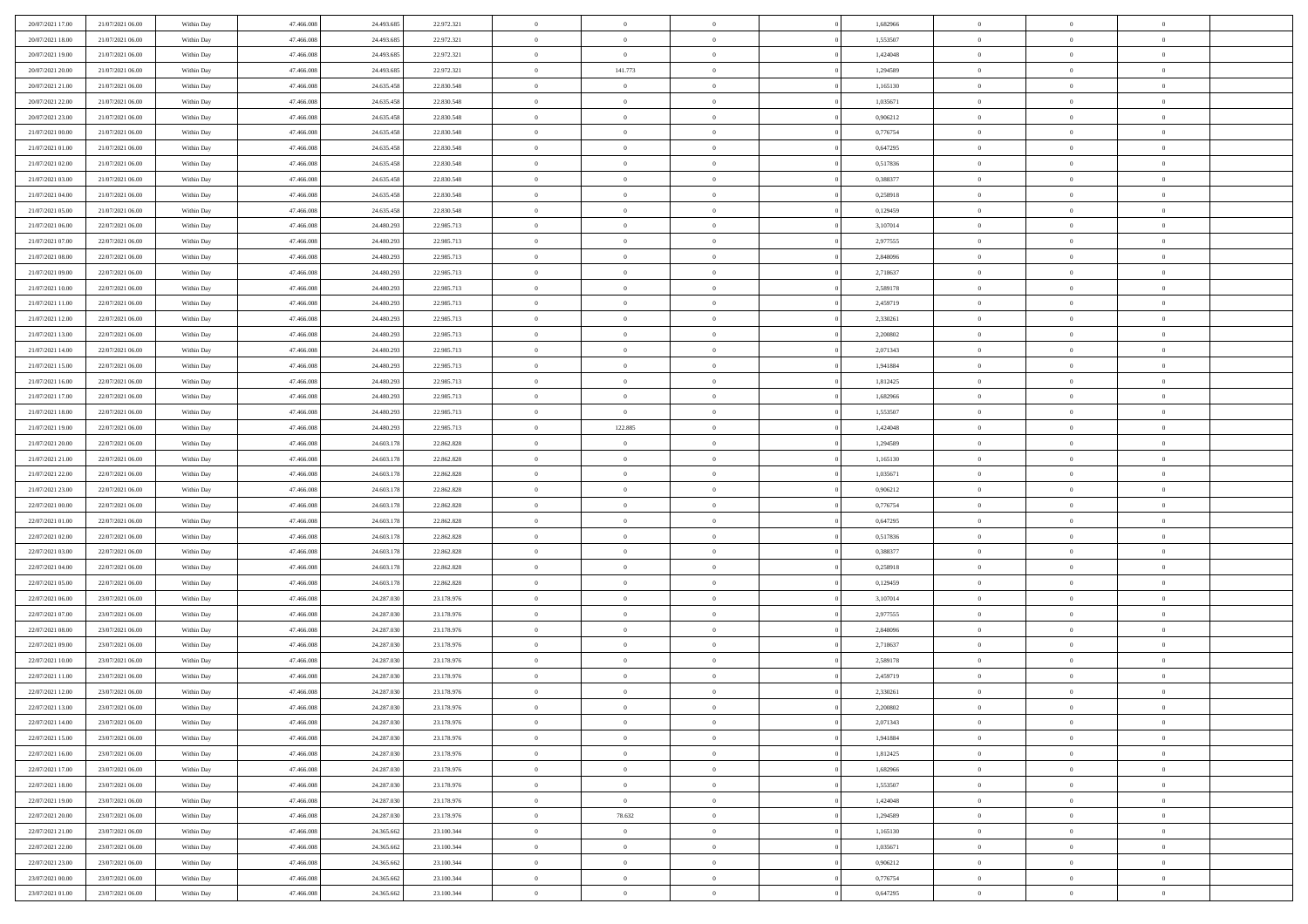| | | | | | | | | | | | | | | |
|---|---|---|---|---|---|---|---|---|---|---|---|---|---|---|
| 20/07/2021 17:00 | 21/07/2021 06:00 | Within Day | 47.466.008 | 24.493.685 | 22.972.321 | 0 | 0 | 0 | | 1,682966 | 0 | 0 | 0 | |
| 20/07/2021 18:00 | 21/07/2021 06:00 | Within Day | 47.466.008 | 24.493.685 | 22.972.321 | 0 | 0 | 0 | | 1,553507 | 0 | 0 | 0 | |
| 20/07/2021 19:00 | 21/07/2021 06:00 | Within Day | 47.466.008 | 24.493.685 | 22.972.321 | 0 | 0 | 0 | | 1,424048 | 0 | 0 | 0 | |
| 20/07/2021 20:00 | 21/07/2021 06:00 | Within Day | 47.466.008 | 24.493.685 | 22.972.321 | 0 | 141.773 | 0 | | 1,294589 | 0 | 0 | 0 | |
| 20/07/2021 21:00 | 21/07/2021 06:00 | Within Day | 47.466.008 | 24.635.458 | 22.830.548 | 0 | 0 | 0 | | 1,165130 | 0 | 0 | 0 | |
| 20/07/2021 22:00 | 21/07/2021 06:00 | Within Day | 47.466.008 | 24.635.458 | 22.830.548 | 0 | 0 | 0 | | 1,035671 | 0 | 0 | 0 | |
| 20/07/2021 23:00 | 21/07/2021 06:00 | Within Day | 47.466.008 | 24.635.458 | 22.830.548 | 0 | 0 | 0 | | 0,906212 | 0 | 0 | 0 | |
| 21/07/2021 00:00 | 21/07/2021 06:00 | Within Day | 47.466.008 | 24.635.458 | 22.830.548 | 0 | 0 | 0 | | 0,776754 | 0 | 0 | 0 | |
| 21/07/2021 01:00 | 21/07/2021 06:00 | Within Day | 47.466.008 | 24.635.458 | 22.830.548 | 0 | 0 | 0 | | 0,647295 | 0 | 0 | 0 | |
| 21/07/2021 02:00 | 21/07/2021 06:00 | Within Day | 47.466.008 | 24.635.458 | 22.830.548 | 0 | 0 | 0 | | 0,517836 | 0 | 0 | 0 | |
| 21/07/2021 03:00 | 21/07/2021 06:00 | Within Day | 47.466.008 | 24.635.458 | 22.830.548 | 0 | 0 | 0 | | 0,388377 | 0 | 0 | 0 | |
| 21/07/2021 04:00 | 21/07/2021 06:00 | Within Day | 47.466.008 | 24.635.458 | 22.830.548 | 0 | 0 | 0 | | 0,258918 | 0 | 0 | 0 | |
| 21/07/2021 05:00 | 21/07/2021 06:00 | Within Day | 47.466.008 | 24.635.458 | 22.830.548 | 0 | 0 | 0 | | 0,129459 | 0 | 0 | 0 | |
| 21/07/2021 06:00 | 22/07/2021 06:00 | Within Day | 47.466.008 | 24.480.293 | 22.985.713 | 0 | 0 | 0 | | 3,107014 | 0 | 0 | 0 | |
| 21/07/2021 07:00 | 22/07/2021 06:00 | Within Day | 47.466.008 | 24.480.293 | 22.985.713 | 0 | 0 | 0 | | 2,977555 | 0 | 0 | 0 | |
| 21/07/2021 08:00 | 22/07/2021 06:00 | Within Day | 47.466.008 | 24.480.293 | 22.985.713 | 0 | 0 | 0 | | 2,848096 | 0 | 0 | 0 | |
| 21/07/2021 09:00 | 22/07/2021 06:00 | Within Day | 47.466.008 | 24.480.293 | 22.985.713 | 0 | 0 | 0 | | 2,718637 | 0 | 0 | 0 | |
| 21/07/2021 10:00 | 22/07/2021 06:00 | Within Day | 47.466.008 | 24.480.293 | 22.985.713 | 0 | 0 | 0 | | 2,589178 | 0 | 0 | 0 | |
| 21/07/2021 11:00 | 22/07/2021 06:00 | Within Day | 47.466.008 | 24.480.293 | 22.985.713 | 0 | 0 | 0 | | 2,459719 | 0 | 0 | 0 | |
| 21/07/2021 12:00 | 22/07/2021 06:00 | Within Day | 47.466.008 | 24.480.293 | 22.985.713 | 0 | 0 | 0 | | 2,330261 | 0 | 0 | 0 | |
| 21/07/2021 13:00 | 22/07/2021 06:00 | Within Day | 47.466.008 | 24.480.293 | 22.985.713 | 0 | 0 | 0 | | 2,200802 | 0 | 0 | 0 | |
| 21/07/2021 14:00 | 22/07/2021 06:00 | Within Day | 47.466.008 | 24.480.293 | 22.985.713 | 0 | 0 | 0 | | 2,071343 | 0 | 0 | 0 | |
| 21/07/2021 15:00 | 22/07/2021 06:00 | Within Day | 47.466.008 | 24.480.293 | 22.985.713 | 0 | 0 | 0 | | 1,941884 | 0 | 0 | 0 | |
| 21/07/2021 16:00 | 22/07/2021 06:00 | Within Day | 47.466.008 | 24.480.293 | 22.985.713 | 0 | 0 | 0 | | 1,812425 | 0 | 0 | 0 | |
| 21/07/2021 17:00 | 22/07/2021 06:00 | Within Day | 47.466.008 | 24.480.293 | 22.985.713 | 0 | 0 | 0 | | 1,682966 | 0 | 0 | 0 | |
| 21/07/2021 18:00 | 22/07/2021 06:00 | Within Day | 47.466.008 | 24.480.293 | 22.985.713 | 0 | 0 | 0 | | 1,553507 | 0 | 0 | 0 | |
| 21/07/2021 19:00 | 22/07/2021 06:00 | Within Day | 47.466.008 | 24.480.293 | 22.985.713 | 0 | 122.885 | 0 | | 1,424048 | 0 | 0 | 0 | |
| 21/07/2021 20:00 | 22/07/2021 06:00 | Within Day | 47.466.008 | 24.603.178 | 22.862.828 | 0 | 0 | 0 | | 1,294589 | 0 | 0 | 0 | |
| 21/07/2021 21:00 | 22/07/2021 06:00 | Within Day | 47.466.008 | 24.603.178 | 22.862.828 | 0 | 0 | 0 | | 1,165130 | 0 | 0 | 0 | |
| 21/07/2021 22:00 | 22/07/2021 06:00 | Within Day | 47.466.008 | 24.603.178 | 22.862.828 | 0 | 0 | 0 | | 1,035671 | 0 | 0 | 0 | |
| 21/07/2021 23:00 | 22/07/2021 06:00 | Within Day | 47.466.008 | 24.603.178 | 22.862.828 | 0 | 0 | 0 | | 0,906212 | 0 | 0 | 0 | |
| 22/07/2021 00:00 | 22/07/2021 06:00 | Within Day | 47.466.008 | 24.603.178 | 22.862.828 | 0 | 0 | 0 | | 0,776754 | 0 | 0 | 0 | |
| 22/07/2021 01:00 | 22/07/2021 06:00 | Within Day | 47.466.008 | 24.603.178 | 22.862.828 | 0 | 0 | 0 | | 0,647295 | 0 | 0 | 0 | |
| 22/07/2021 02:00 | 22/07/2021 06:00 | Within Day | 47.466.008 | 24.603.178 | 22.862.828 | 0 | 0 | 0 | | 0,517836 | 0 | 0 | 0 | |
| 22/07/2021 03:00 | 22/07/2021 06:00 | Within Day | 47.466.008 | 24.603.178 | 22.862.828 | 0 | 0 | 0 | | 0,388377 | 0 | 0 | 0 | |
| 22/07/2021 04:00 | 22/07/2021 06:00 | Within Day | 47.466.008 | 24.603.178 | 22.862.828 | 0 | 0 | 0 | | 0,258918 | 0 | 0 | 0 | |
| 22/07/2021 05:00 | 22/07/2021 06:00 | Within Day | 47.466.008 | 24.603.178 | 22.862.828 | 0 | 0 | 0 | | 0,129459 | 0 | 0 | 0 | |
| 22/07/2021 06:00 | 23/07/2021 06:00 | Within Day | 47.466.008 | 24.287.030 | 23.178.976 | 0 | 0 | 0 | | 3,107014 | 0 | 0 | 0 | |
| 22/07/2021 07:00 | 23/07/2021 06:00 | Within Day | 47.466.008 | 24.287.030 | 23.178.976 | 0 | 0 | 0 | | 2,977555 | 0 | 0 | 0 | |
| 22/07/2021 08:00 | 23/07/2021 06:00 | Within Day | 47.466.008 | 24.287.030 | 23.178.976 | 0 | 0 | 0 | | 2,848096 | 0 | 0 | 0 | |
| 22/07/2021 09:00 | 23/07/2021 06:00 | Within Day | 47.466.008 | 24.287.030 | 23.178.976 | 0 | 0 | 0 | | 2,718637 | 0 | 0 | 0 | |
| 22/07/2021 10:00 | 23/07/2021 06:00 | Within Day | 47.466.008 | 24.287.030 | 23.178.976 | 0 | 0 | 0 | | 2,589178 | 0 | 0 | 0 | |
| 22/07/2021 11:00 | 23/07/2021 06:00 | Within Day | 47.466.008 | 24.287.030 | 23.178.976 | 0 | 0 | 0 | | 2,459719 | 0 | 0 | 0 | |
| 22/07/2021 12:00 | 23/07/2021 06:00 | Within Day | 47.466.008 | 24.287.030 | 23.178.976 | 0 | 0 | 0 | | 2,330261 | 0 | 0 | 0 | |
| 22/07/2021 13:00 | 23/07/2021 06:00 | Within Day | 47.466.008 | 24.287.030 | 23.178.976 | 0 | 0 | 0 | | 2,200802 | 0 | 0 | 0 | |
| 22/07/2021 14:00 | 23/07/2021 06:00 | Within Day | 47.466.008 | 24.287.030 | 23.178.976 | 0 | 0 | 0 | | 2,071343 | 0 | 0 | 0 | |
| 22/07/2021 15:00 | 23/07/2021 06:00 | Within Day | 47.466.008 | 24.287.030 | 23.178.976 | 0 | 0 | 0 | | 1,941884 | 0 | 0 | 0 | |
| 22/07/2021 16:00 | 23/07/2021 06:00 | Within Day | 47.466.008 | 24.287.030 | 23.178.976 | 0 | 0 | 0 | | 1,812425 | 0 | 0 | 0 | |
| 22/07/2021 17:00 | 23/07/2021 06:00 | Within Day | 47.466.008 | 24.287.030 | 23.178.976 | 0 | 0 | 0 | | 1,682966 | 0 | 0 | 0 | |
| 22/07/2021 18:00 | 23/07/2021 06:00 | Within Day | 47.466.008 | 24.287.030 | 23.178.976 | 0 | 0 | 0 | | 1,553507 | 0 | 0 | 0 | |
| 22/07/2021 19:00 | 23/07/2021 06:00 | Within Day | 47.466.008 | 24.287.030 | 23.178.976 | 0 | 0 | 0 | | 1,424048 | 0 | 0 | 0 | |
| 22/07/2021 20:00 | 23/07/2021 06:00 | Within Day | 47.466.008 | 24.287.030 | 23.178.976 | 0 | 78.632 | 0 | | 1,294589 | 0 | 0 | 0 | |
| 22/07/2021 21:00 | 23/07/2021 06:00 | Within Day | 47.466.008 | 24.365.662 | 23.100.344 | 0 | 0 | 0 | | 1,165130 | 0 | 0 | 0 | |
| 22/07/2021 22:00 | 23/07/2021 06:00 | Within Day | 47.466.008 | 24.365.662 | 23.100.344 | 0 | 0 | 0 | | 1,035671 | 0 | 0 | 0 | |
| 22/07/2021 23:00 | 23/07/2021 06:00 | Within Day | 47.466.008 | 24.365.662 | 23.100.344 | 0 | 0 | 0 | | 0,906212 | 0 | 0 | 0 | |
| 23/07/2021 00:00 | 23/07/2021 06:00 | Within Day | 47.466.008 | 24.365.662 | 23.100.344 | 0 | 0 | 0 | | 0,776754 | 0 | 0 | 0 | |
| 23/07/2021 01:00 | 23/07/2021 06:00 | Within Day | 47.466.008 | 24.365.662 | 23.100.344 | 0 | 0 | 0 | | 0,647295 | 0 | 0 | 0 | |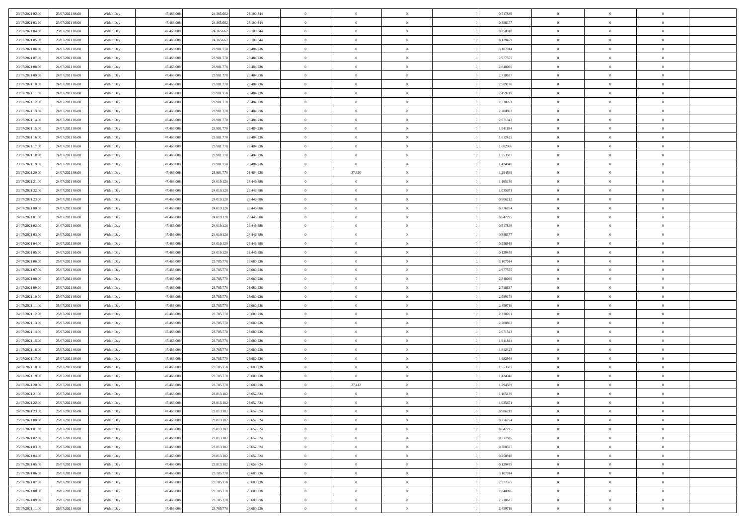| | | | | | | | | | | | | | | |
|---|---|---|---|---|---|---|---|---|---|---|---|---|---|---|
| 23/07/2021 02:00 | 23/07/2021 06:00 | Within Day | 47.466.008 | 24.365.662 | 23.100.344 | 0 | 0 | 0 | | 0,517836 | 0 | 0 | 0 | |
| 23/07/2021 03:00 | 23/07/2021 06:00 | Within Day | 47.466.008 | 24.365.662 | 23.100.344 | 0 | 0 | 0 | | 0,388377 | 0 | 0 | 0 | |
| 23/07/2021 04:00 | 23/07/2021 06:00 | Within Day | 47.466.008 | 24.365.662 | 23.100.344 | 0 | 0 | 0 | | 0,258918 | 0 | 0 | 0 | |
| 23/07/2021 05:00 | 23/07/2021 06:00 | Within Day | 47.466.008 | 24.365.662 | 23.100.344 | 0 | 0 | 0 | | 0,129459 | 0 | 0 | 0 | |
| 23/07/2021 06:00 | 24/07/2021 06:00 | Within Day | 47.466.008 | 23.981.770 | 23.484.236 | 0 | 0 | 0 | | 3,107014 | 0 | 0 | 0 | |
| 23/07/2021 07:00 | 24/07/2021 06:00 | Within Day | 47.466.008 | 23.981.770 | 23.484.236 | 0 | 0 | 0 | | 2,977555 | 0 | 0 | 0 | |
| 23/07/2021 08:00 | 24/07/2021 06:00 | Within Day | 47.466.008 | 23.981.770 | 23.484.236 | 0 | 0 | 0 | | 2,848096 | 0 | 0 | 0 | |
| 23/07/2021 09:00 | 24/07/2021 06:00 | Within Day | 47.466.008 | 23.981.770 | 23.484.236 | 0 | 0 | 0 | | 2,718637 | 0 | 0 | 0 | |
| 23/07/2021 10:00 | 24/07/2021 06:00 | Within Day | 47.466.008 | 23.981.770 | 23.484.236 | 0 | 0 | 0 | | 2,589178 | 0 | 0 | 0 | |
| 23/07/2021 11:00 | 24/07/2021 06:00 | Within Day | 47.466.008 | 23.981.770 | 23.484.236 | 0 | 0 | 0 | | 2,459719 | 0 | 0 | 0 | |
| 23/07/2021 12:00 | 24/07/2021 06:00 | Within Day | 47.466.008 | 23.981.770 | 23.484.236 | 0 | 0 | 0 | | 2,330261 | 0 | 0 | 0 | |
| 23/07/2021 13:00 | 24/07/2021 06:00 | Within Day | 47.466.008 | 23.981.770 | 23.484.236 | 0 | 0 | 0 | | 2,200802 | 0 | 0 | 0 | |
| 23/07/2021 14:00 | 24/07/2021 06:00 | Within Day | 47.466.008 | 23.981.770 | 23.484.236 | 0 | 0 | 0 | | 2,071343 | 0 | 0 | 0 | |
| 23/07/2021 15:00 | 24/07/2021 06:00 | Within Day | 47.466.008 | 23.981.770 | 23.484.236 | 0 | 0 | 0 | | 1,941884 | 0 | 0 | 0 | |
| 23/07/2021 16:00 | 24/07/2021 06:00 | Within Day | 47.466.008 | 23.981.770 | 23.484.236 | 0 | 0 | 0 | | 1,812425 | 0 | 0 | 0 | |
| 23/07/2021 17:00 | 24/07/2021 06:00 | Within Day | 47.466.008 | 23.981.770 | 23.484.236 | 0 | 0 | 0 | | 1,682966 | 0 | 0 | 0 | |
| 23/07/2021 18:00 | 24/07/2021 06:00 | Within Day | 47.466.008 | 23.981.770 | 23.484.236 | 0 | 0 | 0 | | 1,553507 | 0 | 0 | 0 | |
| 23/07/2021 19:00 | 24/07/2021 06:00 | Within Day | 47.466.008 | 23.981.770 | 23.484.236 | 0 | 0 | 0 | | 1,424048 | 0 | 0 | 0 | |
| 23/07/2021 20:00 | 24/07/2021 06:00 | Within Day | 47.466.008 | 23.981.770 | 23.484.236 | 0 | 37.350 | 0 | | 1,294589 | 0 | 0 | 0 | |
| 23/07/2021 21:00 | 24/07/2021 06:00 | Within Day | 47.466.008 | 24.019.120 | 23.446.886 | 0 | 0 | 0 | | 1,165130 | 0 | 0 | 0 | |
| 23/07/2021 22:00 | 24/07/2021 06:00 | Within Day | 47.466.008 | 24.019.120 | 23.446.886 | 0 | 0 | 0 | | 1,035671 | 0 | 0 | 0 | |
| 23/07/2021 23:00 | 24/07/2021 06:00 | Within Day | 47.466.008 | 24.019.120 | 23.446.886 | 0 | 0 | 0 | | 0,906212 | 0 | 0 | 0 | |
| 24/07/2021 00:00 | 24/07/2021 06:00 | Within Day | 47.466.008 | 24.019.120 | 23.446.886 | 0 | 0 | 0 | | 0,776754 | 0 | 0 | 0 | |
| 24/07/2021 01:00 | 24/07/2021 06:00 | Within Day | 47.466.008 | 24.019.120 | 23.446.886 | 0 | 0 | 0 | | 0,647295 | 0 | 0 | 0 | |
| 24/07/2021 02:00 | 24/07/2021 06:00 | Within Day | 47.466.008 | 24.019.120 | 23.446.886 | 0 | 0 | 0 | | 0,517836 | 0 | 0 | 0 | |
| 24/07/2021 03:00 | 24/07/2021 06:00 | Within Day | 47.466.008 | 24.019.120 | 23.446.886 | 0 | 0 | 0 | | 0,388377 | 0 | 0 | 0 | |
| 24/07/2021 04:00 | 24/07/2021 06:00 | Within Day | 47.466.008 | 24.019.120 | 23.446.886 | 0 | 0 | 0 | | 0,258918 | 0 | 0 | 0 | |
| 24/07/2021 05:00 | 24/07/2021 06:00 | Within Day | 47.466.008 | 24.019.120 | 23.446.886 | 0 | 0 | 0 | | 0,129459 | 0 | 0 | 0 | |
| 24/07/2021 06:00 | 25/07/2021 06:00 | Within Day | 47.466.008 | 23.785.770 | 23.680.236 | 0 | 0 | 0 | | 3,107014 | 0 | 0 | 0 | |
| 24/07/2021 07:00 | 25/07/2021 06:00 | Within Day | 47.466.008 | 23.785.770 | 23.680.236 | 0 | 0 | 0 | | 2,977555 | 0 | 0 | 0 | |
| 24/07/2021 08:00 | 25/07/2021 06:00 | Within Day | 47.466.008 | 23.785.770 | 23.680.236 | 0 | 0 | 0 | | 2,848096 | 0 | 0 | 0 | |
| 24/07/2021 09:00 | 25/07/2021 06:00 | Within Day | 47.466.008 | 23.785.770 | 23.680.236 | 0 | 0 | 0 | | 2,718637 | 0 | 0 | 0 | |
| 24/07/2021 10:00 | 25/07/2021 06:00 | Within Day | 47.466.008 | 23.785.770 | 23.680.236 | 0 | 0 | 0 | | 2,589178 | 0 | 0 | 0 | |
| 24/07/2021 11:00 | 25/07/2021 06:00 | Within Day | 47.466.008 | 23.785.770 | 23.680.236 | 0 | 0 | 0 | | 2,459719 | 0 | 0 | 0 | |
| 24/07/2021 12:00 | 25/07/2021 06:00 | Within Day | 47.466.008 | 23.785.770 | 23.680.236 | 0 | 0 | 0 | | 2,330261 | 0 | 0 | 0 | |
| 24/07/2021 13:00 | 25/07/2021 06:00 | Within Day | 47.466.008 | 23.785.770 | 23.680.236 | 0 | 0 | 0 | | 2,200802 | 0 | 0 | 0 | |
| 24/07/2021 14:00 | 25/07/2021 06:00 | Within Day | 47.466.008 | 23.785.770 | 23.680.236 | 0 | 0 | 0 | | 2,071343 | 0 | 0 | 0 | |
| 24/07/2021 15:00 | 25/07/2021 06:00 | Within Day | 47.466.008 | 23.785.770 | 23.680.236 | 0 | 0 | 0 | | 1,941884 | 0 | 0 | 0 | |
| 24/07/2021 16:00 | 25/07/2021 06:00 | Within Day | 47.466.008 | 23.785.770 | 23.680.236 | 0 | 0 | 0 | | 1,812425 | 0 | 0 | 0 | |
| 24/07/2021 17:00 | 25/07/2021 06:00 | Within Day | 47.466.008 | 23.785.770 | 23.680.236 | 0 | 0 | 0 | | 1,682966 | 0 | 0 | 0 | |
| 24/07/2021 18:00 | 25/07/2021 06:00 | Within Day | 47.466.008 | 23.785.770 | 23.680.236 | 0 | 0 | 0 | | 1,553507 | 0 | 0 | 0 | |
| 24/07/2021 19:00 | 25/07/2021 06:00 | Within Day | 47.466.008 | 23.785.770 | 23.680.236 | 0 | 0 | 0 | | 1,424048 | 0 | 0 | 0 | |
| 24/07/2021 20:00 | 25/07/2021 06:00 | Within Day | 47.466.008 | 23.785.770 | 23.680.236 | 0 | 27.412 | 0 | | 1,294589 | 0 | 0 | 0 | |
| 24/07/2021 21:00 | 25/07/2021 06:00 | Within Day | 47.466.008 | 23.813.182 | 23.652.824 | 0 | 0 | 0 | | 1,165130 | 0 | 0 | 0 | |
| 24/07/2021 22:00 | 25/07/2021 06:00 | Within Day | 47.466.008 | 23.813.182 | 23.652.824 | 0 | 0 | 0 | | 1,035671 | 0 | 0 | 0 | |
| 24/07/2021 23:00 | 25/07/2021 06:00 | Within Day | 47.466.008 | 23.813.182 | 23.652.824 | 0 | 0 | 0 | | 0,906212 | 0 | 0 | 0 | |
| 25/07/2021 00:00 | 25/07/2021 06:00 | Within Day | 47.466.008 | 23.813.182 | 23.652.824 | 0 | 0 | 0 | | 0,776754 | 0 | 0 | 0 | |
| 25/07/2021 01:00 | 25/07/2021 06:00 | Within Day | 47.466.008 | 23.813.182 | 23.652.824 | 0 | 0 | 0 | | 0,647295 | 0 | 0 | 0 | |
| 25/07/2021 02:00 | 25/07/2021 06:00 | Within Day | 47.466.008 | 23.813.182 | 23.652.824 | 0 | 0 | 0 | | 0,517836 | 0 | 0 | 0 | |
| 25/07/2021 03:00 | 25/07/2021 06:00 | Within Day | 47.466.008 | 23.813.182 | 23.652.824 | 0 | 0 | 0 | | 0,388377 | 0 | 0 | 0 | |
| 25/07/2021 04:00 | 25/07/2021 06:00 | Within Day | 47.466.008 | 23.813.182 | 23.652.824 | 0 | 0 | 0 | | 0,258918 | 0 | 0 | 0 | |
| 25/07/2021 05:00 | 25/07/2021 06:00 | Within Day | 47.466.008 | 23.813.182 | 23.652.824 | 0 | 0 | 0 | | 0,129459 | 0 | 0 | 0 | |
| 25/07/2021 06:00 | 26/07/2021 06:00 | Within Day | 47.466.008 | 23.785.770 | 23.680.236 | 0 | 0 | 0 | | 3,107014 | 0 | 0 | 0 | |
| 25/07/2021 07:00 | 26/07/2021 06:00 | Within Day | 47.466.008 | 23.785.770 | 23.680.236 | 0 | 0 | 0 | | 2,977555 | 0 | 0 | 0 | |
| 25/07/2021 08:00 | 26/07/2021 06:00 | Within Day | 47.466.008 | 23.785.770 | 23.680.236 | 0 | 0 | 0 | | 2,848096 | 0 | 0 | 0 | |
| 25/07/2021 09:00 | 26/07/2021 06:00 | Within Day | 47.466.008 | 23.785.770 | 23.680.236 | 0 | 0 | 0 | | 2,718637 | 0 | 0 | 0 | |
| 25/07/2021 11:00 | 26/07/2021 06:00 | Within Day | 47.466.008 | 23.785.770 | 23.680.236 | 0 | 0 | 0 | | 2,459719 | 0 | 0 | 0 | |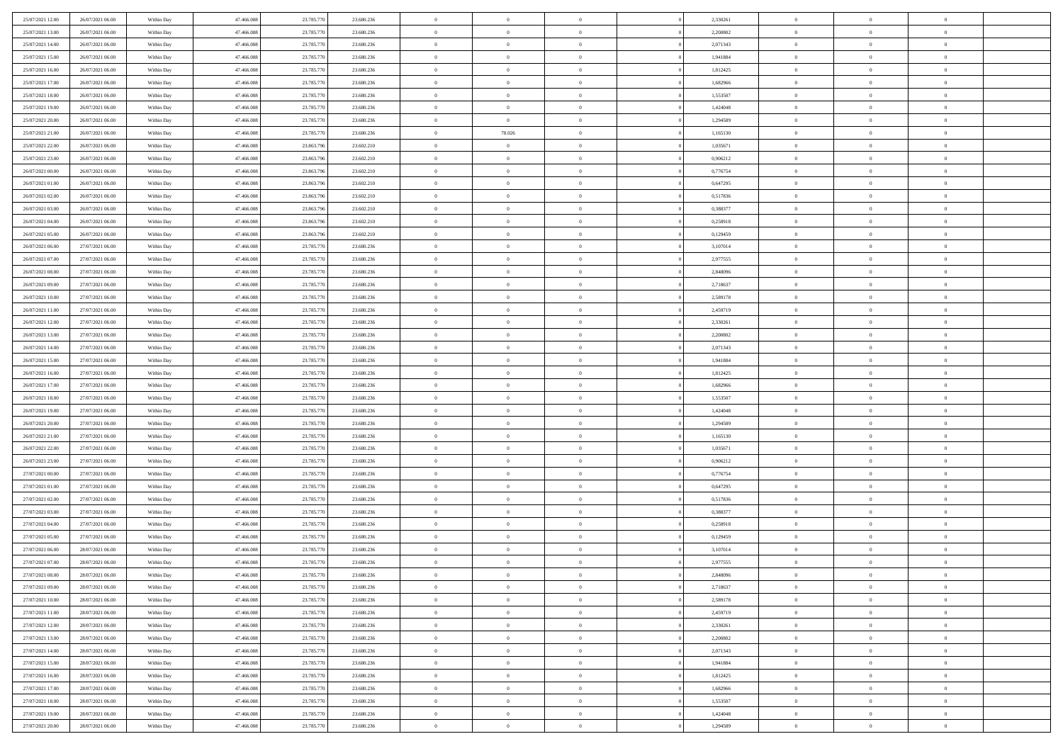| | | | | | | | | | | | | | | |
|---|---|---|---|---|---|---|---|---|---|---|---|---|---|---|
| 25/07/2021 12:00 | 26/07/2021 06:00 | Within Day | 47.466.008 | 23.785.770 | 23.680.236 | 0 | 0 | 0 | | 2,330261 | 0 | 0 | 0 | |
| 25/07/2021 13:00 | 26/07/2021 06:00 | Within Day | 47.466.008 | 23.785.770 | 23.680.236 | 0 | 0 | 0 | | 2,200802 | 0 | 0 | 0 | |
| 25/07/2021 14:00 | 26/07/2021 06:00 | Within Day | 47.466.008 | 23.785.770 | 23.680.236 | 0 | 0 | 0 | | 2,071343 | 0 | 0 | 0 | |
| 25/07/2021 15:00 | 26/07/2021 06:00 | Within Day | 47.466.008 | 23.785.770 | 23.680.236 | 0 | 0 | 0 | | 1,941884 | 0 | 0 | 0 | |
| 25/07/2021 16:00 | 26/07/2021 06:00 | Within Day | 47.466.008 | 23.785.770 | 23.680.236 | 0 | 0 | 0 | | 1,812425 | 0 | 0 | 0 | |
| 25/07/2021 17:00 | 26/07/2021 06:00 | Within Day | 47.466.008 | 23.785.770 | 23.680.236 | 0 | 0 | 0 | | 1,682966 | 0 | 0 | 0 | |
| 25/07/2021 18:00 | 26/07/2021 06:00 | Within Day | 47.466.008 | 23.785.770 | 23.680.236 | 0 | 0 | 0 | | 1,553507 | 0 | 0 | 0 | |
| 25/07/2021 19:00 | 26/07/2021 06:00 | Within Day | 47.466.008 | 23.785.770 | 23.680.236 | 0 | 0 | 0 | | 1,424048 | 0 | 0 | 0 | |
| 25/07/2021 20:00 | 26/07/2021 06:00 | Within Day | 47.466.008 | 23.785.770 | 23.680.236 | 0 | 0 | 0 | | 1,294589 | 0 | 0 | 0 | |
| 25/07/2021 21:00 | 26/07/2021 06:00 | Within Day | 47.466.008 | 23.785.770 | 23.680.236 | 0 | 78.026 | 0 | | 1,165130 | 0 | 0 | 0 | |
| 25/07/2021 22:00 | 26/07/2021 06:00 | Within Day | 47.466.008 | 23.863.796 | 23.602.210 | 0 | 0 | 0 | | 1,035671 | 0 | 0 | 0 | |
| 25/07/2021 23:00 | 26/07/2021 06:00 | Within Day | 47.466.008 | 23.863.796 | 23.602.210 | 0 | 0 | 0 | | 0,906212 | 0 | 0 | 0 | |
| 26/07/2021 00:00 | 26/07/2021 06:00 | Within Day | 47.466.008 | 23.863.796 | 23.602.210 | 0 | 0 | 0 | | 0,776754 | 0 | 0 | 0 | |
| 26/07/2021 01:00 | 26/07/2021 06:00 | Within Day | 47.466.008 | 23.863.796 | 23.602.210 | 0 | 0 | 0 | | 0,647295 | 0 | 0 | 0 | |
| 26/07/2021 02:00 | 26/07/2021 06:00 | Within Day | 47.466.008 | 23.863.796 | 23.602.210 | 0 | 0 | 0 | | 0,517836 | 0 | 0 | 0 | |
| 26/07/2021 03:00 | 26/07/2021 06:00 | Within Day | 47.466.008 | 23.863.796 | 23.602.210 | 0 | 0 | 0 | | 0,388377 | 0 | 0 | 0 | |
| 26/07/2021 04:00 | 26/07/2021 06:00 | Within Day | 47.466.008 | 23.863.796 | 23.602.210 | 0 | 0 | 0 | | 0,258918 | 0 | 0 | 0 | |
| 26/07/2021 05:00 | 26/07/2021 06:00 | Within Day | 47.466.008 | 23.863.796 | 23.602.210 | 0 | 0 | 0 | | 0,129459 | 0 | 0 | 0 | |
| 26/07/2021 06:00 | 27/07/2021 06:00 | Within Day | 47.466.008 | 23.785.770 | 23.680.236 | 0 | 0 | 0 | | 3,107014 | 0 | 0 | 0 | |
| 26/07/2021 07:00 | 27/07/2021 06:00 | Within Day | 47.466.008 | 23.785.770 | 23.680.236 | 0 | 0 | 0 | | 2,977555 | 0 | 0 | 0 | |
| 26/07/2021 08:00 | 27/07/2021 06:00 | Within Day | 47.466.008 | 23.785.770 | 23.680.236 | 0 | 0 | 0 | | 2,848096 | 0 | 0 | 0 | |
| 26/07/2021 09:00 | 27/07/2021 06:00 | Within Day | 47.466.008 | 23.785.770 | 23.680.236 | 0 | 0 | 0 | | 2,718637 | 0 | 0 | 0 | |
| 26/07/2021 10:00 | 27/07/2021 06:00 | Within Day | 47.466.008 | 23.785.770 | 23.680.236 | 0 | 0 | 0 | | 2,589178 | 0 | 0 | 0 | |
| 26/07/2021 11:00 | 27/07/2021 06:00 | Within Day | 47.466.008 | 23.785.770 | 23.680.236 | 0 | 0 | 0 | | 2,459719 | 0 | 0 | 0 | |
| 26/07/2021 12:00 | 27/07/2021 06:00 | Within Day | 47.466.008 | 23.785.770 | 23.680.236 | 0 | 0 | 0 | | 2,330261 | 0 | 0 | 0 | |
| 26/07/2021 13:00 | 27/07/2021 06:00 | Within Day | 47.466.008 | 23.785.770 | 23.680.236 | 0 | 0 | 0 | | 2,200802 | 0 | 0 | 0 | |
| 26/07/2021 14:00 | 27/07/2021 06:00 | Within Day | 47.466.008 | 23.785.770 | 23.680.236 | 0 | 0 | 0 | | 2,071343 | 0 | 0 | 0 | |
| 26/07/2021 15:00 | 27/07/2021 06:00 | Within Day | 47.466.008 | 23.785.770 | 23.680.236 | 0 | 0 | 0 | | 1,941884 | 0 | 0 | 0 | |
| 26/07/2021 16:00 | 27/07/2021 06:00 | Within Day | 47.466.008 | 23.785.770 | 23.680.236 | 0 | 0 | 0 | | 1,812425 | 0 | 0 | 0 | |
| 26/07/2021 17:00 | 27/07/2021 06:00 | Within Day | 47.466.008 | 23.785.770 | 23.680.236 | 0 | 0 | 0 | | 1,682966 | 0 | 0 | 0 | |
| 26/07/2021 18:00 | 27/07/2021 06:00 | Within Day | 47.466.008 | 23.785.770 | 23.680.236 | 0 | 0 | 0 | | 1,553507 | 0 | 0 | 0 | |
| 26/07/2021 19:00 | 27/07/2021 06:00 | Within Day | 47.466.008 | 23.785.770 | 23.680.236 | 0 | 0 | 0 | | 1,424048 | 0 | 0 | 0 | |
| 26/07/2021 20:00 | 27/07/2021 06:00 | Within Day | 47.466.008 | 23.785.770 | 23.680.236 | 0 | 0 | 0 | | 1,294589 | 0 | 0 | 0 | |
| 26/07/2021 21:00 | 27/07/2021 06:00 | Within Day | 47.466.008 | 23.785.770 | 23.680.236 | 0 | 0 | 0 | | 1,165130 | 0 | 0 | 0 | |
| 26/07/2021 22:00 | 27/07/2021 06:00 | Within Day | 47.466.008 | 23.785.770 | 23.680.236 | 0 | 0 | 0 | | 1,035671 | 0 | 0 | 0 | |
| 26/07/2021 23:00 | 27/07/2021 06:00 | Within Day | 47.466.008 | 23.785.770 | 23.680.236 | 0 | 0 | 0 | | 0,906212 | 0 | 0 | 0 | |
| 27/07/2021 00:00 | 27/07/2021 06:00 | Within Day | 47.466.008 | 23.785.770 | 23.680.236 | 0 | 0 | 0 | | 0,776754 | 0 | 0 | 0 | |
| 27/07/2021 01:00 | 27/07/2021 06:00 | Within Day | 47.466.008 | 23.785.770 | 23.680.236 | 0 | 0 | 0 | | 0,647295 | 0 | 0 | 0 | |
| 27/07/2021 02:00 | 27/07/2021 06:00 | Within Day | 47.466.008 | 23.785.770 | 23.680.236 | 0 | 0 | 0 | | 0,517836 | 0 | 0 | 0 | |
| 27/07/2021 03:00 | 27/07/2021 06:00 | Within Day | 47.466.008 | 23.785.770 | 23.680.236 | 0 | 0 | 0 | | 0,388377 | 0 | 0 | 0 | |
| 27/07/2021 04:00 | 27/07/2021 06:00 | Within Day | 47.466.008 | 23.785.770 | 23.680.236 | 0 | 0 | 0 | | 0,258918 | 0 | 0 | 0 | |
| 27/07/2021 05:00 | 27/07/2021 06:00 | Within Day | 47.466.008 | 23.785.770 | 23.680.236 | 0 | 0 | 0 | | 0,129459 | 0 | 0 | 0 | |
| 27/07/2021 06:00 | 28/07/2021 06:00 | Within Day | 47.466.008 | 23.785.770 | 23.680.236 | 0 | 0 | 0 | | 3,107014 | 0 | 0 | 0 | |
| 27/07/2021 07:00 | 28/07/2021 06:00 | Within Day | 47.466.008 | 23.785.770 | 23.680.236 | 0 | 0 | 0 | | 2,977555 | 0 | 0 | 0 | |
| 27/07/2021 08:00 | 28/07/2021 06:00 | Within Day | 47.466.008 | 23.785.770 | 23.680.236 | 0 | 0 | 0 | | 2,848096 | 0 | 0 | 0 | |
| 27/07/2021 09:00 | 28/07/2021 06:00 | Within Day | 47.466.008 | 23.785.770 | 23.680.236 | 0 | 0 | 0 | | 2,718637 | 0 | 0 | 0 | |
| 27/07/2021 10:00 | 28/07/2021 06:00 | Within Day | 47.466.008 | 23.785.770 | 23.680.236 | 0 | 0 | 0 | | 2,589178 | 0 | 0 | 0 | |
| 27/07/2021 11:00 | 28/07/2021 06:00 | Within Day | 47.466.008 | 23.785.770 | 23.680.236 | 0 | 0 | 0 | | 2,459719 | 0 | 0 | 0 | |
| 27/07/2021 12:00 | 28/07/2021 06:00 | Within Day | 47.466.008 | 23.785.770 | 23.680.236 | 0 | 0 | 0 | | 2,330261 | 0 | 0 | 0 | |
| 27/07/2021 13:00 | 28/07/2021 06:00 | Within Day | 47.466.008 | 23.785.770 | 23.680.236 | 0 | 0 | 0 | | 2,200802 | 0 | 0 | 0 | |
| 27/07/2021 14:00 | 28/07/2021 06:00 | Within Day | 47.466.008 | 23.785.770 | 23.680.236 | 0 | 0 | 0 | | 2,071343 | 0 | 0 | 0 | |
| 27/07/2021 15:00 | 28/07/2021 06:00 | Within Day | 47.466.008 | 23.785.770 | 23.680.236 | 0 | 0 | 0 | | 1,941884 | 0 | 0 | 0 | |
| 27/07/2021 16:00 | 28/07/2021 06:00 | Within Day | 47.466.008 | 23.785.770 | 23.680.236 | 0 | 0 | 0 | | 1,812425 | 0 | 0 | 0 | |
| 27/07/2021 17:00 | 28/07/2021 06:00 | Within Day | 47.466.008 | 23.785.770 | 23.680.236 | 0 | 0 | 0 | | 1,682966 | 0 | 0 | 0 | |
| 27/07/2021 18:00 | 28/07/2021 06:00 | Within Day | 47.466.008 | 23.785.770 | 23.680.236 | 0 | 0 | 0 | | 1,553507 | 0 | 0 | 0 | |
| 27/07/2021 19:00 | 28/07/2021 06:00 | Within Day | 47.466.008 | 23.785.770 | 23.680.236 | 0 | 0 | 0 | | 1,424048 | 0 | 0 | 0 | |
| 27/07/2021 20:00 | 28/07/2021 06:00 | Within Day | 47.466.008 | 23.785.770 | 23.680.236 | 0 | 0 | 0 | | 1,294589 | 0 | 0 | 0 | |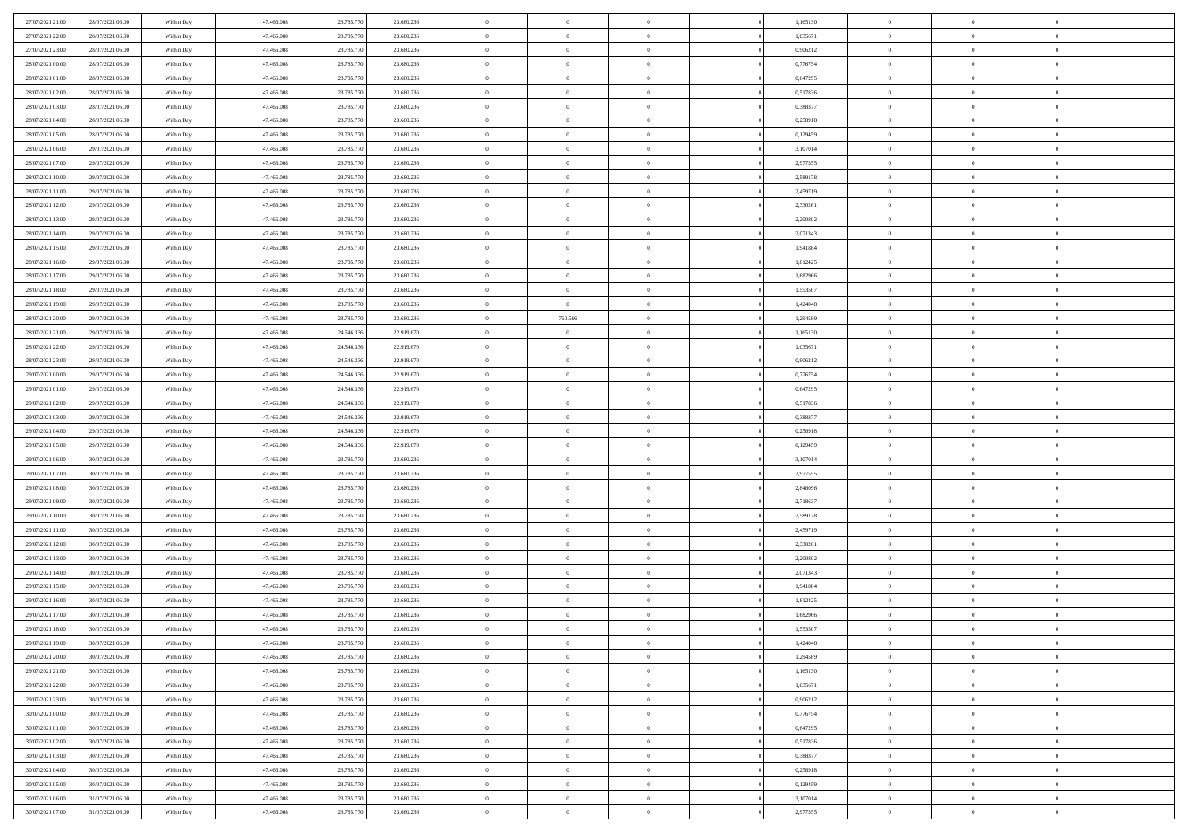| | | | | | | | | | | | | | | |
|---|---|---|---|---|---|---|---|---|---|---|---|---|---|---|
| 27/07/2021 21:00 | 28/07/2021 06:00 | Within Day | 47.466.008 | 23.785.770 | 23.680.236 | 0 | 0 | 0 | | 1,165130 | 0 | 0 | 0 | |
| 27/07/2021 22:00 | 28/07/2021 06:00 | Within Day | 47.466.008 | 23.785.770 | 23.680.236 | 0 | 0 | 0 | | 1,035671 | 0 | 0 | 0 | |
| 27/07/2021 23:00 | 28/07/2021 06:00 | Within Day | 47.466.008 | 23.785.770 | 23.680.236 | 0 | 0 | 0 | | 0,906212 | 0 | 0 | 0 | |
| 28/07/2021 00:00 | 28/07/2021 06:00 | Within Day | 47.466.008 | 23.785.770 | 23.680.236 | 0 | 0 | 0 | | 0,776754 | 0 | 0 | 0 | |
| 28/07/2021 01:00 | 28/07/2021 06:00 | Within Day | 47.466.008 | 23.785.770 | 23.680.236 | 0 | 0 | 0 | | 0,647295 | 0 | 0 | 0 | |
| 28/07/2021 02:00 | 28/07/2021 06:00 | Within Day | 47.466.008 | 23.785.770 | 23.680.236 | 0 | 0 | 0 | | 0,517836 | 0 | 0 | 0 | |
| 28/07/2021 03:00 | 28/07/2021 06:00 | Within Day | 47.466.008 | 23.785.770 | 23.680.236 | 0 | 0 | 0 | | 0,388377 | 0 | 0 | 0 | |
| 28/07/2021 04:00 | 28/07/2021 06:00 | Within Day | 47.466.008 | 23.785.770 | 23.680.236 | 0 | 0 | 0 | | 0,258918 | 0 | 0 | 0 | |
| 28/07/2021 05:00 | 28/07/2021 06:00 | Within Day | 47.466.008 | 23.785.770 | 23.680.236 | 0 | 0 | 0 | | 0,129459 | 0 | 0 | 0 | |
| 28/07/2021 06:00 | 29/07/2021 06:00 | Within Day | 47.466.008 | 23.785.770 | 23.680.236 | 0 | 0 | 0 | | 3,107014 | 0 | 0 | 0 | |
| 28/07/2021 07:00 | 29/07/2021 06:00 | Within Day | 47.466.008 | 23.785.770 | 23.680.236 | 0 | 0 | 0 | | 2,977555 | 0 | 0 | 0 | |
| 28/07/2021 10:00 | 29/07/2021 06:00 | Within Day | 47.466.008 | 23.785.770 | 23.680.236 | 0 | 0 | 0 | | 2,589178 | 0 | 0 | 0 | |
| 28/07/2021 11:00 | 29/07/2021 06:00 | Within Day | 47.466.008 | 23.785.770 | 23.680.236 | 0 | 0 | 0 | | 2,459719 | 0 | 0 | 0 | |
| 28/07/2021 12:00 | 29/07/2021 06:00 | Within Day | 47.466.008 | 23.785.770 | 23.680.236 | 0 | 0 | 0 | | 2,330261 | 0 | 0 | 0 | |
| 28/07/2021 13:00 | 29/07/2021 06:00 | Within Day | 47.466.008 | 23.785.770 | 23.680.236 | 0 | 0 | 0 | | 2,200802 | 0 | 0 | 0 | |
| 28/07/2021 14:00 | 29/07/2021 06:00 | Within Day | 47.466.008 | 23.785.770 | 23.680.236 | 0 | 0 | 0 | | 2,071343 | 0 | 0 | 0 | |
| 28/07/2021 15:00 | 29/07/2021 06:00 | Within Day | 47.466.008 | 23.785.770 | 23.680.236 | 0 | 0 | 0 | | 1,941884 | 0 | 0 | 0 | |
| 28/07/2021 16:00 | 29/07/2021 06:00 | Within Day | 47.466.008 | 23.785.770 | 23.680.236 | 0 | 0 | 0 | | 1,812425 | 0 | 0 | 0 | |
| 28/07/2021 17:00 | 29/07/2021 06:00 | Within Day | 47.466.008 | 23.785.770 | 23.680.236 | 0 | 0 | 0 | | 1,682966 | 0 | 0 | 0 | |
| 28/07/2021 18:00 | 29/07/2021 06:00 | Within Day | 47.466.008 | 23.785.770 | 23.680.236 | 0 | 0 | 0 | | 1,553507 | 0 | 0 | 0 | |
| 28/07/2021 19:00 | 29/07/2021 06:00 | Within Day | 47.466.008 | 23.785.770 | 23.680.236 | 0 | 0 | 0 | | 1,424048 | 0 | 0 | 0 | |
| 28/07/2021 20:00 | 29/07/2021 06:00 | Within Day | 47.466.008 | 23.785.770 | 23.680.236 | 0 | 760.566 | 0 | | 1,294589 | 0 | 0 | 0 | |
| 28/07/2021 21:00 | 29/07/2021 06:00 | Within Day | 47.466.008 | 24.546.336 | 22.919.670 | 0 | 0 | 0 | | 1,165130 | 0 | 0 | 0 | |
| 28/07/2021 22:00 | 29/07/2021 06:00 | Within Day | 47.466.008 | 24.546.336 | 22.919.670 | 0 | 0 | 0 | | 1,035671 | 0 | 0 | 0 | |
| 28/07/2021 23:00 | 29/07/2021 06:00 | Within Day | 47.466.008 | 24.546.336 | 22.919.670 | 0 | 0 | 0 | | 0,906212 | 0 | 0 | 0 | |
| 29/07/2021 00:00 | 29/07/2021 06:00 | Within Day | 47.466.008 | 24.546.336 | 22.919.670 | 0 | 0 | 0 | | 0,776754 | 0 | 0 | 0 | |
| 29/07/2021 01:00 | 29/07/2021 06:00 | Within Day | 47.466.008 | 24.546.336 | 22.919.670 | 0 | 0 | 0 | | 0,647295 | 0 | 0 | 0 | |
| 29/07/2021 02:00 | 29/07/2021 06:00 | Within Day | 47.466.008 | 24.546.336 | 22.919.670 | 0 | 0 | 0 | | 0,517836 | 0 | 0 | 0 | |
| 29/07/2021 03:00 | 29/07/2021 06:00 | Within Day | 47.466.008 | 24.546.336 | 22.919.670 | 0 | 0 | 0 | | 0,388377 | 0 | 0 | 0 | |
| 29/07/2021 04:00 | 29/07/2021 06:00 | Within Day | 47.466.008 | 24.546.336 | 22.919.670 | 0 | 0 | 0 | | 0,258918 | 0 | 0 | 0 | |
| 29/07/2021 05:00 | 29/07/2021 06:00 | Within Day | 47.466.008 | 24.546.336 | 22.919.670 | 0 | 0 | 0 | | 0,129459 | 0 | 0 | 0 | |
| 29/07/2021 06:00 | 30/07/2021 06:00 | Within Day | 47.466.008 | 23.785.770 | 23.680.236 | 0 | 0 | 0 | | 3,107014 | 0 | 0 | 0 | |
| 29/07/2021 07:00 | 30/07/2021 06:00 | Within Day | 47.466.008 | 23.785.770 | 23.680.236 | 0 | 0 | 0 | | 2,977555 | 0 | 0 | 0 | |
| 29/07/2021 08:00 | 30/07/2021 06:00 | Within Day | 47.466.008 | 23.785.770 | 23.680.236 | 0 | 0 | 0 | | 2,848096 | 0 | 0 | 0 | |
| 29/07/2021 09:00 | 30/07/2021 06:00 | Within Day | 47.466.008 | 23.785.770 | 23.680.236 | 0 | 0 | 0 | | 2,718637 | 0 | 0 | 0 | |
| 29/07/2021 10:00 | 30/07/2021 06:00 | Within Day | 47.466.008 | 23.785.770 | 23.680.236 | 0 | 0 | 0 | | 2,589178 | 0 | 0 | 0 | |
| 29/07/2021 11:00 | 30/07/2021 06:00 | Within Day | 47.466.008 | 23.785.770 | 23.680.236 | 0 | 0 | 0 | | 2,459719 | 0 | 0 | 0 | |
| 29/07/2021 12:00 | 30/07/2021 06:00 | Within Day | 47.466.008 | 23.785.770 | 23.680.236 | 0 | 0 | 0 | | 2,330261 | 0 | 0 | 0 | |
| 29/07/2021 13:00 | 30/07/2021 06:00 | Within Day | 47.466.008 | 23.785.770 | 23.680.236 | 0 | 0 | 0 | | 2,200802 | 0 | 0 | 0 | |
| 29/07/2021 14:00 | 30/07/2021 06:00 | Within Day | 47.466.008 | 23.785.770 | 23.680.236 | 0 | 0 | 0 | | 2,071343 | 0 | 0 | 0 | |
| 29/07/2021 15:00 | 30/07/2021 06:00 | Within Day | 47.466.008 | 23.785.770 | 23.680.236 | 0 | 0 | 0 | | 1,941884 | 0 | 0 | 0 | |
| 29/07/2021 16:00 | 30/07/2021 06:00 | Within Day | 47.466.008 | 23.785.770 | 23.680.236 | 0 | 0 | 0 | | 1,812425 | 0 | 0 | 0 | |
| 29/07/2021 17:00 | 30/07/2021 06:00 | Within Day | 47.466.008 | 23.785.770 | 23.680.236 | 0 | 0 | 0 | | 1,682966 | 0 | 0 | 0 | |
| 29/07/2021 18:00 | 30/07/2021 06:00 | Within Day | 47.466.008 | 23.785.770 | 23.680.236 | 0 | 0 | 0 | | 1,553507 | 0 | 0 | 0 | |
| 29/07/2021 19:00 | 30/07/2021 06:00 | Within Day | 47.466.008 | 23.785.770 | 23.680.236 | 0 | 0 | 0 | | 1,424048 | 0 | 0 | 0 | |
| 29/07/2021 20:00 | 30/07/2021 06:00 | Within Day | 47.466.008 | 23.785.770 | 23.680.236 | 0 | 0 | 0 | | 1,294589 | 0 | 0 | 0 | |
| 29/07/2021 21:00 | 30/07/2021 06:00 | Within Day | 47.466.008 | 23.785.770 | 23.680.236 | 0 | 0 | 0 | | 1,165130 | 0 | 0 | 0 | |
| 29/07/2021 22:00 | 30/07/2021 06:00 | Within Day | 47.466.008 | 23.785.770 | 23.680.236 | 0 | 0 | 0 | | 1,035671 | 0 | 0 | 0 | |
| 29/07/2021 23:00 | 30/07/2021 06:00 | Within Day | 47.466.008 | 23.785.770 | 23.680.236 | 0 | 0 | 0 | | 0,906212 | 0 | 0 | 0 | |
| 30/07/2021 00:00 | 30/07/2021 06:00 | Within Day | 47.466.008 | 23.785.770 | 23.680.236 | 0 | 0 | 0 | | 0,776754 | 0 | 0 | 0 | |
| 30/07/2021 01:00 | 30/07/2021 06:00 | Within Day | 47.466.008 | 23.785.770 | 23.680.236 | 0 | 0 | 0 | | 0,647295 | 0 | 0 | 0 | |
| 30/07/2021 02:00 | 30/07/2021 06:00 | Within Day | 47.466.008 | 23.785.770 | 23.680.236 | 0 | 0 | 0 | | 0,517836 | 0 | 0 | 0 | |
| 30/07/2021 03:00 | 30/07/2021 06:00 | Within Day | 47.466.008 | 23.785.770 | 23.680.236 | 0 | 0 | 0 | | 0,388377 | 0 | 0 | 0 | |
| 30/07/2021 04:00 | 30/07/2021 06:00 | Within Day | 47.466.008 | 23.785.770 | 23.680.236 | 0 | 0 | 0 | | 0,258918 | 0 | 0 | 0 | |
| 30/07/2021 05:00 | 30/07/2021 06:00 | Within Day | 47.466.008 | 23.785.770 | 23.680.236 | 0 | 0 | 0 | | 0,129459 | 0 | 0 | 0 | |
| 30/07/2021 06:00 | 31/07/2021 06:00 | Within Day | 47.466.008 | 23.785.770 | 23.680.236 | 0 | 0 | 0 | | 3,107014 | 0 | 0 | 0 | |
| 30/07/2021 07:00 | 31/07/2021 06:00 | Within Day | 47.466.008 | 23.785.770 | 23.680.236 | 0 | 0 | 0 | | 2,977555 | 0 | 0 | 0 | |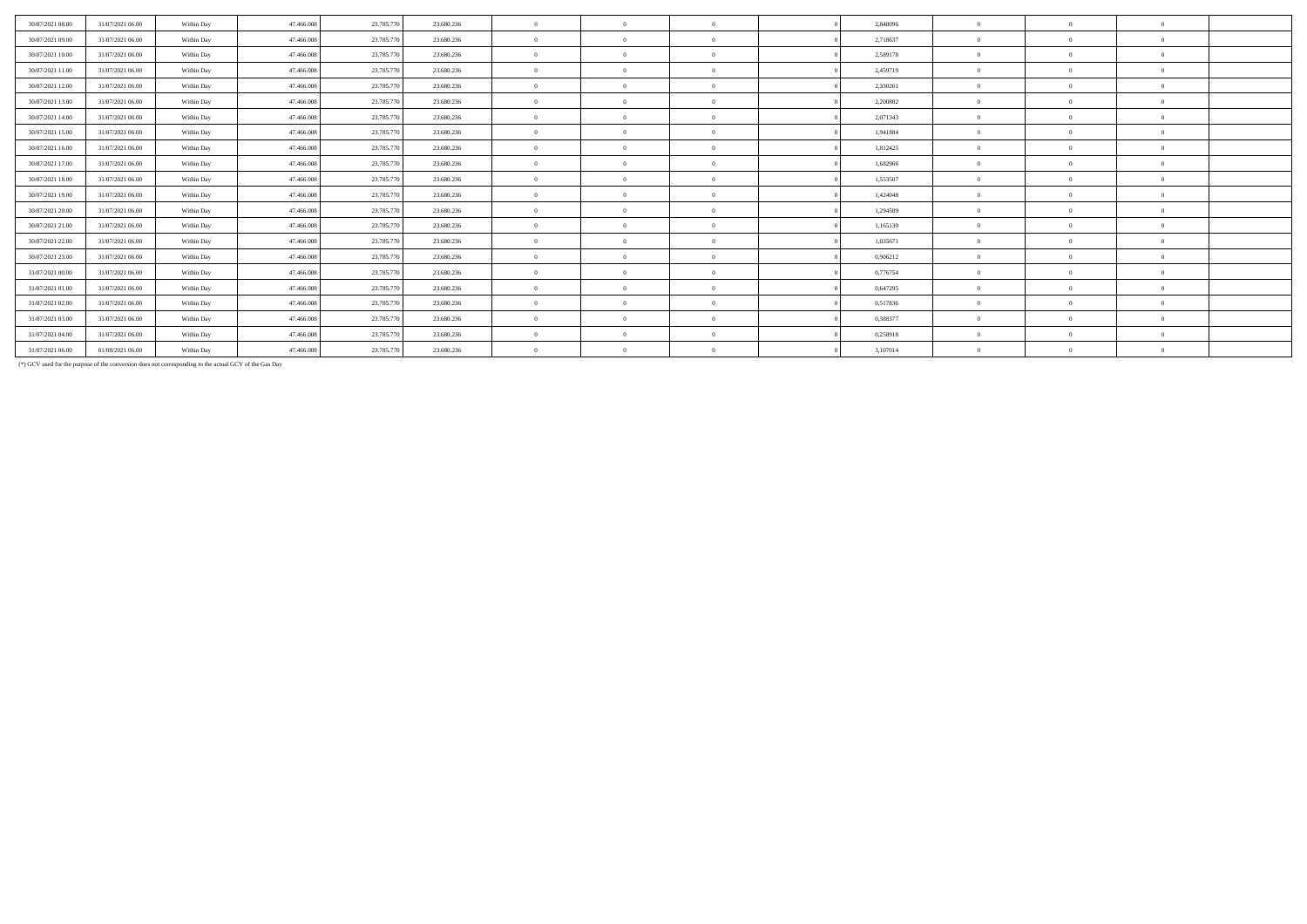| | | | | | | | | | | | | | | | |
|---|---|---|---|---|---|---|---|---|---|---|---|---|---|---|---|
| 30/07/2021 08.00 | 31/07/2021 06.00 | Within Day | 47.466.008 | 23.785.770 | 23.680.236 | 0 | 0 | 0 | | 0 | 2,848096 | 0 | 0 | 0 | |
| 30/07/2021 09.00 | 31/07/2021 06.00 | Within Day | 47.466.008 | 23.785.770 | 23.680.236 | 0 | 0 | 0 | | 0 | 2,718637 | 0 | 0 | 0 | |
| 30/07/2021 10.00 | 31/07/2021 06.00 | Within Day | 47.466.008 | 23.785.770 | 23.680.236 | 0 | 0 | 0 | | 0 | 2,589178 | 0 | 0 | 0 | |
| 30/07/2021 11.00 | 31/07/2021 06.00 | Within Day | 47.466.008 | 23.785.770 | 23.680.236 | 0 | 0 | 0 | | 0 | 2,459719 | 0 | 0 | 0 | |
| 30/07/2021 12.00 | 31/07/2021 06.00 | Within Day | 47.466.008 | 23.785.770 | 23.680.236 | 0 | 0 | 0 | | 0 | 2,330261 | 0 | 0 | 0 | |
| 30/07/2021 13.00 | 31/07/2021 06.00 | Within Day | 47.466.008 | 23.785.770 | 23.680.236 | 0 | 0 | 0 | | 0 | 2,200802 | 0 | 0 | 0 | |
| 30/07/2021 14.00 | 31/07/2021 06.00 | Within Day | 47.466.008 | 23.785.770 | 23.680.236 | 0 | 0 | 0 | | 0 | 2,071343 | 0 | 0 | 0 | |
| 30/07/2021 15.00 | 31/07/2021 06.00 | Within Day | 47.466.008 | 23.785.770 | 23.680.236 | 0 | 0 | 0 | | 0 | 1,941884 | 0 | 0 | 0 | |
| 30/07/2021 16.00 | 31/07/2021 06.00 | Within Day | 47.466.008 | 23.785.770 | 23.680.236 | 0 | 0 | 0 | | 0 | 1,812425 | 0 | 0 | 0 | |
| 30/07/2021 17.00 | 31/07/2021 06.00 | Within Day | 47.466.008 | 23.785.770 | 23.680.236 | 0 | 0 | 0 | | 0 | 1,682966 | 0 | 0 | 0 | |
| 30/07/2021 18.00 | 31/07/2021 06.00 | Within Day | 47.466.008 | 23.785.770 | 23.680.236 | 0 | 0 | 0 | | 0 | 1,553507 | 0 | 0 | 0 | |
| 30/07/2021 19.00 | 31/07/2021 06.00 | Within Day | 47.466.008 | 23.785.770 | 23.680.236 | 0 | 0 | 0 | | 0 | 1,424048 | 0 | 0 | 0 | |
| 30/07/2021 20.00 | 31/07/2021 06.00 | Within Day | 47.466.008 | 23.785.770 | 23.680.236 | 0 | 0 | 0 | | 0 | 1,294589 | 0 | 0 | 0 | |
| 30/07/2021 21.00 | 31/07/2021 06.00 | Within Day | 47.466.008 | 23.785.770 | 23.680.236 | 0 | 0 | 0 | | 0 | 1,165130 | 0 | 0 | 0 | |
| 30/07/2021 22.00 | 31/07/2021 06.00 | Within Day | 47.466.008 | 23.785.770 | 23.680.236 | 0 | 0 | 0 | | 0 | 1,035671 | 0 | 0 | 0 | |
| 30/07/2021 23.00 | 31/07/2021 06.00 | Within Day | 47.466.008 | 23.785.770 | 23.680.236 | 0 | 0 | 0 | | 0 | 0,906212 | 0 | 0 | 0 | |
| 31/07/2021 00.00 | 31/07/2021 06.00 | Within Day | 47.466.008 | 23.785.770 | 23.680.236 | 0 | 0 | 0 | | 0 | 0,776754 | 0 | 0 | 0 | |
| 31/07/2021 01.00 | 31/07/2021 06.00 | Within Day | 47.466.008 | 23.785.770 | 23.680.236 | 0 | 0 | 0 | | 0 | 0,647295 | 0 | 0 | 0 | |
| 31/07/2021 02.00 | 31/07/2021 06.00 | Within Day | 47.466.008 | 23.785.770 | 23.680.236 | 0 | 0 | 0 | | 0 | 0,517836 | 0 | 0 | 0 | |
| 31/07/2021 03.00 | 31/07/2021 06.00 | Within Day | 47.466.008 | 23.785.770 | 23.680.236 | 0 | 0 | 0 | | 0 | 0,388377 | 0 | 0 | 0 | |
| 31/07/2021 04.00 | 31/07/2021 06.00 | Within Day | 47.466.008 | 23.785.770 | 23.680.236 | 0 | 0 | 0 | | 0 | 0,258918 | 0 | 0 | 0 | |
| 31/07/2021 06.00 | 01/08/2021 06.00 | Within Day | 47.466.008 | 23.785.770 | 23.680.236 | 0 | 0 | 0 | | 0 | 3,107014 | 0 | 0 | 0 | |

(*) GCV used for the purpose of the conversion does not corresponding to the actual GCV of the Gas Day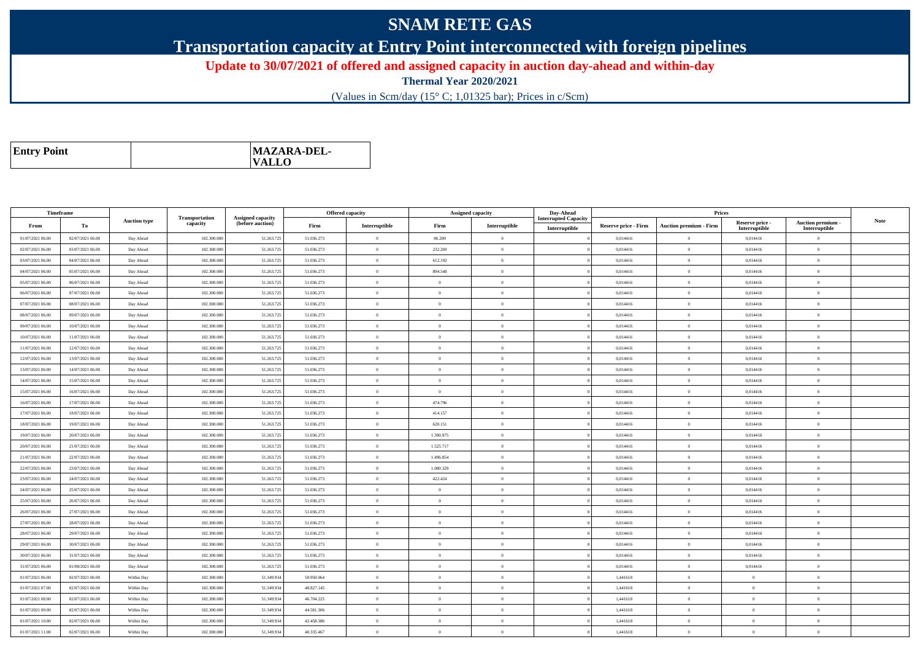# SNAM RETE GAS

## Transportation capacity at Entry Point interconnected with foreign pipelines

**Update to 30/07/2021 of offered and assigned capacity in auction day-ahead and within-day**

**Thermal Year 2020/2021**

(Values in Scm/day (15° C; 1,01325 bar); Prices in c/Scm)

| Entry Point | | MAZARA-DEL-VALLO |
|---|---|---|

| Timeframe | | Auction type | Transportation capacity | Assigned capacity (before auction) | Offered capacity | | Assigned capacity | | Day-Ahead Interrupted Capacity | Prices | | | | Note |
|---|---|---|---|---|---|---|---|---|---|---|---|---|---|---|
| From | To | | | | Firm | Interruptible | Firm | Interruptible | Interruptible | Reserve price - Firm | Auction premium - Firm | Reserve price - Interruptible | Auction premium - Interruptible | |
| 01/07/2021 06.00 | 02/07/2021 06.00 | Day Ahead | 102.300.000 | 51.263.725 | 51.036.273 | 0 | 86.209 | 0 | 0 | 0,014416 | 0 | 0,014416 | 0 | |
| 02/07/2021 06.00 | 03/07/2021 06.00 | Day Ahead | 102.300.000 | 51.263.725 | 51.036.273 | 0 | 232.269 | 0 | 0 | 0,014416 | 0 | 0,014416 | 0 | |
| 03/07/2021 06.00 | 04/07/2021 06.00 | Day Ahead | 102.300.000 | 51.263.725 | 51.036.273 | 0 | 612.192 | 0 | 0 | 0,014416 | 0 | 0,014416 | 0 | |
| 04/07/2021 06.00 | 05/07/2021 06.00 | Day Ahead | 102.300.000 | 51.263.725 | 51.036.273 | 0 | 894.548 | 0 | 0 | 0,014416 | 0 | 0,014416 | 0 | |
| 05/07/2021 06.00 | 06/07/2021 06.00 | Day Ahead | 102.300.000 | 51.263.725 | 51.036.273 | 0 | 0 | 0 | 0 | 0,014416 | 0 | 0,014416 | 0 | |
| 06/07/2021 06.00 | 07/07/2021 06.00 | Day Ahead | 102.300.000 | 51.263.725 | 51.036.273 | 0 | 0 | 0 | 0 | 0,014416 | 0 | 0,014416 | 0 | |
| 07/07/2021 06.00 | 08/07/2021 06.00 | Day Ahead | 102.300.000 | 51.263.725 | 51.036.273 | 0 | 0 | 0 | 0 | 0,014416 | 0 | 0,014416 | 0 | |
| 08/07/2021 06.00 | 09/07/2021 06.00 | Day Ahead | 102.300.000 | 51.263.725 | 51.036.273 | 0 | 0 | 0 | 0 | 0,014416 | 0 | 0,014416 | 0 | |
| 09/07/2021 06.00 | 10/07/2021 06.00 | Day Ahead | 102.300.000 | 51.263.725 | 51.036.273 | 0 | 0 | 0 | 0 | 0,014416 | 0 | 0,014416 | 0 | |
| 10/07/2021 06.00 | 11/07/2021 06.00 | Day Ahead | 102.300.000 | 51.263.725 | 51.036.273 | 0 | 0 | 0 | 0 | 0,014416 | 0 | 0,014416 | 0 | |
| 11/07/2021 06.00 | 12/07/2021 06.00 | Day Ahead | 102.300.000 | 51.263.725 | 51.036.273 | 0 | 0 | 0 | 0 | 0,014416 | 0 | 0,014416 | 0 | |
| 12/07/2021 06.00 | 13/07/2021 06.00 | Day Ahead | 102.300.000 | 51.263.725 | 51.036.273 | 0 | 0 | 0 | 0 | 0,014416 | 0 | 0,014416 | 0 | |
| 13/07/2021 06.00 | 14/07/2021 06.00 | Day Ahead | 102.300.000 | 51.263.725 | 51.036.273 | 0 | 0 | 0 | 0 | 0,014416 | 0 | 0,014416 | 0 | |
| 14/07/2021 06.00 | 15/07/2021 06.00 | Day Ahead | 102.300.000 | 51.263.725 | 51.036.273 | 0 | 0 | 0 | 0 | 0,014416 | 0 | 0,014416 | 0 | |
| 15/07/2021 06.00 | 16/07/2021 06.00 | Day Ahead | 102.300.000 | 51.263.725 | 51.036.273 | 0 | 0 | 0 | 0 | 0,014416 | 0 | 0,014416 | 0 | |
| 16/07/2021 06.00 | 17/07/2021 06.00 | Day Ahead | 102.300.000 | 51.263.725 | 51.036.273 | 0 | 474.796 | 0 | 0 | 0,014416 | 0 | 0,014416 | 0 | |
| 17/07/2021 06.00 | 18/07/2021 06.00 | Day Ahead | 102.300.000 | 51.263.725 | 51.036.273 | 0 | 414.157 | 0 | 0 | 0,014416 | 0 | 0,014416 | 0 | |
| 18/07/2021 06.00 | 19/07/2021 06.00 | Day Ahead | 102.300.000 | 51.263.725 | 51.036.273 | 0 | 620.151 | 0 | 0 | 0,014416 | 0 | 0,014416 | 0 | |
| 19/07/2021 06.00 | 20/07/2021 06.00 | Day Ahead | 102.300.000 | 51.263.725 | 51.036.273 | 0 | 1.390.975 | 0 | 0 | 0,014416 | 0 | 0,014416 | 0 | |
| 20/07/2021 06.00 | 21/07/2021 06.00 | Day Ahead | 102.300.000 | 51.263.725 | 51.036.273 | 0 | 1.525.717 | 0 | 0 | 0,014416 | 0 | 0,014416 | 0 | |
| 21/07/2021 06.00 | 22/07/2021 06.00 | Day Ahead | 102.300.000 | 51.263.725 | 51.036.273 | 0 | 1.496.854 | 0 | 0 | 0,014416 | 0 | 0,014416 | 0 | |
| 22/07/2021 06.00 | 23/07/2021 06.00 | Day Ahead | 102.300.000 | 51.263.725 | 51.036.273 | 0 | 1.080.329 | 0 | 0 | 0,014416 | 0 | 0,014416 | 0 | |
| 23/07/2021 06.00 | 24/07/2021 06.00 | Day Ahead | 102.300.000 | 51.263.725 | 51.036.273 | 0 | 422.424 | 0 | 0 | 0,014416 | 0 | 0,014416 | 0 | |
| 24/07/2021 06.00 | 25/07/2021 06.00 | Day Ahead | 102.300.000 | 51.263.725 | 51.036.273 | 0 | 0 | 0 | 0 | 0,014416 | 0 | 0,014416 | 0 | |
| 25/07/2021 06.00 | 26/07/2021 06.00 | Day Ahead | 102.300.000 | 51.263.725 | 51.036.273 | 0 | 0 | 0 | 0 | 0,014416 | 0 | 0,014416 | 0 | |
| 26/07/2021 06.00 | 27/07/2021 06.00 | Day Ahead | 102.300.000 | 51.263.725 | 51.036.273 | 0 | 0 | 0 | 0 | 0,014416 | 0 | 0,014416 | 0 | |
| 27/07/2021 06.00 | 28/07/2021 06.00 | Day Ahead | 102.300.000 | 51.263.725 | 51.036.273 | 0 | 0 | 0 | 0 | 0,014416 | 0 | 0,014416 | 0 | |
| 28/07/2021 06.00 | 29/07/2021 06.00 | Day Ahead | 102.300.000 | 51.263.725 | 51.036.273 | 0 | 0 | 0 | 0 | 0,014416 | 0 | 0,014416 | 0 | |
| 29/07/2021 06.00 | 30/07/2021 06.00 | Day Ahead | 102.300.000 | 51.263.725 | 51.036.273 | 0 | 0 | 0 | 0 | 0,014416 | 0 | 0,014416 | 0 | |
| 30/07/2021 06.00 | 31/07/2021 06.00 | Day Ahead | 102.300.000 | 51.263.725 | 51.036.273 | 0 | 0 | 0 | 0 | 0,014416 | 0 | 0,014416 | 0 | |
| 31/07/2021 06.00 | 01/08/2021 06.00 | Day Ahead | 102.300.000 | 51.263.725 | 51.036.273 | 0 | 0 | 0 | 0 | 0,014416 | 0 | 0,014416 | 0 | |
| 01/07/2021 06.00 | 02/07/2021 06.00 | Within Day | 102.300.000 | 51.349.934 | 50.950.064 | 0 | 0 | 0 | 0 | 1,441618 | 0 | 0 | 0 | |
| 01/07/2021 07.00 | 02/07/2021 06.00 | Within Day | 102.300.000 | 51.349.934 | 48.827.145 | 0 | 0 | 0 | 0 | 1,441618 | 0 | 0 | 0 | |
| 01/07/2021 08.00 | 02/07/2021 06.00 | Within Day | 102.300.000 | 51.349.934 | 46.704.225 | 0 | 0 | 0 | 0 | 1,441618 | 0 | 0 | 0 | |
| 01/07/2021 09.00 | 02/07/2021 06.00 | Within Day | 102.300.000 | 51.349.934 | 44.581.306 | 0 | 0 | 0 | 0 | 1,441618 | 0 | 0 | 0 | |
| 01/07/2021 10.00 | 02/07/2021 06.00 | Within Day | 102.300.000 | 51.349.934 | 42.458.386 | 0 | 0 | 0 | 0 | 1,441618 | 0 | 0 | 0 | |
| 01/07/2021 11.00 | 02/07/2021 06.00 | Within Day | 102.300.000 | 51.349.934 | 40.335.467 | 0 | 0 | 0 | 0 | 1,441618 | 0 | 0 | 0 | |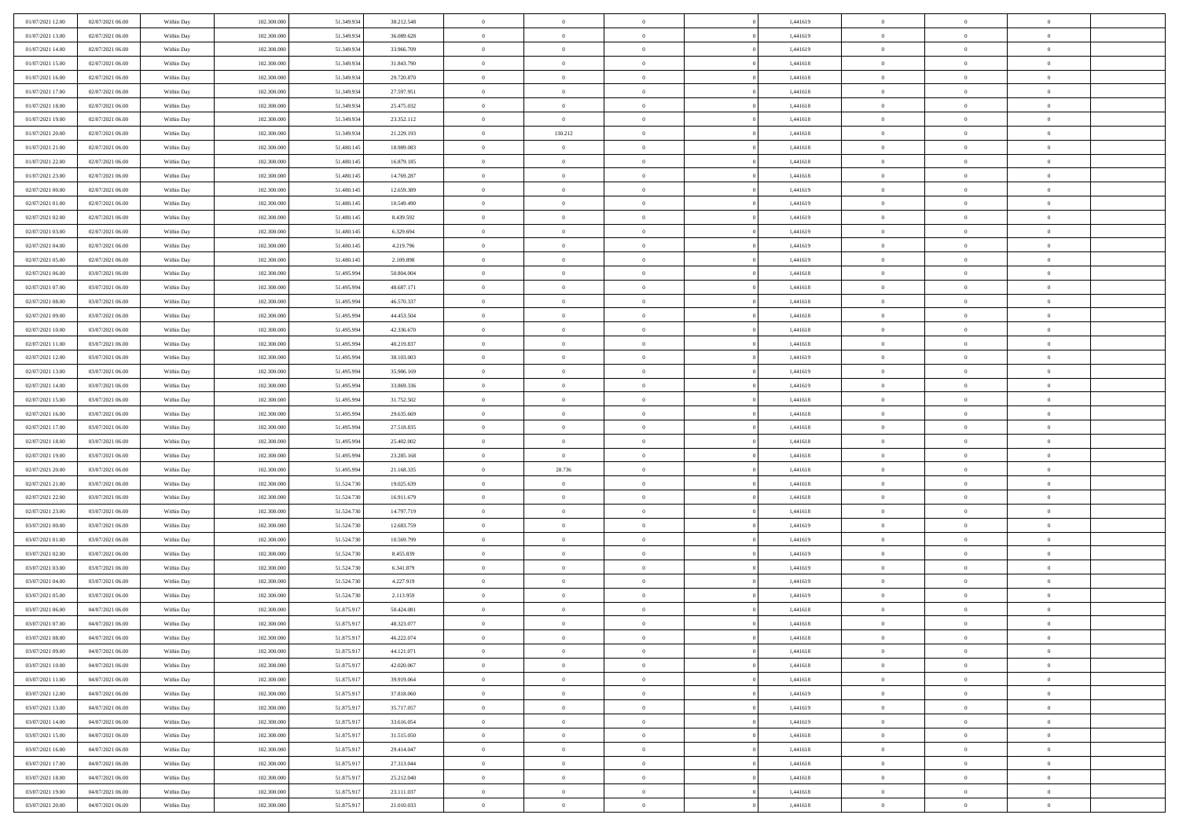| | | | | | | | | | | | | | | |
|---|---|---|---|---|---|---|---|---|---|---|---|---|---|---|
| 01/07/2021 12:00 | 02/07/2021 06:00 | Within Day | 102.300.000 | 51.349.934 | 38.212.548 | 0 | 0 | 0 | | 1,441619 | 0 | 0 | 0 | |
| 01/07/2021 13:00 | 02/07/2021 06:00 | Within Day | 102.300.000 | 51.349.934 | 36.089.628 | 0 | 0 | 0 | | 1,441619 | 0 | 0 | 0 | |
| 01/07/2021 14:00 | 02/07/2021 06:00 | Within Day | 102.300.000 | 51.349.934 | 33.966.709 | 0 | 0 | 0 | | 1,441619 | 0 | 0 | 0 | |
| 01/07/2021 15:00 | 02/07/2021 06:00 | Within Day | 102.300.000 | 51.349.934 | 31.843.790 | 0 | 0 | 0 | | 1,441618 | 0 | 0 | 0 | |
| 01/07/2021 16:00 | 02/07/2021 06:00 | Within Day | 102.300.000 | 51.349.934 | 29.720.870 | 0 | 0 | 0 | | 1,441618 | 0 | 0 | 0 | |
| 01/07/2021 17:00 | 02/07/2021 06:00 | Within Day | 102.300.000 | 51.349.934 | 27.597.951 | 0 | 0 | 0 | | 1,441618 | 0 | 0 | 0 | |
| 01/07/2021 18:00 | 02/07/2021 06:00 | Within Day | 102.300.000 | 51.349.934 | 25.475.032 | 0 | 0 | 0 | | 1,441618 | 0 | 0 | 0 | |
| 01/07/2021 19:00 | 02/07/2021 06:00 | Within Day | 102.300.000 | 51.349.934 | 23.352.112 | 0 | 0 | 0 | | 1,441618 | 0 | 0 | 0 | |
| 01/07/2021 20:00 | 02/07/2021 06:00 | Within Day | 102.300.000 | 51.349.934 | 21.229.193 | 0 | 130.212 | 0 | | 1,441618 | 0 | 0 | 0 | |
| 01/07/2021 21:00 | 02/07/2021 06:00 | Within Day | 102.300.000 | 51.480.145 | 18.989.083 | 0 | 0 | 0 | | 1,441618 | 0 | 0 | 0 | |
| 01/07/2021 22:00 | 02/07/2021 06:00 | Within Day | 102.300.000 | 51.480.145 | 16.879.185 | 0 | 0 | 0 | | 1,441618 | 0 | 0 | 0 | |
| 01/07/2021 23:00 | 02/07/2021 06:00 | Within Day | 102.300.000 | 51.480.145 | 14.769.287 | 0 | 0 | 0 | | 1,441618 | 0 | 0 | 0 | |
| 02/07/2021 00:00 | 02/07/2021 06:00 | Within Day | 102.300.000 | 51.480.145 | 12.659.389 | 0 | 0 | 0 | | 1,441619 | 0 | 0 | 0 | |
| 02/07/2021 01:00 | 02/07/2021 06:00 | Within Day | 102.300.000 | 51.480.145 | 10.549.490 | 0 | 0 | 0 | | 1,441619 | 0 | 0 | 0 | |
| 02/07/2021 02:00 | 02/07/2021 06:00 | Within Day | 102.300.000 | 51.480.145 | 8.439.592 | 0 | 0 | 0 | | 1,441619 | 0 | 0 | 0 | |
| 02/07/2021 03:00 | 02/07/2021 06:00 | Within Day | 102.300.000 | 51.480.145 | 6.329.694 | 0 | 0 | 0 | | 1,441619 | 0 | 0 | 0 | |
| 02/07/2021 04:00 | 02/07/2021 06:00 | Within Day | 102.300.000 | 51.480.145 | 4.219.796 | 0 | 0 | 0 | | 1,441619 | 0 | 0 | 0 | |
| 02/07/2021 05:00 | 02/07/2021 06:00 | Within Day | 102.300.000 | 51.480.145 | 2.109.898 | 0 | 0 | 0 | | 1,441619 | 0 | 0 | 0 | |
| 02/07/2021 06:00 | 03/07/2021 06:00 | Within Day | 102.300.000 | 51.495.994 | 50.804.004 | 0 | 0 | 0 | | 1,441618 | 0 | 0 | 0 | |
| 02/07/2021 07:00 | 03/07/2021 06:00 | Within Day | 102.300.000 | 51.495.994 | 48.687.171 | 0 | 0 | 0 | | 1,441618 | 0 | 0 | 0 | |
| 02/07/2021 08:00 | 03/07/2021 06:00 | Within Day | 102.300.000 | 51.495.994 | 46.570.337 | 0 | 0 | 0 | | 1,441618 | 0 | 0 | 0 | |
| 02/07/2021 09:00 | 03/07/2021 06:00 | Within Day | 102.300.000 | 51.495.994 | 44.453.504 | 0 | 0 | 0 | | 1,441618 | 0 | 0 | 0 | |
| 02/07/2021 10:00 | 03/07/2021 06:00 | Within Day | 102.300.000 | 51.495.994 | 42.336.670 | 0 | 0 | 0 | | 1,441618 | 0 | 0 | 0 | |
| 02/07/2021 11:00 | 03/07/2021 06:00 | Within Day | 102.300.000 | 51.495.994 | 40.219.837 | 0 | 0 | 0 | | 1,441618 | 0 | 0 | 0 | |
| 02/07/2021 12:00 | 03/07/2021 06:00 | Within Day | 102.300.000 | 51.495.994 | 38.103.003 | 0 | 0 | 0 | | 1,441619 | 0 | 0 | 0 | |
| 02/07/2021 13:00 | 03/07/2021 06:00 | Within Day | 102.300.000 | 51.495.994 | 35.986.169 | 0 | 0 | 0 | | 1,441619 | 0 | 0 | 0 | |
| 02/07/2021 14:00 | 03/07/2021 06:00 | Within Day | 102.300.000 | 51.495.994 | 33.869.336 | 0 | 0 | 0 | | 1,441619 | 0 | 0 | 0 | |
| 02/07/2021 15:00 | 03/07/2021 06:00 | Within Day | 102.300.000 | 51.495.994 | 31.752.502 | 0 | 0 | 0 | | 1,441618 | 0 | 0 | 0 | |
| 02/07/2021 16:00 | 03/07/2021 06:00 | Within Day | 102.300.000 | 51.495.994 | 29.635.669 | 0 | 0 | 0 | | 1,441618 | 0 | 0 | 0 | |
| 02/07/2021 17:00 | 03/07/2021 06:00 | Within Day | 102.300.000 | 51.495.994 | 27.518.835 | 0 | 0 | 0 | | 1,441618 | 0 | 0 | 0 | |
| 02/07/2021 18:00 | 03/07/2021 06:00 | Within Day | 102.300.000 | 51.495.994 | 25.402.002 | 0 | 0 | 0 | | 1,441618 | 0 | 0 | 0 | |
| 02/07/2021 19:00 | 03/07/2021 06:00 | Within Day | 102.300.000 | 51.495.994 | 23.285.168 | 0 | 0 | 0 | | 1,441618 | 0 | 0 | 0 | |
| 02/07/2021 20:00 | 03/07/2021 06:00 | Within Day | 102.300.000 | 51.495.994 | 21.168.335 | 0 | 28.736 | 0 | | 1,441618 | 0 | 0 | 0 | |
| 02/07/2021 21:00 | 03/07/2021 06:00 | Within Day | 102.300.000 | 51.524.730 | 19.025.639 | 0 | 0 | 0 | | 1,441618 | 0 | 0 | 0 | |
| 02/07/2021 22:00 | 03/07/2021 06:00 | Within Day | 102.300.000 | 51.524.730 | 16.911.679 | 0 | 0 | 0 | | 1,441618 | 0 | 0 | 0 | |
| 02/07/2021 23:00 | 03/07/2021 06:00 | Within Day | 102.300.000 | 51.524.730 | 14.797.719 | 0 | 0 | 0 | | 1,441618 | 0 | 0 | 0 | |
| 03/07/2021 00:00 | 03/07/2021 06:00 | Within Day | 102.300.000 | 51.524.730 | 12.683.759 | 0 | 0 | 0 | | 1,441619 | 0 | 0 | 0 | |
| 03/07/2021 01:00 | 03/07/2021 06:00 | Within Day | 102.300.000 | 51.524.730 | 10.569.799 | 0 | 0 | 0 | | 1,441619 | 0 | 0 | 0 | |
| 03/07/2021 02:00 | 03/07/2021 06:00 | Within Day | 102.300.000 | 51.524.730 | 8.455.839 | 0 | 0 | 0 | | 1,441619 | 0 | 0 | 0 | |
| 03/07/2021 03:00 | 03/07/2021 06:00 | Within Day | 102.300.000 | 51.524.730 | 6.341.879 | 0 | 0 | 0 | | 1,441619 | 0 | 0 | 0 | |
| 03/07/2021 04:00 | 03/07/2021 06:00 | Within Day | 102.300.000 | 51.524.730 | 4.227.919 | 0 | 0 | 0 | | 1,441619 | 0 | 0 | 0 | |
| 03/07/2021 05:00 | 03/07/2021 06:00 | Within Day | 102.300.000 | 51.524.730 | 2.113.959 | 0 | 0 | 0 | | 1,441619 | 0 | 0 | 0 | |
| 03/07/2021 06:00 | 04/07/2021 06:00 | Within Day | 102.300.000 | 51.875.917 | 50.424.081 | 0 | 0 | 0 | | 1,441618 | 0 | 0 | 0 | |
| 03/07/2021 07:00 | 04/07/2021 06:00 | Within Day | 102.300.000 | 51.875.917 | 48.323.077 | 0 | 0 | 0 | | 1,441618 | 0 | 0 | 0 | |
| 03/07/2021 08:00 | 04/07/2021 06:00 | Within Day | 102.300.000 | 51.875.917 | 46.222.074 | 0 | 0 | 0 | | 1,441618 | 0 | 0 | 0 | |
| 03/07/2021 09:00 | 04/07/2021 06:00 | Within Day | 102.300.000 | 51.875.917 | 44.121.071 | 0 | 0 | 0 | | 1,441618 | 0 | 0 | 0 | |
| 03/07/2021 10:00 | 04/07/2021 06:00 | Within Day | 102.300.000 | 51.875.917 | 42.020.067 | 0 | 0 | 0 | | 1,441618 | 0 | 0 | 0 | |
| 03/07/2021 11:00 | 04/07/2021 06:00 | Within Day | 102.300.000 | 51.875.917 | 39.919.064 | 0 | 0 | 0 | | 1,441618 | 0 | 0 | 0 | |
| 03/07/2021 12:00 | 04/07/2021 06:00 | Within Day | 102.300.000 | 51.875.917 | 37.818.060 | 0 | 0 | 0 | | 1,441619 | 0 | 0 | 0 | |
| 03/07/2021 13:00 | 04/07/2021 06:00 | Within Day | 102.300.000 | 51.875.917 | 35.717.057 | 0 | 0 | 0 | | 1,441619 | 0 | 0 | 0 | |
| 03/07/2021 14:00 | 04/07/2021 06:00 | Within Day | 102.300.000 | 51.875.917 | 33.616.054 | 0 | 0 | 0 | | 1,441619 | 0 | 0 | 0 | |
| 03/07/2021 15:00 | 04/07/2021 06:00 | Within Day | 102.300.000 | 51.875.917 | 31.515.050 | 0 | 0 | 0 | | 1,441618 | 0 | 0 | 0 | |
| 03/07/2021 16:00 | 04/07/2021 06:00 | Within Day | 102.300.000 | 51.875.917 | 29.414.047 | 0 | 0 | 0 | | 1,441618 | 0 | 0 | 0 | |
| 03/07/2021 17:00 | 04/07/2021 06:00 | Within Day | 102.300.000 | 51.875.917 | 27.313.044 | 0 | 0 | 0 | | 1,441618 | 0 | 0 | 0 | |
| 03/07/2021 18:00 | 04/07/2021 06:00 | Within Day | 102.300.000 | 51.875.917 | 25.212.040 | 0 | 0 | 0 | | 1,441618 | 0 | 0 | 0 | |
| 03/07/2021 19:00 | 04/07/2021 06:00 | Within Day | 102.300.000 | 51.875.917 | 23.111.037 | 0 | 0 | 0 | | 1,441618 | 0 | 0 | 0 | |
| 03/07/2021 20:00 | 04/07/2021 06:00 | Within Day | 102.300.000 | 51.875.917 | 21.010.033 | 0 | 0 | 0 | | 1,441618 | 0 | 0 | 0 | |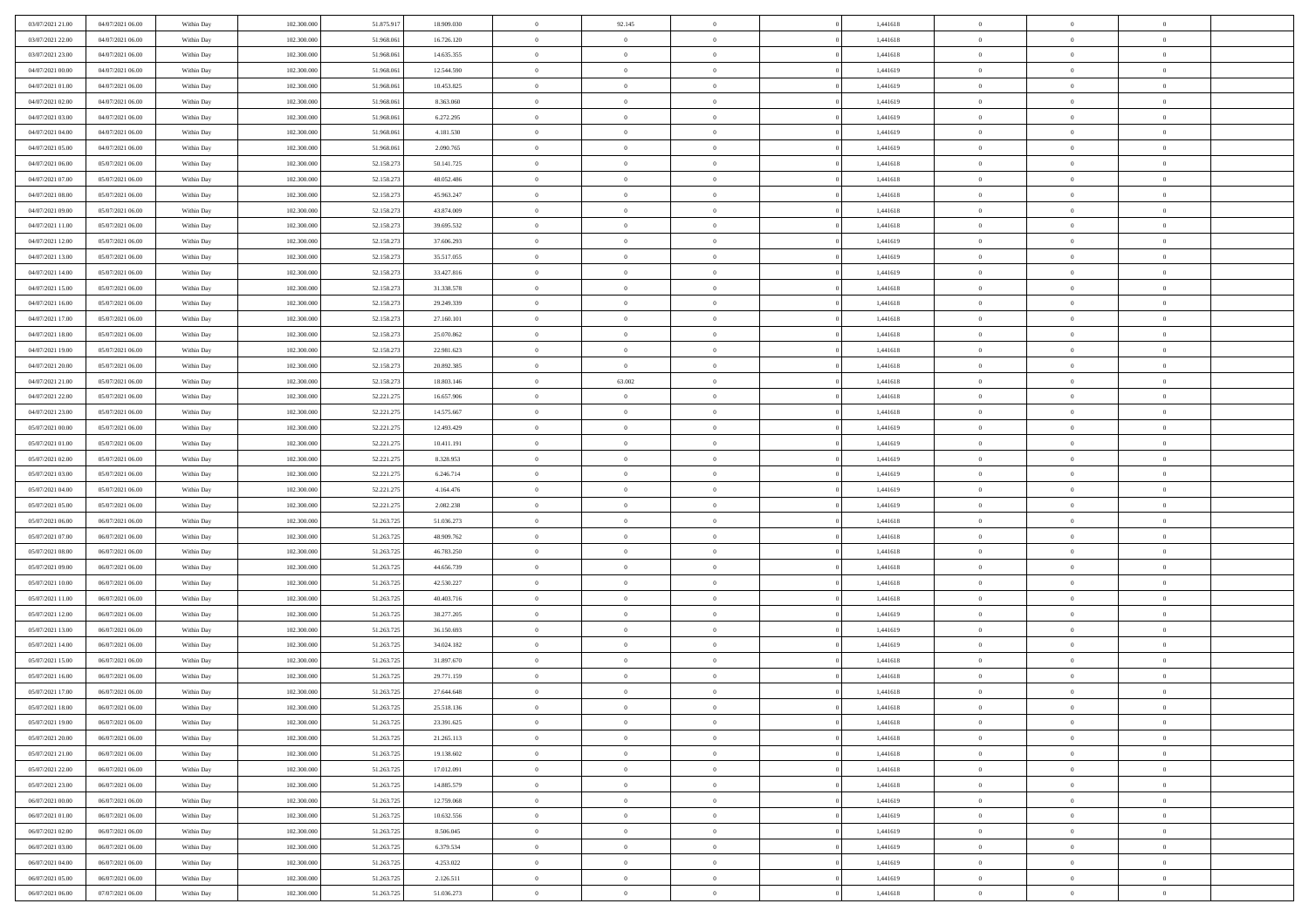| | | | | | | | | | | | | | | |
|---|---|---|---|---|---|---|---|---|---|---|---|---|---|---|
| 03/07/2021 21:00 | 04/07/2021 06:00 | Within Day | 102.300.000 | 51.875.917 | 18.909.030 | 0 | 92.145 | 0 | | 0 | 1,441618 | 0 | 0 | 0 |
| 03/07/2021 22:00 | 04/07/2021 06:00 | Within Day | 102.300.000 | 51.968.061 | 16.726.120 | 0 | 0 | 0 | | 0 | 1,441618 | 0 | 0 | 0 |
| 03/07/2021 23:00 | 04/07/2021 06:00 | Within Day | 102.300.000 | 51.968.061 | 14.635.355 | 0 | 0 | 0 | | 0 | 1,441618 | 0 | 0 | 0 |
| 04/07/2021 00:00 | 04/07/2021 06:00 | Within Day | 102.300.000 | 51.968.061 | 12.544.590 | 0 | 0 | 0 | | 0 | 1,441619 | 0 | 0 | 0 |
| 04/07/2021 01:00 | 04/07/2021 06:00 | Within Day | 102.300.000 | 51.968.061 | 10.453.825 | 0 | 0 | 0 | | 0 | 1,441619 | 0 | 0 | 0 |
| 04/07/2021 02:00 | 04/07/2021 06:00 | Within Day | 102.300.000 | 51.968.061 | 8.363.060 | 0 | 0 | 0 | | 0 | 1,441619 | 0 | 0 | 0 |
| 04/07/2021 03:00 | 04/07/2021 06:00 | Within Day | 102.300.000 | 51.968.061 | 6.272.295 | 0 | 0 | 0 | | 0 | 1,441619 | 0 | 0 | 0 |
| 04/07/2021 04:00 | 04/07/2021 06:00 | Within Day | 102.300.000 | 51.968.061 | 4.181.530 | 0 | 0 | 0 | | 0 | 1,441619 | 0 | 0 | 0 |
| 04/07/2021 05:00 | 04/07/2021 06:00 | Within Day | 102.300.000 | 51.968.061 | 2.090.765 | 0 | 0 | 0 | | 0 | 1,441619 | 0 | 0 | 0 |
| 04/07/2021 06:00 | 05/07/2021 06:00 | Within Day | 102.300.000 | 52.158.273 | 50.141.725 | 0 | 0 | 0 | | 0 | 1,441618 | 0 | 0 | 0 |
| 04/07/2021 07:00 | 05/07/2021 06:00 | Within Day | 102.300.000 | 52.158.273 | 48.052.486 | 0 | 0 | 0 | | 0 | 1,441618 | 0 | 0 | 0 |
| 04/07/2021 08:00 | 05/07/2021 06:00 | Within Day | 102.300.000 | 52.158.273 | 45.963.247 | 0 | 0 | 0 | | 0 | 1,441618 | 0 | 0 | 0 |
| 04/07/2021 09:00 | 05/07/2021 06:00 | Within Day | 102.300.000 | 52.158.273 | 43.874.009 | 0 | 0 | 0 | | 0 | 1,441618 | 0 | 0 | 0 |
| 04/07/2021 11:00 | 05/07/2021 06:00 | Within Day | 102.300.000 | 52.158.273 | 39.695.532 | 0 | 0 | 0 | | 0 | 1,441618 | 0 | 0 | 0 |
| 04/07/2021 12:00 | 05/07/2021 06:00 | Within Day | 102.300.000 | 52.158.273 | 37.606.293 | 0 | 0 | 0 | | 0 | 1,441619 | 0 | 0 | 0 |
| 04/07/2021 13:00 | 05/07/2021 06:00 | Within Day | 102.300.000 | 52.158.273 | 35.517.055 | 0 | 0 | 0 | | 0 | 1,441619 | 0 | 0 | 0 |
| 04/07/2021 14:00 | 05/07/2021 06:00 | Within Day | 102.300.000 | 52.158.273 | 33.427.816 | 0 | 0 | 0 | | 0 | 1,441619 | 0 | 0 | 0 |
| 04/07/2021 15:00 | 05/07/2021 06:00 | Within Day | 102.300.000 | 52.158.273 | 31.338.578 | 0 | 0 | 0 | | 0 | 1,441618 | 0 | 0 | 0 |
| 04/07/2021 16:00 | 05/07/2021 06:00 | Within Day | 102.300.000 | 52.158.273 | 29.249.339 | 0 | 0 | 0 | | 0 | 1,441618 | 0 | 0 | 0 |
| 04/07/2021 17:00 | 05/07/2021 06:00 | Within Day | 102.300.000 | 52.158.273 | 27.160.101 | 0 | 0 | 0 | | 0 | 1,441618 | 0 | 0 | 0 |
| 04/07/2021 18:00 | 05/07/2021 06:00 | Within Day | 102.300.000 | 52.158.273 | 25.070.862 | 0 | 0 | 0 | | 0 | 1,441618 | 0 | 0 | 0 |
| 04/07/2021 19:00 | 05/07/2021 06:00 | Within Day | 102.300.000 | 52.158.273 | 22.981.623 | 0 | 0 | 0 | | 0 | 1,441618 | 0 | 0 | 0 |
| 04/07/2021 20:00 | 05/07/2021 06:00 | Within Day | 102.300.000 | 52.158.273 | 20.892.385 | 0 | 0 | 0 | | 0 | 1,441618 | 0 | 0 | 0 |
| 04/07/2021 21:00 | 05/07/2021 06:00 | Within Day | 102.300.000 | 52.158.273 | 18.803.146 | 0 | 63.002 | 0 | | 0 | 1,441618 | 0 | 0 | 0 |
| 04/07/2021 22:00 | 05/07/2021 06:00 | Within Day | 102.300.000 | 52.221.275 | 16.657.906 | 0 | 0 | 0 | | 0 | 1,441618 | 0 | 0 | 0 |
| 04/07/2021 23:00 | 05/07/2021 06:00 | Within Day | 102.300.000 | 52.221.275 | 14.575.667 | 0 | 0 | 0 | | 0 | 1,441618 | 0 | 0 | 0 |
| 05/07/2021 00:00 | 05/07/2021 06:00 | Within Day | 102.300.000 | 52.221.275 | 12.493.429 | 0 | 0 | 0 | | 0 | 1,441619 | 0 | 0 | 0 |
| 05/07/2021 01:00 | 05/07/2021 06:00 | Within Day | 102.300.000 | 52.221.275 | 10.411.191 | 0 | 0 | 0 | | 0 | 1,441619 | 0 | 0 | 0 |
| 05/07/2021 02:00 | 05/07/2021 06:00 | Within Day | 102.300.000 | 52.221.275 | 8.328.953 | 0 | 0 | 0 | | 0 | 1,441619 | 0 | 0 | 0 |
| 05/07/2021 03:00 | 05/07/2021 06:00 | Within Day | 102.300.000 | 52.221.275 | 6.246.714 | 0 | 0 | 0 | | 0 | 1,441619 | 0 | 0 | 0 |
| 05/07/2021 04:00 | 05/07/2021 06:00 | Within Day | 102.300.000 | 52.221.275 | 4.164.476 | 0 | 0 | 0 | | 0 | 1,441619 | 0 | 0 | 0 |
| 05/07/2021 05:00 | 05/07/2021 06:00 | Within Day | 102.300.000 | 52.221.275 | 2.082.238 | 0 | 0 | 0 | | 0 | 1,441619 | 0 | 0 | 0 |
| 05/07/2021 06:00 | 06/07/2021 06:00 | Within Day | 102.300.000 | 51.263.725 | 51.036.273 | 0 | 0 | 0 | | 0 | 1,441618 | 0 | 0 | 0 |
| 05/07/2021 07:00 | 06/07/2021 06:00 | Within Day | 102.300.000 | 51.263.725 | 48.909.762 | 0 | 0 | 0 | | 0 | 1,441618 | 0 | 0 | 0 |
| 05/07/2021 08:00 | 06/07/2021 06:00 | Within Day | 102.300.000 | 51.263.725 | 46.783.250 | 0 | 0 | 0 | | 0 | 1,441618 | 0 | 0 | 0 |
| 05/07/2021 09:00 | 06/07/2021 06:00 | Within Day | 102.300.000 | 51.263.725 | 44.656.739 | 0 | 0 | 0 | | 0 | 1,441618 | 0 | 0 | 0 |
| 05/07/2021 10:00 | 06/07/2021 06:00 | Within Day | 102.300.000 | 51.263.725 | 42.530.227 | 0 | 0 | 0 | | 0 | 1,441618 | 0 | 0 | 0 |
| 05/07/2021 11:00 | 06/07/2021 06:00 | Within Day | 102.300.000 | 51.263.725 | 40.403.716 | 0 | 0 | 0 | | 0 | 1,441618 | 0 | 0 | 0 |
| 05/07/2021 12:00 | 06/07/2021 06:00 | Within Day | 102.300.000 | 51.263.725 | 38.277.205 | 0 | 0 | 0 | | 0 | 1,441619 | 0 | 0 | 0 |
| 05/07/2021 13:00 | 06/07/2021 06:00 | Within Day | 102.300.000 | 51.263.725 | 36.150.693 | 0 | 0 | 0 | | 0 | 1,441619 | 0 | 0 | 0 |
| 05/07/2021 14:00 | 06/07/2021 06:00 | Within Day | 102.300.000 | 51.263.725 | 34.024.182 | 0 | 0 | 0 | | 0 | 1,441619 | 0 | 0 | 0 |
| 05/07/2021 15:00 | 06/07/2021 06:00 | Within Day | 102.300.000 | 51.263.725 | 31.897.670 | 0 | 0 | 0 | | 0 | 1,441618 | 0 | 0 | 0 |
| 05/07/2021 16:00 | 06/07/2021 06:00 | Within Day | 102.300.000 | 51.263.725 | 29.771.159 | 0 | 0 | 0 | | 0 | 1,441618 | 0 | 0 | 0 |
| 05/07/2021 17:00 | 06/07/2021 06:00 | Within Day | 102.300.000 | 51.263.725 | 27.644.648 | 0 | 0 | 0 | | 0 | 1,441618 | 0 | 0 | 0 |
| 05/07/2021 18:00 | 06/07/2021 06:00 | Within Day | 102.300.000 | 51.263.725 | 25.518.136 | 0 | 0 | 0 | | 0 | 1,441618 | 0 | 0 | 0 |
| 05/07/2021 19:00 | 06/07/2021 06:00 | Within Day | 102.300.000 | 51.263.725 | 23.391.625 | 0 | 0 | 0 | | 0 | 1,441618 | 0 | 0 | 0 |
| 05/07/2021 20:00 | 06/07/2021 06:00 | Within Day | 102.300.000 | 51.263.725 | 21.265.113 | 0 | 0 | 0 | | 0 | 1,441618 | 0 | 0 | 0 |
| 05/07/2021 21:00 | 06/07/2021 06:00 | Within Day | 102.300.000 | 51.263.725 | 19.138.602 | 0 | 0 | 0 | | 0 | 1,441618 | 0 | 0 | 0 |
| 05/07/2021 22:00 | 06/07/2021 06:00 | Within Day | 102.300.000 | 51.263.725 | 17.012.091 | 0 | 0 | 0 | | 0 | 1,441618 | 0 | 0 | 0 |
| 05/07/2021 23:00 | 06/07/2021 06:00 | Within Day | 102.300.000 | 51.263.725 | 14.885.579 | 0 | 0 | 0 | | 0 | 1,441618 | 0 | 0 | 0 |
| 06/07/2021 00:00 | 06/07/2021 06:00 | Within Day | 102.300.000 | 51.263.725 | 12.759.068 | 0 | 0 | 0 | | 0 | 1,441619 | 0 | 0 | 0 |
| 06/07/2021 01:00 | 06/07/2021 06:00 | Within Day | 102.300.000 | 51.263.725 | 10.632.556 | 0 | 0 | 0 | | 0 | 1,441619 | 0 | 0 | 0 |
| 06/07/2021 02:00 | 06/07/2021 06:00 | Within Day | 102.300.000 | 51.263.725 | 8.506.045 | 0 | 0 | 0 | | 0 | 1,441619 | 0 | 0 | 0 |
| 06/07/2021 03:00 | 06/07/2021 06:00 | Within Day | 102.300.000 | 51.263.725 | 6.379.534 | 0 | 0 | 0 | | 0 | 1,441619 | 0 | 0 | 0 |
| 06/07/2021 04:00 | 06/07/2021 06:00 | Within Day | 102.300.000 | 51.263.725 | 4.253.022 | 0 | 0 | 0 | | 0 | 1,441619 | 0 | 0 | 0 |
| 06/07/2021 05:00 | 06/07/2021 06:00 | Within Day | 102.300.000 | 51.263.725 | 2.126.511 | 0 | 0 | 0 | | 0 | 1,441619 | 0 | 0 | 0 |
| 06/07/2021 06:00 | 07/07/2021 06:00 | Within Day | 102.300.000 | 51.263.725 | 51.036.273 | 0 | 0 | 0 | | 0 | 1,441618 | 0 | 0 | 0 |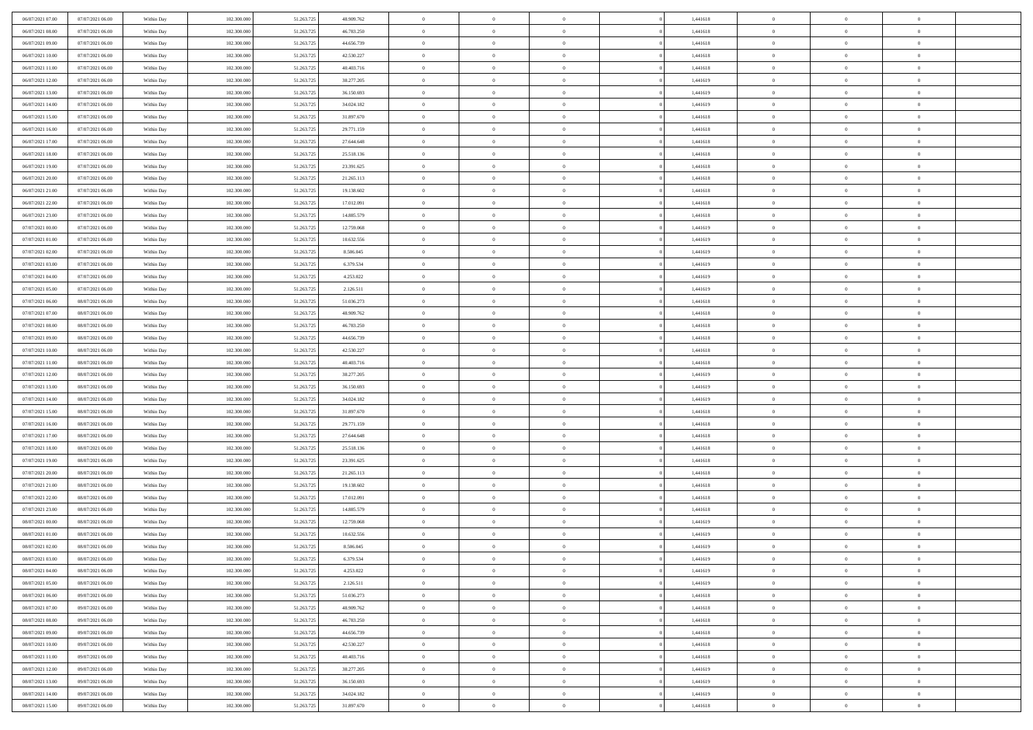| | | | | | | | | | | | | | | |
|---|---|---|---|---|---|---|---|---|---|---|---|---|---|---|
| 06/07/2021 07:00 | 07/07/2021 06:00 | Within Day | 102.300.000 | 51.263.725 | 48.909.762 | 0 | 0 | 0 | | 1,441618 | 0 | 0 | 0 | |
| 06/07/2021 08:00 | 07/07/2021 06:00 | Within Day | 102.300.000 | 51.263.725 | 46.783.250 | 0 | 0 | 0 | | 1,441618 | 0 | 0 | 0 | |
| 06/07/2021 09:00 | 07/07/2021 06:00 | Within Day | 102.300.000 | 51.263.725 | 44.656.739 | 0 | 0 | 0 | | 1,441618 | 0 | 0 | 0 | |
| 06/07/2021 10:00 | 07/07/2021 06:00 | Within Day | 102.300.000 | 51.263.725 | 42.530.227 | 0 | 0 | 0 | | 1,441618 | 0 | 0 | 0 | |
| 06/07/2021 11:00 | 07/07/2021 06:00 | Within Day | 102.300.000 | 51.263.725 | 40.403.716 | 0 | 0 | 0 | | 1,441618 | 0 | 0 | 0 | |
| 06/07/2021 12:00 | 07/07/2021 06:00 | Within Day | 102.300.000 | 51.263.725 | 38.277.205 | 0 | 0 | 0 | | 1,441619 | 0 | 0 | 0 | |
| 06/07/2021 13:00 | 07/07/2021 06:00 | Within Day | 102.300.000 | 51.263.725 | 36.150.693 | 0 | 0 | 0 | | 1,441619 | 0 | 0 | 0 | |
| 06/07/2021 14:00 | 07/07/2021 06:00 | Within Day | 102.300.000 | 51.263.725 | 34.024.182 | 0 | 0 | 0 | | 1,441619 | 0 | 0 | 0 | |
| 06/07/2021 15:00 | 07/07/2021 06:00 | Within Day | 102.300.000 | 51.263.725 | 31.897.670 | 0 | 0 | 0 | | 1,441618 | 0 | 0 | 0 | |
| 06/07/2021 16:00 | 07/07/2021 06:00 | Within Day | 102.300.000 | 51.263.725 | 29.771.159 | 0 | 0 | 0 | | 1,441618 | 0 | 0 | 0 | |
| 06/07/2021 17:00 | 07/07/2021 06:00 | Within Day | 102.300.000 | 51.263.725 | 27.644.648 | 0 | 0 | 0 | | 1,441618 | 0 | 0 | 0 | |
| 06/07/2021 18:00 | 07/07/2021 06:00 | Within Day | 102.300.000 | 51.263.725 | 25.518.136 | 0 | 0 | 0 | | 1,441618 | 0 | 0 | 0 | |
| 06/07/2021 19:00 | 07/07/2021 06:00 | Within Day | 102.300.000 | 51.263.725 | 23.391.625 | 0 | 0 | 0 | | 1,441618 | 0 | 0 | 0 | |
| 06/07/2021 20:00 | 07/07/2021 06:00 | Within Day | 102.300.000 | 51.263.725 | 21.265.113 | 0 | 0 | 0 | | 1,441618 | 0 | 0 | 0 | |
| 06/07/2021 21:00 | 07/07/2021 06:00 | Within Day | 102.300.000 | 51.263.725 | 19.138.602 | 0 | 0 | 0 | | 1,441618 | 0 | 0 | 0 | |
| 06/07/2021 22:00 | 07/07/2021 06:00 | Within Day | 102.300.000 | 51.263.725 | 17.012.091 | 0 | 0 | 0 | | 1,441618 | 0 | 0 | 0 | |
| 06/07/2021 23:00 | 07/07/2021 06:00 | Within Day | 102.300.000 | 51.263.725 | 14.885.579 | 0 | 0 | 0 | | 1,441618 | 0 | 0 | 0 | |
| 07/07/2021 00:00 | 07/07/2021 06:00 | Within Day | 102.300.000 | 51.263.725 | 12.759.068 | 0 | 0 | 0 | | 1,441619 | 0 | 0 | 0 | |
| 07/07/2021 01:00 | 07/07/2021 06:00 | Within Day | 102.300.000 | 51.263.725 | 10.632.556 | 0 | 0 | 0 | | 1,441619 | 0 | 0 | 0 | |
| 07/07/2021 02:00 | 07/07/2021 06:00 | Within Day | 102.300.000 | 51.263.725 | 8.506.045 | 0 | 0 | 0 | | 1,441619 | 0 | 0 | 0 | |
| 07/07/2021 03:00 | 07/07/2021 06:00 | Within Day | 102.300.000 | 51.263.725 | 6.379.534 | 0 | 0 | 0 | | 1,441619 | 0 | 0 | 0 | |
| 07/07/2021 04:00 | 07/07/2021 06:00 | Within Day | 102.300.000 | 51.263.725 | 4.253.022 | 0 | 0 | 0 | | 1,441619 | 0 | 0 | 0 | |
| 07/07/2021 05:00 | 07/07/2021 06:00 | Within Day | 102.300.000 | 51.263.725 | 2.126.511 | 0 | 0 | 0 | | 1,441619 | 0 | 0 | 0 | |
| 07/07/2021 06:00 | 08/07/2021 06:00 | Within Day | 102.300.000 | 51.263.725 | 51.036.273 | 0 | 0 | 0 | | 1,441618 | 0 | 0 | 0 | |
| 07/07/2021 07:00 | 08/07/2021 06:00 | Within Day | 102.300.000 | 51.263.725 | 48.909.762 | 0 | 0 | 0 | | 1,441618 | 0 | 0 | 0 | |
| 07/07/2021 08:00 | 08/07/2021 06:00 | Within Day | 102.300.000 | 51.263.725 | 46.783.250 | 0 | 0 | 0 | | 1,441618 | 0 | 0 | 0 | |
| 07/07/2021 09:00 | 08/07/2021 06:00 | Within Day | 102.300.000 | 51.263.725 | 44.656.739 | 0 | 0 | 0 | | 1,441618 | 0 | 0 | 0 | |
| 07/07/2021 10:00 | 08/07/2021 06:00 | Within Day | 102.300.000 | 51.263.725 | 42.530.227 | 0 | 0 | 0 | | 1,441618 | 0 | 0 | 0 | |
| 07/07/2021 11:00 | 08/07/2021 06:00 | Within Day | 102.300.000 | 51.263.725 | 40.403.716 | 0 | 0 | 0 | | 1,441618 | 0 | 0 | 0 | |
| 07/07/2021 12:00 | 08/07/2021 06:00 | Within Day | 102.300.000 | 51.263.725 | 38.277.205 | 0 | 0 | 0 | | 1,441619 | 0 | 0 | 0 | |
| 07/07/2021 13:00 | 08/07/2021 06:00 | Within Day | 102.300.000 | 51.263.725 | 36.150.693 | 0 | 0 | 0 | | 1,441619 | 0 | 0 | 0 | |
| 07/07/2021 14:00 | 08/07/2021 06:00 | Within Day | 102.300.000 | 51.263.725 | 34.024.182 | 0 | 0 | 0 | | 1,441619 | 0 | 0 | 0 | |
| 07/07/2021 15:00 | 08/07/2021 06:00 | Within Day | 102.300.000 | 51.263.725 | 31.897.670 | 0 | 0 | 0 | | 1,441618 | 0 | 0 | 0 | |
| 07/07/2021 16:00 | 08/07/2021 06:00 | Within Day | 102.300.000 | 51.263.725 | 29.771.159 | 0 | 0 | 0 | | 1,441618 | 0 | 0 | 0 | |
| 07/07/2021 17:00 | 08/07/2021 06:00 | Within Day | 102.300.000 | 51.263.725 | 27.644.648 | 0 | 0 | 0 | | 1,441618 | 0 | 0 | 0 | |
| 07/07/2021 18:00 | 08/07/2021 06:00 | Within Day | 102.300.000 | 51.263.725 | 25.518.136 | 0 | 0 | 0 | | 1,441618 | 0 | 0 | 0 | |
| 07/07/2021 19:00 | 08/07/2021 06:00 | Within Day | 102.300.000 | 51.263.725 | 23.391.625 | 0 | 0 | 0 | | 1,441618 | 0 | 0 | 0 | |
| 07/07/2021 20:00 | 08/07/2021 06:00 | Within Day | 102.300.000 | 51.263.725 | 21.265.113 | 0 | 0 | 0 | | 1,441618 | 0 | 0 | 0 | |
| 07/07/2021 21:00 | 08/07/2021 06:00 | Within Day | 102.300.000 | 51.263.725 | 19.138.602 | 0 | 0 | 0 | | 1,441618 | 0 | 0 | 0 | |
| 07/07/2021 22:00 | 08/07/2021 06:00 | Within Day | 102.300.000 | 51.263.725 | 17.012.091 | 0 | 0 | 0 | | 1,441618 | 0 | 0 | 0 | |
| 07/07/2021 23:00 | 08/07/2021 06:00 | Within Day | 102.300.000 | 51.263.725 | 14.885.579 | 0 | 0 | 0 | | 1,441618 | 0 | 0 | 0 | |
| 08/07/2021 00:00 | 08/07/2021 06:00 | Within Day | 102.300.000 | 51.263.725 | 12.759.068 | 0 | 0 | 0 | | 1,441619 | 0 | 0 | 0 | |
| 08/07/2021 01:00 | 08/07/2021 06:00 | Within Day | 102.300.000 | 51.263.725 | 10.632.556 | 0 | 0 | 0 | | 1,441619 | 0 | 0 | 0 | |
| 08/07/2021 02:00 | 08/07/2021 06:00 | Within Day | 102.300.000 | 51.263.725 | 8.506.045 | 0 | 0 | 0 | | 1,441619 | 0 | 0 | 0 | |
| 08/07/2021 03:00 | 08/07/2021 06:00 | Within Day | 102.300.000 | 51.263.725 | 6.379.534 | 0 | 0 | 0 | | 1,441619 | 0 | 0 | 0 | |
| 08/07/2021 04:00 | 08/07/2021 06:00 | Within Day | 102.300.000 | 51.263.725 | 4.253.022 | 0 | 0 | 0 | | 1,441619 | 0 | 0 | 0 | |
| 08/07/2021 05:00 | 08/07/2021 06:00 | Within Day | 102.300.000 | 51.263.725 | 2.126.511 | 0 | 0 | 0 | | 1,441619 | 0 | 0 | 0 | |
| 08/07/2021 06:00 | 09/07/2021 06:00 | Within Day | 102.300.000 | 51.263.725 | 51.036.273 | 0 | 0 | 0 | | 1,441618 | 0 | 0 | 0 | |
| 08/07/2021 07:00 | 09/07/2021 06:00 | Within Day | 102.300.000 | 51.263.725 | 48.909.762 | 0 | 0 | 0 | | 1,441618 | 0 | 0 | 0 | |
| 08/07/2021 08:00 | 09/07/2021 06:00 | Within Day | 102.300.000 | 51.263.725 | 46.783.250 | 0 | 0 | 0 | | 1,441618 | 0 | 0 | 0 | |
| 08/07/2021 09:00 | 09/07/2021 06:00 | Within Day | 102.300.000 | 51.263.725 | 44.656.739 | 0 | 0 | 0 | | 1,441618 | 0 | 0 | 0 | |
| 08/07/2021 10:00 | 09/07/2021 06:00 | Within Day | 102.300.000 | 51.263.725 | 42.530.227 | 0 | 0 | 0 | | 1,441618 | 0 | 0 | 0 | |
| 08/07/2021 11:00 | 09/07/2021 06:00 | Within Day | 102.300.000 | 51.263.725 | 40.403.716 | 0 | 0 | 0 | | 1,441618 | 0 | 0 | 0 | |
| 08/07/2021 12:00 | 09/07/2021 06:00 | Within Day | 102.300.000 | 51.263.725 | 38.277.205 | 0 | 0 | 0 | | 1,441619 | 0 | 0 | 0 | |
| 08/07/2021 13:00 | 09/07/2021 06:00 | Within Day | 102.300.000 | 51.263.725 | 36.150.693 | 0 | 0 | 0 | | 1,441619 | 0 | 0 | 0 | |
| 08/07/2021 14:00 | 09/07/2021 06:00 | Within Day | 102.300.000 | 51.263.725 | 34.024.182 | 0 | 0 | 0 | | 1,441619 | 0 | 0 | 0 | |
| 08/07/2021 15:00 | 09/07/2021 06:00 | Within Day | 102.300.000 | 51.263.725 | 31.897.670 | 0 | 0 | 0 | | 1,441618 | 0 | 0 | 0 | |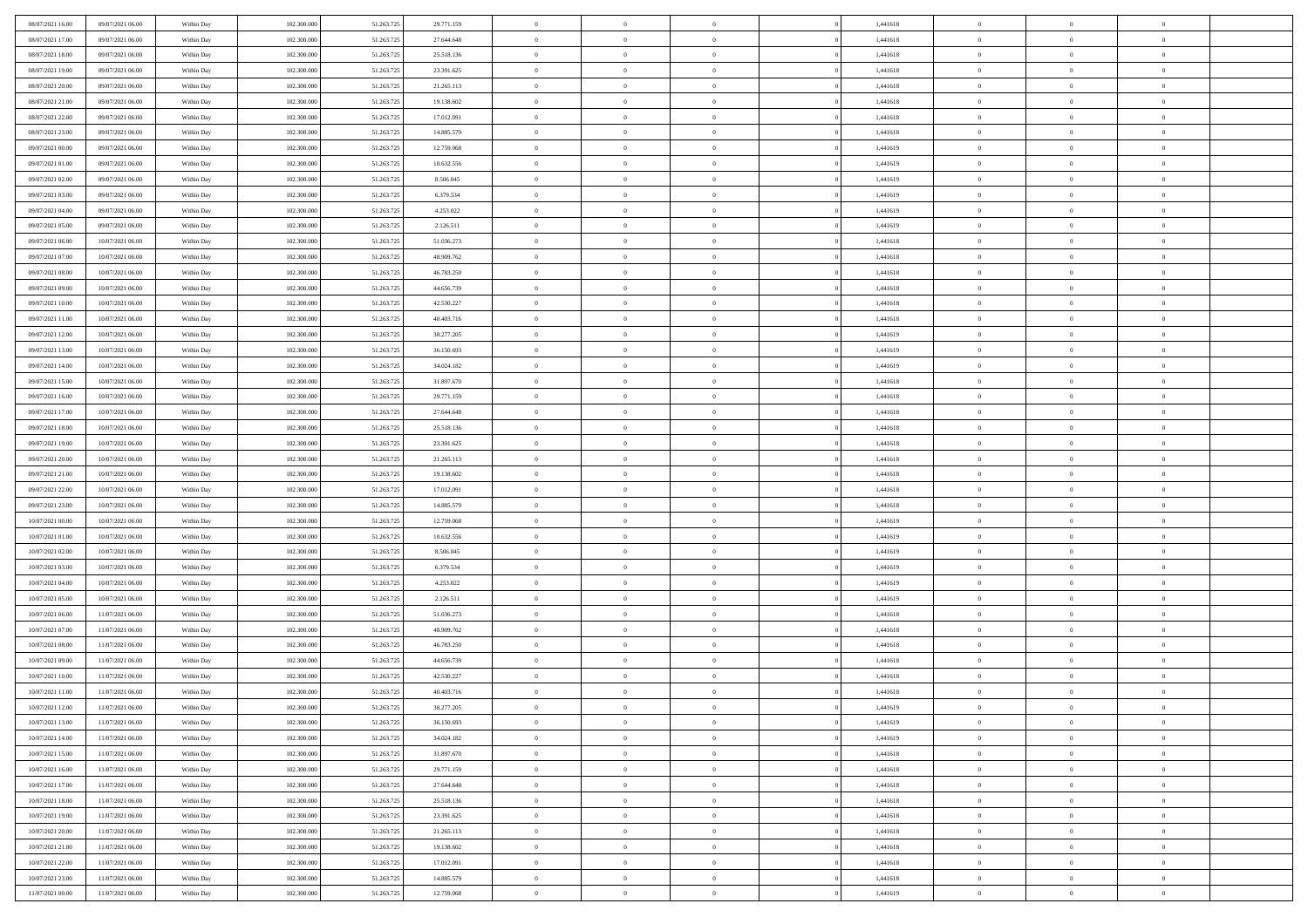| | | | | | | | | | | | | | | |
|---|---|---|---|---|---|---|---|---|---|---|---|---|---|---|
| 08/07/2021 16:00 | 09/07/2021 06:00 | Within Day | 102.300.000 | 51.263.725 | 29.771.159 | 0 | 0 | 0 | | 1,441618 | 0 | 0 | 0 | |
| 08/07/2021 17:00 | 09/07/2021 06:00 | Within Day | 102.300.000 | 51.263.725 | 27.644.648 | 0 | 0 | 0 | | 1,441618 | 0 | 0 | 0 | |
| 08/07/2021 18:00 | 09/07/2021 06:00 | Within Day | 102.300.000 | 51.263.725 | 25.518.136 | 0 | 0 | 0 | | 1,441618 | 0 | 0 | 0 | |
| 08/07/2021 19:00 | 09/07/2021 06:00 | Within Day | 102.300.000 | 51.263.725 | 23.391.625 | 0 | 0 | 0 | | 1,441618 | 0 | 0 | 0 | |
| 08/07/2021 20:00 | 09/07/2021 06:00 | Within Day | 102.300.000 | 51.263.725 | 21.265.113 | 0 | 0 | 0 | | 1,441618 | 0 | 0 | 0 | |
| 08/07/2021 21:00 | 09/07/2021 06:00 | Within Day | 102.300.000 | 51.263.725 | 19.138.602 | 0 | 0 | 0 | | 1,441618 | 0 | 0 | 0 | |
| 08/07/2021 22:00 | 09/07/2021 06:00 | Within Day | 102.300.000 | 51.263.725 | 17.012.091 | 0 | 0 | 0 | | 1,441618 | 0 | 0 | 0 | |
| 08/07/2021 23:00 | 09/07/2021 06:00 | Within Day | 102.300.000 | 51.263.725 | 14.885.579 | 0 | 0 | 0 | | 1,441618 | 0 | 0 | 0 | |
| 09/07/2021 00:00 | 09/07/2021 06:00 | Within Day | 102.300.000 | 51.263.725 | 12.759.068 | 0 | 0 | 0 | | 1,441619 | 0 | 0 | 0 | |
| 09/07/2021 01:00 | 09/07/2021 06:00 | Within Day | 102.300.000 | 51.263.725 | 10.632.556 | 0 | 0 | 0 | | 1,441619 | 0 | 0 | 0 | |
| 09/07/2021 02:00 | 09/07/2021 06:00 | Within Day | 102.300.000 | 51.263.725 | 8.506.045 | 0 | 0 | 0 | | 1,441619 | 0 | 0 | 0 | |
| 09/07/2021 03:00 | 09/07/2021 06:00 | Within Day | 102.300.000 | 51.263.725 | 6.379.534 | 0 | 0 | 0 | | 1,441619 | 0 | 0 | 0 | |
| 09/07/2021 04:00 | 09/07/2021 06:00 | Within Day | 102.300.000 | 51.263.725 | 4.253.022 | 0 | 0 | 0 | | 1,441619 | 0 | 0 | 0 | |
| 09/07/2021 05:00 | 09/07/2021 06:00 | Within Day | 102.300.000 | 51.263.725 | 2.126.511 | 0 | 0 | 0 | | 1,441619 | 0 | 0 | 0 | |
| 09/07/2021 06:00 | 10/07/2021 06:00 | Within Day | 102.300.000 | 51.263.725 | 51.036.273 | 0 | 0 | 0 | | 1,441618 | 0 | 0 | 0 | |
| 09/07/2021 07:00 | 10/07/2021 06:00 | Within Day | 102.300.000 | 51.263.725 | 48.909.762 | 0 | 0 | 0 | | 1,441618 | 0 | 0 | 0 | |
| 09/07/2021 08:00 | 10/07/2021 06:00 | Within Day | 102.300.000 | 51.263.725 | 46.783.250 | 0 | 0 | 0 | | 1,441618 | 0 | 0 | 0 | |
| 09/07/2021 09:00 | 10/07/2021 06:00 | Within Day | 102.300.000 | 51.263.725 | 44.656.739 | 0 | 0 | 0 | | 1,441618 | 0 | 0 | 0 | |
| 09/07/2021 10:00 | 10/07/2021 06:00 | Within Day | 102.300.000 | 51.263.725 | 42.530.227 | 0 | 0 | 0 | | 1,441618 | 0 | 0 | 0 | |
| 09/07/2021 11:00 | 10/07/2021 06:00 | Within Day | 102.300.000 | 51.263.725 | 40.403.716 | 0 | 0 | 0 | | 1,441618 | 0 | 0 | 0 | |
| 09/07/2021 12:00 | 10/07/2021 06:00 | Within Day | 102.300.000 | 51.263.725 | 38.277.205 | 0 | 0 | 0 | | 1,441619 | 0 | 0 | 0 | |
| 09/07/2021 13:00 | 10/07/2021 06:00 | Within Day | 102.300.000 | 51.263.725 | 36.150.693 | 0 | 0 | 0 | | 1,441619 | 0 | 0 | 0 | |
| 09/07/2021 14:00 | 10/07/2021 06:00 | Within Day | 102.300.000 | 51.263.725 | 34.024.182 | 0 | 0 | 0 | | 1,441619 | 0 | 0 | 0 | |
| 09/07/2021 15:00 | 10/07/2021 06:00 | Within Day | 102.300.000 | 51.263.725 | 31.897.670 | 0 | 0 | 0 | | 1,441618 | 0 | 0 | 0 | |
| 09/07/2021 16:00 | 10/07/2021 06:00 | Within Day | 102.300.000 | 51.263.725 | 29.771.159 | 0 | 0 | 0 | | 1,441618 | 0 | 0 | 0 | |
| 09/07/2021 17:00 | 10/07/2021 06:00 | Within Day | 102.300.000 | 51.263.725 | 27.644.648 | 0 | 0 | 0 | | 1,441618 | 0 | 0 | 0 | |
| 09/07/2021 18:00 | 10/07/2021 06:00 | Within Day | 102.300.000 | 51.263.725 | 25.518.136 | 0 | 0 | 0 | | 1,441618 | 0 | 0 | 0 | |
| 09/07/2021 19:00 | 10/07/2021 06:00 | Within Day | 102.300.000 | 51.263.725 | 23.391.625 | 0 | 0 | 0 | | 1,441618 | 0 | 0 | 0 | |
| 09/07/2021 20:00 | 10/07/2021 06:00 | Within Day | 102.300.000 | 51.263.725 | 21.265.113 | 0 | 0 | 0 | | 1,441618 | 0 | 0 | 0 | |
| 09/07/2021 21:00 | 10/07/2021 06:00 | Within Day | 102.300.000 | 51.263.725 | 19.138.602 | 0 | 0 | 0 | | 1,441618 | 0 | 0 | 0 | |
| 09/07/2021 22:00 | 10/07/2021 06:00 | Within Day | 102.300.000 | 51.263.725 | 17.012.091 | 0 | 0 | 0 | | 1,441618 | 0 | 0 | 0 | |
| 09/07/2021 23:00 | 10/07/2021 06:00 | Within Day | 102.300.000 | 51.263.725 | 14.885.579 | 0 | 0 | 0 | | 1,441618 | 0 | 0 | 0 | |
| 10/07/2021 00:00 | 10/07/2021 06:00 | Within Day | 102.300.000 | 51.263.725 | 12.759.068 | 0 | 0 | 0 | | 1,441619 | 0 | 0 | 0 | |
| 10/07/2021 01:00 | 10/07/2021 06:00 | Within Day | 102.300.000 | 51.263.725 | 10.632.556 | 0 | 0 | 0 | | 1,441619 | 0 | 0 | 0 | |
| 10/07/2021 02:00 | 10/07/2021 06:00 | Within Day | 102.300.000 | 51.263.725 | 8.506.045 | 0 | 0 | 0 | | 1,441619 | 0 | 0 | 0 | |
| 10/07/2021 03:00 | 10/07/2021 06:00 | Within Day | 102.300.000 | 51.263.725 | 6.379.534 | 0 | 0 | 0 | | 1,441619 | 0 | 0 | 0 | |
| 10/07/2021 04:00 | 10/07/2021 06:00 | Within Day | 102.300.000 | 51.263.725 | 4.253.022 | 0 | 0 | 0 | | 1,441619 | 0 | 0 | 0 | |
| 10/07/2021 05:00 | 10/07/2021 06:00 | Within Day | 102.300.000 | 51.263.725 | 2.126.511 | 0 | 0 | 0 | | 1,441619 | 0 | 0 | 0 | |
| 10/07/2021 06:00 | 11/07/2021 06:00 | Within Day | 102.300.000 | 51.263.725 | 51.036.273 | 0 | 0 | 0 | | 1,441618 | 0 | 0 | 0 | |
| 10/07/2021 07:00 | 11/07/2021 06:00 | Within Day | 102.300.000 | 51.263.725 | 48.909.762 | 0 | 0 | 0 | | 1,441618 | 0 | 0 | 0 | |
| 10/07/2021 08:00 | 11/07/2021 06:00 | Within Day | 102.300.000 | 51.263.725 | 46.783.250 | 0 | 0 | 0 | | 1,441618 | 0 | 0 | 0 | |
| 10/07/2021 09:00 | 11/07/2021 06:00 | Within Day | 102.300.000 | 51.263.725 | 44.656.739 | 0 | 0 | 0 | | 1,441618 | 0 | 0 | 0 | |
| 10/07/2021 10:00 | 11/07/2021 06:00 | Within Day | 102.300.000 | 51.263.725 | 42.530.227 | 0 | 0 | 0 | | 1,441618 | 0 | 0 | 0 | |
| 10/07/2021 11:00 | 11/07/2021 06:00 | Within Day | 102.300.000 | 51.263.725 | 40.403.716 | 0 | 0 | 0 | | 1,441618 | 0 | 0 | 0 | |
| 10/07/2021 12:00 | 11/07/2021 06:00 | Within Day | 102.300.000 | 51.263.725 | 38.277.205 | 0 | 0 | 0 | | 1,441619 | 0 | 0 | 0 | |
| 10/07/2021 13:00 | 11/07/2021 06:00 | Within Day | 102.300.000 | 51.263.725 | 36.150.693 | 0 | 0 | 0 | | 1,441619 | 0 | 0 | 0 | |
| 10/07/2021 14:00 | 11/07/2021 06:00 | Within Day | 102.300.000 | 51.263.725 | 34.024.182 | 0 | 0 | 0 | | 1,441619 | 0 | 0 | 0 | |
| 10/07/2021 15:00 | 11/07/2021 06:00 | Within Day | 102.300.000 | 51.263.725 | 31.897.670 | 0 | 0 | 0 | | 1,441618 | 0 | 0 | 0 | |
| 10/07/2021 16:00 | 11/07/2021 06:00 | Within Day | 102.300.000 | 51.263.725 | 29.771.159 | 0 | 0 | 0 | | 1,441618 | 0 | 0 | 0 | |
| 10/07/2021 17:00 | 11/07/2021 06:00 | Within Day | 102.300.000 | 51.263.725 | 27.644.648 | 0 | 0 | 0 | | 1,441618 | 0 | 0 | 0 | |
| 10/07/2021 18:00 | 11/07/2021 06:00 | Within Day | 102.300.000 | 51.263.725 | 25.518.136 | 0 | 0 | 0 | | 1,441618 | 0 | 0 | 0 | |
| 10/07/2021 19:00 | 11/07/2021 06:00 | Within Day | 102.300.000 | 51.263.725 | 23.391.625 | 0 | 0 | 0 | | 1,441618 | 0 | 0 | 0 | |
| 10/07/2021 20:00 | 11/07/2021 06:00 | Within Day | 102.300.000 | 51.263.725 | 21.265.113 | 0 | 0 | 0 | | 1,441618 | 0 | 0 | 0 | |
| 10/07/2021 21:00 | 11/07/2021 06:00 | Within Day | 102.300.000 | 51.263.725 | 19.138.602 | 0 | 0 | 0 | | 1,441618 | 0 | 0 | 0 | |
| 10/07/2021 22:00 | 11/07/2021 06:00 | Within Day | 102.300.000 | 51.263.725 | 17.012.091 | 0 | 0 | 0 | | 1,441618 | 0 | 0 | 0 | |
| 10/07/2021 23:00 | 11/07/2021 06:00 | Within Day | 102.300.000 | 51.263.725 | 14.885.579 | 0 | 0 | 0 | | 1,441618 | 0 | 0 | 0 | |
| 11/07/2021 00:00 | 11/07/2021 06:00 | Within Day | 102.300.000 | 51.263.725 | 12.759.068 | 0 | 0 | 0 | | 1,441619 | 0 | 0 | 0 | |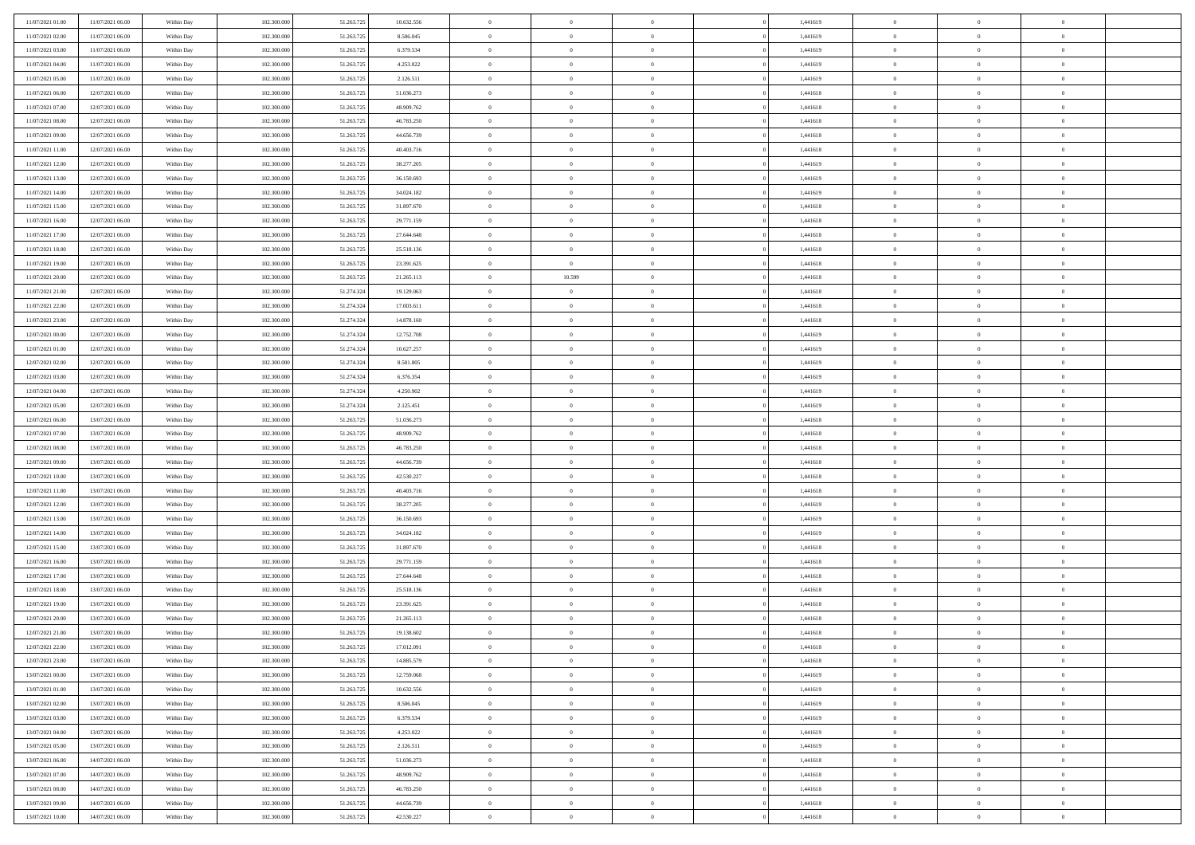| | | | | | | | | | | | | | | |
|---|---|---|---|---|---|---|---|---|---|---|---|---|---|---|
| 11/07/2021 01:00 | 11/07/2021 06:00 | Within Day | 102.300.000 | 51.263.725 | 10.632.556 | 0 | 0 | 0 | | 1,441619 | 0 | 0 | 0 | |
| 11/07/2021 02:00 | 11/07/2021 06:00 | Within Day | 102.300.000 | 51.263.725 | 8.506.045 | 0 | 0 | 0 | | 1,441619 | 0 | 0 | 0 | |
| 11/07/2021 03:00 | 11/07/2021 06:00 | Within Day | 102.300.000 | 51.263.725 | 6.379.534 | 0 | 0 | 0 | | 1,441619 | 0 | 0 | 0 | |
| 11/07/2021 04:00 | 11/07/2021 06:00 | Within Day | 102.300.000 | 51.263.725 | 4.253.022 | 0 | 0 | 0 | | 1,441619 | 0 | 0 | 0 | |
| 11/07/2021 05:00 | 11/07/2021 06:00 | Within Day | 102.300.000 | 51.263.725 | 2.126.511 | 0 | 0 | 0 | | 1,441619 | 0 | 0 | 0 | |
| 11/07/2021 06:00 | 12/07/2021 06:00 | Within Day | 102.300.000 | 51.263.725 | 51.036.273 | 0 | 0 | 0 | | 1,441618 | 0 | 0 | 0 | |
| 11/07/2021 07:00 | 12/07/2021 06:00 | Within Day | 102.300.000 | 51.263.725 | 48.909.762 | 0 | 0 | 0 | | 1,441618 | 0 | 0 | 0 | |
| 11/07/2021 08:00 | 12/07/2021 06:00 | Within Day | 102.300.000 | 51.263.725 | 46.783.250 | 0 | 0 | 0 | | 1,441618 | 0 | 0 | 0 | |
| 11/07/2021 09:00 | 12/07/2021 06:00 | Within Day | 102.300.000 | 51.263.725 | 44.656.739 | 0 | 0 | 0 | | 1,441618 | 0 | 0 | 0 | |
| 11/07/2021 11:00 | 12/07/2021 06:00 | Within Day | 102.300.000 | 51.263.725 | 40.403.716 | 0 | 0 | 0 | | 1,441618 | 0 | 0 | 0 | |
| 11/07/2021 12:00 | 12/07/2021 06:00 | Within Day | 102.300.000 | 51.263.725 | 38.277.205 | 0 | 0 | 0 | | 1,441619 | 0 | 0 | 0 | |
| 11/07/2021 13:00 | 12/07/2021 06:00 | Within Day | 102.300.000 | 51.263.725 | 36.150.693 | 0 | 0 | 0 | | 1,441619 | 0 | 0 | 0 | |
| 11/07/2021 14:00 | 12/07/2021 06:00 | Within Day | 102.300.000 | 51.263.725 | 34.024.182 | 0 | 0 | 0 | | 1,441619 | 0 | 0 | 0 | |
| 11/07/2021 15:00 | 12/07/2021 06:00 | Within Day | 102.300.000 | 51.263.725 | 31.897.670 | 0 | 0 | 0 | | 1,441618 | 0 | 0 | 0 | |
| 11/07/2021 16:00 | 12/07/2021 06:00 | Within Day | 102.300.000 | 51.263.725 | 29.771.159 | 0 | 0 | 0 | | 1,441618 | 0 | 0 | 0 | |
| 11/07/2021 17:00 | 12/07/2021 06:00 | Within Day | 102.300.000 | 51.263.725 | 27.644.648 | 0 | 0 | 0 | | 1,441618 | 0 | 0 | 0 | |
| 11/07/2021 18:00 | 12/07/2021 06:00 | Within Day | 102.300.000 | 51.263.725 | 25.518.136 | 0 | 0 | 0 | | 1,441618 | 0 | 0 | 0 | |
| 11/07/2021 19:00 | 12/07/2021 06:00 | Within Day | 102.300.000 | 51.263.725 | 23.391.625 | 0 | 0 | 0 | | 1,441618 | 0 | 0 | 0 | |
| 11/07/2021 20:00 | 12/07/2021 06:00 | Within Day | 102.300.000 | 51.263.725 | 21.265.113 | 0 | 10.599 | 0 | | 1,441618 | 0 | 0 | 0 | |
| 11/07/2021 21:00 | 12/07/2021 06:00 | Within Day | 102.300.000 | 51.274.324 | 19.129.063 | 0 | 0 | 0 | | 1,441618 | 0 | 0 | 0 | |
| 11/07/2021 22:00 | 12/07/2021 06:00 | Within Day | 102.300.000 | 51.274.324 | 17.003.611 | 0 | 0 | 0 | | 1,441618 | 0 | 0 | 0 | |
| 11/07/2021 23:00 | 12/07/2021 06:00 | Within Day | 102.300.000 | 51.274.324 | 14.878.160 | 0 | 0 | 0 | | 1,441618 | 0 | 0 | 0 | |
| 12/07/2021 00:00 | 12/07/2021 06:00 | Within Day | 102.300.000 | 51.274.324 | 12.752.708 | 0 | 0 | 0 | | 1,441619 | 0 | 0 | 0 | |
| 12/07/2021 01:00 | 12/07/2021 06:00 | Within Day | 102.300.000 | 51.274.324 | 10.627.257 | 0 | 0 | 0 | | 1,441619 | 0 | 0 | 0 | |
| 12/07/2021 02:00 | 12/07/2021 06:00 | Within Day | 102.300.000 | 51.274.324 | 8.501.805 | 0 | 0 | 0 | | 1,441619 | 0 | 0 | 0 | |
| 12/07/2021 03:00 | 12/07/2021 06:00 | Within Day | 102.300.000 | 51.274.324 | 6.376.354 | 0 | 0 | 0 | | 1,441619 | 0 | 0 | 0 | |
| 12/07/2021 04:00 | 12/07/2021 06:00 | Within Day | 102.300.000 | 51.274.324 | 4.250.902 | 0 | 0 | 0 | | 1,441619 | 0 | 0 | 0 | |
| 12/07/2021 05:00 | 12/07/2021 06:00 | Within Day | 102.300.000 | 51.274.324 | 2.125.451 | 0 | 0 | 0 | | 1,441619 | 0 | 0 | 0 | |
| 12/07/2021 06:00 | 13/07/2021 06:00 | Within Day | 102.300.000 | 51.263.725 | 51.036.273 | 0 | 0 | 0 | | 1,441618 | 0 | 0 | 0 | |
| 12/07/2021 07:00 | 13/07/2021 06:00 | Within Day | 102.300.000 | 51.263.725 | 48.909.762 | 0 | 0 | 0 | | 1,441618 | 0 | 0 | 0 | |
| 12/07/2021 08:00 | 13/07/2021 06:00 | Within Day | 102.300.000 | 51.263.725 | 46.783.250 | 0 | 0 | 0 | | 1,441618 | 0 | 0 | 0 | |
| 12/07/2021 09:00 | 13/07/2021 06:00 | Within Day | 102.300.000 | 51.263.725 | 44.656.739 | 0 | 0 | 0 | | 1,441618 | 0 | 0 | 0 | |
| 12/07/2021 10:00 | 13/07/2021 06:00 | Within Day | 102.300.000 | 51.263.725 | 42.530.227 | 0 | 0 | 0 | | 1,441618 | 0 | 0 | 0 | |
| 12/07/2021 11:00 | 13/07/2021 06:00 | Within Day | 102.300.000 | 51.263.725 | 40.403.716 | 0 | 0 | 0 | | 1,441618 | 0 | 0 | 0 | |
| 12/07/2021 12:00 | 13/07/2021 06:00 | Within Day | 102.300.000 | 51.263.725 | 38.277.205 | 0 | 0 | 0 | | 1,441619 | 0 | 0 | 0 | |
| 12/07/2021 13:00 | 13/07/2021 06:00 | Within Day | 102.300.000 | 51.263.725 | 36.150.693 | 0 | 0 | 0 | | 1,441619 | 0 | 0 | 0 | |
| 12/07/2021 14:00 | 13/07/2021 06:00 | Within Day | 102.300.000 | 51.263.725 | 34.024.182 | 0 | 0 | 0 | | 1,441619 | 0 | 0 | 0 | |
| 12/07/2021 15:00 | 13/07/2021 06:00 | Within Day | 102.300.000 | 51.263.725 | 31.897.670 | 0 | 0 | 0 | | 1,441618 | 0 | 0 | 0 | |
| 12/07/2021 16:00 | 13/07/2021 06:00 | Within Day | 102.300.000 | 51.263.725 | 29.771.159 | 0 | 0 | 0 | | 1,441618 | 0 | 0 | 0 | |
| 12/07/2021 17:00 | 13/07/2021 06:00 | Within Day | 102.300.000 | 51.263.725 | 27.644.648 | 0 | 0 | 0 | | 1,441618 | 0 | 0 | 0 | |
| 12/07/2021 18:00 | 13/07/2021 06:00 | Within Day | 102.300.000 | 51.263.725 | 25.518.136 | 0 | 0 | 0 | | 1,441618 | 0 | 0 | 0 | |
| 12/07/2021 19:00 | 13/07/2021 06:00 | Within Day | 102.300.000 | 51.263.725 | 23.391.625 | 0 | 0 | 0 | | 1,441618 | 0 | 0 | 0 | |
| 12/07/2021 20:00 | 13/07/2021 06:00 | Within Day | 102.300.000 | 51.263.725 | 21.265.113 | 0 | 0 | 0 | | 1,441618 | 0 | 0 | 0 | |
| 12/07/2021 21:00 | 13/07/2021 06:00 | Within Day | 102.300.000 | 51.263.725 | 19.138.602 | 0 | 0 | 0 | | 1,441618 | 0 | 0 | 0 | |
| 12/07/2021 22:00 | 13/07/2021 06:00 | Within Day | 102.300.000 | 51.263.725 | 17.012.091 | 0 | 0 | 0 | | 1,441618 | 0 | 0 | 0 | |
| 12/07/2021 23:00 | 13/07/2021 06:00 | Within Day | 102.300.000 | 51.263.725 | 14.885.579 | 0 | 0 | 0 | | 1,441618 | 0 | 0 | 0 | |
| 13/07/2021 00:00 | 13/07/2021 06:00 | Within Day | 102.300.000 | 51.263.725 | 12.759.068 | 0 | 0 | 0 | | 1,441619 | 0 | 0 | 0 | |
| 13/07/2021 01:00 | 13/07/2021 06:00 | Within Day | 102.300.000 | 51.263.725 | 10.632.556 | 0 | 0 | 0 | | 1,441619 | 0 | 0 | 0 | |
| 13/07/2021 02:00 | 13/07/2021 06:00 | Within Day | 102.300.000 | 51.263.725 | 8.506.045 | 0 | 0 | 0 | | 1,441619 | 0 | 0 | 0 | |
| 13/07/2021 03:00 | 13/07/2021 06:00 | Within Day | 102.300.000 | 51.263.725 | 6.379.534 | 0 | 0 | 0 | | 1,441619 | 0 | 0 | 0 | |
| 13/07/2021 04:00 | 13/07/2021 06:00 | Within Day | 102.300.000 | 51.263.725 | 4.253.022 | 0 | 0 | 0 | | 1,441619 | 0 | 0 | 0 | |
| 13/07/2021 05:00 | 13/07/2021 06:00 | Within Day | 102.300.000 | 51.263.725 | 2.126.511 | 0 | 0 | 0 | | 1,441619 | 0 | 0 | 0 | |
| 13/07/2021 06:00 | 14/07/2021 06:00 | Within Day | 102.300.000 | 51.263.725 | 51.036.273 | 0 | 0 | 0 | | 1,441618 | 0 | 0 | 0 | |
| 13/07/2021 07:00 | 14/07/2021 06:00 | Within Day | 102.300.000 | 51.263.725 | 48.909.762 | 0 | 0 | 0 | | 1,441618 | 0 | 0 | 0 | |
| 13/07/2021 08:00 | 14/07/2021 06:00 | Within Day | 102.300.000 | 51.263.725 | 46.783.250 | 0 | 0 | 0 | | 1,441618 | 0 | 0 | 0 | |
| 13/07/2021 09:00 | 14/07/2021 06:00 | Within Day | 102.300.000 | 51.263.725 | 44.656.739 | 0 | 0 | 0 | | 1,441618 | 0 | 0 | 0 | |
| 13/07/2021 10:00 | 14/07/2021 06:00 | Within Day | 102.300.000 | 51.263.725 | 42.530.227 | 0 | 0 | 0 | | 1,441618 | 0 | 0 | 0 | |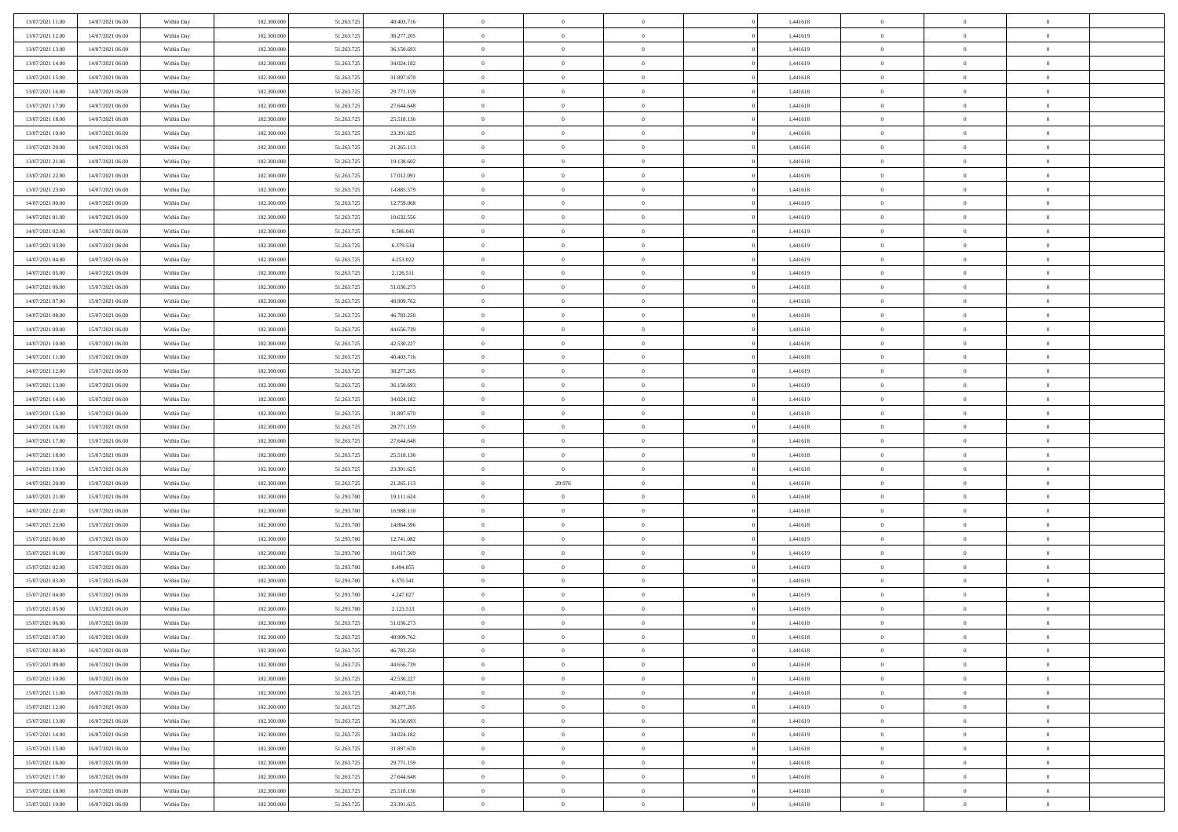| | | | | | | | | | | | | | | |
|---|---|---|---|---|---|---|---|---|---|---|---|---|---|---|
| 13/07/2021 11:00 | 14/07/2021 06:00 | Within Day | 102.300.000 | 51.263.725 | 40.403.716 | 0 | 0 | 0 | | 1,441618 | 0 | 0 | 0 | |
| 13/07/2021 12:00 | 14/07/2021 06:00 | Within Day | 102.300.000 | 51.263.725 | 38.277.205 | 0 | 0 | 0 | | 1,441619 | 0 | 0 | 0 | |
| 13/07/2021 13:00 | 14/07/2021 06:00 | Within Day | 102.300.000 | 51.263.725 | 36.150.693 | 0 | 0 | 0 | | 1,441619 | 0 | 0 | 0 | |
| 13/07/2021 14:00 | 14/07/2021 06:00 | Within Day | 102.300.000 | 51.263.725 | 34.024.182 | 0 | 0 | 0 | | 1,441619 | 0 | 0 | 0 | |
| 13/07/2021 15:00 | 14/07/2021 06:00 | Within Day | 102.300.000 | 51.263.725 | 31.897.670 | 0 | 0 | 0 | | 1,441618 | 0 | 0 | 0 | |
| 13/07/2021 16:00 | 14/07/2021 06:00 | Within Day | 102.300.000 | 51.263.725 | 29.771.159 | 0 | 0 | 0 | | 1,441618 | 0 | 0 | 0 | |
| 13/07/2021 17:00 | 14/07/2021 06:00 | Within Day | 102.300.000 | 51.263.725 | 27.644.648 | 0 | 0 | 0 | | 1,441618 | 0 | 0 | 0 | |
| 13/07/2021 18:00 | 14/07/2021 06:00 | Within Day | 102.300.000 | 51.263.725 | 25.518.136 | 0 | 0 | 0 | | 1,441618 | 0 | 0 | 0 | |
| 13/07/2021 19:00 | 14/07/2021 06:00 | Within Day | 102.300.000 | 51.263.725 | 23.391.625 | 0 | 0 | 0 | | 1,441618 | 0 | 0 | 0 | |
| 13/07/2021 20:00 | 14/07/2021 06:00 | Within Day | 102.300.000 | 51.263.725 | 21.265.113 | 0 | 0 | 0 | | 1,441618 | 0 | 0 | 0 | |
| 13/07/2021 21:00 | 14/07/2021 06:00 | Within Day | 102.300.000 | 51.263.725 | 19.138.602 | 0 | 0 | 0 | | 1,441618 | 0 | 0 | 0 | |
| 13/07/2021 22:00 | 14/07/2021 06:00 | Within Day | 102.300.000 | 51.263.725 | 17.012.091 | 0 | 0 | 0 | | 1,441618 | 0 | 0 | 0 | |
| 13/07/2021 23:00 | 14/07/2021 06:00 | Within Day | 102.300.000 | 51.263.725 | 14.885.579 | 0 | 0 | 0 | | 1,441618 | 0 | 0 | 0 | |
| 14/07/2021 00:00 | 14/07/2021 06:00 | Within Day | 102.300.000 | 51.263.725 | 12.759.068 | 0 | 0 | 0 | | 1,441619 | 0 | 0 | 0 | |
| 14/07/2021 01:00 | 14/07/2021 06:00 | Within Day | 102.300.000 | 51.263.725 | 10.632.556 | 0 | 0 | 0 | | 1,441619 | 0 | 0 | 0 | |
| 14/07/2021 02:00 | 14/07/2021 06:00 | Within Day | 102.300.000 | 51.263.725 | 8.506.045 | 0 | 0 | 0 | | 1,441619 | 0 | 0 | 0 | |
| 14/07/2021 03:00 | 14/07/2021 06:00 | Within Day | 102.300.000 | 51.263.725 | 6.379.534 | 0 | 0 | 0 | | 1,441619 | 0 | 0 | 0 | |
| 14/07/2021 04:00 | 14/07/2021 06:00 | Within Day | 102.300.000 | 51.263.725 | 4.253.022 | 0 | 0 | 0 | | 1,441619 | 0 | 0 | 0 | |
| 14/07/2021 05:00 | 14/07/2021 06:00 | Within Day | 102.300.000 | 51.263.725 | 2.126.511 | 0 | 0 | 0 | | 1,441619 | 0 | 0 | 0 | |
| 14/07/2021 06:00 | 15/07/2021 06:00 | Within Day | 102.300.000 | 51.263.725 | 51.036.273 | 0 | 0 | 0 | | 1,441618 | 0 | 0 | 0 | |
| 14/07/2021 07:00 | 15/07/2021 06:00 | Within Day | 102.300.000 | 51.263.725 | 48.909.762 | 0 | 0 | 0 | | 1,441618 | 0 | 0 | 0 | |
| 14/07/2021 08:00 | 15/07/2021 06:00 | Within Day | 102.300.000 | 51.263.725 | 46.783.250 | 0 | 0 | 0 | | 1,441618 | 0 | 0 | 0 | |
| 14/07/2021 09:00 | 15/07/2021 06:00 | Within Day | 102.300.000 | 51.263.725 | 44.656.739 | 0 | 0 | 0 | | 1,441618 | 0 | 0 | 0 | |
| 14/07/2021 10:00 | 15/07/2021 06:00 | Within Day | 102.300.000 | 51.263.725 | 42.530.227 | 0 | 0 | 0 | | 1,441618 | 0 | 0 | 0 | |
| 14/07/2021 11:00 | 15/07/2021 06:00 | Within Day | 102.300.000 | 51.263.725 | 40.403.716 | 0 | 0 | 0 | | 1,441618 | 0 | 0 | 0 | |
| 14/07/2021 12:00 | 15/07/2021 06:00 | Within Day | 102.300.000 | 51.263.725 | 38.277.205 | 0 | 0 | 0 | | 1,441619 | 0 | 0 | 0 | |
| 14/07/2021 13:00 | 15/07/2021 06:00 | Within Day | 102.300.000 | 51.263.725 | 36.150.693 | 0 | 0 | 0 | | 1,441619 | 0 | 0 | 0 | |
| 14/07/2021 14:00 | 15/07/2021 06:00 | Within Day | 102.300.000 | 51.263.725 | 34.024.182 | 0 | 0 | 0 | | 1,441619 | 0 | 0 | 0 | |
| 14/07/2021 15:00 | 15/07/2021 06:00 | Within Day | 102.300.000 | 51.263.725 | 31.897.670 | 0 | 0 | 0 | | 1,441618 | 0 | 0 | 0 | |
| 14/07/2021 16:00 | 15/07/2021 06:00 | Within Day | 102.300.000 | 51.263.725 | 29.771.159 | 0 | 0 | 0 | | 1,441618 | 0 | 0 | 0 | |
| 14/07/2021 17:00 | 15/07/2021 06:00 | Within Day | 102.300.000 | 51.263.725 | 27.644.648 | 0 | 0 | 0 | | 1,441618 | 0 | 0 | 0 | |
| 14/07/2021 18:00 | 15/07/2021 06:00 | Within Day | 102.300.000 | 51.263.725 | 25.518.136 | 0 | 0 | 0 | | 1,441618 | 0 | 0 | 0 | |
| 14/07/2021 19:00 | 15/07/2021 06:00 | Within Day | 102.300.000 | 51.263.725 | 23.391.625 | 0 | 0 | 0 | | 1,441618 | 0 | 0 | 0 | |
| 14/07/2021 20:00 | 15/07/2021 06:00 | Within Day | 102.300.000 | 51.263.725 | 21.265.113 | 0 | 29.976 | 0 | | 1,441618 | 0 | 0 | 0 | |
| 14/07/2021 21:00 | 15/07/2021 06:00 | Within Day | 102.300.000 | 51.293.700 | 19.111.624 | 0 | 0 | 0 | | 1,441618 | 0 | 0 | 0 | |
| 14/07/2021 22:00 | 15/07/2021 06:00 | Within Day | 102.300.000 | 51.293.700 | 16.988.110 | 0 | 0 | 0 | | 1,441618 | 0 | 0 | 0 | |
| 14/07/2021 23:00 | 15/07/2021 06:00 | Within Day | 102.300.000 | 51.293.700 | 14.864.596 | 0 | 0 | 0 | | 1,441618 | 0 | 0 | 0 | |
| 15/07/2021 00:00 | 15/07/2021 06:00 | Within Day | 102.300.000 | 51.293.700 | 12.741.082 | 0 | 0 | 0 | | 1,441619 | 0 | 0 | 0 | |
| 15/07/2021 01:00 | 15/07/2021 06:00 | Within Day | 102.300.000 | 51.293.700 | 10.617.569 | 0 | 0 | 0 | | 1,441619 | 0 | 0 | 0 | |
| 15/07/2021 02:00 | 15/07/2021 06:00 | Within Day | 102.300.000 | 51.293.700 | 8.494.055 | 0 | 0 | 0 | | 1,441619 | 0 | 0 | 0 | |
| 15/07/2021 03:00 | 15/07/2021 06:00 | Within Day | 102.300.000 | 51.293.700 | 6.370.541 | 0 | 0 | 0 | | 1,441619 | 0 | 0 | 0 | |
| 15/07/2021 04:00 | 15/07/2021 06:00 | Within Day | 102.300.000 | 51.293.700 | 4.247.027 | 0 | 0 | 0 | | 1,441619 | 0 | 0 | 0 | |
| 15/07/2021 05:00 | 15/07/2021 06:00 | Within Day | 102.300.000 | 51.293.700 | 2.123.513 | 0 | 0 | 0 | | 1,441619 | 0 | 0 | 0 | |
| 15/07/2021 06:00 | 16/07/2021 06:00 | Within Day | 102.300.000 | 51.263.725 | 51.036.273 | 0 | 0 | 0 | | 1,441618 | 0 | 0 | 0 | |
| 15/07/2021 07:00 | 16/07/2021 06:00 | Within Day | 102.300.000 | 51.263.725 | 48.909.762 | 0 | 0 | 0 | | 1,441618 | 0 | 0 | 0 | |
| 15/07/2021 08:00 | 16/07/2021 06:00 | Within Day | 102.300.000 | 51.263.725 | 46.783.250 | 0 | 0 | 0 | | 1,441618 | 0 | 0 | 0 | |
| 15/07/2021 09:00 | 16/07/2021 06:00 | Within Day | 102.300.000 | 51.263.725 | 44.656.739 | 0 | 0 | 0 | | 1,441618 | 0 | 0 | 0 | |
| 15/07/2021 10:00 | 16/07/2021 06:00 | Within Day | 102.300.000 | 51.263.725 | 42.530.227 | 0 | 0 | 0 | | 1,441618 | 0 | 0 | 0 | |
| 15/07/2021 11:00 | 16/07/2021 06:00 | Within Day | 102.300.000 | 51.263.725 | 40.403.716 | 0 | 0 | 0 | | 1,441618 | 0 | 0 | 0 | |
| 15/07/2021 12:00 | 16/07/2021 06:00 | Within Day | 102.300.000 | 51.263.725 | 38.277.205 | 0 | 0 | 0 | | 1,441619 | 0 | 0 | 0 | |
| 15/07/2021 13:00 | 16/07/2021 06:00 | Within Day | 102.300.000 | 51.263.725 | 36.150.693 | 0 | 0 | 0 | | 1,441619 | 0 | 0 | 0 | |
| 15/07/2021 14:00 | 16/07/2021 06:00 | Within Day | 102.300.000 | 51.263.725 | 34.024.182 | 0 | 0 | 0 | | 1,441619 | 0 | 0 | 0 | |
| 15/07/2021 15:00 | 16/07/2021 06:00 | Within Day | 102.300.000 | 51.263.725 | 31.897.670 | 0 | 0 | 0 | | 1,441618 | 0 | 0 | 0 | |
| 15/07/2021 16:00 | 16/07/2021 06:00 | Within Day | 102.300.000 | 51.263.725 | 29.771.159 | 0 | 0 | 0 | | 1,441618 | 0 | 0 | 0 | |
| 15/07/2021 17:00 | 16/07/2021 06:00 | Within Day | 102.300.000 | 51.263.725 | 27.644.648 | 0 | 0 | 0 | | 1,441618 | 0 | 0 | 0 | |
| 15/07/2021 18:00 | 16/07/2021 06:00 | Within Day | 102.300.000 | 51.263.725 | 25.518.136 | 0 | 0 | 0 | | 1,441618 | 0 | 0 | 0 | |
| 15/07/2021 19:00 | 16/07/2021 06:00 | Within Day | 102.300.000 | 51.263.725 | 23.391.625 | 0 | 0 | 0 | | 1,441618 | 0 | 0 | 0 | |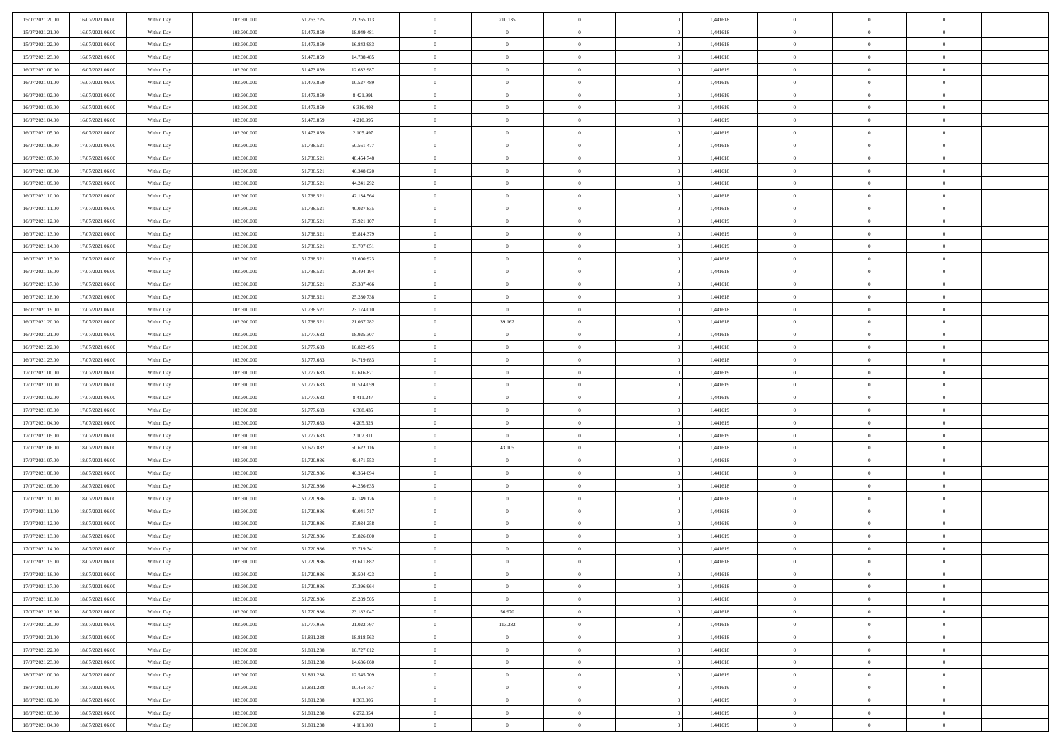| | | | | | | | | | | | | | | |
|---|---|---|---|---|---|---|---|---|---|---|---|---|---|---|
| 15/07/2021 20:00 | 16/07/2021 06:00 | Within Day | 102.300.000 | 51.263.725 | 21.265.113 | 0 | 210.135 | 0 | | 1,441618 | 0 | 0 | 0 | |
| 15/07/2021 21:00 | 16/07/2021 06:00 | Within Day | 102.300.000 | 51.473.859 | 18.949.481 | 0 | 0 | 0 | | 1,441618 | 0 | 0 | 0 | |
| 15/07/2021 22:00 | 16/07/2021 06:00 | Within Day | 102.300.000 | 51.473.859 | 16.843.983 | 0 | 0 | 0 | | 1,441618 | 0 | 0 | 0 | |
| 15/07/2021 23:00 | 16/07/2021 06:00 | Within Day | 102.300.000 | 51.473.859 | 14.738.485 | 0 | 0 | 0 | | 1,441618 | 0 | 0 | 0 | |
| 16/07/2021 00:00 | 16/07/2021 06:00 | Within Day | 102.300.000 | 51.473.859 | 12.632.987 | 0 | 0 | 0 | | 1,441619 | 0 | 0 | 0 | |
| 16/07/2021 01:00 | 16/07/2021 06:00 | Within Day | 102.300.000 | 51.473.859 | 10.527.489 | 0 | 0 | 0 | | 1,441619 | 0 | 0 | 0 | |
| 16/07/2021 02:00 | 16/07/2021 06:00 | Within Day | 102.300.000 | 51.473.859 | 8.421.991 | 0 | 0 | 0 | | 1,441619 | 0 | 0 | 0 | |
| 16/07/2021 03:00 | 16/07/2021 06:00 | Within Day | 102.300.000 | 51.473.859 | 6.316.493 | 0 | 0 | 0 | | 1,441619 | 0 | 0 | 0 | |
| 16/07/2021 04:00 | 16/07/2021 06:00 | Within Day | 102.300.000 | 51.473.859 | 4.210.995 | 0 | 0 | 0 | | 1,441619 | 0 | 0 | 0 | |
| 16/07/2021 05:00 | 16/07/2021 06:00 | Within Day | 102.300.000 | 51.473.859 | 2.105.497 | 0 | 0 | 0 | | 1,441619 | 0 | 0 | 0 | |
| 16/07/2021 06:00 | 17/07/2021 06:00 | Within Day | 102.300.000 | 51.738.521 | 50.561.477 | 0 | 0 | 0 | | 1,441618 | 0 | 0 | 0 | |
| 16/07/2021 07:00 | 17/07/2021 06:00 | Within Day | 102.300.000 | 51.738.521 | 48.454.748 | 0 | 0 | 0 | | 1,441618 | 0 | 0 | 0 | |
| 16/07/2021 08:00 | 17/07/2021 06:00 | Within Day | 102.300.000 | 51.738.521 | 46.348.020 | 0 | 0 | 0 | | 1,441618 | 0 | 0 | 0 | |
| 16/07/2021 09:00 | 17/07/2021 06:00 | Within Day | 102.300.000 | 51.738.521 | 44.241.292 | 0 | 0 | 0 | | 1,441618 | 0 | 0 | 0 | |
| 16/07/2021 10:00 | 17/07/2021 06:00 | Within Day | 102.300.000 | 51.738.521 | 42.134.564 | 0 | 0 | 0 | | 1,441618 | 0 | 0 | 0 | |
| 16/07/2021 11:00 | 17/07/2021 06:00 | Within Day | 102.300.000 | 51.738.521 | 40.027.835 | 0 | 0 | 0 | | 1,441618 | 0 | 0 | 0 | |
| 16/07/2021 12:00 | 17/07/2021 06:00 | Within Day | 102.300.000 | 51.738.521 | 37.921.107 | 0 | 0 | 0 | | 1,441619 | 0 | 0 | 0 | |
| 16/07/2021 13:00 | 17/07/2021 06:00 | Within Day | 102.300.000 | 51.738.521 | 35.814.379 | 0 | 0 | 0 | | 1,441619 | 0 | 0 | 0 | |
| 16/07/2021 14:00 | 17/07/2021 06:00 | Within Day | 102.300.000 | 51.738.521 | 33.707.651 | 0 | 0 | 0 | | 1,441619 | 0 | 0 | 0 | |
| 16/07/2021 15:00 | 17/07/2021 06:00 | Within Day | 102.300.000 | 51.738.521 | 31.600.923 | 0 | 0 | 0 | | 1,441618 | 0 | 0 | 0 | |
| 16/07/2021 16:00 | 17/07/2021 06:00 | Within Day | 102.300.000 | 51.738.521 | 29.494.194 | 0 | 0 | 0 | | 1,441618 | 0 | 0 | 0 | |
| 16/07/2021 17:00 | 17/07/2021 06:00 | Within Day | 102.300.000 | 51.738.521 | 27.387.466 | 0 | 0 | 0 | | 1,441618 | 0 | 0 | 0 | |
| 16/07/2021 18:00 | 17/07/2021 06:00 | Within Day | 102.300.000 | 51.738.521 | 25.280.738 | 0 | 0 | 0 | | 1,441618 | 0 | 0 | 0 | |
| 16/07/2021 19:00 | 17/07/2021 06:00 | Within Day | 102.300.000 | 51.738.521 | 23.174.010 | 0 | 0 | 0 | | 1,441618 | 0 | 0 | 0 | |
| 16/07/2021 20:00 | 17/07/2021 06:00 | Within Day | 102.300.000 | 51.738.521 | 21.067.282 | 0 | 39.162 | 0 | | 1,441618 | 0 | 0 | 0 | |
| 16/07/2021 21:00 | 17/07/2021 06:00 | Within Day | 102.300.000 | 51.777.683 | 18.925.307 | 0 | 0 | 0 | | 1,441618 | 0 | 0 | 0 | |
| 16/07/2021 22:00 | 17/07/2021 06:00 | Within Day | 102.300.000 | 51.777.683 | 16.822.495 | 0 | 0 | 0 | | 1,441618 | 0 | 0 | 0 | |
| 16/07/2021 23:00 | 17/07/2021 06:00 | Within Day | 102.300.000 | 51.777.683 | 14.719.683 | 0 | 0 | 0 | | 1,441618 | 0 | 0 | 0 | |
| 17/07/2021 00:00 | 17/07/2021 06:00 | Within Day | 102.300.000 | 51.777.683 | 12.616.871 | 0 | 0 | 0 | | 1,441619 | 0 | 0 | 0 | |
| 17/07/2021 01:00 | 17/07/2021 06:00 | Within Day | 102.300.000 | 51.777.683 | 10.514.059 | 0 | 0 | 0 | | 1,441619 | 0 | 0 | 0 | |
| 17/07/2021 02:00 | 17/07/2021 06:00 | Within Day | 102.300.000 | 51.777.683 | 8.411.247 | 0 | 0 | 0 | | 1,441619 | 0 | 0 | 0 | |
| 17/07/2021 03:00 | 17/07/2021 06:00 | Within Day | 102.300.000 | 51.777.683 | 6.308.435 | 0 | 0 | 0 | | 1,441619 | 0 | 0 | 0 | |
| 17/07/2021 04:00 | 17/07/2021 06:00 | Within Day | 102.300.000 | 51.777.683 | 4.205.623 | 0 | 0 | 0 | | 1,441619 | 0 | 0 | 0 | |
| 17/07/2021 05:00 | 17/07/2021 06:00 | Within Day | 102.300.000 | 51.777.683 | 2.102.811 | 0 | 0 | 0 | | 1,441619 | 0 | 0 | 0 | |
| 17/07/2021 06:00 | 18/07/2021 06:00 | Within Day | 102.300.000 | 51.677.882 | 50.622.116 | 0 | 43.105 | 0 | | 1,441618 | 0 | 0 | 0 | |
| 17/07/2021 07:00 | 18/07/2021 06:00 | Within Day | 102.300.000 | 51.720.986 | 48.471.553 | 0 | 0 | 0 | | 1,441618 | 0 | 0 | 0 | |
| 17/07/2021 08:00 | 18/07/2021 06:00 | Within Day | 102.300.000 | 51.720.986 | 46.364.094 | 0 | 0 | 0 | | 1,441618 | 0 | 0 | 0 | |
| 17/07/2021 09:00 | 18/07/2021 06:00 | Within Day | 102.300.000 | 51.720.986 | 44.256.635 | 0 | 0 | 0 | | 1,441618 | 0 | 0 | 0 | |
| 17/07/2021 10:00 | 18/07/2021 06:00 | Within Day | 102.300.000 | 51.720.986 | 42.149.176 | 0 | 0 | 0 | | 1,441618 | 0 | 0 | 0 | |
| 17/07/2021 11:00 | 18/07/2021 06:00 | Within Day | 102.300.000 | 51.720.986 | 40.041.717 | 0 | 0 | 0 | | 1,441618 | 0 | 0 | 0 | |
| 17/07/2021 12:00 | 18/07/2021 06:00 | Within Day | 102.300.000 | 51.720.986 | 37.934.258 | 0 | 0 | 0 | | 1,441619 | 0 | 0 | 0 | |
| 17/07/2021 13:00 | 18/07/2021 06:00 | Within Day | 102.300.000 | 51.720.986 | 35.826.800 | 0 | 0 | 0 | | 1,441619 | 0 | 0 | 0 | |
| 17/07/2021 14:00 | 18/07/2021 06:00 | Within Day | 102.300.000 | 51.720.986 | 33.719.341 | 0 | 0 | 0 | | 1,441619 | 0 | 0 | 0 | |
| 17/07/2021 15:00 | 18/07/2021 06:00 | Within Day | 102.300.000 | 51.720.986 | 31.611.882 | 0 | 0 | 0 | | 1,441618 | 0 | 0 | 0 | |
| 17/07/2021 16:00 | 18/07/2021 06:00 | Within Day | 102.300.000 | 51.720.986 | 29.504.423 | 0 | 0 | 0 | | 1,441618 | 0 | 0 | 0 | |
| 17/07/2021 17:00 | 18/07/2021 06:00 | Within Day | 102.300.000 | 51.720.986 | 27.396.964 | 0 | 0 | 0 | | 1,441618 | 0 | 0 | 0 | |
| 17/07/2021 18:00 | 18/07/2021 06:00 | Within Day | 102.300.000 | 51.720.986 | 25.289.505 | 0 | 0 | 0 | | 1,441618 | 0 | 0 | 0 | |
| 17/07/2021 19:00 | 18/07/2021 06:00 | Within Day | 102.300.000 | 51.720.986 | 23.182.047 | 0 | 56.970 | 0 | | 1,441618 | 0 | 0 | 0 | |
| 17/07/2021 20:00 | 18/07/2021 06:00 | Within Day | 102.300.000 | 51.777.956 | 21.022.797 | 0 | 113.282 | 0 | | 1,441618 | 0 | 0 | 0 | |
| 17/07/2021 21:00 | 18/07/2021 06:00 | Within Day | 102.300.000 | 51.891.238 | 18.818.563 | 0 | 0 | 0 | | 1,441618 | 0 | 0 | 0 | |
| 17/07/2021 22:00 | 18/07/2021 06:00 | Within Day | 102.300.000 | 51.891.238 | 16.727.612 | 0 | 0 | 0 | | 1,441618 | 0 | 0 | 0 | |
| 17/07/2021 23:00 | 18/07/2021 06:00 | Within Day | 102.300.000 | 51.891.238 | 14.636.660 | 0 | 0 | 0 | | 1,441618 | 0 | 0 | 0 | |
| 18/07/2021 00:00 | 18/07/2021 06:00 | Within Day | 102.300.000 | 51.891.238 | 12.545.709 | 0 | 0 | 0 | | 1,441619 | 0 | 0 | 0 | |
| 18/07/2021 01:00 | 18/07/2021 06:00 | Within Day | 102.300.000 | 51.891.238 | 10.454.757 | 0 | 0 | 0 | | 1,441619 | 0 | 0 | 0 | |
| 18/07/2021 02:00 | 18/07/2021 06:00 | Within Day | 102.300.000 | 51.891.238 | 8.363.806 | 0 | 0 | 0 | | 1,441619 | 0 | 0 | 0 | |
| 18/07/2021 03:00 | 18/07/2021 06:00 | Within Day | 102.300.000 | 51.891.238 | 6.272.854 | 0 | 0 | 0 | | 1,441619 | 0 | 0 | 0 | |
| 18/07/2021 04:00 | 18/07/2021 06:00 | Within Day | 102.300.000 | 51.891.238 | 4.181.903 | 0 | 0 | 0 | | 1,441619 | 0 | 0 | 0 | |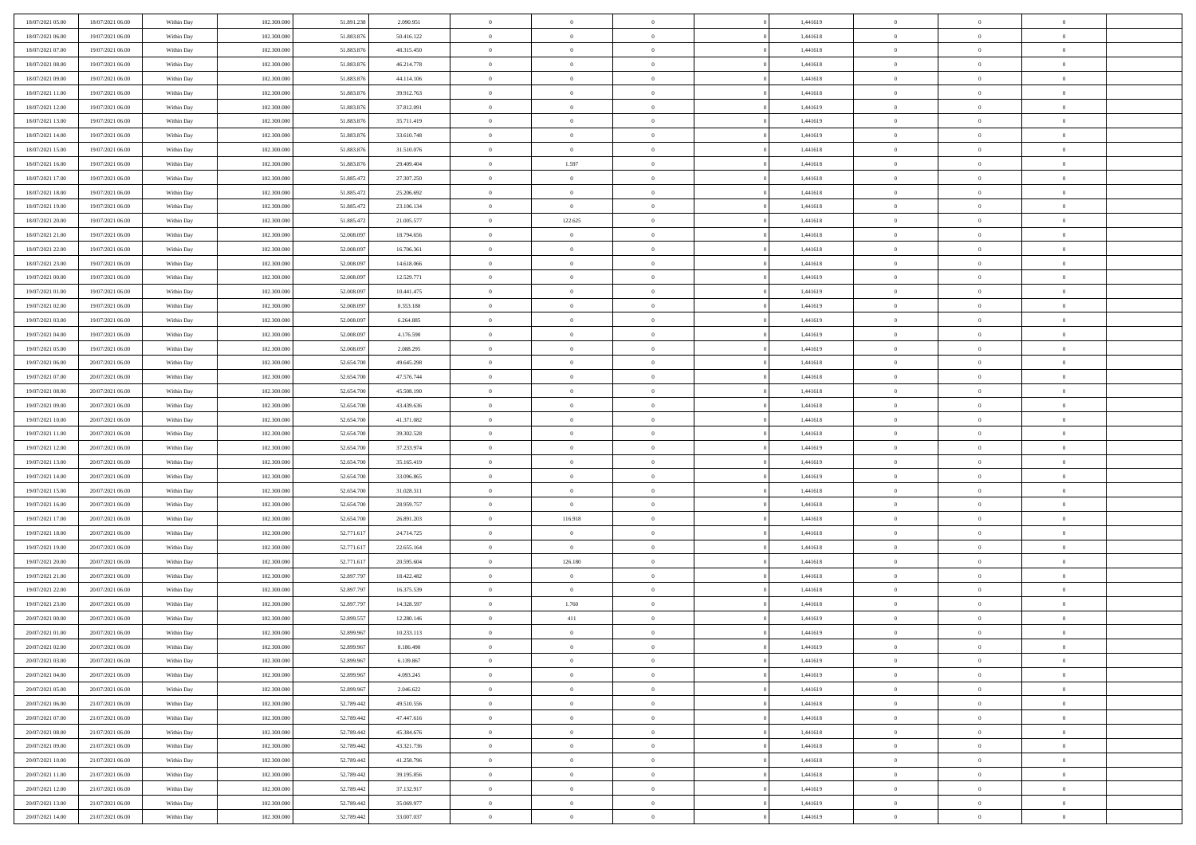| | | | | | | | | | | | | | | |
|---|---|---|---|---|---|---|---|---|---|---|---|---|---|---|
| 18/07/2021 05:00 | 18/07/2021 06:00 | Within Day | 102.300.000 | 51.891.238 | 2.090.951 | 0 | 0 | 0 | | 1,441619 | 0 | 0 | 0 | |
| 18/07/2021 06:00 | 19/07/2021 06:00 | Within Day | 102.300.000 | 51.883.876 | 50.416.122 | 0 | 0 | 0 | | 1,441618 | 0 | 0 | 0 | |
| 18/07/2021 07:00 | 19/07/2021 06:00 | Within Day | 102.300.000 | 51.883.876 | 48.315.450 | 0 | 0 | 0 | | 1,441618 | 0 | 0 | 0 | |
| 18/07/2021 08:00 | 19/07/2021 06:00 | Within Day | 102.300.000 | 51.883.876 | 46.214.778 | 0 | 0 | 0 | | 1,441618 | 0 | 0 | 0 | |
| 18/07/2021 09:00 | 19/07/2021 06:00 | Within Day | 102.300.000 | 51.883.876 | 44.114.106 | 0 | 0 | 0 | | 1,441618 | 0 | 0 | 0 | |
| 18/07/2021 11:00 | 19/07/2021 06:00 | Within Day | 102.300.000 | 51.883.876 | 39.912.763 | 0 | 0 | 0 | | 1,441618 | 0 | 0 | 0 | |
| 18/07/2021 12:00 | 19/07/2021 06:00 | Within Day | 102.300.000 | 51.883.876 | 37.812.091 | 0 | 0 | 0 | | 1,441619 | 0 | 0 | 0 | |
| 18/07/2021 13:00 | 19/07/2021 06:00 | Within Day | 102.300.000 | 51.883.876 | 35.711.419 | 0 | 0 | 0 | | 1,441619 | 0 | 0 | 0 | |
| 18/07/2021 14:00 | 19/07/2021 06:00 | Within Day | 102.300.000 | 51.883.876 | 33.610.748 | 0 | 0 | 0 | | 1,441619 | 0 | 0 | 0 | |
| 18/07/2021 15:00 | 19/07/2021 06:00 | Within Day | 102.300.000 | 51.883.876 | 31.510.076 | 0 | 0 | 0 | | 1,441618 | 0 | 0 | 0 | |
| 18/07/2021 16:00 | 19/07/2021 06:00 | Within Day | 102.300.000 | 51.883.876 | 29.409.404 | 0 | 1.597 | 0 | | 1,441618 | 0 | 0 | 0 | |
| 18/07/2021 17:00 | 19/07/2021 06:00 | Within Day | 102.300.000 | 51.885.472 | 27.307.250 | 0 | 0 | 0 | | 1,441618 | 0 | 0 | 0 | |
| 18/07/2021 18:00 | 19/07/2021 06:00 | Within Day | 102.300.000 | 51.885.472 | 25.206.692 | 0 | 0 | 0 | | 1,441618 | 0 | 0 | 0 | |
| 18/07/2021 19:00 | 19/07/2021 06:00 | Within Day | 102.300.000 | 51.885.472 | 23.106.134 | 0 | 0 | 0 | | 1,441618 | 0 | 0 | 0 | |
| 18/07/2021 20:00 | 19/07/2021 06:00 | Within Day | 102.300.000 | 51.885.472 | 21.005.577 | 0 | 122.625 | 0 | | 1,441618 | 0 | 0 | 0 | |
| 18/07/2021 21:00 | 19/07/2021 06:00 | Within Day | 102.300.000 | 52.008.097 | 18.794.656 | 0 | 0 | 0 | | 1,441618 | 0 | 0 | 0 | |
| 18/07/2021 22:00 | 19/07/2021 06:00 | Within Day | 102.300.000 | 52.008.097 | 16.706.361 | 0 | 0 | 0 | | 1,441618 | 0 | 0 | 0 | |
| 18/07/2021 23:00 | 19/07/2021 06:00 | Within Day | 102.300.000 | 52.008.097 | 14.618.066 | 0 | 0 | 0 | | 1,441618 | 0 | 0 | 0 | |
| 19/07/2021 00:00 | 19/07/2021 06:00 | Within Day | 102.300.000 | 52.008.097 | 12.529.771 | 0 | 0 | 0 | | 1,441619 | 0 | 0 | 0 | |
| 19/07/2021 01:00 | 19/07/2021 06:00 | Within Day | 102.300.000 | 52.008.097 | 10.441.475 | 0 | 0 | 0 | | 1,441619 | 0 | 0 | 0 | |
| 19/07/2021 02:00 | 19/07/2021 06:00 | Within Day | 102.300.000 | 52.008.097 | 8.353.180 | 0 | 0 | 0 | | 1,441619 | 0 | 0 | 0 | |
| 19/07/2021 03:00 | 19/07/2021 06:00 | Within Day | 102.300.000 | 52.008.097 | 6.264.885 | 0 | 0 | 0 | | 1,441619 | 0 | 0 | 0 | |
| 19/07/2021 04:00 | 19/07/2021 06:00 | Within Day | 102.300.000 | 52.008.097 | 4.176.590 | 0 | 0 | 0 | | 1,441619 | 0 | 0 | 0 | |
| 19/07/2021 05:00 | 19/07/2021 06:00 | Within Day | 102.300.000 | 52.008.097 | 2.088.295 | 0 | 0 | 0 | | 1,441619 | 0 | 0 | 0 | |
| 19/07/2021 06:00 | 20/07/2021 06:00 | Within Day | 102.300.000 | 52.654.700 | 49.645.298 | 0 | 0 | 0 | | 1,441618 | 0 | 0 | 0 | |
| 19/07/2021 07:00 | 20/07/2021 06:00 | Within Day | 102.300.000 | 52.654.700 | 47.576.744 | 0 | 0 | 0 | | 1,441618 | 0 | 0 | 0 | |
| 19/07/2021 08:00 | 20/07/2021 06:00 | Within Day | 102.300.000 | 52.654.700 | 45.508.190 | 0 | 0 | 0 | | 1,441618 | 0 | 0 | 0 | |
| 19/07/2021 09:00 | 20/07/2021 06:00 | Within Day | 102.300.000 | 52.654.700 | 43.439.636 | 0 | 0 | 0 | | 1,441618 | 0 | 0 | 0 | |
| 19/07/2021 10:00 | 20/07/2021 06:00 | Within Day | 102.300.000 | 52.654.700 | 41.371.082 | 0 | 0 | 0 | | 1,441618 | 0 | 0 | 0 | |
| 19/07/2021 11:00 | 20/07/2021 06:00 | Within Day | 102.300.000 | 52.654.700 | 39.302.528 | 0 | 0 | 0 | | 1,441618 | 0 | 0 | 0 | |
| 19/07/2021 12:00 | 20/07/2021 06:00 | Within Day | 102.300.000 | 52.654.700 | 37.233.974 | 0 | 0 | 0 | | 1,441619 | 0 | 0 | 0 | |
| 19/07/2021 13:00 | 20/07/2021 06:00 | Within Day | 102.300.000 | 52.654.700 | 35.165.419 | 0 | 0 | 0 | | 1,441619 | 0 | 0 | 0 | |
| 19/07/2021 14:00 | 20/07/2021 06:00 | Within Day | 102.300.000 | 52.654.700 | 33.096.865 | 0 | 0 | 0 | | 1,441619 | 0 | 0 | 0 | |
| 19/07/2021 15:00 | 20/07/2021 06:00 | Within Day | 102.300.000 | 52.654.700 | 31.028.311 | 0 | 0 | 0 | | 1,441618 | 0 | 0 | 0 | |
| 19/07/2021 16:00 | 20/07/2021 06:00 | Within Day | 102.300.000 | 52.654.700 | 28.959.757 | 0 | 0 | 0 | | 1,441618 | 0 | 0 | 0 | |
| 19/07/2021 17:00 | 20/07/2021 06:00 | Within Day | 102.300.000 | 52.654.700 | 26.891.203 | 0 | 116.918 | 0 | | 1,441618 | 0 | 0 | 0 | |
| 19/07/2021 18:00 | 20/07/2021 06:00 | Within Day | 102.300.000 | 52.771.617 | 24.714.725 | 0 | 0 | 0 | | 1,441618 | 0 | 0 | 0 | |
| 19/07/2021 19:00 | 20/07/2021 06:00 | Within Day | 102.300.000 | 52.771.617 | 22.655.164 | 0 | 0 | 0 | | 1,441618 | 0 | 0 | 0 | |
| 19/07/2021 20:00 | 20/07/2021 06:00 | Within Day | 102.300.000 | 52.771.617 | 20.595.604 | 0 | 126.180 | 0 | | 1,441618 | 0 | 0 | 0 | |
| 19/07/2021 21:00 | 20/07/2021 06:00 | Within Day | 102.300.000 | 52.897.797 | 18.422.482 | 0 | 0 | 0 | | 1,441618 | 0 | 0 | 0 | |
| 19/07/2021 22:00 | 20/07/2021 06:00 | Within Day | 102.300.000 | 52.897.797 | 16.375.539 | 0 | 0 | 0 | | 1,441618 | 0 | 0 | 0 | |
| 19/07/2021 23:00 | 20/07/2021 06:00 | Within Day | 102.300.000 | 52.897.797 | 14.328.597 | 0 | 1.760 | 0 | | 1,441618 | 0 | 0 | 0 | |
| 20/07/2021 00:00 | 20/07/2021 06:00 | Within Day | 102.300.000 | 52.899.557 | 12.280.146 | 0 | 411 | 0 | | 1,441619 | 0 | 0 | 0 | |
| 20/07/2021 01:00 | 20/07/2021 06:00 | Within Day | 102.300.000 | 52.899.967 | 10.233.113 | 0 | 0 | 0 | | 1,441619 | 0 | 0 | 0 | |
| 20/07/2021 02:00 | 20/07/2021 06:00 | Within Day | 102.300.000 | 52.899.967 | 8.186.490 | 0 | 0 | 0 | | 1,441619 | 0 | 0 | 0 | |
| 20/07/2021 03:00 | 20/07/2021 06:00 | Within Day | 102.300.000 | 52.899.967 | 6.139.867 | 0 | 0 | 0 | | 1,441619 | 0 | 0 | 0 | |
| 20/07/2021 04:00 | 20/07/2021 06:00 | Within Day | 102.300.000 | 52.899.967 | 4.093.245 | 0 | 0 | 0 | | 1,441619 | 0 | 0 | 0 | |
| 20/07/2021 05:00 | 20/07/2021 06:00 | Within Day | 102.300.000 | 52.899.967 | 2.046.622 | 0 | 0 | 0 | | 1,441619 | 0 | 0 | 0 | |
| 20/07/2021 06:00 | 21/07/2021 06:00 | Within Day | 102.300.000 | 52.789.442 | 49.510.556 | 0 | 0 | 0 | | 1,441618 | 0 | 0 | 0 | |
| 20/07/2021 07:00 | 21/07/2021 06:00 | Within Day | 102.300.000 | 52.789.442 | 47.447.616 | 0 | 0 | 0 | | 1,441618 | 0 | 0 | 0 | |
| 20/07/2021 08:00 | 21/07/2021 06:00 | Within Day | 102.300.000 | 52.789.442 | 45.384.676 | 0 | 0 | 0 | | 1,441618 | 0 | 0 | 0 | |
| 20/07/2021 09:00 | 21/07/2021 06:00 | Within Day | 102.300.000 | 52.789.442 | 43.321.736 | 0 | 0 | 0 | | 1,441618 | 0 | 0 | 0 | |
| 20/07/2021 10:00 | 21/07/2021 06:00 | Within Day | 102.300.000 | 52.789.442 | 41.258.796 | 0 | 0 | 0 | | 1,441618 | 0 | 0 | 0 | |
| 20/07/2021 11:00 | 21/07/2021 06:00 | Within Day | 102.300.000 | 52.789.442 | 39.195.856 | 0 | 0 | 0 | | 1,441618 | 0 | 0 | 0 | |
| 20/07/2021 12:00 | 21/07/2021 06:00 | Within Day | 102.300.000 | 52.789.442 | 37.132.917 | 0 | 0 | 0 | | 1,441619 | 0 | 0 | 0 | |
| 20/07/2021 13:00 | 21/07/2021 06:00 | Within Day | 102.300.000 | 52.789.442 | 35.069.977 | 0 | 0 | 0 | | 1,441619 | 0 | 0 | 0 | |
| 20/07/2021 14:00 | 21/07/2021 06:00 | Within Day | 102.300.000 | 52.789.442 | 33.007.037 | 0 | 0 | 0 | | 1,441619 | 0 | 0 | 0 | |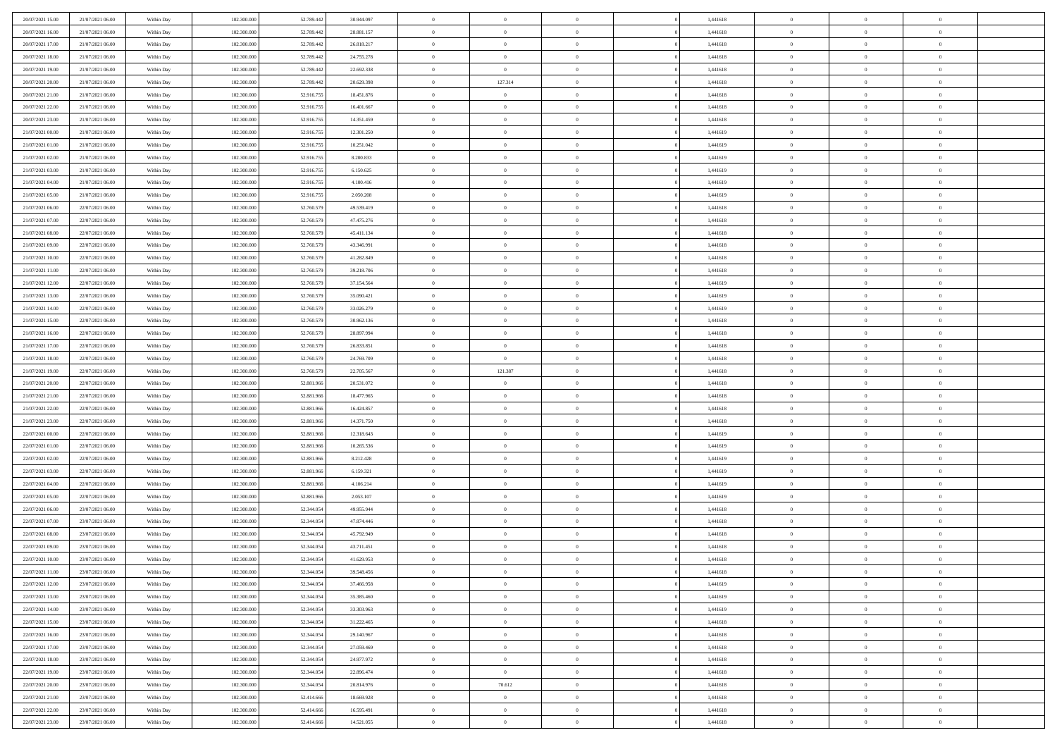| | | | | | | | | | | | | | | |
|---|---|---|---|---|---|---|---|---|---|---|---|---|---|---|
| 20/07/2021 15:00 | 21/07/2021 06:00 | Within Day | 102.300.000 | 52.789.442 | 30.944.097 | 0 | 0 | 0 | | 1,441618 | 0 | 0 | 0 | |
| 20/07/2021 16:00 | 21/07/2021 06:00 | Within Day | 102.300.000 | 52.789.442 | 28.881.157 | 0 | 0 | 0 | | 1,441618 | 0 | 0 | 0 | |
| 20/07/2021 17:00 | 21/07/2021 06:00 | Within Day | 102.300.000 | 52.789.442 | 26.818.217 | 0 | 0 | 0 | | 1,441618 | 0 | 0 | 0 | |
| 20/07/2021 18:00 | 21/07/2021 06:00 | Within Day | 102.300.000 | 52.789.442 | 24.755.278 | 0 | 0 | 0 | | 1,441618 | 0 | 0 | 0 | |
| 20/07/2021 19:00 | 21/07/2021 06:00 | Within Day | 102.300.000 | 52.789.442 | 22.692.338 | 0 | 0 | 0 | | 1,441618 | 0 | 0 | 0 | |
| 20/07/2021 20:00 | 21/07/2021 06:00 | Within Day | 102.300.000 | 52.789.442 | 20.629.398 | 0 | 127.314 | 0 | | 1,441618 | 0 | 0 | 0 | |
| 20/07/2021 21:00 | 21/07/2021 06:00 | Within Day | 102.300.000 | 52.916.755 | 18.451.876 | 0 | 0 | 0 | | 1,441618 | 0 | 0 | 0 | |
| 20/07/2021 22:00 | 21/07/2021 06:00 | Within Day | 102.300.000 | 52.916.755 | 16.401.667 | 0 | 0 | 0 | | 1,441618 | 0 | 0 | 0 | |
| 20/07/2021 23:00 | 21/07/2021 06:00 | Within Day | 102.300.000 | 52.916.755 | 14.351.459 | 0 | 0 | 0 | | 1,441618 | 0 | 0 | 0 | |
| 21/07/2021 00:00 | 21/07/2021 06:00 | Within Day | 102.300.000 | 52.916.755 | 12.301.250 | 0 | 0 | 0 | | 1,441619 | 0 | 0 | 0 | |
| 21/07/2021 01:00 | 21/07/2021 06:00 | Within Day | 102.300.000 | 52.916.755 | 10.251.042 | 0 | 0 | 0 | | 1,441619 | 0 | 0 | 0 | |
| 21/07/2021 02:00 | 21/07/2021 06:00 | Within Day | 102.300.000 | 52.916.755 | 8.200.833 | 0 | 0 | 0 | | 1,441619 | 0 | 0 | 0 | |
| 21/07/2021 03:00 | 21/07/2021 06:00 | Within Day | 102.300.000 | 52.916.755 | 6.150.625 | 0 | 0 | 0 | | 1,441619 | 0 | 0 | 0 | |
| 21/07/2021 04:00 | 21/07/2021 06:00 | Within Day | 102.300.000 | 52.916.755 | 4.100.416 | 0 | 0 | 0 | | 1,441619 | 0 | 0 | 0 | |
| 21/07/2021 05:00 | 21/07/2021 06:00 | Within Day | 102.300.000 | 52.916.755 | 2.050.208 | 0 | 0 | 0 | | 1,441619 | 0 | 0 | 0 | |
| 21/07/2021 06:00 | 22/07/2021 06:00 | Within Day | 102.300.000 | 52.760.579 | 49.539.419 | 0 | 0 | 0 | | 1,441618 | 0 | 0 | 0 | |
| 21/07/2021 07:00 | 22/07/2021 06:00 | Within Day | 102.300.000 | 52.760.579 | 47.475.276 | 0 | 0 | 0 | | 1,441618 | 0 | 0 | 0 | |
| 21/07/2021 08:00 | 22/07/2021 06:00 | Within Day | 102.300.000 | 52.760.579 | 45.411.134 | 0 | 0 | 0 | | 1,441618 | 0 | 0 | 0 | |
| 21/07/2021 09:00 | 22/07/2021 06:00 | Within Day | 102.300.000 | 52.760.579 | 43.346.991 | 0 | 0 | 0 | | 1,441618 | 0 | 0 | 0 | |
| 21/07/2021 10:00 | 22/07/2021 06:00 | Within Day | 102.300.000 | 52.760.579 | 41.282.849 | 0 | 0 | 0 | | 1,441618 | 0 | 0 | 0 | |
| 21/07/2021 11:00 | 22/07/2021 06:00 | Within Day | 102.300.000 | 52.760.579 | 39.218.706 | 0 | 0 | 0 | | 1,441618 | 0 | 0 | 0 | |
| 21/07/2021 12:00 | 22/07/2021 06:00 | Within Day | 102.300.000 | 52.760.579 | 37.154.564 | 0 | 0 | 0 | | 1,441619 | 0 | 0 | 0 | |
| 21/07/2021 13:00 | 22/07/2021 06:00 | Within Day | 102.300.000 | 52.760.579 | 35.090.421 | 0 | 0 | 0 | | 1,441619 | 0 | 0 | 0 | |
| 21/07/2021 14:00 | 22/07/2021 06:00 | Within Day | 102.300.000 | 52.760.579 | 33.026.279 | 0 | 0 | 0 | | 1,441619 | 0 | 0 | 0 | |
| 21/07/2021 15:00 | 22/07/2021 06:00 | Within Day | 102.300.000 | 52.760.579 | 30.962.136 | 0 | 0 | 0 | | 1,441618 | 0 | 0 | 0 | |
| 21/07/2021 16:00 | 22/07/2021 06:00 | Within Day | 102.300.000 | 52.760.579 | 28.897.994 | 0 | 0 | 0 | | 1,441618 | 0 | 0 | 0 | |
| 21/07/2021 17:00 | 22/07/2021 06:00 | Within Day | 102.300.000 | 52.760.579 | 26.833.851 | 0 | 0 | 0 | | 1,441618 | 0 | 0 | 0 | |
| 21/07/2021 18:00 | 22/07/2021 06:00 | Within Day | 102.300.000 | 52.760.579 | 24.769.709 | 0 | 0 | 0 | | 1,441618 | 0 | 0 | 0 | |
| 21/07/2021 19:00 | 22/07/2021 06:00 | Within Day | 102.300.000 | 52.760.579 | 22.705.567 | 0 | 121.387 | 0 | | 1,441618 | 0 | 0 | 0 | |
| 21/07/2021 20:00 | 22/07/2021 06:00 | Within Day | 102.300.000 | 52.881.966 | 20.531.072 | 0 | 0 | 0 | | 1,441618 | 0 | 0 | 0 | |
| 21/07/2021 21:00 | 22/07/2021 06:00 | Within Day | 102.300.000 | 52.881.966 | 18.477.965 | 0 | 0 | 0 | | 1,441618 | 0 | 0 | 0 | |
| 21/07/2021 22:00 | 22/07/2021 06:00 | Within Day | 102.300.000 | 52.881.966 | 16.424.857 | 0 | 0 | 0 | | 1,441618 | 0 | 0 | 0 | |
| 21/07/2021 23:00 | 22/07/2021 06:00 | Within Day | 102.300.000 | 52.881.966 | 14.371.750 | 0 | 0 | 0 | | 1,441618 | 0 | 0 | 0 | |
| 22/07/2021 00:00 | 22/07/2021 06:00 | Within Day | 102.300.000 | 52.881.966 | 12.318.643 | 0 | 0 | 0 | | 1,441619 | 0 | 0 | 0 | |
| 22/07/2021 01:00 | 22/07/2021 06:00 | Within Day | 102.300.000 | 52.881.966 | 10.265.536 | 0 | 0 | 0 | | 1,441619 | 0 | 0 | 0 | |
| 22/07/2021 02:00 | 22/07/2021 06:00 | Within Day | 102.300.000 | 52.881.966 | 8.212.428 | 0 | 0 | 0 | | 1,441619 | 0 | 0 | 0 | |
| 22/07/2021 03:00 | 22/07/2021 06:00 | Within Day | 102.300.000 | 52.881.966 | 6.159.321 | 0 | 0 | 0 | | 1,441619 | 0 | 0 | 0 | |
| 22/07/2021 04:00 | 22/07/2021 06:00 | Within Day | 102.300.000 | 52.881.966 | 4.106.214 | 0 | 0 | 0 | | 1,441619 | 0 | 0 | 0 | |
| 22/07/2021 05:00 | 22/07/2021 06:00 | Within Day | 102.300.000 | 52.881.966 | 2.053.107 | 0 | 0 | 0 | | 1,441619 | 0 | 0 | 0 | |
| 22/07/2021 06:00 | 23/07/2021 06:00 | Within Day | 102.300.000 | 52.344.054 | 49.955.944 | 0 | 0 | 0 | | 1,441618 | 0 | 0 | 0 | |
| 22/07/2021 07:00 | 23/07/2021 06:00 | Within Day | 102.300.000 | 52.344.054 | 47.874.446 | 0 | 0 | 0 | | 1,441618 | 0 | 0 | 0 | |
| 22/07/2021 08:00 | 23/07/2021 06:00 | Within Day | 102.300.000 | 52.344.054 | 45.792.949 | 0 | 0 | 0 | | 1,441618 | 0 | 0 | 0 | |
| 22/07/2021 09:00 | 23/07/2021 06:00 | Within Day | 102.300.000 | 52.344.054 | 43.711.451 | 0 | 0 | 0 | | 1,441618 | 0 | 0 | 0 | |
| 22/07/2021 10:00 | 23/07/2021 06:00 | Within Day | 102.300.000 | 52.344.054 | 41.629.953 | 0 | 0 | 0 | | 1,441618 | 0 | 0 | 0 | |
| 22/07/2021 11:00 | 23/07/2021 06:00 | Within Day | 102.300.000 | 52.344.054 | 39.548.456 | 0 | 0 | 0 | | 1,441618 | 0 | 0 | 0 | |
| 22/07/2021 12:00 | 23/07/2021 06:00 | Within Day | 102.300.000 | 52.344.054 | 37.466.958 | 0 | 0 | 0 | | 1,441619 | 0 | 0 | 0 | |
| 22/07/2021 13:00 | 23/07/2021 06:00 | Within Day | 102.300.000 | 52.344.054 | 35.385.460 | 0 | 0 | 0 | | 1,441619 | 0 | 0 | 0 | |
| 22/07/2021 14:00 | 23/07/2021 06:00 | Within Day | 102.300.000 | 52.344.054 | 33.303.963 | 0 | 0 | 0 | | 1,441619 | 0 | 0 | 0 | |
| 22/07/2021 15:00 | 23/07/2021 06:00 | Within Day | 102.300.000 | 52.344.054 | 31.222.465 | 0 | 0 | 0 | | 1,441618 | 0 | 0 | 0 | |
| 22/07/2021 16:00 | 23/07/2021 06:00 | Within Day | 102.300.000 | 52.344.054 | 29.140.967 | 0 | 0 | 0 | | 1,441618 | 0 | 0 | 0 | |
| 22/07/2021 17:00 | 23/07/2021 06:00 | Within Day | 102.300.000 | 52.344.054 | 27.059.469 | 0 | 0 | 0 | | 1,441618 | 0 | 0 | 0 | |
| 22/07/2021 18:00 | 23/07/2021 06:00 | Within Day | 102.300.000 | 52.344.054 | 24.977.972 | 0 | 0 | 0 | | 1,441618 | 0 | 0 | 0 | |
| 22/07/2021 19:00 | 23/07/2021 06:00 | Within Day | 102.300.000 | 52.344.054 | 22.896.474 | 0 | 0 | 0 | | 1,441618 | 0 | 0 | 0 | |
| 22/07/2021 20:00 | 23/07/2021 06:00 | Within Day | 102.300.000 | 52.344.054 | 20.814.976 | 0 | 70.612 | 0 | | 1,441618 | 0 | 0 | 0 | |
| 22/07/2021 21:00 | 23/07/2021 06:00 | Within Day | 102.300.000 | 52.414.666 | 18.669.928 | 0 | 0 | 0 | | 1,441618 | 0 | 0 | 0 | |
| 22/07/2021 22:00 | 23/07/2021 06:00 | Within Day | 102.300.000 | 52.414.666 | 16.595.491 | 0 | 0 | 0 | | 1,441618 | 0 | 0 | 0 | |
| 22/07/2021 23:00 | 23/07/2021 06:00 | Within Day | 102.300.000 | 52.414.666 | 14.521.055 | 0 | 0 | 0 | | 1,441618 | 0 | 0 | 0 | |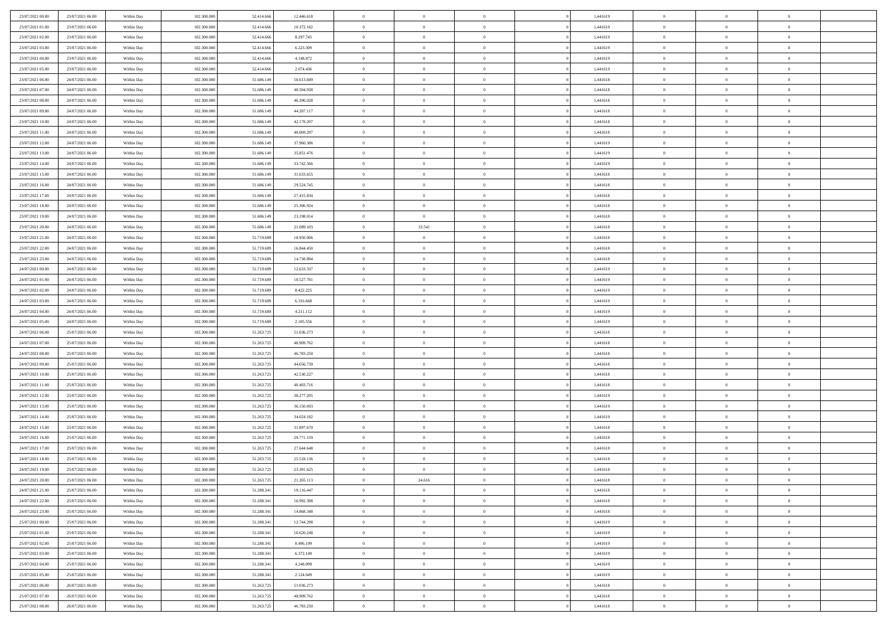| | | | | | | | | | | | | | | |
|---|---|---|---|---|---|---|---|---|---|---|---|---|---|---|
| 23/07/2021 00:00 | 23/07/2021 06:00 | Within Day | 102.300.000 | 52.414.666 | 12.446.618 | 0 | 0 | 0 | | 0 | 1,441619 | 0 | 0 | 0 |
| 23/07/2021 01:00 | 23/07/2021 06:00 | Within Day | 102.300.000 | 52.414.666 | 10.372.182 | 0 | 0 | 0 | | 0 | 1,441619 | 0 | 0 | 0 |
| 23/07/2021 02:00 | 23/07/2021 06:00 | Within Day | 102.300.000 | 52.414.666 | 8.297.745 | 0 | 0 | 0 | | 0 | 1,441619 | 0 | 0 | 0 |
| 23/07/2021 03:00 | 23/07/2021 06:00 | Within Day | 102.300.000 | 52.414.666 | 6.223.309 | 0 | 0 | 0 | | 0 | 1,441619 | 0 | 0 | 0 |
| 23/07/2021 04:00 | 23/07/2021 06:00 | Within Day | 102.300.000 | 52.414.666 | 4.148.872 | 0 | 0 | 0 | | 0 | 1,441619 | 0 | 0 | 0 |
| 23/07/2021 05:00 | 23/07/2021 06:00 | Within Day | 102.300.000 | 52.414.666 | 2.074.436 | 0 | 0 | 0 | | 0 | 1,441619 | 0 | 0 | 0 |
| 23/07/2021 06:00 | 24/07/2021 06:00 | Within Day | 102.300.000 | 51.686.149 | 50.613.849 | 0 | 0 | 0 | | 0 | 1,441618 | 0 | 0 | 0 |
| 23/07/2021 07:00 | 24/07/2021 06:00 | Within Day | 102.300.000 | 51.686.149 | 48.504.938 | 0 | 0 | 0 | | 0 | 1,441618 | 0 | 0 | 0 |
| 23/07/2021 08:00 | 24/07/2021 06:00 | Within Day | 102.300.000 | 51.686.149 | 46.396.028 | 0 | 0 | 0 | | 0 | 1,441618 | 0 | 0 | 0 |
| 23/07/2021 09:00 | 24/07/2021 06:00 | Within Day | 102.300.000 | 51.686.149 | 44.287.117 | 0 | 0 | 0 | | 0 | 1,441618 | 0 | 0 | 0 |
| 23/07/2021 10:00 | 24/07/2021 06:00 | Within Day | 102.300.000 | 51.686.149 | 42.178.207 | 0 | 0 | 0 | | 0 | 1,441618 | 0 | 0 | 0 |
| 23/07/2021 11:00 | 24/07/2021 06:00 | Within Day | 102.300.000 | 51.686.149 | 40.069.297 | 0 | 0 | 0 | | 0 | 1,441618 | 0 | 0 | 0 |
| 23/07/2021 12:00 | 24/07/2021 06:00 | Within Day | 102.300.000 | 51.686.149 | 37.960.386 | 0 | 0 | 0 | | 0 | 1,441619 | 0 | 0 | 0 |
| 23/07/2021 13:00 | 24/07/2021 06:00 | Within Day | 102.300.000 | 51.686.149 | 35.851.476 | 0 | 0 | 0 | | 0 | 1,441619 | 0 | 0 | 0 |
| 23/07/2021 14:00 | 24/07/2021 06:00 | Within Day | 102.300.000 | 51.686.149 | 33.742.566 | 0 | 0 | 0 | | 0 | 1,441619 | 0 | 0 | 0 |
| 23/07/2021 15:00 | 24/07/2021 06:00 | Within Day | 102.300.000 | 51.686.149 | 31.633.655 | 0 | 0 | 0 | | 0 | 1,441618 | 0 | 0 | 0 |
| 23/07/2021 16:00 | 24/07/2021 06:00 | Within Day | 102.300.000 | 51.686.149 | 29.524.745 | 0 | 0 | 0 | | 0 | 1,441618 | 0 | 0 | 0 |
| 23/07/2021 17:00 | 24/07/2021 06:00 | Within Day | 102.300.000 | 51.686.149 | 27.415.834 | 0 | 0 | 0 | | 0 | 1,441618 | 0 | 0 | 0 |
| 23/07/2021 18:00 | 24/07/2021 06:00 | Within Day | 102.300.000 | 51.686.149 | 25.306.924 | 0 | 0 | 0 | | 0 | 1,441618 | 0 | 0 | 0 |
| 23/07/2021 19:00 | 24/07/2021 06:00 | Within Day | 102.300.000 | 51.686.149 | 23.198.014 | 0 | 0 | 0 | | 0 | 1,441618 | 0 | 0 | 0 |
| 23/07/2021 20:00 | 24/07/2021 06:00 | Within Day | 102.300.000 | 51.686.149 | 21.089.103 | 0 | 33.541 | 0 | | 0 | 1,441618 | 0 | 0 | 0 |
| 23/07/2021 21:00 | 24/07/2021 06:00 | Within Day | 102.300.000 | 51.719.689 | 18.950.006 | 0 | 0 | 0 | | 0 | 1,441618 | 0 | 0 | 0 |
| 23/07/2021 22:00 | 24/07/2021 06:00 | Within Day | 102.300.000 | 51.719.689 | 16.844.450 | 0 | 0 | 0 | | 0 | 1,441618 | 0 | 0 | 0 |
| 23/07/2021 23:00 | 24/07/2021 06:00 | Within Day | 102.300.000 | 51.719.689 | 14.738.894 | 0 | 0 | 0 | | 0 | 1,441618 | 0 | 0 | 0 |
| 24/07/2021 00:00 | 24/07/2021 06:00 | Within Day | 102.300.000 | 51.719.689 | 12.633.337 | 0 | 0 | 0 | | 0 | 1,441619 | 0 | 0 | 0 |
| 24/07/2021 01:00 | 24/07/2021 06:00 | Within Day | 102.300.000 | 51.719.689 | 10.527.781 | 0 | 0 | 0 | | 0 | 1,441619 | 0 | 0 | 0 |
| 24/07/2021 02:00 | 24/07/2021 06:00 | Within Day | 102.300.000 | 51.719.689 | 8.422.225 | 0 | 0 | 0 | | 0 | 1,441619 | 0 | 0 | 0 |
| 24/07/2021 03:00 | 24/07/2021 06:00 | Within Day | 102.300.000 | 51.719.689 | 6.316.668 | 0 | 0 | 0 | | 0 | 1,441619 | 0 | 0 | 0 |
| 24/07/2021 04:00 | 24/07/2021 06:00 | Within Day | 102.300.000 | 51.719.689 | 4.211.112 | 0 | 0 | 0 | | 0 | 1,441619 | 0 | 0 | 0 |
| 24/07/2021 05:00 | 24/07/2021 06:00 | Within Day | 102.300.000 | 51.719.689 | 2.105.556 | 0 | 0 | 0 | | 0 | 1,441619 | 0 | 0 | 0 |
| 24/07/2021 06:00 | 25/07/2021 06:00 | Within Day | 102.300.000 | 51.263.725 | 51.036.273 | 0 | 0 | 0 | | 0 | 1,441618 | 0 | 0 | 0 |
| 24/07/2021 07:00 | 25/07/2021 06:00 | Within Day | 102.300.000 | 51.263.725 | 48.909.762 | 0 | 0 | 0 | | 0 | 1,441618 | 0 | 0 | 0 |
| 24/07/2021 08:00 | 25/07/2021 06:00 | Within Day | 102.300.000 | 51.263.725 | 46.783.250 | 0 | 0 | 0 | | 0 | 1,441618 | 0 | 0 | 0 |
| 24/07/2021 09:00 | 25/07/2021 06:00 | Within Day | 102.300.000 | 51.263.725 | 44.656.739 | 0 | 0 | 0 | | 0 | 1,441618 | 0 | 0 | 0 |
| 24/07/2021 10:00 | 25/07/2021 06:00 | Within Day | 102.300.000 | 51.263.725 | 42.530.227 | 0 | 0 | 0 | | 0 | 1,441618 | 0 | 0 | 0 |
| 24/07/2021 11:00 | 25/07/2021 06:00 | Within Day | 102.300.000 | 51.263.725 | 40.403.716 | 0 | 0 | 0 | | 0 | 1,441618 | 0 | 0 | 0 |
| 24/07/2021 12:00 | 25/07/2021 06:00 | Within Day | 102.300.000 | 51.263.725 | 38.277.205 | 0 | 0 | 0 | | 0 | 1,441619 | 0 | 0 | 0 |
| 24/07/2021 13:00 | 25/07/2021 06:00 | Within Day | 102.300.000 | 51.263.725 | 36.150.693 | 0 | 0 | 0 | | 0 | 1,441619 | 0 | 0 | 0 |
| 24/07/2021 14:00 | 25/07/2021 06:00 | Within Day | 102.300.000 | 51.263.725 | 34.024.182 | 0 | 0 | 0 | | 0 | 1,441619 | 0 | 0 | 0 |
| 24/07/2021 15:00 | 25/07/2021 06:00 | Within Day | 102.300.000 | 51.263.725 | 31.897.670 | 0 | 0 | 0 | | 0 | 1,441618 | 0 | 0 | 0 |
| 24/07/2021 16:00 | 25/07/2021 06:00 | Within Day | 102.300.000 | 51.263.725 | 29.771.159 | 0 | 0 | 0 | | 0 | 1,441618 | 0 | 0 | 0 |
| 24/07/2021 17:00 | 25/07/2021 06:00 | Within Day | 102.300.000 | 51.263.725 | 27.644.648 | 0 | 0 | 0 | | 0 | 1,441618 | 0 | 0 | 0 |
| 24/07/2021 18:00 | 25/07/2021 06:00 | Within Day | 102.300.000 | 51.263.725 | 25.518.136 | 0 | 0 | 0 | | 0 | 1,441618 | 0 | 0 | 0 |
| 24/07/2021 19:00 | 25/07/2021 06:00 | Within Day | 102.300.000 | 51.263.725 | 23.391.625 | 0 | 0 | 0 | | 0 | 1,441618 | 0 | 0 | 0 |
| 24/07/2021 20:00 | 25/07/2021 06:00 | Within Day | 102.300.000 | 51.263.725 | 21.265.113 | 0 | 24.616 | 0 | | 0 | 1,441618 | 0 | 0 | 0 |
| 24/07/2021 21:00 | 25/07/2021 06:00 | Within Day | 102.300.000 | 51.288.341 | 19.116.447 | 0 | 0 | 0 | | 0 | 1,441618 | 0 | 0 | 0 |
| 24/07/2021 22:00 | 25/07/2021 06:00 | Within Day | 102.300.000 | 51.288.341 | 16.992.398 | 0 | 0 | 0 | | 0 | 1,441618 | 0 | 0 | 0 |
| 24/07/2021 23:00 | 25/07/2021 06:00 | Within Day | 102.300.000 | 51.288.341 | 14.868.348 | 0 | 0 | 0 | | 0 | 1,441618 | 0 | 0 | 0 |
| 25/07/2021 00:00 | 25/07/2021 06:00 | Within Day | 102.300.000 | 51.288.341 | 12.744.298 | 0 | 0 | 0 | | 0 | 1,441619 | 0 | 0 | 0 |
| 25/07/2021 01:00 | 25/07/2021 06:00 | Within Day | 102.300.000 | 51.288.341 | 10.620.248 | 0 | 0 | 0 | | 0 | 1,441619 | 0 | 0 | 0 |
| 25/07/2021 02:00 | 25/07/2021 06:00 | Within Day | 102.300.000 | 51.288.341 | 8.496.199 | 0 | 0 | 0 | | 0 | 1,441619 | 0 | 0 | 0 |
| 25/07/2021 03:00 | 25/07/2021 06:00 | Within Day | 102.300.000 | 51.288.341 | 6.372.149 | 0 | 0 | 0 | | 0 | 1,441619 | 0 | 0 | 0 |
| 25/07/2021 04:00 | 25/07/2021 06:00 | Within Day | 102.300.000 | 51.288.341 | 4.248.099 | 0 | 0 | 0 | | 0 | 1,441619 | 0 | 0 | 0 |
| 25/07/2021 05:00 | 25/07/2021 06:00 | Within Day | 102.300.000 | 51.288.341 | 2.124.049 | 0 | 0 | 0 | | 0 | 1,441619 | 0 | 0 | 0 |
| 25/07/2021 06:00 | 26/07/2021 06:00 | Within Day | 102.300.000 | 51.263.725 | 51.036.273 | 0 | 0 | 0 | | 0 | 1,441618 | 0 | 0 | 0 |
| 25/07/2021 07:00 | 26/07/2021 06:00 | Within Day | 102.300.000 | 51.263.725 | 48.909.762 | 0 | 0 | 0 | | 0 | 1,441618 | 0 | 0 | 0 |
| 25/07/2021 08:00 | 26/07/2021 06:00 | Within Day | 102.300.000 | 51.263.725 | 46.783.250 | 0 | 0 | 0 | | 0 | 1,441618 | 0 | 0 | 0 |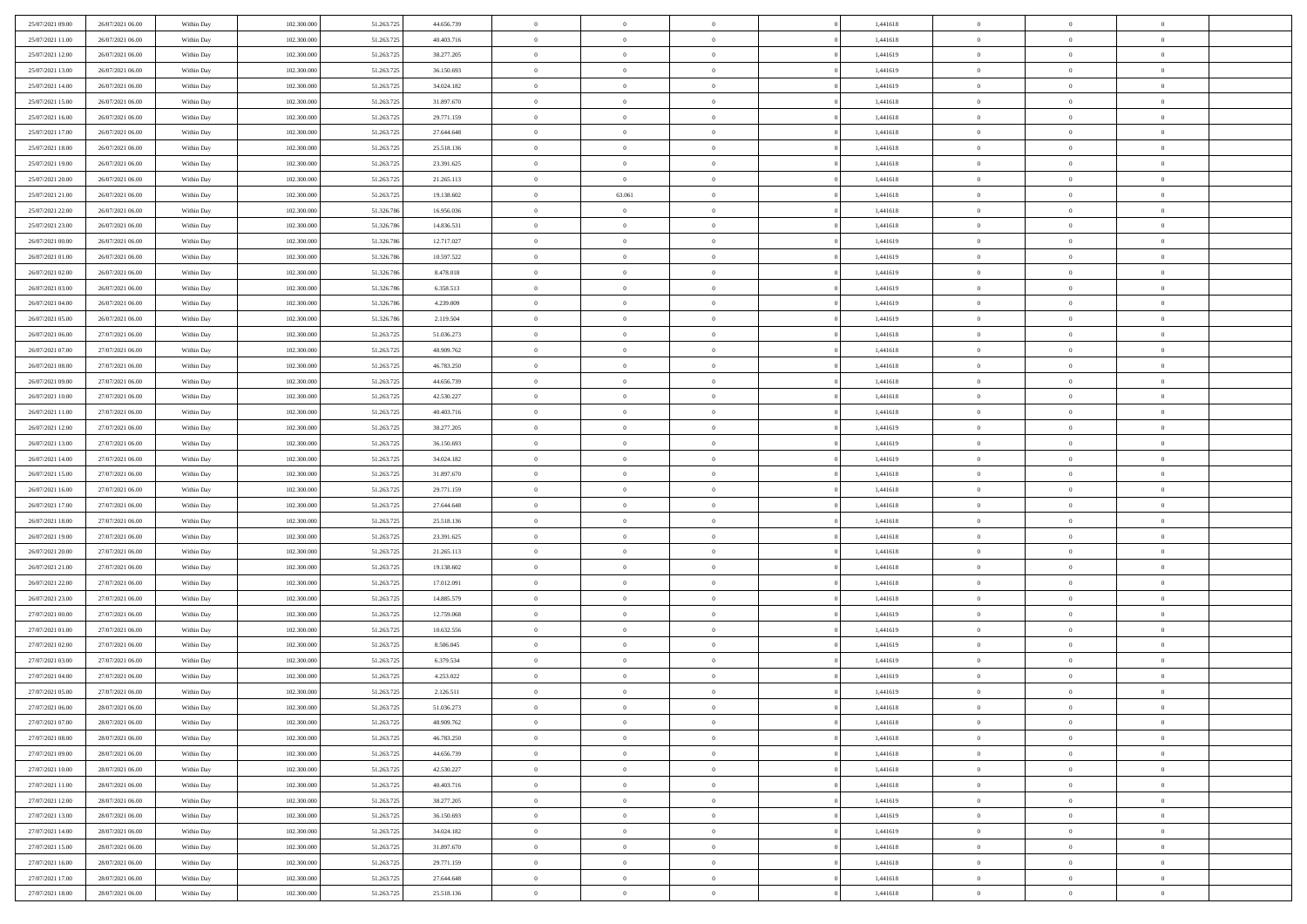| | | | | | | | | | | | | | | |
|---|---|---|---|---|---|---|---|---|---|---|---|---|---|---|
| 25/07/2021 09:00 | 26/07/2021 06:00 | Within Day | 102.300.000 | 51.263.725 | 44.656.739 | 0 | 0 | 0 | | 1,441618 | 0 | 0 | 0 | |
| 25/07/2021 11:00 | 26/07/2021 06:00 | Within Day | 102.300.000 | 51.263.725 | 40.403.716 | 0 | 0 | 0 | | 1,441618 | 0 | 0 | 0 | |
| 25/07/2021 12:00 | 26/07/2021 06:00 | Within Day | 102.300.000 | 51.263.725 | 38.277.205 | 0 | 0 | 0 | | 1,441619 | 0 | 0 | 0 | |
| 25/07/2021 13:00 | 26/07/2021 06:00 | Within Day | 102.300.000 | 51.263.725 | 36.150.693 | 0 | 0 | 0 | | 1,441619 | 0 | 0 | 0 | |
| 25/07/2021 14:00 | 26/07/2021 06:00 | Within Day | 102.300.000 | 51.263.725 | 34.024.182 | 0 | 0 | 0 | | 1,441619 | 0 | 0 | 0 | |
| 25/07/2021 15:00 | 26/07/2021 06:00 | Within Day | 102.300.000 | 51.263.725 | 31.897.670 | 0 | 0 | 0 | | 1,441618 | 0 | 0 | 0 | |
| 25/07/2021 16:00 | 26/07/2021 06:00 | Within Day | 102.300.000 | 51.263.725 | 29.771.159 | 0 | 0 | 0 | | 1,441618 | 0 | 0 | 0 | |
| 25/07/2021 17:00 | 26/07/2021 06:00 | Within Day | 102.300.000 | 51.263.725 | 27.644.648 | 0 | 0 | 0 | | 1,441618 | 0 | 0 | 0 | |
| 25/07/2021 18:00 | 26/07/2021 06:00 | Within Day | 102.300.000 | 51.263.725 | 25.518.136 | 0 | 0 | 0 | | 1,441618 | 0 | 0 | 0 | |
| 25/07/2021 19:00 | 26/07/2021 06:00 | Within Day | 102.300.000 | 51.263.725 | 23.391.625 | 0 | 0 | 0 | | 1,441618 | 0 | 0 | 0 | |
| 25/07/2021 20:00 | 26/07/2021 06:00 | Within Day | 102.300.000 | 51.263.725 | 21.265.113 | 0 | 0 | 0 | | 1,441618 | 0 | 0 | 0 | |
| 25/07/2021 21:00 | 26/07/2021 06:00 | Within Day | 102.300.000 | 51.263.725 | 19.138.602 | 0 | 63.061 | 0 | | 1,441618 | 0 | 0 | 0 | |
| 25/07/2021 22:00 | 26/07/2021 06:00 | Within Day | 102.300.000 | 51.326.786 | 16.956.036 | 0 | 0 | 0 | | 1,441618 | 0 | 0 | 0 | |
| 25/07/2021 23:00 | 26/07/2021 06:00 | Within Day | 102.300.000 | 51.326.786 | 14.836.531 | 0 | 0 | 0 | | 1,441618 | 0 | 0 | 0 | |
| 26/07/2021 00:00 | 26/07/2021 06:00 | Within Day | 102.300.000 | 51.326.786 | 12.717.027 | 0 | 0 | 0 | | 1,441619 | 0 | 0 | 0 | |
| 26/07/2021 01:00 | 26/07/2021 06:00 | Within Day | 102.300.000 | 51.326.786 | 10.597.522 | 0 | 0 | 0 | | 1,441619 | 0 | 0 | 0 | |
| 26/07/2021 02:00 | 26/07/2021 06:00 | Within Day | 102.300.000 | 51.326.786 | 8.478.018 | 0 | 0 | 0 | | 1,441619 | 0 | 0 | 0 | |
| 26/07/2021 03:00 | 26/07/2021 06:00 | Within Day | 102.300.000 | 51.326.786 | 6.358.513 | 0 | 0 | 0 | | 1,441619 | 0 | 0 | 0 | |
| 26/07/2021 04:00 | 26/07/2021 06:00 | Within Day | 102.300.000 | 51.326.786 | 4.239.009 | 0 | 0 | 0 | | 1,441619 | 0 | 0 | 0 | |
| 26/07/2021 05:00 | 26/07/2021 06:00 | Within Day | 102.300.000 | 51.326.786 | 2.119.504 | 0 | 0 | 0 | | 1,441619 | 0 | 0 | 0 | |
| 26/07/2021 06:00 | 27/07/2021 06:00 | Within Day | 102.300.000 | 51.263.725 | 51.036.273 | 0 | 0 | 0 | | 1,441618 | 0 | 0 | 0 | |
| 26/07/2021 07:00 | 27/07/2021 06:00 | Within Day | 102.300.000 | 51.263.725 | 48.909.762 | 0 | 0 | 0 | | 1,441618 | 0 | 0 | 0 | |
| 26/07/2021 08:00 | 27/07/2021 06:00 | Within Day | 102.300.000 | 51.263.725 | 46.783.250 | 0 | 0 | 0 | | 1,441618 | 0 | 0 | 0 | |
| 26/07/2021 09:00 | 27/07/2021 06:00 | Within Day | 102.300.000 | 51.263.725 | 44.656.739 | 0 | 0 | 0 | | 1,441618 | 0 | 0 | 0 | |
| 26/07/2021 10:00 | 27/07/2021 06:00 | Within Day | 102.300.000 | 51.263.725 | 42.530.227 | 0 | 0 | 0 | | 1,441618 | 0 | 0 | 0 | |
| 26/07/2021 11:00 | 27/07/2021 06:00 | Within Day | 102.300.000 | 51.263.725 | 40.403.716 | 0 | 0 | 0 | | 1,441618 | 0 | 0 | 0 | |
| 26/07/2021 12:00 | 27/07/2021 06:00 | Within Day | 102.300.000 | 51.263.725 | 38.277.205 | 0 | 0 | 0 | | 1,441619 | 0 | 0 | 0 | |
| 26/07/2021 13:00 | 27/07/2021 06:00 | Within Day | 102.300.000 | 51.263.725 | 36.150.693 | 0 | 0 | 0 | | 1,441619 | 0 | 0 | 0 | |
| 26/07/2021 14:00 | 27/07/2021 06:00 | Within Day | 102.300.000 | 51.263.725 | 34.024.182 | 0 | 0 | 0 | | 1,441619 | 0 | 0 | 0 | |
| 26/07/2021 15:00 | 27/07/2021 06:00 | Within Day | 102.300.000 | 51.263.725 | 31.897.670 | 0 | 0 | 0 | | 1,441618 | 0 | 0 | 0 | |
| 26/07/2021 16:00 | 27/07/2021 06:00 | Within Day | 102.300.000 | 51.263.725 | 29.771.159 | 0 | 0 | 0 | | 1,441618 | 0 | 0 | 0 | |
| 26/07/2021 17:00 | 27/07/2021 06:00 | Within Day | 102.300.000 | 51.263.725 | 27.644.648 | 0 | 0 | 0 | | 1,441618 | 0 | 0 | 0 | |
| 26/07/2021 18:00 | 27/07/2021 06:00 | Within Day | 102.300.000 | 51.263.725 | 25.518.136 | 0 | 0 | 0 | | 1,441618 | 0 | 0 | 0 | |
| 26/07/2021 19:00 | 27/07/2021 06:00 | Within Day | 102.300.000 | 51.263.725 | 23.391.625 | 0 | 0 | 0 | | 1,441618 | 0 | 0 | 0 | |
| 26/07/2021 20:00 | 27/07/2021 06:00 | Within Day | 102.300.000 | 51.263.725 | 21.265.113 | 0 | 0 | 0 | | 1,441618 | 0 | 0 | 0 | |
| 26/07/2021 21:00 | 27/07/2021 06:00 | Within Day | 102.300.000 | 51.263.725 | 19.138.602 | 0 | 0 | 0 | | 1,441618 | 0 | 0 | 0 | |
| 26/07/2021 22:00 | 27/07/2021 06:00 | Within Day | 102.300.000 | 51.263.725 | 17.012.091 | 0 | 0 | 0 | | 1,441618 | 0 | 0 | 0 | |
| 26/07/2021 23:00 | 27/07/2021 06:00 | Within Day | 102.300.000 | 51.263.725 | 14.885.579 | 0 | 0 | 0 | | 1,441618 | 0 | 0 | 0 | |
| 27/07/2021 00:00 | 27/07/2021 06:00 | Within Day | 102.300.000 | 51.263.725 | 12.759.068 | 0 | 0 | 0 | | 1,441619 | 0 | 0 | 0 | |
| 27/07/2021 01:00 | 27/07/2021 06:00 | Within Day | 102.300.000 | 51.263.725 | 10.632.556 | 0 | 0 | 0 | | 1,441619 | 0 | 0 | 0 | |
| 27/07/2021 02:00 | 27/07/2021 06:00 | Within Day | 102.300.000 | 51.263.725 | 8.506.045 | 0 | 0 | 0 | | 1,441619 | 0 | 0 | 0 | |
| 27/07/2021 03:00 | 27/07/2021 06:00 | Within Day | 102.300.000 | 51.263.725 | 6.379.534 | 0 | 0 | 0 | | 1,441619 | 0 | 0 | 0 | |
| 27/07/2021 04:00 | 27/07/2021 06:00 | Within Day | 102.300.000 | 51.263.725 | 4.253.022 | 0 | 0 | 0 | | 1,441619 | 0 | 0 | 0 | |
| 27/07/2021 05:00 | 27/07/2021 06:00 | Within Day | 102.300.000 | 51.263.725 | 2.126.511 | 0 | 0 | 0 | | 1,441619 | 0 | 0 | 0 | |
| 27/07/2021 06:00 | 28/07/2021 06:00 | Within Day | 102.300.000 | 51.263.725 | 51.036.273 | 0 | 0 | 0 | | 1,441618 | 0 | 0 | 0 | |
| 27/07/2021 07:00 | 28/07/2021 06:00 | Within Day | 102.300.000 | 51.263.725 | 48.909.762 | 0 | 0 | 0 | | 1,441618 | 0 | 0 | 0 | |
| 27/07/2021 08:00 | 28/07/2021 06:00 | Within Day | 102.300.000 | 51.263.725 | 46.783.250 | 0 | 0 | 0 | | 1,441618 | 0 | 0 | 0 | |
| 27/07/2021 09:00 | 28/07/2021 06:00 | Within Day | 102.300.000 | 51.263.725 | 44.656.739 | 0 | 0 | 0 | | 1,441618 | 0 | 0 | 0 | |
| 27/07/2021 10:00 | 28/07/2021 06:00 | Within Day | 102.300.000 | 51.263.725 | 42.530.227 | 0 | 0 | 0 | | 1,441618 | 0 | 0 | 0 | |
| 27/07/2021 11:00 | 28/07/2021 06:00 | Within Day | 102.300.000 | 51.263.725 | 40.403.716 | 0 | 0 | 0 | | 1,441618 | 0 | 0 | 0 | |
| 27/07/2021 12:00 | 28/07/2021 06:00 | Within Day | 102.300.000 | 51.263.725 | 38.277.205 | 0 | 0 | 0 | | 1,441619 | 0 | 0 | 0 | |
| 27/07/2021 13:00 | 28/07/2021 06:00 | Within Day | 102.300.000 | 51.263.725 | 36.150.693 | 0 | 0 | 0 | | 1,441619 | 0 | 0 | 0 | |
| 27/07/2021 14:00 | 28/07/2021 06:00 | Within Day | 102.300.000 | 51.263.725 | 34.024.182 | 0 | 0 | 0 | | 1,441619 | 0 | 0 | 0 | |
| 27/07/2021 15:00 | 28/07/2021 06:00 | Within Day | 102.300.000 | 51.263.725 | 31.897.670 | 0 | 0 | 0 | | 1,441618 | 0 | 0 | 0 | |
| 27/07/2021 16:00 | 28/07/2021 06:00 | Within Day | 102.300.000 | 51.263.725 | 29.771.159 | 0 | 0 | 0 | | 1,441618 | 0 | 0 | 0 | |
| 27/07/2021 17:00 | 28/07/2021 06:00 | Within Day | 102.300.000 | 51.263.725 | 27.644.648 | 0 | 0 | 0 | | 1,441618 | 0 | 0 | 0 | |
| 27/07/2021 18:00 | 28/07/2021 06:00 | Within Day | 102.300.000 | 51.263.725 | 25.518.136 | 0 | 0 | 0 | | 1,441618 | 0 | 0 | 0 | |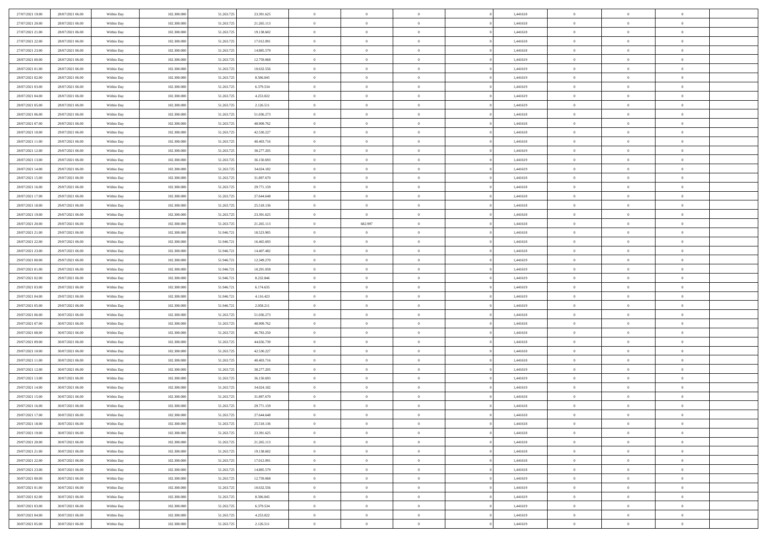| | | | | | | | | | | | | | | |
|---|---|---|---|---|---|---|---|---|---|---|---|---|---|---|
| 27/07/2021 19:00 | 28/07/2021 06:00 | Within Day | 102.300.000 | 51.263.725 | 23.391.625 | 0 | 0 | 0 | | 1,441618 | 0 | 0 | 0 | |
| 27/07/2021 20:00 | 28/07/2021 06:00 | Within Day | 102.300.000 | 51.263.725 | 21.265.113 | 0 | 0 | 0 | | 1,441618 | 0 | 0 | 0 | |
| 27/07/2021 21:00 | 28/07/2021 06:00 | Within Day | 102.300.000 | 51.263.725 | 19.138.602 | 0 | 0 | 0 | | 1,441618 | 0 | 0 | 0 | |
| 27/07/2021 22:00 | 28/07/2021 06:00 | Within Day | 102.300.000 | 51.263.725 | 17.012.091 | 0 | 0 | 0 | | 1,441618 | 0 | 0 | 0 | |
| 27/07/2021 23:00 | 28/07/2021 06:00 | Within Day | 102.300.000 | 51.263.725 | 14.885.579 | 0 | 0 | 0 | | 1,441618 | 0 | 0 | 0 | |
| 28/07/2021 00:00 | 28/07/2021 06:00 | Within Day | 102.300.000 | 51.263.725 | 12.759.068 | 0 | 0 | 0 | | 1,441619 | 0 | 0 | 0 | |
| 28/07/2021 01:00 | 28/07/2021 06:00 | Within Day | 102.300.000 | 51.263.725 | 10.632.556 | 0 | 0 | 0 | | 1,441619 | 0 | 0 | 0 | |
| 28/07/2021 02:00 | 28/07/2021 06:00 | Within Day | 102.300.000 | 51.263.725 | 8.506.045 | 0 | 0 | 0 | | 1,441619 | 0 | 0 | 0 | |
| 28/07/2021 03:00 | 28/07/2021 06:00 | Within Day | 102.300.000 | 51.263.725 | 6.379.534 | 0 | 0 | 0 | | 1,441619 | 0 | 0 | 0 | |
| 28/07/2021 04:00 | 28/07/2021 06:00 | Within Day | 102.300.000 | 51.263.725 | 4.253.022 | 0 | 0 | 0 | | 1,441619 | 0 | 0 | 0 | |
| 28/07/2021 05:00 | 28/07/2021 06:00 | Within Day | 102.300.000 | 51.263.725 | 2.126.511 | 0 | 0 | 0 | | 1,441619 | 0 | 0 | 0 | |
| 28/07/2021 06:00 | 29/07/2021 06:00 | Within Day | 102.300.000 | 51.263.725 | 51.036.273 | 0 | 0 | 0 | | 1,441618 | 0 | 0 | 0 | |
| 28/07/2021 07:00 | 29/07/2021 06:00 | Within Day | 102.300.000 | 51.263.725 | 48.909.762 | 0 | 0 | 0 | | 1,441618 | 0 | 0 | 0 | |
| 28/07/2021 10:00 | 29/07/2021 06:00 | Within Day | 102.300.000 | 51.263.725 | 42.530.227 | 0 | 0 | 0 | | 1,441618 | 0 | 0 | 0 | |
| 28/07/2021 11:00 | 29/07/2021 06:00 | Within Day | 102.300.000 | 51.263.725 | 40.403.716 | 0 | 0 | 0 | | 1,441618 | 0 | 0 | 0 | |
| 28/07/2021 12:00 | 29/07/2021 06:00 | Within Day | 102.300.000 | 51.263.725 | 38.277.205 | 0 | 0 | 0 | | 1,441619 | 0 | 0 | 0 | |
| 28/07/2021 13:00 | 29/07/2021 06:00 | Within Day | 102.300.000 | 51.263.725 | 36.150.693 | 0 | 0 | 0 | | 1,441619 | 0 | 0 | 0 | |
| 28/07/2021 14:00 | 29/07/2021 06:00 | Within Day | 102.300.000 | 51.263.725 | 34.024.182 | 0 | 0 | 0 | | 1,441619 | 0 | 0 | 0 | |
| 28/07/2021 15:00 | 29/07/2021 06:00 | Within Day | 102.300.000 | 51.263.725 | 31.897.670 | 0 | 0 | 0 | | 1,441618 | 0 | 0 | 0 | |
| 28/07/2021 16:00 | 29/07/2021 06:00 | Within Day | 102.300.000 | 51.263.725 | 29.771.159 | 0 | 0 | 0 | | 1,441618 | 0 | 0 | 0 | |
| 28/07/2021 17:00 | 29/07/2021 06:00 | Within Day | 102.300.000 | 51.263.725 | 27.644.648 | 0 | 0 | 0 | | 1,441618 | 0 | 0 | 0 | |
| 28/07/2021 18:00 | 29/07/2021 06:00 | Within Day | 102.300.000 | 51.263.725 | 25.518.136 | 0 | 0 | 0 | | 1,441618 | 0 | 0 | 0 | |
| 28/07/2021 19:00 | 29/07/2021 06:00 | Within Day | 102.300.000 | 51.263.725 | 23.391.625 | 0 | 0 | 0 | | 1,441618 | 0 | 0 | 0 | |
| 28/07/2021 20:00 | 29/07/2021 06:00 | Within Day | 102.300.000 | 51.263.725 | 21.265.113 | 0 | 682.997 | 0 | | 1,441618 | 0 | 0 | 0 | |
| 28/07/2021 21:00 | 29/07/2021 06:00 | Within Day | 102.300.000 | 51.946.721 | 18.523.905 | 0 | 0 | 0 | | 1,441618 | 0 | 0 | 0 | |
| 28/07/2021 22:00 | 29/07/2021 06:00 | Within Day | 102.300.000 | 51.946.721 | 16.465.693 | 0 | 0 | 0 | | 1,441618 | 0 | 0 | 0 | |
| 28/07/2021 23:00 | 29/07/2021 06:00 | Within Day | 102.300.000 | 51.946.721 | 14.407.482 | 0 | 0 | 0 | | 1,441618 | 0 | 0 | 0 | |
| 29/07/2021 00:00 | 29/07/2021 06:00 | Within Day | 102.300.000 | 51.946.721 | 12.349.270 | 0 | 0 | 0 | | 1,441619 | 0 | 0 | 0 | |
| 29/07/2021 01:00 | 29/07/2021 06:00 | Within Day | 102.300.000 | 51.946.721 | 10.291.058 | 0 | 0 | 0 | | 1,441619 | 0 | 0 | 0 | |
| 29/07/2021 02:00 | 29/07/2021 06:00 | Within Day | 102.300.000 | 51.946.721 | 8.232.846 | 0 | 0 | 0 | | 1,441619 | 0 | 0 | 0 | |
| 29/07/2021 03:00 | 29/07/2021 06:00 | Within Day | 102.300.000 | 51.946.721 | 6.174.635 | 0 | 0 | 0 | | 1,441619 | 0 | 0 | 0 | |
| 29/07/2021 04:00 | 29/07/2021 06:00 | Within Day | 102.300.000 | 51.946.721 | 4.116.423 | 0 | 0 | 0 | | 1,441619 | 0 | 0 | 0 | |
| 29/07/2021 05:00 | 29/07/2021 06:00 | Within Day | 102.300.000 | 51.946.721 | 2.058.211 | 0 | 0 | 0 | | 1,441619 | 0 | 0 | 0 | |
| 29/07/2021 06:00 | 30/07/2021 06:00 | Within Day | 102.300.000 | 51.263.725 | 51.036.273 | 0 | 0 | 0 | | 1,441618 | 0 | 0 | 0 | |
| 29/07/2021 07:00 | 30/07/2021 06:00 | Within Day | 102.300.000 | 51.263.725 | 48.909.762 | 0 | 0 | 0 | | 1,441618 | 0 | 0 | 0 | |
| 29/07/2021 08:00 | 30/07/2021 06:00 | Within Day | 102.300.000 | 51.263.725 | 46.783.250 | 0 | 0 | 0 | | 1,441618 | 0 | 0 | 0 | |
| 29/07/2021 09:00 | 30/07/2021 06:00 | Within Day | 102.300.000 | 51.263.725 | 44.656.739 | 0 | 0 | 0 | | 1,441618 | 0 | 0 | 0 | |
| 29/07/2021 10:00 | 30/07/2021 06:00 | Within Day | 102.300.000 | 51.263.725 | 42.530.227 | 0 | 0 | 0 | | 1,441618 | 0 | 0 | 0 | |
| 29/07/2021 11:00 | 30/07/2021 06:00 | Within Day | 102.300.000 | 51.263.725 | 40.403.716 | 0 | 0 | 0 | | 1,441618 | 0 | 0 | 0 | |
| 29/07/2021 12:00 | 30/07/2021 06:00 | Within Day | 102.300.000 | 51.263.725 | 38.277.205 | 0 | 0 | 0 | | 1,441619 | 0 | 0 | 0 | |
| 29/07/2021 13:00 | 30/07/2021 06:00 | Within Day | 102.300.000 | 51.263.725 | 36.150.693 | 0 | 0 | 0 | | 1,441619 | 0 | 0 | 0 | |
| 29/07/2021 14:00 | 30/07/2021 06:00 | Within Day | 102.300.000 | 51.263.725 | 34.024.182 | 0 | 0 | 0 | | 1,441619 | 0 | 0 | 0 | |
| 29/07/2021 15:00 | 30/07/2021 06:00 | Within Day | 102.300.000 | 51.263.725 | 31.897.670 | 0 | 0 | 0 | | 1,441618 | 0 | 0 | 0 | |
| 29/07/2021 16:00 | 30/07/2021 06:00 | Within Day | 102.300.000 | 51.263.725 | 29.771.159 | 0 | 0 | 0 | | 1,441618 | 0 | 0 | 0 | |
| 29/07/2021 17:00 | 30/07/2021 06:00 | Within Day | 102.300.000 | 51.263.725 | 27.644.648 | 0 | 0 | 0 | | 1,441618 | 0 | 0 | 0 | |
| 29/07/2021 18:00 | 30/07/2021 06:00 | Within Day | 102.300.000 | 51.263.725 | 25.518.136 | 0 | 0 | 0 | | 1,441618 | 0 | 0 | 0 | |
| 29/07/2021 19:00 | 30/07/2021 06:00 | Within Day | 102.300.000 | 51.263.725 | 23.391.625 | 0 | 0 | 0 | | 1,441618 | 0 | 0 | 0 | |
| 29/07/2021 20:00 | 30/07/2021 06:00 | Within Day | 102.300.000 | 51.263.725 | 21.265.113 | 0 | 0 | 0 | | 1,441618 | 0 | 0 | 0 | |
| 29/07/2021 21:00 | 30/07/2021 06:00 | Within Day | 102.300.000 | 51.263.725 | 19.138.602 | 0 | 0 | 0 | | 1,441618 | 0 | 0 | 0 | |
| 29/07/2021 22:00 | 30/07/2021 06:00 | Within Day | 102.300.000 | 51.263.725 | 17.012.091 | 0 | 0 | 0 | | 1,441618 | 0 | 0 | 0 | |
| 29/07/2021 23:00 | 30/07/2021 06:00 | Within Day | 102.300.000 | 51.263.725 | 14.885.579 | 0 | 0 | 0 | | 1,441618 | 0 | 0 | 0 | |
| 30/07/2021 00:00 | 30/07/2021 06:00 | Within Day | 102.300.000 | 51.263.725 | 12.759.068 | 0 | 0 | 0 | | 1,441619 | 0 | 0 | 0 | |
| 30/07/2021 01:00 | 30/07/2021 06:00 | Within Day | 102.300.000 | 51.263.725 | 10.632.556 | 0 | 0 | 0 | | 1,441619 | 0 | 0 | 0 | |
| 30/07/2021 02:00 | 30/07/2021 06:00 | Within Day | 102.300.000 | 51.263.725 | 8.506.045 | 0 | 0 | 0 | | 1,441619 | 0 | 0 | 0 | |
| 30/07/2021 03:00 | 30/07/2021 06:00 | Within Day | 102.300.000 | 51.263.725 | 6.379.534 | 0 | 0 | 0 | | 1,441619 | 0 | 0 | 0 | |
| 30/07/2021 04:00 | 30/07/2021 06:00 | Within Day | 102.300.000 | 51.263.725 | 4.253.022 | 0 | 0 | 0 | | 1,441619 | 0 | 0 | 0 | |
| 30/07/2021 05:00 | 30/07/2021 06:00 | Within Day | 102.300.000 | 51.263.725 | 2.126.511 | 0 | 0 | 0 | | 1,441619 | 0 | 0 | 0 | |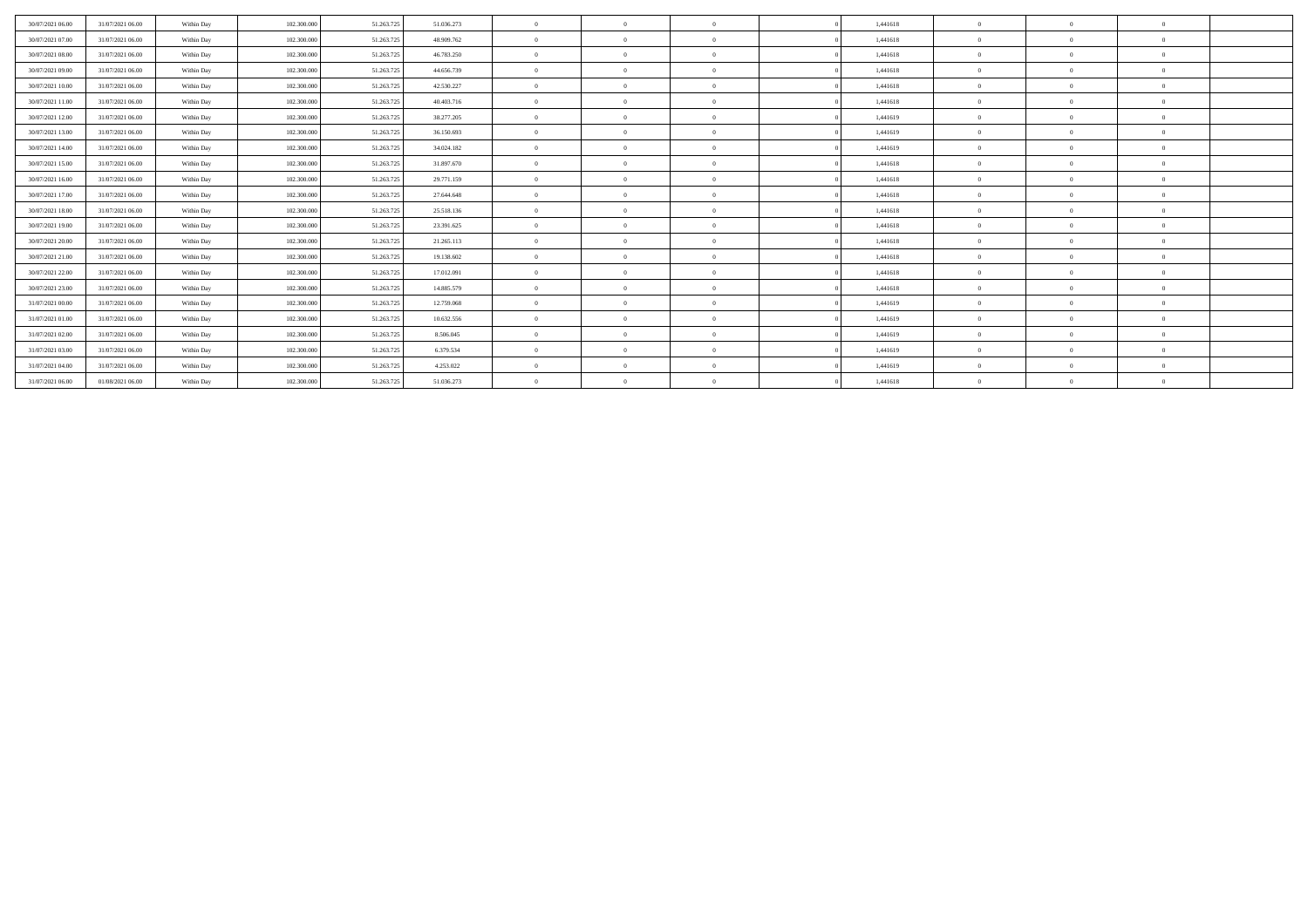| 30/07/2021 06.00 | 31/07/2021 06.00 | Within Day | 102.300.000 | 51.263.725 | 51.036.273 | 0 | 0 | 0 | 0 | 1,441618 | 0 | 0 | 0 | |
|---|---|---|---|---|---|---|---|---|---|---|---|---|---|---|
| 30/07/2021 07.00 | 31/07/2021 06.00 | Within Day | 102.300.000 | 51.263.725 | 48.909.762 | 0 | 0 | 0 | 0 | 1,441618 | 0 | 0 | 0 | |
| 30/07/2021 08.00 | 31/07/2021 06.00 | Within Day | 102.300.000 | 51.263.725 | 46.783.250 | 0 | 0 | 0 | 0 | 1,441618 | 0 | 0 | 0 | |
| 30/07/2021 09.00 | 31/07/2021 06.00 | Within Day | 102.300.000 | 51.263.725 | 44.656.739 | 0 | 0 | 0 | 0 | 1,441618 | 0 | 0 | 0 | |
| 30/07/2021 10.00 | 31/07/2021 06.00 | Within Day | 102.300.000 | 51.263.725 | 42.530.227 | 0 | 0 | 0 | 0 | 1,441618 | 0 | 0 | 0 | |
| 30/07/2021 11.00 | 31/07/2021 06.00 | Within Day | 102.300.000 | 51.263.725 | 40.403.716 | 0 | 0 | 0 | 0 | 1,441618 | 0 | 0 | 0 | |
| 30/07/2021 12.00 | 31/07/2021 06.00 | Within Day | 102.300.000 | 51.263.725 | 38.277.205 | 0 | 0 | 0 | 0 | 1,441619 | 0 | 0 | 0 | |
| 30/07/2021 13.00 | 31/07/2021 06.00 | Within Day | 102.300.000 | 51.263.725 | 36.150.693 | 0 | 0 | 0 | 0 | 1,441619 | 0 | 0 | 0 | |
| 30/07/2021 14.00 | 31/07/2021 06.00 | Within Day | 102.300.000 | 51.263.725 | 34.024.182 | 0 | 0 | 0 | 0 | 1,441619 | 0 | 0 | 0 | |
| 30/07/2021 15.00 | 31/07/2021 06.00 | Within Day | 102.300.000 | 51.263.725 | 31.897.670 | 0 | 0 | 0 | 0 | 1,441618 | 0 | 0 | 0 | |
| 30/07/2021 16.00 | 31/07/2021 06.00 | Within Day | 102.300.000 | 51.263.725 | 29.771.159 | 0 | 0 | 0 | 0 | 1,441618 | 0 | 0 | 0 | |
| 30/07/2021 17.00 | 31/07/2021 06.00 | Within Day | 102.300.000 | 51.263.725 | 27.644.648 | 0 | 0 | 0 | 0 | 1,441618 | 0 | 0 | 0 | |
| 30/07/2021 18.00 | 31/07/2021 06.00 | Within Day | 102.300.000 | 51.263.725 | 25.518.136 | 0 | 0 | 0 | 0 | 1,441618 | 0 | 0 | 0 | |
| 30/07/2021 19.00 | 31/07/2021 06.00 | Within Day | 102.300.000 | 51.263.725 | 23.391.625 | 0 | 0 | 0 | 0 | 1,441618 | 0 | 0 | 0 | |
| 30/07/2021 20.00 | 31/07/2021 06.00 | Within Day | 102.300.000 | 51.263.725 | 21.265.113 | 0 | 0 | 0 | 0 | 1,441618 | 0 | 0 | 0 | |
| 30/07/2021 21.00 | 31/07/2021 06.00 | Within Day | 102.300.000 | 51.263.725 | 19.138.602 | 0 | 0 | 0 | 0 | 1,441618 | 0 | 0 | 0 | |
| 30/07/2021 22.00 | 31/07/2021 06.00 | Within Day | 102.300.000 | 51.263.725 | 17.012.091 | 0 | 0 | 0 | 0 | 1,441618 | 0 | 0 | 0 | |
| 30/07/2021 23.00 | 31/07/2021 06.00 | Within Day | 102.300.000 | 51.263.725 | 14.885.579 | 0 | 0 | 0 | 0 | 1,441618 | 0 | 0 | 0 | |
| 31/07/2021 00.00 | 31/07/2021 06.00 | Within Day | 102.300.000 | 51.263.725 | 12.759.068 | 0 | 0 | 0 | 0 | 1,441619 | 0 | 0 | 0 | |
| 31/07/2021 01.00 | 31/07/2021 06.00 | Within Day | 102.300.000 | 51.263.725 | 10.632.556 | 0 | 0 | 0 | 0 | 1,441619 | 0 | 0 | 0 | |
| 31/07/2021 02.00 | 31/07/2021 06.00 | Within Day | 102.300.000 | 51.263.725 | 8.506.045 | 0 | 0 | 0 | 0 | 1,441619 | 0 | 0 | 0 | |
| 31/07/2021 03.00 | 31/07/2021 06.00 | Within Day | 102.300.000 | 51.263.725 | 6.379.534 | 0 | 0 | 0 | 0 | 1,441619 | 0 | 0 | 0 | |
| 31/07/2021 04.00 | 31/07/2021 06.00 | Within Day | 102.300.000 | 51.263.725 | 4.253.022 | 0 | 0 | 0 | 0 | 1,441619 | 0 | 0 | 0 | |
| 31/07/2021 06.00 | 01/08/2021 06.00 | Within Day | 102.300.000 | 51.263.725 | 51.036.273 | 0 | 0 | 0 | 0 | 1,441618 | 0 | 0 | 0 | |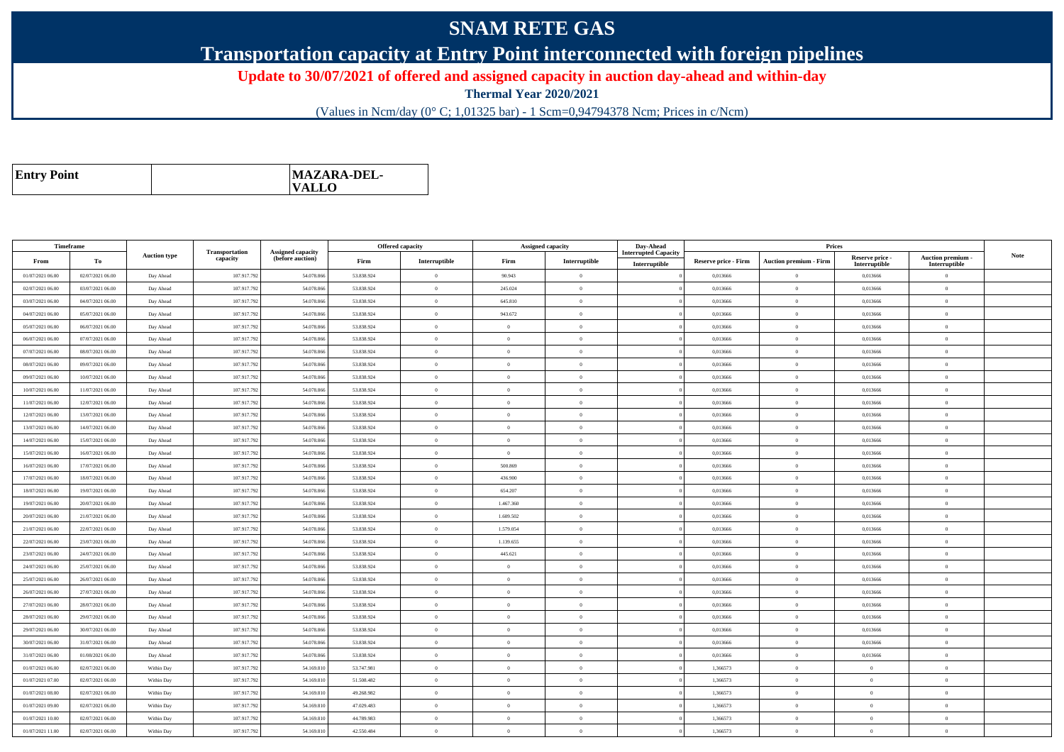# SNAM RETE GAS

## Transportation capacity at Entry Point interconnected with foreign pipelines

**Update to 30/07/2021 of offered and assigned capacity in auction day-ahead and within-day**

**Thermal Year 2020/2021**

(Values in Ncm/day (0° C; 1,01325 bar) - 1 Scm=0,94794378 Ncm; Prices in c/Ncm)

| Entry Point | | MAZARA-DEL-VALLO |
|---|---|---|

| Timeframe | | Auction type | Transportation capacity | Assigned capacity (before auction) | Offered capacity | | Assigned capacity | | Day-Ahead Interrupted Capacity | Prices | | | | Note |
|---|---|---|---|---|---|---|---|---|---|---|---|---|---|---|
| From | To | | | | Firm | Interruptible | Firm | Interruptible | Interruptible | Reserve price - Firm | Auction premium - Firm | Reserve price - Interruptible | Auction premium - Interruptible | |
| 01/07/2021 06.00 | 02/07/2021 06.00 | Day Ahead | 107.917.792 | 54.078.866 | 53.838.924 | 0 | 90.943 | 0 | 0 | 0,013666 | 0 | 0,013666 | 0 | |
| 02/07/2021 06.00 | 03/07/2021 06.00 | Day Ahead | 107.917.792 | 54.078.866 | 53.838.924 | 0 | 245.024 | 0 | 0 | 0,013666 | 0 | 0,013666 | 0 | |
| 03/07/2021 06.00 | 04/07/2021 06.00 | Day Ahead | 107.917.792 | 54.078.866 | 53.838.924 | 0 | 645.810 | 0 | 0 | 0,013666 | 0 | 0,013666 | 0 | |
| 04/07/2021 06.00 | 05/07/2021 06.00 | Day Ahead | 107.917.792 | 54.078.866 | 53.838.924 | 0 | 943.672 | 0 | 0 | 0,013666 | 0 | 0,013666 | 0 | |
| 05/07/2021 06.00 | 06/07/2021 06.00 | Day Ahead | 107.917.792 | 54.078.866 | 53.838.924 | 0 | 0 | 0 | 0 | 0,013666 | 0 | 0,013666 | 0 | |
| 06/07/2021 06.00 | 07/07/2021 06.00 | Day Ahead | 107.917.792 | 54.078.866 | 53.838.924 | 0 | 0 | 0 | 0 | 0,013666 | 0 | 0,013666 | 0 | |
| 07/07/2021 06.00 | 08/07/2021 06.00 | Day Ahead | 107.917.792 | 54.078.866 | 53.838.924 | 0 | 0 | 0 | 0 | 0,013666 | 0 | 0,013666 | 0 | |
| 08/07/2021 06.00 | 09/07/2021 06.00 | Day Ahead | 107.917.792 | 54.078.866 | 53.838.924 | 0 | 0 | 0 | 0 | 0,013666 | 0 | 0,013666 | 0 | |
| 09/07/2021 06.00 | 10/07/2021 06.00 | Day Ahead | 107.917.792 | 54.078.866 | 53.838.924 | 0 | 0 | 0 | 0 | 0,013666 | 0 | 0,013666 | 0 | |
| 10/07/2021 06.00 | 11/07/2021 06.00 | Day Ahead | 107.917.792 | 54.078.866 | 53.838.924 | 0 | 0 | 0 | 0 | 0,013666 | 0 | 0,013666 | 0 | |
| 11/07/2021 06.00 | 12/07/2021 06.00 | Day Ahead | 107.917.792 | 54.078.866 | 53.838.924 | 0 | 0 | 0 | 0 | 0,013666 | 0 | 0,013666 | 0 | |
| 12/07/2021 06.00 | 13/07/2021 06.00 | Day Ahead | 107.917.792 | 54.078.866 | 53.838.924 | 0 | 0 | 0 | 0 | 0,013666 | 0 | 0,013666 | 0 | |
| 13/07/2021 06.00 | 14/07/2021 06.00 | Day Ahead | 107.917.792 | 54.078.866 | 53.838.924 | 0 | 0 | 0 | 0 | 0,013666 | 0 | 0,013666 | 0 | |
| 14/07/2021 06.00 | 15/07/2021 06.00 | Day Ahead | 107.917.792 | 54.078.866 | 53.838.924 | 0 | 0 | 0 | 0 | 0,013666 | 0 | 0,013666 | 0 | |
| 15/07/2021 06.00 | 16/07/2021 06.00 | Day Ahead | 107.917.792 | 54.078.866 | 53.838.924 | 0 | 0 | 0 | 0 | 0,013666 | 0 | 0,013666 | 0 | |
| 16/07/2021 06.00 | 17/07/2021 06.00 | Day Ahead | 107.917.792 | 54.078.866 | 53.838.924 | 0 | 500.869 | 0 | 0 | 0,013666 | 0 | 0,013666 | 0 | |
| 17/07/2021 06.00 | 18/07/2021 06.00 | Day Ahead | 107.917.792 | 54.078.866 | 53.838.924 | 0 | 436.900 | 0 | 0 | 0,013666 | 0 | 0,013666 | 0 | |
| 18/07/2021 06.00 | 19/07/2021 06.00 | Day Ahead | 107.917.792 | 54.078.866 | 53.838.924 | 0 | 654.207 | 0 | 0 | 0,013666 | 0 | 0,013666 | 0 | |
| 19/07/2021 06.00 | 20/07/2021 06.00 | Day Ahead | 107.917.792 | 54.078.866 | 53.838.924 | 0 | 1.467.360 | 0 | 0 | 0,013666 | 0 | 0,013666 | 0 | |
| 20/07/2021 06.00 | 21/07/2021 06.00 | Day Ahead | 107.917.792 | 54.078.866 | 53.838.924 | 0 | 1.609.502 | 0 | 0 | 0,013666 | 0 | 0,013666 | 0 | |
| 21/07/2021 06.00 | 22/07/2021 06.00 | Day Ahead | 107.917.792 | 54.078.866 | 53.838.924 | 0 | 1.579.054 | 0 | 0 | 0,013666 | 0 | 0,013666 | 0 | |
| 22/07/2021 06.00 | 23/07/2021 06.00 | Day Ahead | 107.917.792 | 54.078.866 | 53.838.924 | 0 | 1.139.655 | 0 | 0 | 0,013666 | 0 | 0,013666 | 0 | |
| 23/07/2021 06.00 | 24/07/2021 06.00 | Day Ahead | 107.917.792 | 54.078.866 | 53.838.924 | 0 | 445.621 | 0 | 0 | 0,013666 | 0 | 0,013666 | 0 | |
| 24/07/2021 06.00 | 25/07/2021 06.00 | Day Ahead | 107.917.792 | 54.078.866 | 53.838.924 | 0 | 0 | 0 | 0 | 0,013666 | 0 | 0,013666 | 0 | |
| 25/07/2021 06.00 | 26/07/2021 06.00 | Day Ahead | 107.917.792 | 54.078.866 | 53.838.924 | 0 | 0 | 0 | 0 | 0,013666 | 0 | 0,013666 | 0 | |
| 26/07/2021 06.00 | 27/07/2021 06.00 | Day Ahead | 107.917.792 | 54.078.866 | 53.838.924 | 0 | 0 | 0 | 0 | 0,013666 | 0 | 0,013666 | 0 | |
| 27/07/2021 06.00 | 28/07/2021 06.00 | Day Ahead | 107.917.792 | 54.078.866 | 53.838.924 | 0 | 0 | 0 | 0 | 0,013666 | 0 | 0,013666 | 0 | |
| 28/07/2021 06.00 | 29/07/2021 06.00 | Day Ahead | 107.917.792 | 54.078.866 | 53.838.924 | 0 | 0 | 0 | 0 | 0,013666 | 0 | 0,013666 | 0 | |
| 29/07/2021 06.00 | 30/07/2021 06.00 | Day Ahead | 107.917.792 | 54.078.866 | 53.838.924 | 0 | 0 | 0 | 0 | 0,013666 | 0 | 0,013666 | 0 | |
| 30/07/2021 06.00 | 31/07/2021 06.00 | Day Ahead | 107.917.792 | 54.078.866 | 53.838.924 | 0 | 0 | 0 | 0 | 0,013666 | 0 | 0,013666 | 0 | |
| 31/07/2021 06.00 | 01/08/2021 06.00 | Day Ahead | 107.917.792 | 54.078.866 | 53.838.924 | 0 | 0 | 0 | 0 | 0,013666 | 0 | 0,013666 | 0 | |
| 01/07/2021 06.00 | 02/07/2021 06.00 | Within Day | 107.917.792 | 54.169.810 | 53.747.981 | 0 | 0 | 0 | 0 | 1,366573 | 0 | 0 | 0 | |
| 01/07/2021 07.00 | 02/07/2021 06.00 | Within Day | 107.917.792 | 54.169.810 | 51.508.482 | 0 | 0 | 0 | 0 | 1,366573 | 0 | 0 | 0 | |
| 01/07/2021 08.00 | 02/07/2021 06.00 | Within Day | 107.917.792 | 54.169.810 | 49.268.982 | 0 | 0 | 0 | 0 | 1,366573 | 0 | 0 | 0 | |
| 01/07/2021 09.00 | 02/07/2021 06.00 | Within Day | 107.917.792 | 54.169.810 | 47.029.483 | 0 | 0 | 0 | 0 | 1,366573 | 0 | 0 | 0 | |
| 01/07/2021 10.00 | 02/07/2021 06.00 | Within Day | 107.917.792 | 54.169.810 | 44.789.983 | 0 | 0 | 0 | 0 | 1,366573 | 0 | 0 | 0 | |
| 01/07/2021 11.00 | 02/07/2021 06.00 | Within Day | 107.917.792 | 54.169.810 | 42.550.484 | 0 | 0 | 0 | 0 | 1,366573 | 0 | 0 | 0 | |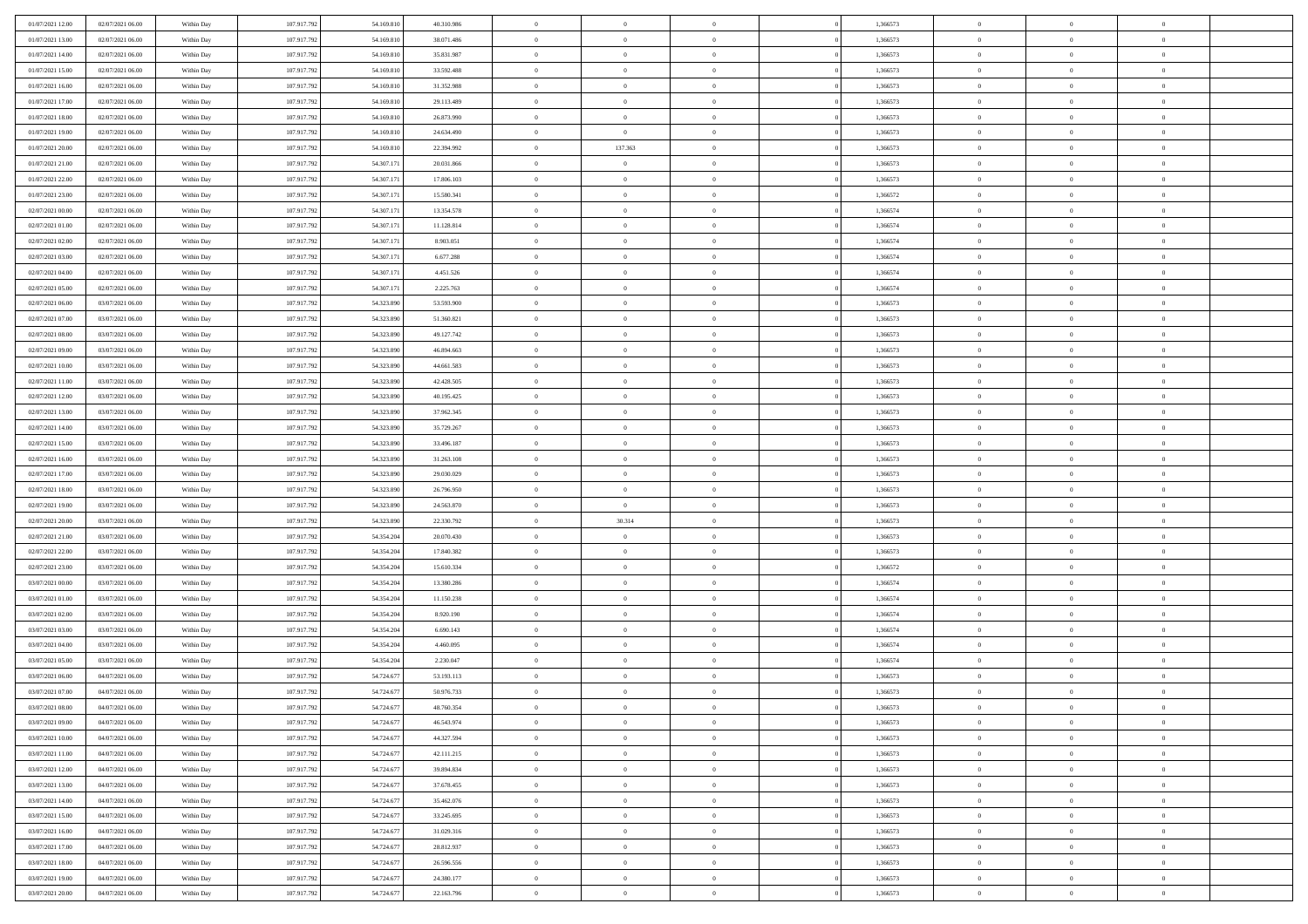| | | | | | | | | | | | | | | |
|---|---|---|---|---|---|---|---|---|---|---|---|---|---|---|
| 01/07/2021 12:00 | 02/07/2021 06:00 | Within Day | 107.917.792 | 54.169.810 | 40.310.986 | 0 | 0 | 0 | | 1,366573 | 0 | 0 | 0 | |
| 01/07/2021 13:00 | 02/07/2021 06:00 | Within Day | 107.917.792 | 54.169.810 | 38.071.486 | 0 | 0 | 0 | | 1,366573 | 0 | 0 | 0 | |
| 01/07/2021 14:00 | 02/07/2021 06:00 | Within Day | 107.917.792 | 54.169.810 | 35.831.987 | 0 | 0 | 0 | | 1,366573 | 0 | 0 | 0 | |
| 01/07/2021 15:00 | 02/07/2021 06:00 | Within Day | 107.917.792 | 54.169.810 | 33.592.488 | 0 | 0 | 0 | | 1,366573 | 0 | 0 | 0 | |
| 01/07/2021 16:00 | 02/07/2021 06:00 | Within Day | 107.917.792 | 54.169.810 | 31.352.988 | 0 | 0 | 0 | | 1,366573 | 0 | 0 | 0 | |
| 01/07/2021 17:00 | 02/07/2021 06:00 | Within Day | 107.917.792 | 54.169.810 | 29.113.489 | 0 | 0 | 0 | | 1,366573 | 0 | 0 | 0 | |
| 01/07/2021 18:00 | 02/07/2021 06:00 | Within Day | 107.917.792 | 54.169.810 | 26.873.990 | 0 | 0 | 0 | | 1,366573 | 0 | 0 | 0 | |
| 01/07/2021 19:00 | 02/07/2021 06:00 | Within Day | 107.917.792 | 54.169.810 | 24.634.490 | 0 | 0 | 0 | | 1,366573 | 0 | 0 | 0 | |
| 01/07/2021 20:00 | 02/07/2021 06:00 | Within Day | 107.917.792 | 54.169.810 | 22.394.992 | 0 | 137.363 | 0 | | 1,366573 | 0 | 0 | 0 | |
| 01/07/2021 21:00 | 02/07/2021 06:00 | Within Day | 107.917.792 | 54.307.171 | 20.031.866 | 0 | 0 | 0 | | 1,366573 | 0 | 0 | 0 | |
| 01/07/2021 22:00 | 02/07/2021 06:00 | Within Day | 107.917.792 | 54.307.171 | 17.806.103 | 0 | 0 | 0 | | 1,366573 | 0 | 0 | 0 | |
| 01/07/2021 23:00 | 02/07/2021 06:00 | Within Day | 107.917.792 | 54.307.171 | 15.580.341 | 0 | 0 | 0 | | 1,366572 | 0 | 0 | 0 | |
| 02/07/2021 00:00 | 02/07/2021 06:00 | Within Day | 107.917.792 | 54.307.171 | 13.354.578 | 0 | 0 | 0 | | 1,366574 | 0 | 0 | 0 | |
| 02/07/2021 01:00 | 02/07/2021 06:00 | Within Day | 107.917.792 | 54.307.171 | 11.128.814 | 0 | 0 | 0 | | 1,366574 | 0 | 0 | 0 | |
| 02/07/2021 02:00 | 02/07/2021 06:00 | Within Day | 107.917.792 | 54.307.171 | 8.903.051 | 0 | 0 | 0 | | 1,366574 | 0 | 0 | 0 | |
| 02/07/2021 03:00 | 02/07/2021 06:00 | Within Day | 107.917.792 | 54.307.171 | 6.677.288 | 0 | 0 | 0 | | 1,366574 | 0 | 0 | 0 | |
| 02/07/2021 04:00 | 02/07/2021 06:00 | Within Day | 107.917.792 | 54.307.171 | 4.451.526 | 0 | 0 | 0 | | 1,366574 | 0 | 0 | 0 | |
| 02/07/2021 05:00 | 02/07/2021 06:00 | Within Day | 107.917.792 | 54.307.171 | 2.225.763 | 0 | 0 | 0 | | 1,366574 | 0 | 0 | 0 | |
| 02/07/2021 06:00 | 03/07/2021 06:00 | Within Day | 107.917.792 | 54.323.890 | 53.593.900 | 0 | 0 | 0 | | 1,366573 | 0 | 0 | 0 | |
| 02/07/2021 07:00 | 03/07/2021 06:00 | Within Day | 107.917.792 | 54.323.890 | 51.360.821 | 0 | 0 | 0 | | 1,366573 | 0 | 0 | 0 | |
| 02/07/2021 08:00 | 03/07/2021 06:00 | Within Day | 107.917.792 | 54.323.890 | 49.127.742 | 0 | 0 | 0 | | 1,366573 | 0 | 0 | 0 | |
| 02/07/2021 09:00 | 03/07/2021 06:00 | Within Day | 107.917.792 | 54.323.890 | 46.894.663 | 0 | 0 | 0 | | 1,366573 | 0 | 0 | 0 | |
| 02/07/2021 10:00 | 03/07/2021 06:00 | Within Day | 107.917.792 | 54.323.890 | 44.661.583 | 0 | 0 | 0 | | 1,366573 | 0 | 0 | 0 | |
| 02/07/2021 11:00 | 03/07/2021 06:00 | Within Day | 107.917.792 | 54.323.890 | 42.428.505 | 0 | 0 | 0 | | 1,366573 | 0 | 0 | 0 | |
| 02/07/2021 12:00 | 03/07/2021 06:00 | Within Day | 107.917.792 | 54.323.890 | 40.195.425 | 0 | 0 | 0 | | 1,366573 | 0 | 0 | 0 | |
| 02/07/2021 13:00 | 03/07/2021 06:00 | Within Day | 107.917.792 | 54.323.890 | 37.962.345 | 0 | 0 | 0 | | 1,366573 | 0 | 0 | 0 | |
| 02/07/2021 14:00 | 03/07/2021 06:00 | Within Day | 107.917.792 | 54.323.890 | 35.729.267 | 0 | 0 | 0 | | 1,366573 | 0 | 0 | 0 | |
| 02/07/2021 15:00 | 03/07/2021 06:00 | Within Day | 107.917.792 | 54.323.890 | 33.496.187 | 0 | 0 | 0 | | 1,366573 | 0 | 0 | 0 | |
| 02/07/2021 16:00 | 03/07/2021 06:00 | Within Day | 107.917.792 | 54.323.890 | 31.263.108 | 0 | 0 | 0 | | 1,366573 | 0 | 0 | 0 | |
| 02/07/2021 17:00 | 03/07/2021 06:00 | Within Day | 107.917.792 | 54.323.890 | 29.030.029 | 0 | 0 | 0 | | 1,366573 | 0 | 0 | 0 | |
| 02/07/2021 18:00 | 03/07/2021 06:00 | Within Day | 107.917.792 | 54.323.890 | 26.796.950 | 0 | 0 | 0 | | 1,366573 | 0 | 0 | 0 | |
| 02/07/2021 19:00 | 03/07/2021 06:00 | Within Day | 107.917.792 | 54.323.890 | 24.563.870 | 0 | 0 | 0 | | 1,366573 | 0 | 0 | 0 | |
| 02/07/2021 20:00 | 03/07/2021 06:00 | Within Day | 107.917.792 | 54.323.890 | 22.330.792 | 0 | 30.314 | 0 | | 1,366573 | 0 | 0 | 0 | |
| 02/07/2021 21:00 | 03/07/2021 06:00 | Within Day | 107.917.792 | 54.354.204 | 20.070.430 | 0 | 0 | 0 | | 1,366573 | 0 | 0 | 0 | |
| 02/07/2021 22:00 | 03/07/2021 06:00 | Within Day | 107.917.792 | 54.354.204 | 17.840.382 | 0 | 0 | 0 | | 1,366573 | 0 | 0 | 0 | |
| 02/07/2021 23:00 | 03/07/2021 06:00 | Within Day | 107.917.792 | 54.354.204 | 15.610.334 | 0 | 0 | 0 | | 1,366572 | 0 | 0 | 0 | |
| 03/07/2021 00:00 | 03/07/2021 06:00 | Within Day | 107.917.792 | 54.354.204 | 13.380.286 | 0 | 0 | 0 | | 1,366574 | 0 | 0 | 0 | |
| 03/07/2021 01:00 | 03/07/2021 06:00 | Within Day | 107.917.792 | 54.354.204 | 11.150.238 | 0 | 0 | 0 | | 1,366574 | 0 | 0 | 0 | |
| 03/07/2021 02:00 | 03/07/2021 06:00 | Within Day | 107.917.792 | 54.354.204 | 8.920.190 | 0 | 0 | 0 | | 1,366574 | 0 | 0 | 0 | |
| 03/07/2021 03:00 | 03/07/2021 06:00 | Within Day | 107.917.792 | 54.354.204 | 6.690.143 | 0 | 0 | 0 | | 1,366574 | 0 | 0 | 0 | |
| 03/07/2021 04:00 | 03/07/2021 06:00 | Within Day | 107.917.792 | 54.354.204 | 4.460.095 | 0 | 0 | 0 | | 1,366574 | 0 | 0 | 0 | |
| 03/07/2021 05:00 | 03/07/2021 06:00 | Within Day | 107.917.792 | 54.354.204 | 2.230.047 | 0 | 0 | 0 | | 1,366574 | 0 | 0 | 0 | |
| 03/07/2021 06:00 | 04/07/2021 06:00 | Within Day | 107.917.792 | 54.724.677 | 53.193.113 | 0 | 0 | 0 | | 1,366573 | 0 | 0 | 0 | |
| 03/07/2021 07:00 | 04/07/2021 06:00 | Within Day | 107.917.792 | 54.724.677 | 50.976.733 | 0 | 0 | 0 | | 1,366573 | 0 | 0 | 0 | |
| 03/07/2021 08:00 | 04/07/2021 06:00 | Within Day | 107.917.792 | 54.724.677 | 48.760.354 | 0 | 0 | 0 | | 1,366573 | 0 | 0 | 0 | |
| 03/07/2021 09:00 | 04/07/2021 06:00 | Within Day | 107.917.792 | 54.724.677 | 46.543.974 | 0 | 0 | 0 | | 1,366573 | 0 | 0 | 0 | |
| 03/07/2021 10:00 | 04/07/2021 06:00 | Within Day | 107.917.792 | 54.724.677 | 44.327.594 | 0 | 0 | 0 | | 1,366573 | 0 | 0 | 0 | |
| 03/07/2021 11:00 | 04/07/2021 06:00 | Within Day | 107.917.792 | 54.724.677 | 42.111.215 | 0 | 0 | 0 | | 1,366573 | 0 | 0 | 0 | |
| 03/07/2021 12:00 | 04/07/2021 06:00 | Within Day | 107.917.792 | 54.724.677 | 39.894.834 | 0 | 0 | 0 | | 1,366573 | 0 | 0 | 0 | |
| 03/07/2021 13:00 | 04/07/2021 06:00 | Within Day | 107.917.792 | 54.724.677 | 37.678.455 | 0 | 0 | 0 | | 1,366573 | 0 | 0 | 0 | |
| 03/07/2021 14:00 | 04/07/2021 06:00 | Within Day | 107.917.792 | 54.724.677 | 35.462.076 | 0 | 0 | 0 | | 1,366573 | 0 | 0 | 0 | |
| 03/07/2021 15:00 | 04/07/2021 06:00 | Within Day | 107.917.792 | 54.724.677 | 33.245.695 | 0 | 0 | 0 | | 1,366573 | 0 | 0 | 0 | |
| 03/07/2021 16:00 | 04/07/2021 06:00 | Within Day | 107.917.792 | 54.724.677 | 31.029.316 | 0 | 0 | 0 | | 1,366573 | 0 | 0 | 0 | |
| 03/07/2021 17:00 | 04/07/2021 06:00 | Within Day | 107.917.792 | 54.724.677 | 28.812.937 | 0 | 0 | 0 | | 1,366573 | 0 | 0 | 0 | |
| 03/07/2021 18:00 | 04/07/2021 06:00 | Within Day | 107.917.792 | 54.724.677 | 26.596.556 | 0 | 0 | 0 | | 1,366573 | 0 | 0 | 0 | |
| 03/07/2021 19:00 | 04/07/2021 06:00 | Within Day | 107.917.792 | 54.724.677 | 24.380.177 | 0 | 0 | 0 | | 1,366573 | 0 | 0 | 0 | |
| 03/07/2021 20:00 | 04/07/2021 06:00 | Within Day | 107.917.792 | 54.724.677 | 22.163.796 | 0 | 0 | 0 | | 1,366573 | 0 | 0 | 0 | |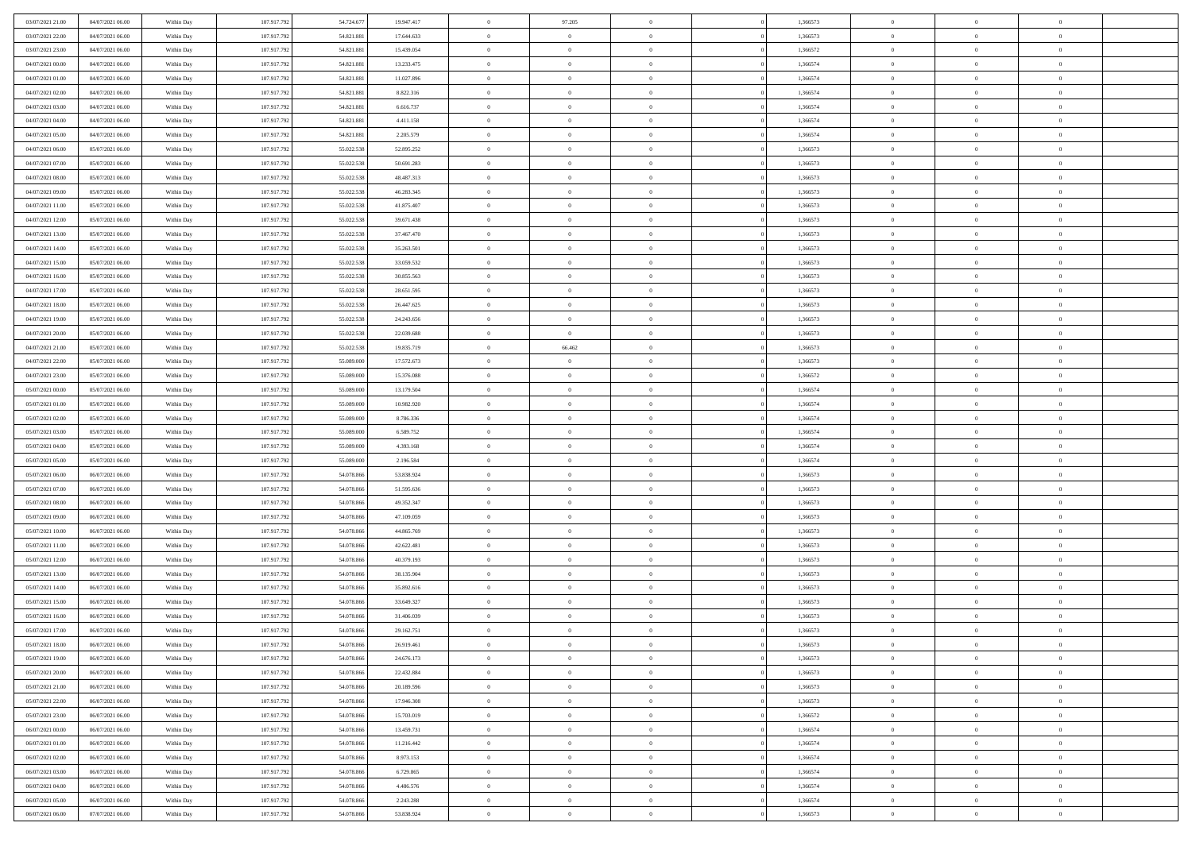| | | | | | | | | | | | | | | |
|---|---|---|---|---|---|---|---|---|---|---|---|---|---|---|
| 03/07/2021 21:00 | 04/07/2021 06:00 | Within Day | 107.917.792 | 54.724.677 | 19.947.417 | 0 | 97.205 | 0 | | 1,366573 | 0 | 0 | 0 | |
| 03/07/2021 22:00 | 04/07/2021 06:00 | Within Day | 107.917.792 | 54.821.881 | 17.644.633 | 0 | 0 | 0 | | 1,366573 | 0 | 0 | 0 | |
| 03/07/2021 23:00 | 04/07/2021 06:00 | Within Day | 107.917.792 | 54.821.881 | 15.439.054 | 0 | 0 | 0 | | 1,366572 | 0 | 0 | 0 | |
| 04/07/2021 00:00 | 04/07/2021 06:00 | Within Day | 107.917.792 | 54.821.881 | 13.233.475 | 0 | 0 | 0 | | 1,366574 | 0 | 0 | 0 | |
| 04/07/2021 01:00 | 04/07/2021 06:00 | Within Day | 107.917.792 | 54.821.881 | 11.027.896 | 0 | 0 | 0 | | 1,366574 | 0 | 0 | 0 | |
| 04/07/2021 02:00 | 04/07/2021 06:00 | Within Day | 107.917.792 | 54.821.881 | 8.822.316 | 0 | 0 | 0 | | 1,366574 | 0 | 0 | 0 | |
| 04/07/2021 03:00 | 04/07/2021 06:00 | Within Day | 107.917.792 | 54.821.881 | 6.616.737 | 0 | 0 | 0 | | 1,366574 | 0 | 0 | 0 | |
| 04/07/2021 04:00 | 04/07/2021 06:00 | Within Day | 107.917.792 | 54.821.881 | 4.411.158 | 0 | 0 | 0 | | 1,366574 | 0 | 0 | 0 | |
| 04/07/2021 05:00 | 04/07/2021 06:00 | Within Day | 107.917.792 | 54.821.881 | 2.205.579 | 0 | 0 | 0 | | 1,366574 | 0 | 0 | 0 | |
| 04/07/2021 06:00 | 05/07/2021 06:00 | Within Day | 107.917.792 | 55.022.538 | 52.895.252 | 0 | 0 | 0 | | 1,366573 | 0 | 0 | 0 | |
| 04/07/2021 07:00 | 05/07/2021 06:00 | Within Day | 107.917.792 | 55.022.538 | 50.691.283 | 0 | 0 | 0 | | 1,366573 | 0 | 0 | 0 | |
| 04/07/2021 08:00 | 05/07/2021 06:00 | Within Day | 107.917.792 | 55.022.538 | 48.487.313 | 0 | 0 | 0 | | 1,366573 | 0 | 0 | 0 | |
| 04/07/2021 09:00 | 05/07/2021 06:00 | Within Day | 107.917.792 | 55.022.538 | 46.283.345 | 0 | 0 | 0 | | 1,366573 | 0 | 0 | 0 | |
| 04/07/2021 11:00 | 05/07/2021 06:00 | Within Day | 107.917.792 | 55.022.538 | 41.875.407 | 0 | 0 | 0 | | 1,366573 | 0 | 0 | 0 | |
| 04/07/2021 12:00 | 05/07/2021 06:00 | Within Day | 107.917.792 | 55.022.538 | 39.671.438 | 0 | 0 | 0 | | 1,366573 | 0 | 0 | 0 | |
| 04/07/2021 13:00 | 05/07/2021 06:00 | Within Day | 107.917.792 | 55.022.538 | 37.467.470 | 0 | 0 | 0 | | 1,366573 | 0 | 0 | 0 | |
| 04/07/2021 14:00 | 05/07/2021 06:00 | Within Day | 107.917.792 | 55.022.538 | 35.263.501 | 0 | 0 | 0 | | 1,366573 | 0 | 0 | 0 | |
| 04/07/2021 15:00 | 05/07/2021 06:00 | Within Day | 107.917.792 | 55.022.538 | 33.059.532 | 0 | 0 | 0 | | 1,366573 | 0 | 0 | 0 | |
| 04/07/2021 16:00 | 05/07/2021 06:00 | Within Day | 107.917.792 | 55.022.538 | 30.855.563 | 0 | 0 | 0 | | 1,366573 | 0 | 0 | 0 | |
| 04/07/2021 17:00 | 05/07/2021 06:00 | Within Day | 107.917.792 | 55.022.538 | 28.651.595 | 0 | 0 | 0 | | 1,366573 | 0 | 0 | 0 | |
| 04/07/2021 18:00 | 05/07/2021 06:00 | Within Day | 107.917.792 | 55.022.538 | 26.447.625 | 0 | 0 | 0 | | 1,366573 | 0 | 0 | 0 | |
| 04/07/2021 19:00 | 05/07/2021 06:00 | Within Day | 107.917.792 | 55.022.538 | 24.243.656 | 0 | 0 | 0 | | 1,366573 | 0 | 0 | 0 | |
| 04/07/2021 20:00 | 05/07/2021 06:00 | Within Day | 107.917.792 | 55.022.538 | 22.039.688 | 0 | 0 | 0 | | 1,366573 | 0 | 0 | 0 | |
| 04/07/2021 21:00 | 05/07/2021 06:00 | Within Day | 107.917.792 | 55.022.538 | 19.835.719 | 0 | 66.462 | 0 | | 1,366573 | 0 | 0 | 0 | |
| 04/07/2021 22:00 | 05/07/2021 06:00 | Within Day | 107.917.792 | 55.089.000 | 17.572.673 | 0 | 0 | 0 | | 1,366573 | 0 | 0 | 0 | |
| 04/07/2021 23:00 | 05/07/2021 06:00 | Within Day | 107.917.792 | 55.089.000 | 15.376.088 | 0 | 0 | 0 | | 1,366572 | 0 | 0 | 0 | |
| 05/07/2021 00:00 | 05/07/2021 06:00 | Within Day | 107.917.792 | 55.089.000 | 13.179.504 | 0 | 0 | 0 | | 1,366574 | 0 | 0 | 0 | |
| 05/07/2021 01:00 | 05/07/2021 06:00 | Within Day | 107.917.792 | 55.089.000 | 10.982.920 | 0 | 0 | 0 | | 1,366574 | 0 | 0 | 0 | |
| 05/07/2021 02:00 | 05/07/2021 06:00 | Within Day | 107.917.792 | 55.089.000 | 8.786.336 | 0 | 0 | 0 | | 1,366574 | 0 | 0 | 0 | |
| 05/07/2021 03:00 | 05/07/2021 06:00 | Within Day | 107.917.792 | 55.089.000 | 6.589.752 | 0 | 0 | 0 | | 1,366574 | 0 | 0 | 0 | |
| 05/07/2021 04:00 | 05/07/2021 06:00 | Within Day | 107.917.792 | 55.089.000 | 4.393.168 | 0 | 0 | 0 | | 1,366574 | 0 | 0 | 0 | |
| 05/07/2021 05:00 | 05/07/2021 06:00 | Within Day | 107.917.792 | 55.089.000 | 2.196.584 | 0 | 0 | 0 | | 1,366574 | 0 | 0 | 0 | |
| 05/07/2021 06:00 | 06/07/2021 06:00 | Within Day | 107.917.792 | 54.078.866 | 53.838.924 | 0 | 0 | 0 | | 1,366573 | 0 | 0 | 0 | |
| 05/07/2021 07:00 | 06/07/2021 06:00 | Within Day | 107.917.792 | 54.078.866 | 51.595.636 | 0 | 0 | 0 | | 1,366573 | 0 | 0 | 0 | |
| 05/07/2021 08:00 | 06/07/2021 06:00 | Within Day | 107.917.792 | 54.078.866 | 49.352.347 | 0 | 0 | 0 | | 1,366573 | 0 | 0 | 0 | |
| 05/07/2021 09:00 | 06/07/2021 06:00 | Within Day | 107.917.792 | 54.078.866 | 47.109.059 | 0 | 0 | 0 | | 1,366573 | 0 | 0 | 0 | |
| 05/07/2021 10:00 | 06/07/2021 06:00 | Within Day | 107.917.792 | 54.078.866 | 44.865.769 | 0 | 0 | 0 | | 1,366573 | 0 | 0 | 0 | |
| 05/07/2021 11:00 | 06/07/2021 06:00 | Within Day | 107.917.792 | 54.078.866 | 42.622.481 | 0 | 0 | 0 | | 1,366573 | 0 | 0 | 0 | |
| 05/07/2021 12:00 | 06/07/2021 06:00 | Within Day | 107.917.792 | 54.078.866 | 40.379.193 | 0 | 0 | 0 | | 1,366573 | 0 | 0 | 0 | |
| 05/07/2021 13:00 | 06/07/2021 06:00 | Within Day | 107.917.792 | 54.078.866 | 38.135.904 | 0 | 0 | 0 | | 1,366573 | 0 | 0 | 0 | |
| 05/07/2021 14:00 | 06/07/2021 06:00 | Within Day | 107.917.792 | 54.078.866 | 35.892.616 | 0 | 0 | 0 | | 1,366573 | 0 | 0 | 0 | |
| 05/07/2021 15:00 | 06/07/2021 06:00 | Within Day | 107.917.792 | 54.078.866 | 33.649.327 | 0 | 0 | 0 | | 1,366573 | 0 | 0 | 0 | |
| 05/07/2021 16:00 | 06/07/2021 06:00 | Within Day | 107.917.792 | 54.078.866 | 31.406.039 | 0 | 0 | 0 | | 1,366573 | 0 | 0 | 0 | |
| 05/07/2021 17:00 | 06/07/2021 06:00 | Within Day | 107.917.792 | 54.078.866 | 29.162.751 | 0 | 0 | 0 | | 1,366573 | 0 | 0 | 0 | |
| 05/07/2021 18:00 | 06/07/2021 06:00 | Within Day | 107.917.792 | 54.078.866 | 26.919.461 | 0 | 0 | 0 | | 1,366573 | 0 | 0 | 0 | |
| 05/07/2021 19:00 | 06/07/2021 06:00 | Within Day | 107.917.792 | 54.078.866 | 24.676.173 | 0 | 0 | 0 | | 1,366573 | 0 | 0 | 0 | |
| 05/07/2021 20:00 | 06/07/2021 06:00 | Within Day | 107.917.792 | 54.078.866 | 22.432.884 | 0 | 0 | 0 | | 1,366573 | 0 | 0 | 0 | |
| 05/07/2021 21:00 | 06/07/2021 06:00 | Within Day | 107.917.792 | 54.078.866 | 20.189.596 | 0 | 0 | 0 | | 1,366573 | 0 | 0 | 0 | |
| 05/07/2021 22:00 | 06/07/2021 06:00 | Within Day | 107.917.792 | 54.078.866 | 17.946.308 | 0 | 0 | 0 | | 1,366573 | 0 | 0 | 0 | |
| 05/07/2021 23:00 | 06/07/2021 06:00 | Within Day | 107.917.792 | 54.078.866 | 15.703.019 | 0 | 0 | 0 | | 1,366572 | 0 | 0 | 0 | |
| 06/07/2021 00:00 | 06/07/2021 06:00 | Within Day | 107.917.792 | 54.078.866 | 13.459.731 | 0 | 0 | 0 | | 1,366574 | 0 | 0 | 0 | |
| 06/07/2021 01:00 | 06/07/2021 06:00 | Within Day | 107.917.792 | 54.078.866 | 11.216.442 | 0 | 0 | 0 | | 1,366574 | 0 | 0 | 0 | |
| 06/07/2021 02:00 | 06/07/2021 06:00 | Within Day | 107.917.792 | 54.078.866 | 8.973.153 | 0 | 0 | 0 | | 1,366574 | 0 | 0 | 0 | |
| 06/07/2021 03:00 | 06/07/2021 06:00 | Within Day | 107.917.792 | 54.078.866 | 6.729.865 | 0 | 0 | 0 | | 1,366574 | 0 | 0 | 0 | |
| 06/07/2021 04:00 | 06/07/2021 06:00 | Within Day | 107.917.792 | 54.078.866 | 4.486.576 | 0 | 0 | 0 | | 1,366574 | 0 | 0 | 0 | |
| 06/07/2021 05:00 | 06/07/2021 06:00 | Within Day | 107.917.792 | 54.078.866 | 2.243.288 | 0 | 0 | 0 | | 1,366574 | 0 | 0 | 0 | |
| 06/07/2021 06:00 | 07/07/2021 06:00 | Within Day | 107.917.792 | 54.078.866 | 53.838.924 | 0 | 0 | 0 | | 1,366573 | 0 | 0 | 0 | |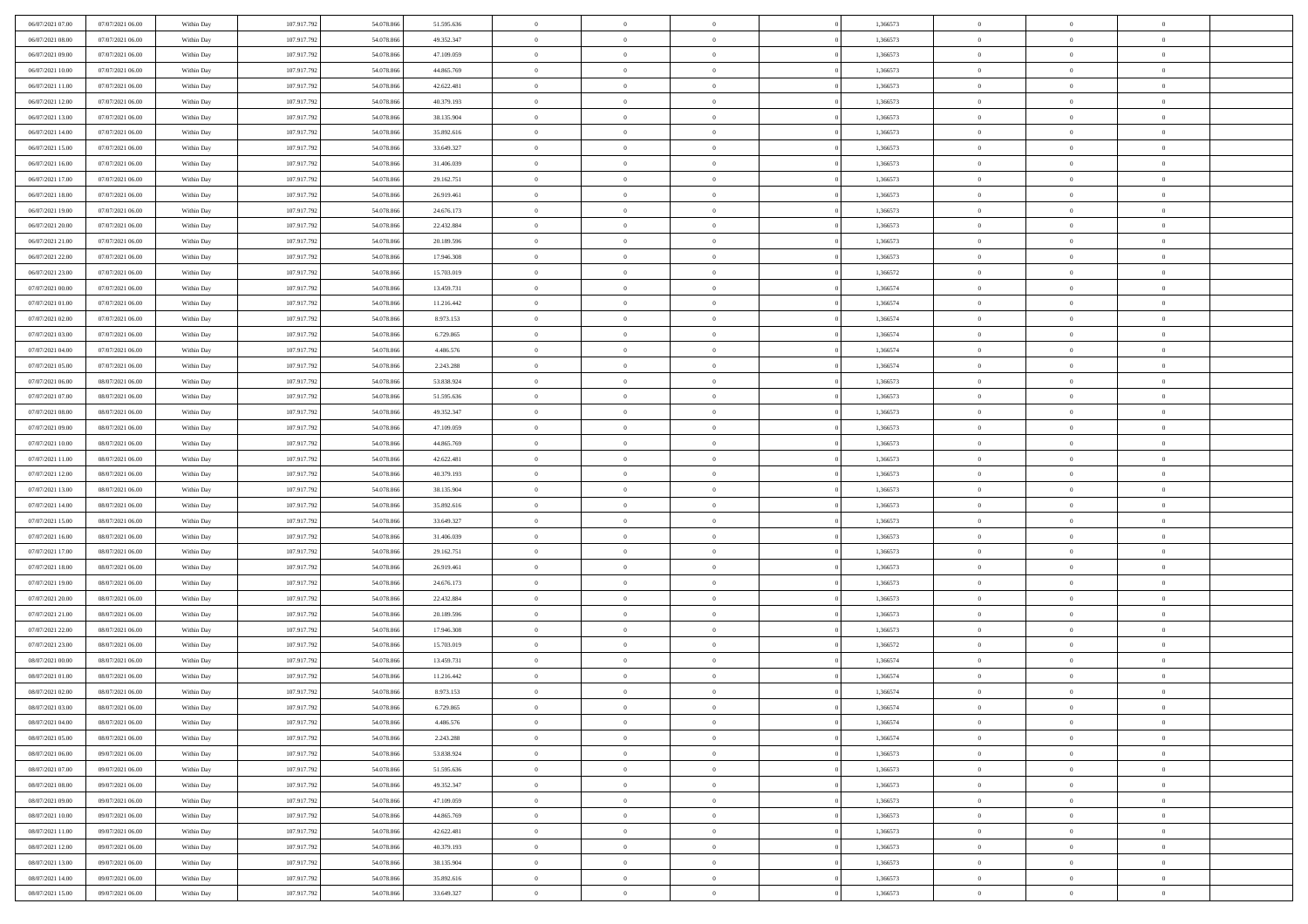| | | | | | | | | | | | | | | |
|---|---|---|---|---|---|---|---|---|---|---|---|---|---|---|
| 06/07/2021 07:00 | 07/07/2021 06:00 | Within Day | 107.917.792 | 54.078.866 | 51.595.636 | 0 | 0 | 0 | | 1,366573 | 0 | 0 | 0 | |
| 06/07/2021 08:00 | 07/07/2021 06:00 | Within Day | 107.917.792 | 54.078.866 | 49.352.347 | 0 | 0 | 0 | | 1,366573 | 0 | 0 | 0 | |
| 06/07/2021 09:00 | 07/07/2021 06:00 | Within Day | 107.917.792 | 54.078.866 | 47.109.059 | 0 | 0 | 0 | | 1,366573 | 0 | 0 | 0 | |
| 06/07/2021 10:00 | 07/07/2021 06:00 | Within Day | 107.917.792 | 54.078.866 | 44.865.769 | 0 | 0 | 0 | | 1,366573 | 0 | 0 | 0 | |
| 06/07/2021 11:00 | 07/07/2021 06:00 | Within Day | 107.917.792 | 54.078.866 | 42.622.481 | 0 | 0 | 0 | | 1,366573 | 0 | 0 | 0 | |
| 06/07/2021 12:00 | 07/07/2021 06:00 | Within Day | 107.917.792 | 54.078.866 | 40.379.193 | 0 | 0 | 0 | | 1,366573 | 0 | 0 | 0 | |
| 06/07/2021 13:00 | 07/07/2021 06:00 | Within Day | 107.917.792 | 54.078.866 | 38.135.904 | 0 | 0 | 0 | | 1,366573 | 0 | 0 | 0 | |
| 06/07/2021 14:00 | 07/07/2021 06:00 | Within Day | 107.917.792 | 54.078.866 | 35.892.616 | 0 | 0 | 0 | | 1,366573 | 0 | 0 | 0 | |
| 06/07/2021 15:00 | 07/07/2021 06:00 | Within Day | 107.917.792 | 54.078.866 | 33.649.327 | 0 | 0 | 0 | | 1,366573 | 0 | 0 | 0 | |
| 06/07/2021 16:00 | 07/07/2021 06:00 | Within Day | 107.917.792 | 54.078.866 | 31.406.039 | 0 | 0 | 0 | | 1,366573 | 0 | 0 | 0 | |
| 06/07/2021 17:00 | 07/07/2021 06:00 | Within Day | 107.917.792 | 54.078.866 | 29.162.751 | 0 | 0 | 0 | | 1,366573 | 0 | 0 | 0 | |
| 06/07/2021 18:00 | 07/07/2021 06:00 | Within Day | 107.917.792 | 54.078.866 | 26.919.461 | 0 | 0 | 0 | | 1,366573 | 0 | 0 | 0 | |
| 06/07/2021 19:00 | 07/07/2021 06:00 | Within Day | 107.917.792 | 54.078.866 | 24.676.173 | 0 | 0 | 0 | | 1,366573 | 0 | 0 | 0 | |
| 06/07/2021 20:00 | 07/07/2021 06:00 | Within Day | 107.917.792 | 54.078.866 | 22.432.884 | 0 | 0 | 0 | | 1,366573 | 0 | 0 | 0 | |
| 06/07/2021 21:00 | 07/07/2021 06:00 | Within Day | 107.917.792 | 54.078.866 | 20.189.596 | 0 | 0 | 0 | | 1,366573 | 0 | 0 | 0 | |
| 06/07/2021 22:00 | 07/07/2021 06:00 | Within Day | 107.917.792 | 54.078.866 | 17.946.308 | 0 | 0 | 0 | | 1,366573 | 0 | 0 | 0 | |
| 06/07/2021 23:00 | 07/07/2021 06:00 | Within Day | 107.917.792 | 54.078.866 | 15.703.019 | 0 | 0 | 0 | | 1,366572 | 0 | 0 | 0 | |
| 07/07/2021 00:00 | 07/07/2021 06:00 | Within Day | 107.917.792 | 54.078.866 | 13.459.731 | 0 | 0 | 0 | | 1,366574 | 0 | 0 | 0 | |
| 07/07/2021 01:00 | 07/07/2021 06:00 | Within Day | 107.917.792 | 54.078.866 | 11.216.442 | 0 | 0 | 0 | | 1,366574 | 0 | 0 | 0 | |
| 07/07/2021 02:00 | 07/07/2021 06:00 | Within Day | 107.917.792 | 54.078.866 | 8.973.153 | 0 | 0 | 0 | | 1,366574 | 0 | 0 | 0 | |
| 07/07/2021 03:00 | 07/07/2021 06:00 | Within Day | 107.917.792 | 54.078.866 | 6.729.865 | 0 | 0 | 0 | | 1,366574 | 0 | 0 | 0 | |
| 07/07/2021 04:00 | 07/07/2021 06:00 | Within Day | 107.917.792 | 54.078.866 | 4.486.576 | 0 | 0 | 0 | | 1,366574 | 0 | 0 | 0 | |
| 07/07/2021 05:00 | 07/07/2021 06:00 | Within Day | 107.917.792 | 54.078.866 | 2.243.288 | 0 | 0 | 0 | | 1,366574 | 0 | 0 | 0 | |
| 07/07/2021 06:00 | 08/07/2021 06:00 | Within Day | 107.917.792 | 54.078.866 | 53.838.924 | 0 | 0 | 0 | | 1,366573 | 0 | 0 | 0 | |
| 07/07/2021 07:00 | 08/07/2021 06:00 | Within Day | 107.917.792 | 54.078.866 | 51.595.636 | 0 | 0 | 0 | | 1,366573 | 0 | 0 | 0 | |
| 07/07/2021 08:00 | 08/07/2021 06:00 | Within Day | 107.917.792 | 54.078.866 | 49.352.347 | 0 | 0 | 0 | | 1,366573 | 0 | 0 | 0 | |
| 07/07/2021 09:00 | 08/07/2021 06:00 | Within Day | 107.917.792 | 54.078.866 | 47.109.059 | 0 | 0 | 0 | | 1,366573 | 0 | 0 | 0 | |
| 07/07/2021 10:00 | 08/07/2021 06:00 | Within Day | 107.917.792 | 54.078.866 | 44.865.769 | 0 | 0 | 0 | | 1,366573 | 0 | 0 | 0 | |
| 07/07/2021 11:00 | 08/07/2021 06:00 | Within Day | 107.917.792 | 54.078.866 | 42.622.481 | 0 | 0 | 0 | | 1,366573 | 0 | 0 | 0 | |
| 07/07/2021 12:00 | 08/07/2021 06:00 | Within Day | 107.917.792 | 54.078.866 | 40.379.193 | 0 | 0 | 0 | | 1,366573 | 0 | 0 | 0 | |
| 07/07/2021 13:00 | 08/07/2021 06:00 | Within Day | 107.917.792 | 54.078.866 | 38.135.904 | 0 | 0 | 0 | | 1,366573 | 0 | 0 | 0 | |
| 07/07/2021 14:00 | 08/07/2021 06:00 | Within Day | 107.917.792 | 54.078.866 | 35.892.616 | 0 | 0 | 0 | | 1,366573 | 0 | 0 | 0 | |
| 07/07/2021 15:00 | 08/07/2021 06:00 | Within Day | 107.917.792 | 54.078.866 | 33.649.327 | 0 | 0 | 0 | | 1,366573 | 0 | 0 | 0 | |
| 07/07/2021 16:00 | 08/07/2021 06:00 | Within Day | 107.917.792 | 54.078.866 | 31.406.039 | 0 | 0 | 0 | | 1,366573 | 0 | 0 | 0 | |
| 07/07/2021 17:00 | 08/07/2021 06:00 | Within Day | 107.917.792 | 54.078.866 | 29.162.751 | 0 | 0 | 0 | | 1,366573 | 0 | 0 | 0 | |
| 07/07/2021 18:00 | 08/07/2021 06:00 | Within Day | 107.917.792 | 54.078.866 | 26.919.461 | 0 | 0 | 0 | | 1,366573 | 0 | 0 | 0 | |
| 07/07/2021 19:00 | 08/07/2021 06:00 | Within Day | 107.917.792 | 54.078.866 | 24.676.173 | 0 | 0 | 0 | | 1,366573 | 0 | 0 | 0 | |
| 07/07/2021 20:00 | 08/07/2021 06:00 | Within Day | 107.917.792 | 54.078.866 | 22.432.884 | 0 | 0 | 0 | | 1,366573 | 0 | 0 | 0 | |
| 07/07/2021 21:00 | 08/07/2021 06:00 | Within Day | 107.917.792 | 54.078.866 | 20.189.596 | 0 | 0 | 0 | | 1,366573 | 0 | 0 | 0 | |
| 07/07/2021 22:00 | 08/07/2021 06:00 | Within Day | 107.917.792 | 54.078.866 | 17.946.308 | 0 | 0 | 0 | | 1,366573 | 0 | 0 | 0 | |
| 07/07/2021 23:00 | 08/07/2021 06:00 | Within Day | 107.917.792 | 54.078.866 | 15.703.019 | 0 | 0 | 0 | | 1,366572 | 0 | 0 | 0 | |
| 08/07/2021 00:00 | 08/07/2021 06:00 | Within Day | 107.917.792 | 54.078.866 | 13.459.731 | 0 | 0 | 0 | | 1,366574 | 0 | 0 | 0 | |
| 08/07/2021 01:00 | 08/07/2021 06:00 | Within Day | 107.917.792 | 54.078.866 | 11.216.442 | 0 | 0 | 0 | | 1,366574 | 0 | 0 | 0 | |
| 08/07/2021 02:00 | 08/07/2021 06:00 | Within Day | 107.917.792 | 54.078.866 | 8.973.153 | 0 | 0 | 0 | | 1,366574 | 0 | 0 | 0 | |
| 08/07/2021 03:00 | 08/07/2021 06:00 | Within Day | 107.917.792 | 54.078.866 | 6.729.865 | 0 | 0 | 0 | | 1,366574 | 0 | 0 | 0 | |
| 08/07/2021 04:00 | 08/07/2021 06:00 | Within Day | 107.917.792 | 54.078.866 | 4.486.576 | 0 | 0 | 0 | | 1,366574 | 0 | 0 | 0 | |
| 08/07/2021 05:00 | 08/07/2021 06:00 | Within Day | 107.917.792 | 54.078.866 | 2.243.288 | 0 | 0 | 0 | | 1,366574 | 0 | 0 | 0 | |
| 08/07/2021 06:00 | 09/07/2021 06:00 | Within Day | 107.917.792 | 54.078.866 | 53.838.924 | 0 | 0 | 0 | | 1,366573 | 0 | 0 | 0 | |
| 08/07/2021 07:00 | 09/07/2021 06:00 | Within Day | 107.917.792 | 54.078.866 | 51.595.636 | 0 | 0 | 0 | | 1,366573 | 0 | 0 | 0 | |
| 08/07/2021 08:00 | 09/07/2021 06:00 | Within Day | 107.917.792 | 54.078.866 | 49.352.347 | 0 | 0 | 0 | | 1,366573 | 0 | 0 | 0 | |
| 08/07/2021 09:00 | 09/07/2021 06:00 | Within Day | 107.917.792 | 54.078.866 | 47.109.059 | 0 | 0 | 0 | | 1,366573 | 0 | 0 | 0 | |
| 08/07/2021 10:00 | 09/07/2021 06:00 | Within Day | 107.917.792 | 54.078.866 | 44.865.769 | 0 | 0 | 0 | | 1,366573 | 0 | 0 | 0 | |
| 08/07/2021 11:00 | 09/07/2021 06:00 | Within Day | 107.917.792 | 54.078.866 | 42.622.481 | 0 | 0 | 0 | | 1,366573 | 0 | 0 | 0 | |
| 08/07/2021 12:00 | 09/07/2021 06:00 | Within Day | 107.917.792 | 54.078.866 | 40.379.193 | 0 | 0 | 0 | | 1,366573 | 0 | 0 | 0 | |
| 08/07/2021 13:00 | 09/07/2021 06:00 | Within Day | 107.917.792 | 54.078.866 | 38.135.904 | 0 | 0 | 0 | | 1,366573 | 0 | 0 | 0 | |
| 08/07/2021 14:00 | 09/07/2021 06:00 | Within Day | 107.917.792 | 54.078.866 | 35.892.616 | 0 | 0 | 0 | | 1,366573 | 0 | 0 | 0 | |
| 08/07/2021 15:00 | 09/07/2021 06:00 | Within Day | 107.917.792 | 54.078.866 | 33.649.327 | 0 | 0 | 0 | | 1,366573 | 0 | 0 | 0 | |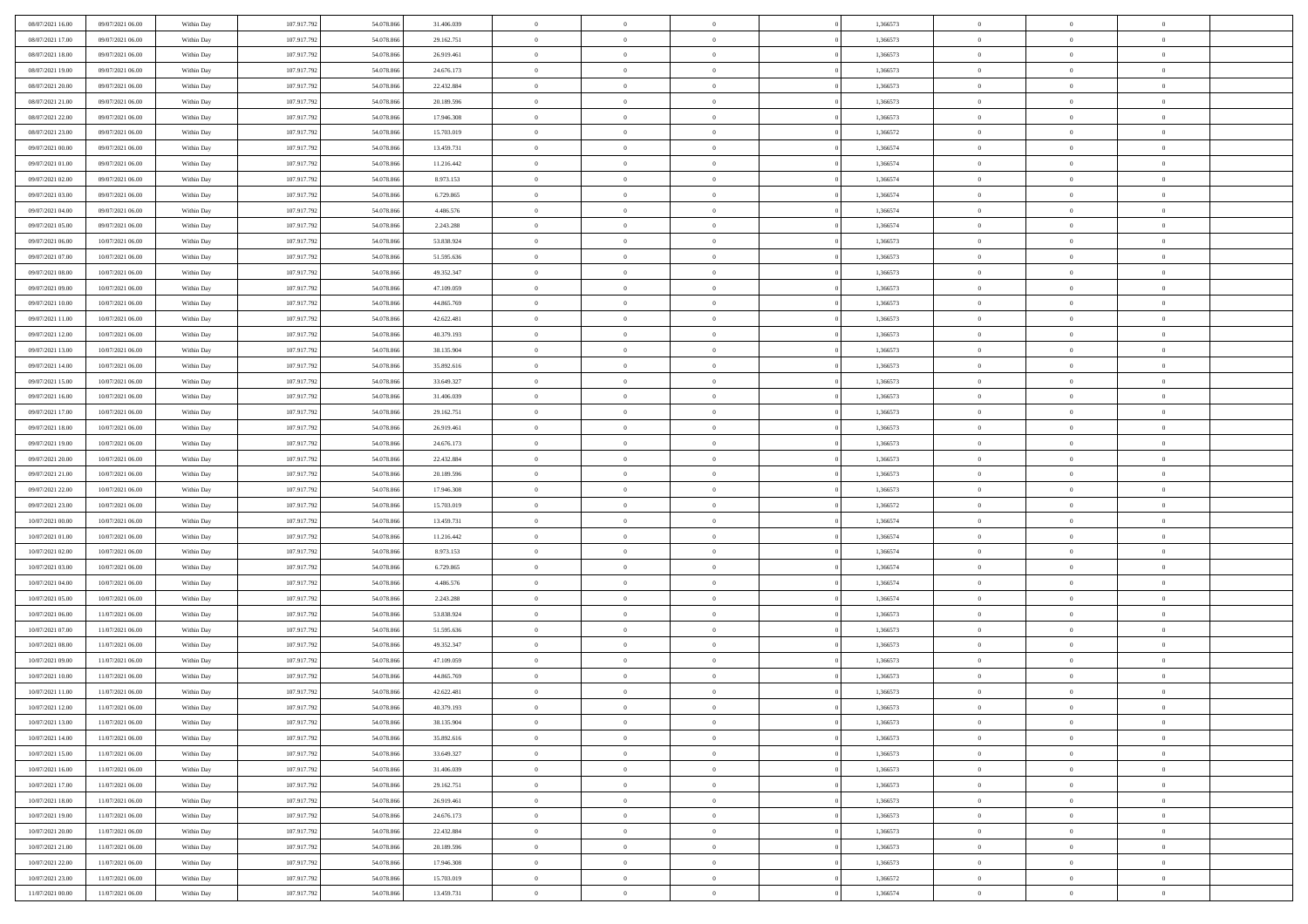| | | | | | | | | | | | | | | |
|---|---|---|---|---|---|---|---|---|---|---|---|---|---|---|
| 08/07/2021 16:00 | 09/07/2021 06:00 | Within Day | 107.917.792 | 54.078.866 | 31.406.039 | 0 | 0 | 0 | | 1,366573 | 0 | 0 | 0 | |
| 08/07/2021 17:00 | 09/07/2021 06:00 | Within Day | 107.917.792 | 54.078.866 | 29.162.751 | 0 | 0 | 0 | | 1,366573 | 0 | 0 | 0 | |
| 08/07/2021 18:00 | 09/07/2021 06:00 | Within Day | 107.917.792 | 54.078.866 | 26.919.461 | 0 | 0 | 0 | | 1,366573 | 0 | 0 | 0 | |
| 08/07/2021 19:00 | 09/07/2021 06:00 | Within Day | 107.917.792 | 54.078.866 | 24.676.173 | 0 | 0 | 0 | | 1,366573 | 0 | 0 | 0 | |
| 08/07/2021 20:00 | 09/07/2021 06:00 | Within Day | 107.917.792 | 54.078.866 | 22.432.884 | 0 | 0 | 0 | | 1,366573 | 0 | 0 | 0 | |
| 08/07/2021 21:00 | 09/07/2021 06:00 | Within Day | 107.917.792 | 54.078.866 | 20.189.596 | 0 | 0 | 0 | | 1,366573 | 0 | 0 | 0 | |
| 08/07/2021 22:00 | 09/07/2021 06:00 | Within Day | 107.917.792 | 54.078.866 | 17.946.308 | 0 | 0 | 0 | | 1,366573 | 0 | 0 | 0 | |
| 08/07/2021 23:00 | 09/07/2021 06:00 | Within Day | 107.917.792 | 54.078.866 | 15.703.019 | 0 | 0 | 0 | | 1,366572 | 0 | 0 | 0 | |
| 09/07/2021 00:00 | 09/07/2021 06:00 | Within Day | 107.917.792 | 54.078.866 | 13.459.731 | 0 | 0 | 0 | | 1,366574 | 0 | 0 | 0 | |
| 09/07/2021 01:00 | 09/07/2021 06:00 | Within Day | 107.917.792 | 54.078.866 | 11.216.442 | 0 | 0 | 0 | | 1,366574 | 0 | 0 | 0 | |
| 09/07/2021 02:00 | 09/07/2021 06:00 | Within Day | 107.917.792 | 54.078.866 | 8.973.153 | 0 | 0 | 0 | | 1,366574 | 0 | 0 | 0 | |
| 09/07/2021 03:00 | 09/07/2021 06:00 | Within Day | 107.917.792 | 54.078.866 | 6.729.865 | 0 | 0 | 0 | | 1,366574 | 0 | 0 | 0 | |
| 09/07/2021 04:00 | 09/07/2021 06:00 | Within Day | 107.917.792 | 54.078.866 | 4.486.576 | 0 | 0 | 0 | | 1,366574 | 0 | 0 | 0 | |
| 09/07/2021 05:00 | 09/07/2021 06:00 | Within Day | 107.917.792 | 54.078.866 | 2.243.288 | 0 | 0 | 0 | | 1,366574 | 0 | 0 | 0 | |
| 09/07/2021 06:00 | 10/07/2021 06:00 | Within Day | 107.917.792 | 54.078.866 | 53.838.924 | 0 | 0 | 0 | | 1,366573 | 0 | 0 | 0 | |
| 09/07/2021 07:00 | 10/07/2021 06:00 | Within Day | 107.917.792 | 54.078.866 | 51.595.636 | 0 | 0 | 0 | | 1,366573 | 0 | 0 | 0 | |
| 09/07/2021 08:00 | 10/07/2021 06:00 | Within Day | 107.917.792 | 54.078.866 | 49.352.347 | 0 | 0 | 0 | | 1,366573 | 0 | 0 | 0 | |
| 09/07/2021 09:00 | 10/07/2021 06:00 | Within Day | 107.917.792 | 54.078.866 | 47.109.059 | 0 | 0 | 0 | | 1,366573 | 0 | 0 | 0 | |
| 09/07/2021 10:00 | 10/07/2021 06:00 | Within Day | 107.917.792 | 54.078.866 | 44.865.769 | 0 | 0 | 0 | | 1,366573 | 0 | 0 | 0 | |
| 09/07/2021 11:00 | 10/07/2021 06:00 | Within Day | 107.917.792 | 54.078.866 | 42.622.481 | 0 | 0 | 0 | | 1,366573 | 0 | 0 | 0 | |
| 09/07/2021 12:00 | 10/07/2021 06:00 | Within Day | 107.917.792 | 54.078.866 | 40.379.193 | 0 | 0 | 0 | | 1,366573 | 0 | 0 | 0 | |
| 09/07/2021 13:00 | 10/07/2021 06:00 | Within Day | 107.917.792 | 54.078.866 | 38.135.904 | 0 | 0 | 0 | | 1,366573 | 0 | 0 | 0 | |
| 09/07/2021 14:00 | 10/07/2021 06:00 | Within Day | 107.917.792 | 54.078.866 | 35.892.616 | 0 | 0 | 0 | | 1,366573 | 0 | 0 | 0 | |
| 09/07/2021 15:00 | 10/07/2021 06:00 | Within Day | 107.917.792 | 54.078.866 | 33.649.327 | 0 | 0 | 0 | | 1,366573 | 0 | 0 | 0 | |
| 09/07/2021 16:00 | 10/07/2021 06:00 | Within Day | 107.917.792 | 54.078.866 | 31.406.039 | 0 | 0 | 0 | | 1,366573 | 0 | 0 | 0 | |
| 09/07/2021 17:00 | 10/07/2021 06:00 | Within Day | 107.917.792 | 54.078.866 | 29.162.751 | 0 | 0 | 0 | | 1,366573 | 0 | 0 | 0 | |
| 09/07/2021 18:00 | 10/07/2021 06:00 | Within Day | 107.917.792 | 54.078.866 | 26.919.461 | 0 | 0 | 0 | | 1,366573 | 0 | 0 | 0 | |
| 09/07/2021 19:00 | 10/07/2021 06:00 | Within Day | 107.917.792 | 54.078.866 | 24.676.173 | 0 | 0 | 0 | | 1,366573 | 0 | 0 | 0 | |
| 09/07/2021 20:00 | 10/07/2021 06:00 | Within Day | 107.917.792 | 54.078.866 | 22.432.884 | 0 | 0 | 0 | | 1,366573 | 0 | 0 | 0 | |
| 09/07/2021 21:00 | 10/07/2021 06:00 | Within Day | 107.917.792 | 54.078.866 | 20.189.596 | 0 | 0 | 0 | | 1,366573 | 0 | 0 | 0 | |
| 09/07/2021 22:00 | 10/07/2021 06:00 | Within Day | 107.917.792 | 54.078.866 | 17.946.308 | 0 | 0 | 0 | | 1,366573 | 0 | 0 | 0 | |
| 09/07/2021 23:00 | 10/07/2021 06:00 | Within Day | 107.917.792 | 54.078.866 | 15.703.019 | 0 | 0 | 0 | | 1,366572 | 0 | 0 | 0 | |
| 10/07/2021 00:00 | 10/07/2021 06:00 | Within Day | 107.917.792 | 54.078.866 | 13.459.731 | 0 | 0 | 0 | | 1,366574 | 0 | 0 | 0 | |
| 10/07/2021 01:00 | 10/07/2021 06:00 | Within Day | 107.917.792 | 54.078.866 | 11.216.442 | 0 | 0 | 0 | | 1,366574 | 0 | 0 | 0 | |
| 10/07/2021 02:00 | 10/07/2021 06:00 | Within Day | 107.917.792 | 54.078.866 | 8.973.153 | 0 | 0 | 0 | | 1,366574 | 0 | 0 | 0 | |
| 10/07/2021 03:00 | 10/07/2021 06:00 | Within Day | 107.917.792 | 54.078.866 | 6.729.865 | 0 | 0 | 0 | | 1,366574 | 0 | 0 | 0 | |
| 10/07/2021 04:00 | 10/07/2021 06:00 | Within Day | 107.917.792 | 54.078.866 | 4.486.576 | 0 | 0 | 0 | | 1,366574 | 0 | 0 | 0 | |
| 10/07/2021 05:00 | 10/07/2021 06:00 | Within Day | 107.917.792 | 54.078.866 | 2.243.288 | 0 | 0 | 0 | | 1,366574 | 0 | 0 | 0 | |
| 10/07/2021 06:00 | 11/07/2021 06:00 | Within Day | 107.917.792 | 54.078.866 | 53.838.924 | 0 | 0 | 0 | | 1,366573 | 0 | 0 | 0 | |
| 10/07/2021 07:00 | 11/07/2021 06:00 | Within Day | 107.917.792 | 54.078.866 | 51.595.636 | 0 | 0 | 0 | | 1,366573 | 0 | 0 | 0 | |
| 10/07/2021 08:00 | 11/07/2021 06:00 | Within Day | 107.917.792 | 54.078.866 | 49.352.347 | 0 | 0 | 0 | | 1,366573 | 0 | 0 | 0 | |
| 10/07/2021 09:00 | 11/07/2021 06:00 | Within Day | 107.917.792 | 54.078.866 | 47.109.059 | 0 | 0 | 0 | | 1,366573 | 0 | 0 | 0 | |
| 10/07/2021 10:00 | 11/07/2021 06:00 | Within Day | 107.917.792 | 54.078.866 | 44.865.769 | 0 | 0 | 0 | | 1,366573 | 0 | 0 | 0 | |
| 10/07/2021 11:00 | 11/07/2021 06:00 | Within Day | 107.917.792 | 54.078.866 | 42.622.481 | 0 | 0 | 0 | | 1,366573 | 0 | 0 | 0 | |
| 10/07/2021 12:00 | 11/07/2021 06:00 | Within Day | 107.917.792 | 54.078.866 | 40.379.193 | 0 | 0 | 0 | | 1,366573 | 0 | 0 | 0 | |
| 10/07/2021 13:00 | 11/07/2021 06:00 | Within Day | 107.917.792 | 54.078.866 | 38.135.904 | 0 | 0 | 0 | | 1,366573 | 0 | 0 | 0 | |
| 10/07/2021 14:00 | 11/07/2021 06:00 | Within Day | 107.917.792 | 54.078.866 | 35.892.616 | 0 | 0 | 0 | | 1,366573 | 0 | 0 | 0 | |
| 10/07/2021 15:00 | 11/07/2021 06:00 | Within Day | 107.917.792 | 54.078.866 | 33.649.327 | 0 | 0 | 0 | | 1,366573 | 0 | 0 | 0 | |
| 10/07/2021 16:00 | 11/07/2021 06:00 | Within Day | 107.917.792 | 54.078.866 | 31.406.039 | 0 | 0 | 0 | | 1,366573 | 0 | 0 | 0 | |
| 10/07/2021 17:00 | 11/07/2021 06:00 | Within Day | 107.917.792 | 54.078.866 | 29.162.751 | 0 | 0 | 0 | | 1,366573 | 0 | 0 | 0 | |
| 10/07/2021 18:00 | 11/07/2021 06:00 | Within Day | 107.917.792 | 54.078.866 | 26.919.461 | 0 | 0 | 0 | | 1,366573 | 0 | 0 | 0 | |
| 10/07/2021 19:00 | 11/07/2021 06:00 | Within Day | 107.917.792 | 54.078.866 | 24.676.173 | 0 | 0 | 0 | | 1,366573 | 0 | 0 | 0 | |
| 10/07/2021 20:00 | 11/07/2021 06:00 | Within Day | 107.917.792 | 54.078.866 | 22.432.884 | 0 | 0 | 0 | | 1,366573 | 0 | 0 | 0 | |
| 10/07/2021 21:00 | 11/07/2021 06:00 | Within Day | 107.917.792 | 54.078.866 | 20.189.596 | 0 | 0 | 0 | | 1,366573 | 0 | 0 | 0 | |
| 10/07/2021 22:00 | 11/07/2021 06:00 | Within Day | 107.917.792 | 54.078.866 | 17.946.308 | 0 | 0 | 0 | | 1,366573 | 0 | 0 | 0 | |
| 10/07/2021 23:00 | 11/07/2021 06:00 | Within Day | 107.917.792 | 54.078.866 | 15.703.019 | 0 | 0 | 0 | | 1,366572 | 0 | 0 | 0 | |
| 11/07/2021 00:00 | 11/07/2021 06:00 | Within Day | 107.917.792 | 54.078.866 | 13.459.731 | 0 | 0 | 0 | | 1,366574 | 0 | 0 | 0 | |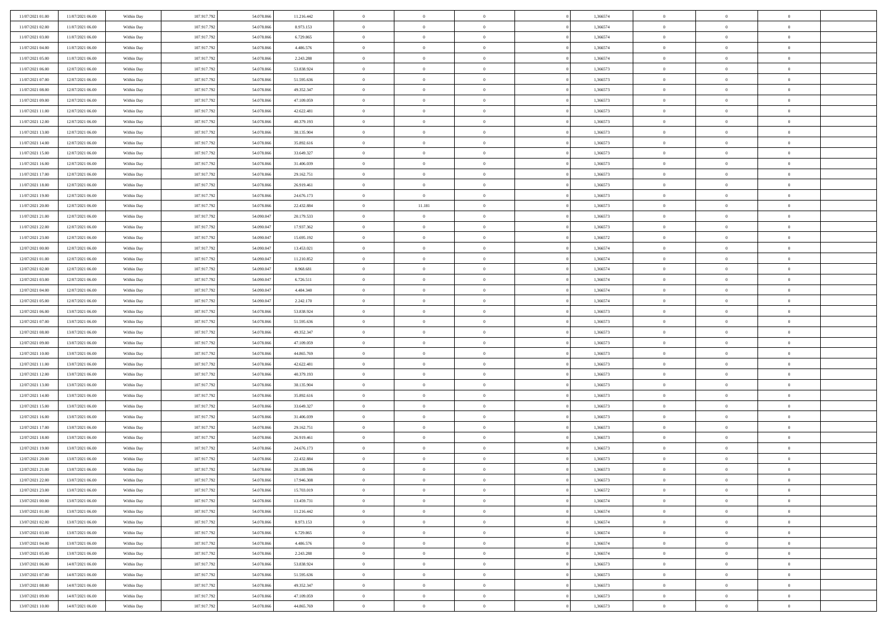| | | | | | | | | | | | | | | |
|---|---|---|---|---|---|---|---|---|---|---|---|---|---|---|
| 11/07/2021 01:00 | 11/07/2021 06:00 | Within Day | 107.917.792 | 54.078.866 | 11.216.442 | 0 | 0 | 0 | | 1,366574 | 0 | 0 | 0 | |
| 11/07/2021 02:00 | 11/07/2021 06:00 | Within Day | 107.917.792 | 54.078.866 | 8.973.153 | 0 | 0 | 0 | | 1,366574 | 0 | 0 | 0 | |
| 11/07/2021 03:00 | 11/07/2021 06:00 | Within Day | 107.917.792 | 54.078.866 | 6.729.865 | 0 | 0 | 0 | | 1,366574 | 0 | 0 | 0 | |
| 11/07/2021 04:00 | 11/07/2021 06:00 | Within Day | 107.917.792 | 54.078.866 | 4.486.576 | 0 | 0 | 0 | | 1,366574 | 0 | 0 | 0 | |
| 11/07/2021 05:00 | 11/07/2021 06:00 | Within Day | 107.917.792 | 54.078.866 | 2.243.288 | 0 | 0 | 0 | | 1,366574 | 0 | 0 | 0 | |
| 11/07/2021 06:00 | 12/07/2021 06:00 | Within Day | 107.917.792 | 54.078.866 | 53.838.924 | 0 | 0 | 0 | | 1,366573 | 0 | 0 | 0 | |
| 11/07/2021 07:00 | 12/07/2021 06:00 | Within Day | 107.917.792 | 54.078.866 | 51.595.636 | 0 | 0 | 0 | | 1,366573 | 0 | 0 | 0 | |
| 11/07/2021 08:00 | 12/07/2021 06:00 | Within Day | 107.917.792 | 54.078.866 | 49.352.347 | 0 | 0 | 0 | | 1,366573 | 0 | 0 | 0 | |
| 11/07/2021 09:00 | 12/07/2021 06:00 | Within Day | 107.917.792 | 54.078.866 | 47.109.059 | 0 | 0 | 0 | | 1,366573 | 0 | 0 | 0 | |
| 11/07/2021 11:00 | 12/07/2021 06:00 | Within Day | 107.917.792 | 54.078.866 | 42.622.481 | 0 | 0 | 0 | | 1,366573 | 0 | 0 | 0 | |
| 11/07/2021 12:00 | 12/07/2021 06:00 | Within Day | 107.917.792 | 54.078.866 | 40.379.193 | 0 | 0 | 0 | | 1,366573 | 0 | 0 | 0 | |
| 11/07/2021 13:00 | 12/07/2021 06:00 | Within Day | 107.917.792 | 54.078.866 | 38.135.904 | 0 | 0 | 0 | | 1,366573 | 0 | 0 | 0 | |
| 11/07/2021 14:00 | 12/07/2021 06:00 | Within Day | 107.917.792 | 54.078.866 | 35.892.616 | 0 | 0 | 0 | | 1,366573 | 0 | 0 | 0 | |
| 11/07/2021 15:00 | 12/07/2021 06:00 | Within Day | 107.917.792 | 54.078.866 | 33.649.327 | 0 | 0 | 0 | | 1,366573 | 0 | 0 | 0 | |
| 11/07/2021 16:00 | 12/07/2021 06:00 | Within Day | 107.917.792 | 54.078.866 | 31.406.039 | 0 | 0 | 0 | | 1,366573 | 0 | 0 | 0 | |
| 11/07/2021 17:00 | 12/07/2021 06:00 | Within Day | 107.917.792 | 54.078.866 | 29.162.751 | 0 | 0 | 0 | | 1,366573 | 0 | 0 | 0 | |
| 11/07/2021 18:00 | 12/07/2021 06:00 | Within Day | 107.917.792 | 54.078.866 | 26.919.461 | 0 | 0 | 0 | | 1,366573 | 0 | 0 | 0 | |
| 11/07/2021 19:00 | 12/07/2021 06:00 | Within Day | 107.917.792 | 54.078.866 | 24.676.173 | 0 | 0 | 0 | | 1,366573 | 0 | 0 | 0 | |
| 11/07/2021 20:00 | 12/07/2021 06:00 | Within Day | 107.917.792 | 54.078.866 | 22.432.884 | 0 | 11.181 | 0 | | 1,366573 | 0 | 0 | 0 | |
| 11/07/2021 21:00 | 12/07/2021 06:00 | Within Day | 107.917.792 | 54.090.047 | 20.179.533 | 0 | 0 | 0 | | 1,366573 | 0 | 0 | 0 | |
| 11/07/2021 22:00 | 12/07/2021 06:00 | Within Day | 107.917.792 | 54.090.047 | 17.937.362 | 0 | 0 | 0 | | 1,366573 | 0 | 0 | 0 | |
| 11/07/2021 23:00 | 12/07/2021 06:00 | Within Day | 107.917.792 | 54.090.047 | 15.695.192 | 0 | 0 | 0 | | 1,366572 | 0 | 0 | 0 | |
| 12/07/2021 00:00 | 12/07/2021 06:00 | Within Day | 107.917.792 | 54.090.047 | 13.453.021 | 0 | 0 | 0 | | 1,366574 | 0 | 0 | 0 | |
| 12/07/2021 01:00 | 12/07/2021 06:00 | Within Day | 107.917.792 | 54.090.047 | 11.210.852 | 0 | 0 | 0 | | 1,366574 | 0 | 0 | 0 | |
| 12/07/2021 02:00 | 12/07/2021 06:00 | Within Day | 107.917.792 | 54.090.047 | 8.968.681 | 0 | 0 | 0 | | 1,366574 | 0 | 0 | 0 | |
| 12/07/2021 03:00 | 12/07/2021 06:00 | Within Day | 107.917.792 | 54.090.047 | 6.726.511 | 0 | 0 | 0 | | 1,366574 | 0 | 0 | 0 | |
| 12/07/2021 04:00 | 12/07/2021 06:00 | Within Day | 107.917.792 | 54.090.047 | 4.484.340 | 0 | 0 | 0 | | 1,366574 | 0 | 0 | 0 | |
| 12/07/2021 05:00 | 12/07/2021 06:00 | Within Day | 107.917.792 | 54.090.047 | 2.242.170 | 0 | 0 | 0 | | 1,366574 | 0 | 0 | 0 | |
| 12/07/2021 06:00 | 13/07/2021 06:00 | Within Day | 107.917.792 | 54.078.866 | 53.838.924 | 0 | 0 | 0 | | 1,366573 | 0 | 0 | 0 | |
| 12/07/2021 07:00 | 13/07/2021 06:00 | Within Day | 107.917.792 | 54.078.866 | 51.595.636 | 0 | 0 | 0 | | 1,366573 | 0 | 0 | 0 | |
| 12/07/2021 08:00 | 13/07/2021 06:00 | Within Day | 107.917.792 | 54.078.866 | 49.352.347 | 0 | 0 | 0 | | 1,366573 | 0 | 0 | 0 | |
| 12/07/2021 09:00 | 13/07/2021 06:00 | Within Day | 107.917.792 | 54.078.866 | 47.109.059 | 0 | 0 | 0 | | 1,366573 | 0 | 0 | 0 | |
| 12/07/2021 10:00 | 13/07/2021 06:00 | Within Day | 107.917.792 | 54.078.866 | 44.865.769 | 0 | 0 | 0 | | 1,366573 | 0 | 0 | 0 | |
| 12/07/2021 11:00 | 13/07/2021 06:00 | Within Day | 107.917.792 | 54.078.866 | 42.622.481 | 0 | 0 | 0 | | 1,366573 | 0 | 0 | 0 | |
| 12/07/2021 12:00 | 13/07/2021 06:00 | Within Day | 107.917.792 | 54.078.866 | 40.379.193 | 0 | 0 | 0 | | 1,366573 | 0 | 0 | 0 | |
| 12/07/2021 13:00 | 13/07/2021 06:00 | Within Day | 107.917.792 | 54.078.866 | 38.135.904 | 0 | 0 | 0 | | 1,366573 | 0 | 0 | 0 | |
| 12/07/2021 14:00 | 13/07/2021 06:00 | Within Day | 107.917.792 | 54.078.866 | 35.892.616 | 0 | 0 | 0 | | 1,366573 | 0 | 0 | 0 | |
| 12/07/2021 15:00 | 13/07/2021 06:00 | Within Day | 107.917.792 | 54.078.866 | 33.649.327 | 0 | 0 | 0 | | 1,366573 | 0 | 0 | 0 | |
| 12/07/2021 16:00 | 13/07/2021 06:00 | Within Day | 107.917.792 | 54.078.866 | 31.406.039 | 0 | 0 | 0 | | 1,366573 | 0 | 0 | 0 | |
| 12/07/2021 17:00 | 13/07/2021 06:00 | Within Day | 107.917.792 | 54.078.866 | 29.162.751 | 0 | 0 | 0 | | 1,366573 | 0 | 0 | 0 | |
| 12/07/2021 18:00 | 13/07/2021 06:00 | Within Day | 107.917.792 | 54.078.866 | 26.919.461 | 0 | 0 | 0 | | 1,366573 | 0 | 0 | 0 | |
| 12/07/2021 19:00 | 13/07/2021 06:00 | Within Day | 107.917.792 | 54.078.866 | 24.676.173 | 0 | 0 | 0 | | 1,366573 | 0 | 0 | 0 | |
| 12/07/2021 20:00 | 13/07/2021 06:00 | Within Day | 107.917.792 | 54.078.866 | 22.432.884 | 0 | 0 | 0 | | 1,366573 | 0 | 0 | 0 | |
| 12/07/2021 21:00 | 13/07/2021 06:00 | Within Day | 107.917.792 | 54.078.866 | 20.189.596 | 0 | 0 | 0 | | 1,366573 | 0 | 0 | 0 | |
| 12/07/2021 22:00 | 13/07/2021 06:00 | Within Day | 107.917.792 | 54.078.866 | 17.946.308 | 0 | 0 | 0 | | 1,366573 | 0 | 0 | 0 | |
| 12/07/2021 23:00 | 13/07/2021 06:00 | Within Day | 107.917.792 | 54.078.866 | 15.703.019 | 0 | 0 | 0 | | 1,366572 | 0 | 0 | 0 | |
| 13/07/2021 00:00 | 13/07/2021 06:00 | Within Day | 107.917.792 | 54.078.866 | 13.459.731 | 0 | 0 | 0 | | 1,366574 | 0 | 0 | 0 | |
| 13/07/2021 01:00 | 13/07/2021 06:00 | Within Day | 107.917.792 | 54.078.866 | 11.216.442 | 0 | 0 | 0 | | 1,366574 | 0 | 0 | 0 | |
| 13/07/2021 02:00 | 13/07/2021 06:00 | Within Day | 107.917.792 | 54.078.866 | 8.973.153 | 0 | 0 | 0 | | 1,366574 | 0 | 0 | 0 | |
| 13/07/2021 03:00 | 13/07/2021 06:00 | Within Day | 107.917.792 | 54.078.866 | 6.729.865 | 0 | 0 | 0 | | 1,366574 | 0 | 0 | 0 | |
| 13/07/2021 04:00 | 13/07/2021 06:00 | Within Day | 107.917.792 | 54.078.866 | 4.486.576 | 0 | 0 | 0 | | 1,366574 | 0 | 0 | 0 | |
| 13/07/2021 05:00 | 13/07/2021 06:00 | Within Day | 107.917.792 | 54.078.866 | 2.243.288 | 0 | 0 | 0 | | 1,366574 | 0 | 0 | 0 | |
| 13/07/2021 06:00 | 14/07/2021 06:00 | Within Day | 107.917.792 | 54.078.866 | 53.838.924 | 0 | 0 | 0 | | 1,366573 | 0 | 0 | 0 | |
| 13/07/2021 07:00 | 14/07/2021 06:00 | Within Day | 107.917.792 | 54.078.866 | 51.595.636 | 0 | 0 | 0 | | 1,366573 | 0 | 0 | 0 | |
| 13/07/2021 08:00 | 14/07/2021 06:00 | Within Day | 107.917.792 | 54.078.866 | 49.352.347 | 0 | 0 | 0 | | 1,366573 | 0 | 0 | 0 | |
| 13/07/2021 09:00 | 14/07/2021 06:00 | Within Day | 107.917.792 | 54.078.866 | 47.109.059 | 0 | 0 | 0 | | 1,366573 | 0 | 0 | 0 | |
| 13/07/2021 10:00 | 14/07/2021 06:00 | Within Day | 107.917.792 | 54.078.866 | 44.865.769 | 0 | 0 | 0 | | 1,366573 | 0 | 0 | 0 | |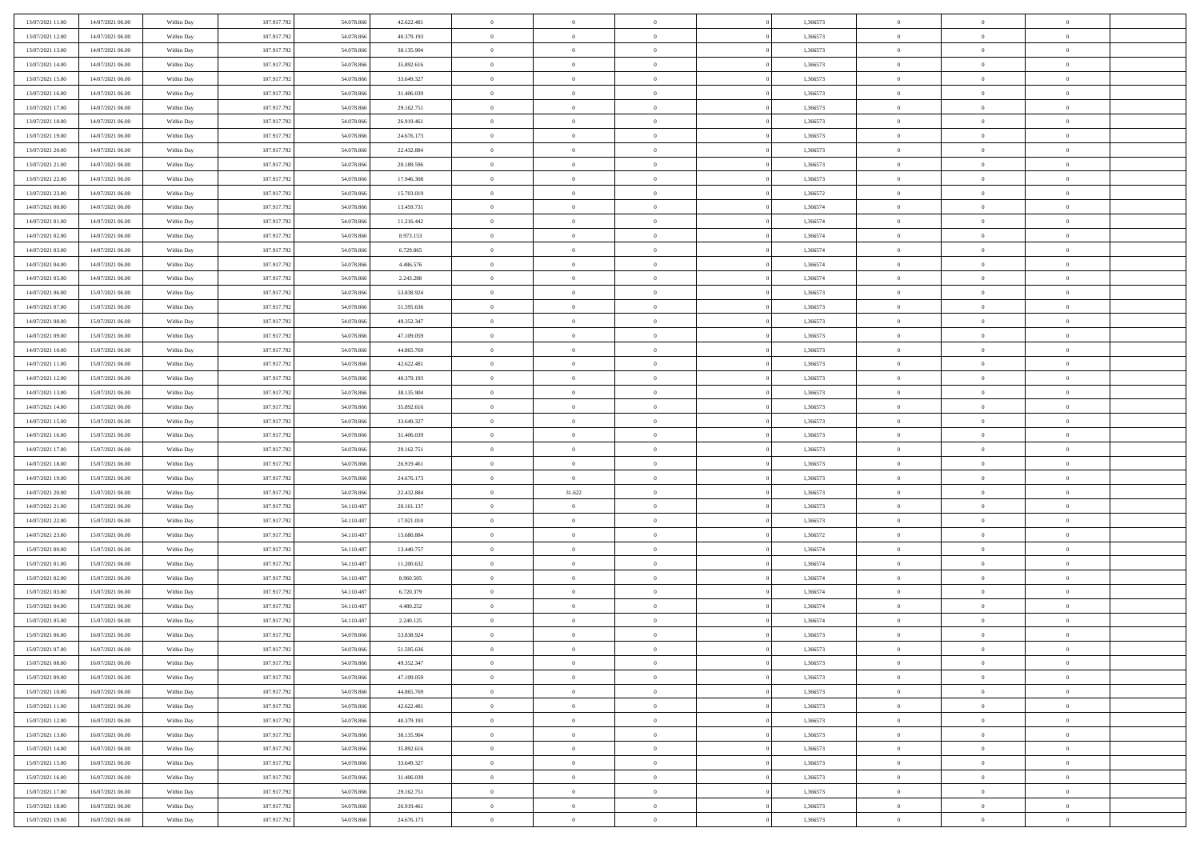| | | | | | | | | | | | | | | |
|---|---|---|---|---|---|---|---|---|---|---|---|---|---|---|
| 13/07/2021 11:00 | 14/07/2021 06:00 | Within Day | 107.917.792 | 54.078.866 | 42.622.481 | 0 | 0 | 0 | 0 | 1,366573 | 0 | 0 | 0 | |
| 13/07/2021 12:00 | 14/07/2021 06:00 | Within Day | 107.917.792 | 54.078.866 | 40.379.193 | 0 | 0 | 0 | 0 | 1,366573 | 0 | 0 | 0 | |
| 13/07/2021 13:00 | 14/07/2021 06:00 | Within Day | 107.917.792 | 54.078.866 | 38.135.904 | 0 | 0 | 0 | 0 | 1,366573 | 0 | 0 | 0 | |
| 13/07/2021 14:00 | 14/07/2021 06:00 | Within Day | 107.917.792 | 54.078.866 | 35.892.616 | 0 | 0 | 0 | 0 | 1,366573 | 0 | 0 | 0 | |
| 13/07/2021 15:00 | 14/07/2021 06:00 | Within Day | 107.917.792 | 54.078.866 | 33.649.327 | 0 | 0 | 0 | 0 | 1,366573 | 0 | 0 | 0 | |
| 13/07/2021 16:00 | 14/07/2021 06:00 | Within Day | 107.917.792 | 54.078.866 | 31.406.039 | 0 | 0 | 0 | 0 | 1,366573 | 0 | 0 | 0 | |
| 13/07/2021 17:00 | 14/07/2021 06:00 | Within Day | 107.917.792 | 54.078.866 | 29.162.751 | 0 | 0 | 0 | 0 | 1,366573 | 0 | 0 | 0 | |
| 13/07/2021 18:00 | 14/07/2021 06:00 | Within Day | 107.917.792 | 54.078.866 | 26.919.461 | 0 | 0 | 0 | 0 | 1,366573 | 0 | 0 | 0 | |
| 13/07/2021 19:00 | 14/07/2021 06:00 | Within Day | 107.917.792 | 54.078.866 | 24.676.173 | 0 | 0 | 0 | 0 | 1,366573 | 0 | 0 | 0 | |
| 13/07/2021 20:00 | 14/07/2021 06:00 | Within Day | 107.917.792 | 54.078.866 | 22.432.884 | 0 | 0 | 0 | 0 | 1,366573 | 0 | 0 | 0 | |
| 13/07/2021 21:00 | 14/07/2021 06:00 | Within Day | 107.917.792 | 54.078.866 | 20.189.596 | 0 | 0 | 0 | 0 | 1,366573 | 0 | 0 | 0 | |
| 13/07/2021 22:00 | 14/07/2021 06:00 | Within Day | 107.917.792 | 54.078.866 | 17.946.308 | 0 | 0 | 0 | 0 | 1,366573 | 0 | 0 | 0 | |
| 13/07/2021 23:00 | 14/07/2021 06:00 | Within Day | 107.917.792 | 54.078.866 | 15.703.019 | 0 | 0 | 0 | 0 | 1,366572 | 0 | 0 | 0 | |
| 14/07/2021 00:00 | 14/07/2021 06:00 | Within Day | 107.917.792 | 54.078.866 | 13.459.731 | 0 | 0 | 0 | 0 | 1,366574 | 0 | 0 | 0 | |
| 14/07/2021 01:00 | 14/07/2021 06:00 | Within Day | 107.917.792 | 54.078.866 | 11.216.442 | 0 | 0 | 0 | 0 | 1,366574 | 0 | 0 | 0 | |
| 14/07/2021 02:00 | 14/07/2021 06:00 | Within Day | 107.917.792 | 54.078.866 | 8.973.153 | 0 | 0 | 0 | 0 | 1,366574 | 0 | 0 | 0 | |
| 14/07/2021 03:00 | 14/07/2021 06:00 | Within Day | 107.917.792 | 54.078.866 | 6.729.865 | 0 | 0 | 0 | 0 | 1,366574 | 0 | 0 | 0 | |
| 14/07/2021 04:00 | 14/07/2021 06:00 | Within Day | 107.917.792 | 54.078.866 | 4.486.576 | 0 | 0 | 0 | 0 | 1,366574 | 0 | 0 | 0 | |
| 14/07/2021 05:00 | 14/07/2021 06:00 | Within Day | 107.917.792 | 54.078.866 | 2.243.288 | 0 | 0 | 0 | 0 | 1,366574 | 0 | 0 | 0 | |
| 14/07/2021 06:00 | 15/07/2021 06:00 | Within Day | 107.917.792 | 54.078.866 | 53.838.924 | 0 | 0 | 0 | 0 | 1,366573 | 0 | 0 | 0 | |
| 14/07/2021 07:00 | 15/07/2021 06:00 | Within Day | 107.917.792 | 54.078.866 | 51.595.636 | 0 | 0 | 0 | 0 | 1,366573 | 0 | 0 | 0 | |
| 14/07/2021 08:00 | 15/07/2021 06:00 | Within Day | 107.917.792 | 54.078.866 | 49.352.347 | 0 | 0 | 0 | 0 | 1,366573 | 0 | 0 | 0 | |
| 14/07/2021 09:00 | 15/07/2021 06:00 | Within Day | 107.917.792 | 54.078.866 | 47.109.059 | 0 | 0 | 0 | 0 | 1,366573 | 0 | 0 | 0 | |
| 14/07/2021 10:00 | 15/07/2021 06:00 | Within Day | 107.917.792 | 54.078.866 | 44.865.769 | 0 | 0 | 0 | 0 | 1,366573 | 0 | 0 | 0 | |
| 14/07/2021 11:00 | 15/07/2021 06:00 | Within Day | 107.917.792 | 54.078.866 | 42.622.481 | 0 | 0 | 0 | 0 | 1,366573 | 0 | 0 | 0 | |
| 14/07/2021 12:00 | 15/07/2021 06:00 | Within Day | 107.917.792 | 54.078.866 | 40.379.193 | 0 | 0 | 0 | 0 | 1,366573 | 0 | 0 | 0 | |
| 14/07/2021 13:00 | 15/07/2021 06:00 | Within Day | 107.917.792 | 54.078.866 | 38.135.904 | 0 | 0 | 0 | 0 | 1,366573 | 0 | 0 | 0 | |
| 14/07/2021 14:00 | 15/07/2021 06:00 | Within Day | 107.917.792 | 54.078.866 | 35.892.616 | 0 | 0 | 0 | 0 | 1,366573 | 0 | 0 | 0 | |
| 14/07/2021 15:00 | 15/07/2021 06:00 | Within Day | 107.917.792 | 54.078.866 | 33.649.327 | 0 | 0 | 0 | 0 | 1,366573 | 0 | 0 | 0 | |
| 14/07/2021 16:00 | 15/07/2021 06:00 | Within Day | 107.917.792 | 54.078.866 | 31.406.039 | 0 | 0 | 0 | 0 | 1,366573 | 0 | 0 | 0 | |
| 14/07/2021 17:00 | 15/07/2021 06:00 | Within Day | 107.917.792 | 54.078.866 | 29.162.751 | 0 | 0 | 0 | 0 | 1,366573 | 0 | 0 | 0 | |
| 14/07/2021 18:00 | 15/07/2021 06:00 | Within Day | 107.917.792 | 54.078.866 | 26.919.461 | 0 | 0 | 0 | 0 | 1,366573 | 0 | 0 | 0 | |
| 14/07/2021 19:00 | 15/07/2021 06:00 | Within Day | 107.917.792 | 54.078.866 | 24.676.173 | 0 | 0 | 0 | 0 | 1,366573 | 0 | 0 | 0 | |
| 14/07/2021 20:00 | 15/07/2021 06:00 | Within Day | 107.917.792 | 54.078.866 | 22.432.884 | 0 | 31.622 | 0 | 0 | 1,366573 | 0 | 0 | 0 | |
| 14/07/2021 21:00 | 15/07/2021 06:00 | Within Day | 107.917.792 | 54.110.487 | 20.161.137 | 0 | 0 | 0 | 0 | 1,366573 | 0 | 0 | 0 | |
| 14/07/2021 22:00 | 15/07/2021 06:00 | Within Day | 107.917.792 | 54.110.487 | 17.921.010 | 0 | 0 | 0 | 0 | 1,366573 | 0 | 0 | 0 | |
| 14/07/2021 23:00 | 15/07/2021 06:00 | Within Day | 107.917.792 | 54.110.487 | 15.680.884 | 0 | 0 | 0 | 0 | 1,366572 | 0 | 0 | 0 | |
| 15/07/2021 00:00 | 15/07/2021 06:00 | Within Day | 107.917.792 | 54.110.487 | 13.440.757 | 0 | 0 | 0 | 0 | 1,366574 | 0 | 0 | 0 | |
| 15/07/2021 01:00 | 15/07/2021 06:00 | Within Day | 107.917.792 | 54.110.487 | 11.200.632 | 0 | 0 | 0 | 0 | 1,366574 | 0 | 0 | 0 | |
| 15/07/2021 02:00 | 15/07/2021 06:00 | Within Day | 107.917.792 | 54.110.487 | 8.960.505 | 0 | 0 | 0 | 0 | 1,366574 | 0 | 0 | 0 | |
| 15/07/2021 03:00 | 15/07/2021 06:00 | Within Day | 107.917.792 | 54.110.487 | 6.720.379 | 0 | 0 | 0 | 0 | 1,366574 | 0 | 0 | 0 | |
| 15/07/2021 04:00 | 15/07/2021 06:00 | Within Day | 107.917.792 | 54.110.487 | 4.480.252 | 0 | 0 | 0 | 0 | 1,366574 | 0 | 0 | 0 | |
| 15/07/2021 05:00 | 15/07/2021 06:00 | Within Day | 107.917.792 | 54.110.487 | 2.240.125 | 0 | 0 | 0 | 0 | 1,366574 | 0 | 0 | 0 | |
| 15/07/2021 06:00 | 16/07/2021 06:00 | Within Day | 107.917.792 | 54.078.866 | 53.838.924 | 0 | 0 | 0 | 0 | 1,366573 | 0 | 0 | 0 | |
| 15/07/2021 07:00 | 16/07/2021 06:00 | Within Day | 107.917.792 | 54.078.866 | 51.595.636 | 0 | 0 | 0 | 0 | 1,366573 | 0 | 0 | 0 | |
| 15/07/2021 08:00 | 16/07/2021 06:00 | Within Day | 107.917.792 | 54.078.866 | 49.352.347 | 0 | 0 | 0 | 0 | 1,366573 | 0 | 0 | 0 | |
| 15/07/2021 09:00 | 16/07/2021 06:00 | Within Day | 107.917.792 | 54.078.866 | 47.109.059 | 0 | 0 | 0 | 0 | 1,366573 | 0 | 0 | 0 | |
| 15/07/2021 10:00 | 16/07/2021 06:00 | Within Day | 107.917.792 | 54.078.866 | 44.865.769 | 0 | 0 | 0 | 0 | 1,366573 | 0 | 0 | 0 | |
| 15/07/2021 11:00 | 16/07/2021 06:00 | Within Day | 107.917.792 | 54.078.866 | 42.622.481 | 0 | 0 | 0 | 0 | 1,366573 | 0 | 0 | 0 | |
| 15/07/2021 12:00 | 16/07/2021 06:00 | Within Day | 107.917.792 | 54.078.866 | 40.379.193 | 0 | 0 | 0 | 0 | 1,366573 | 0 | 0 | 0 | |
| 15/07/2021 13:00 | 16/07/2021 06:00 | Within Day | 107.917.792 | 54.078.866 | 38.135.904 | 0 | 0 | 0 | 0 | 1,366573 | 0 | 0 | 0 | |
| 15/07/2021 14:00 | 16/07/2021 06:00 | Within Day | 107.917.792 | 54.078.866 | 35.892.616 | 0 | 0 | 0 | 0 | 1,366573 | 0 | 0 | 0 | |
| 15/07/2021 15:00 | 16/07/2021 06:00 | Within Day | 107.917.792 | 54.078.866 | 33.649.327 | 0 | 0 | 0 | 0 | 1,366573 | 0 | 0 | 0 | |
| 15/07/2021 16:00 | 16/07/2021 06:00 | Within Day | 107.917.792 | 54.078.866 | 31.406.039 | 0 | 0 | 0 | 0 | 1,366573 | 0 | 0 | 0 | |
| 15/07/2021 17:00 | 16/07/2021 06:00 | Within Day | 107.917.792 | 54.078.866 | 29.162.751 | 0 | 0 | 0 | 0 | 1,366573 | 0 | 0 | 0 | |
| 15/07/2021 18:00 | 16/07/2021 06:00 | Within Day | 107.917.792 | 54.078.866 | 26.919.461 | 0 | 0 | 0 | 0 | 1,366573 | 0 | 0 | 0 | |
| 15/07/2021 19:00 | 16/07/2021 06:00 | Within Day | 107.917.792 | 54.078.866 | 24.676.173 | 0 | 0 | 0 | 0 | 1,366573 | 0 | 0 | 0 | |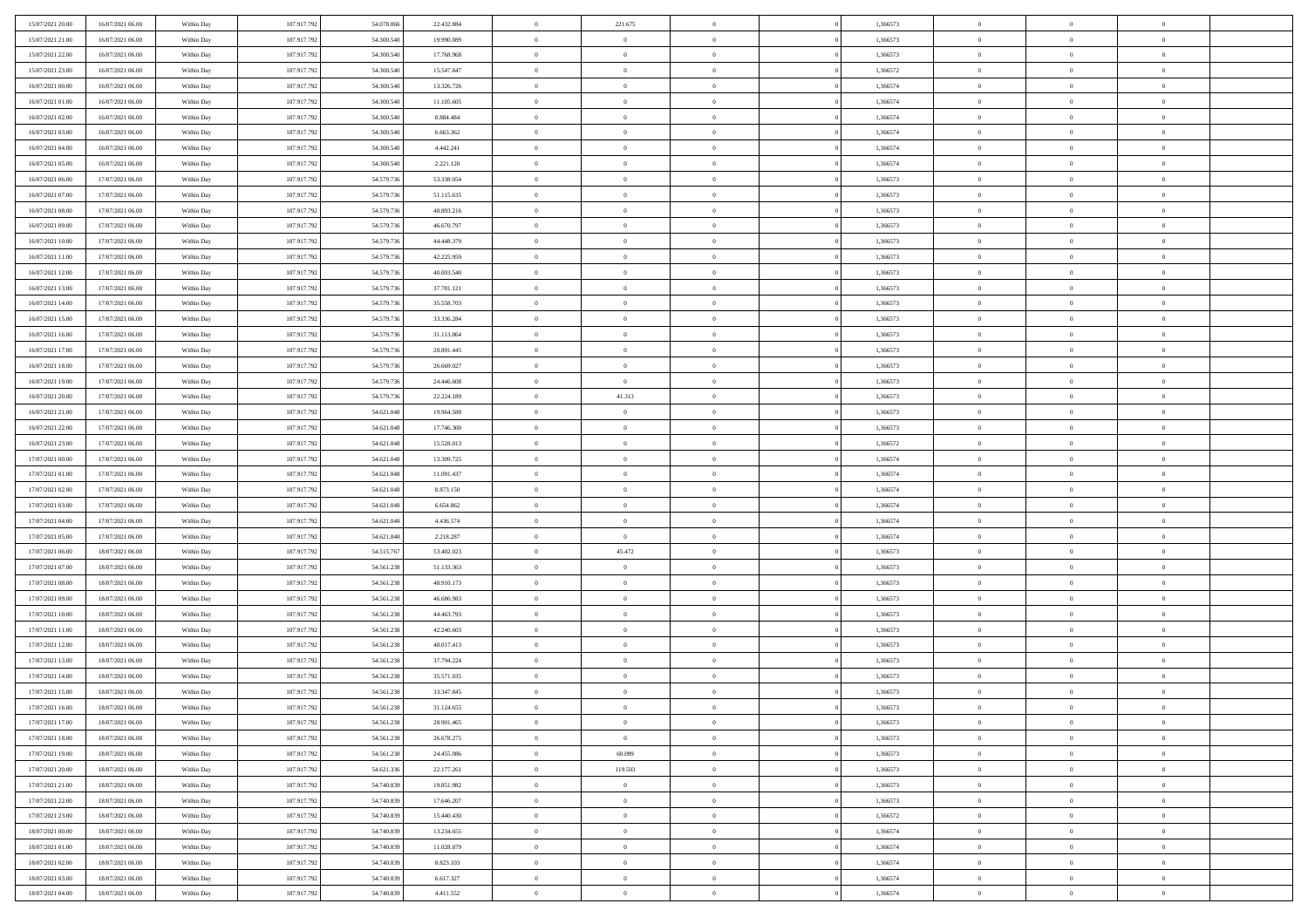| | | | | | | | | | | | | | | |
|---|---|---|---|---|---|---|---|---|---|---|---|---|---|---|
| 15/07/2021 20:00 | 16/07/2021 06:00 | Within Day | 107.917.792 | 54.078.866 | 22.432.884 | 0 | 221.675 | 0 | | 0 | 1,366573 | 0 | 0 | 0 |
| 15/07/2021 21:00 | 16/07/2021 06:00 | Within Day | 107.917.792 | 54.300.540 | 19.990.089 | 0 | 0 | 0 | | 0 | 1,366573 | 0 | 0 | 0 |
| 15/07/2021 22:00 | 16/07/2021 06:00 | Within Day | 107.917.792 | 54.300.540 | 17.768.968 | 0 | 0 | 0 | | 0 | 1,366573 | 0 | 0 | 0 |
| 15/07/2021 23:00 | 16/07/2021 06:00 | Within Day | 107.917.792 | 54.300.540 | 15.547.847 | 0 | 0 | 0 | | 0 | 1,366572 | 0 | 0 | 0 |
| 16/07/2021 00:00 | 16/07/2021 06:00 | Within Day | 107.917.792 | 54.300.540 | 13.326.726 | 0 | 0 | 0 | | 0 | 1,366574 | 0 | 0 | 0 |
| 16/07/2021 01:00 | 16/07/2021 06:00 | Within Day | 107.917.792 | 54.300.540 | 11.105.605 | 0 | 0 | 0 | | 0 | 1,366574 | 0 | 0 | 0 |
| 16/07/2021 02:00 | 16/07/2021 06:00 | Within Day | 107.917.792 | 54.300.540 | 8.884.484 | 0 | 0 | 0 | | 0 | 1,366574 | 0 | 0 | 0 |
| 16/07/2021 03:00 | 16/07/2021 06:00 | Within Day | 107.917.792 | 54.300.540 | 6.663.362 | 0 | 0 | 0 | | 0 | 1,366574 | 0 | 0 | 0 |
| 16/07/2021 04:00 | 16/07/2021 06:00 | Within Day | 107.917.792 | 54.300.540 | 4.442.241 | 0 | 0 | 0 | | 0 | 1,366574 | 0 | 0 | 0 |
| 16/07/2021 05:00 | 16/07/2021 06:00 | Within Day | 107.917.792 | 54.300.540 | 2.221.120 | 0 | 0 | 0 | | 0 | 1,366574 | 0 | 0 | 0 |
| 16/07/2021 06:00 | 17/07/2021 06:00 | Within Day | 107.917.792 | 54.579.736 | 53.338.054 | 0 | 0 | 0 | | 0 | 1,366573 | 0 | 0 | 0 |
| 16/07/2021 07:00 | 17/07/2021 06:00 | Within Day | 107.917.792 | 54.579.736 | 51.115.635 | 0 | 0 | 0 | | 0 | 1,366573 | 0 | 0 | 0 |
| 16/07/2021 08:00 | 17/07/2021 06:00 | Within Day | 107.917.792 | 54.579.736 | 48.893.216 | 0 | 0 | 0 | | 0 | 1,366573 | 0 | 0 | 0 |
| 16/07/2021 09:00 | 17/07/2021 06:00 | Within Day | 107.917.792 | 54.579.736 | 46.670.797 | 0 | 0 | 0 | | 0 | 1,366573 | 0 | 0 | 0 |
| 16/07/2021 10:00 | 17/07/2021 06:00 | Within Day | 107.917.792 | 54.579.736 | 44.448.379 | 0 | 0 | 0 | | 0 | 1,366573 | 0 | 0 | 0 |
| 16/07/2021 11:00 | 17/07/2021 06:00 | Within Day | 107.917.792 | 54.579.736 | 42.225.959 | 0 | 0 | 0 | | 0 | 1,366573 | 0 | 0 | 0 |
| 16/07/2021 12:00 | 17/07/2021 06:00 | Within Day | 107.917.792 | 54.579.736 | 40.003.540 | 0 | 0 | 0 | | 0 | 1,366573 | 0 | 0 | 0 |
| 16/07/2021 13:00 | 17/07/2021 06:00 | Within Day | 107.917.792 | 54.579.736 | 37.781.121 | 0 | 0 | 0 | | 0 | 1,366573 | 0 | 0 | 0 |
| 16/07/2021 14:00 | 17/07/2021 06:00 | Within Day | 107.917.792 | 54.579.736 | 35.558.703 | 0 | 0 | 0 | | 0 | 1,366573 | 0 | 0 | 0 |
| 16/07/2021 15:00 | 17/07/2021 06:00 | Within Day | 107.917.792 | 54.579.736 | 33.336.284 | 0 | 0 | 0 | | 0 | 1,366573 | 0 | 0 | 0 |
| 16/07/2021 16:00 | 17/07/2021 06:00 | Within Day | 107.917.792 | 54.579.736 | 31.113.864 | 0 | 0 | 0 | | 0 | 1,366573 | 0 | 0 | 0 |
| 16/07/2021 17:00 | 17/07/2021 06:00 | Within Day | 107.917.792 | 54.579.736 | 28.891.445 | 0 | 0 | 0 | | 0 | 1,366573 | 0 | 0 | 0 |
| 16/07/2021 18:00 | 17/07/2021 06:00 | Within Day | 107.917.792 | 54.579.736 | 26.669.027 | 0 | 0 | 0 | | 0 | 1,366573 | 0 | 0 | 0 |
| 16/07/2021 19:00 | 17/07/2021 06:00 | Within Day | 107.917.792 | 54.579.736 | 24.446.608 | 0 | 0 | 0 | | 0 | 1,366573 | 0 | 0 | 0 |
| 16/07/2021 20:00 | 17/07/2021 06:00 | Within Day | 107.917.792 | 54.579.736 | 22.224.189 | 0 | 41.313 | 0 | | 0 | 1,366573 | 0 | 0 | 0 |
| 16/07/2021 21:00 | 17/07/2021 06:00 | Within Day | 107.917.792 | 54.621.048 | 19.964.588 | 0 | 0 | 0 | | 0 | 1,366573 | 0 | 0 | 0 |
| 16/07/2021 22:00 | 17/07/2021 06:00 | Within Day | 107.917.792 | 54.621.048 | 17.746.300 | 0 | 0 | 0 | | 0 | 1,366573 | 0 | 0 | 0 |
| 16/07/2021 23:00 | 17/07/2021 06:00 | Within Day | 107.917.792 | 54.621.048 | 15.528.013 | 0 | 0 | 0 | | 0 | 1,366572 | 0 | 0 | 0 |
| 17/07/2021 00:00 | 17/07/2021 06:00 | Within Day | 107.917.792 | 54.621.048 | 13.309.725 | 0 | 0 | 0 | | 0 | 1,366574 | 0 | 0 | 0 |
| 17/07/2021 01:00 | 17/07/2021 06:00 | Within Day | 107.917.792 | 54.621.048 | 11.091.437 | 0 | 0 | 0 | | 0 | 1,366574 | 0 | 0 | 0 |
| 17/07/2021 02:00 | 17/07/2021 06:00 | Within Day | 107.917.792 | 54.621.048 | 8.873.150 | 0 | 0 | 0 | | 0 | 1,366574 | 0 | 0 | 0 |
| 17/07/2021 03:00 | 17/07/2021 06:00 | Within Day | 107.917.792 | 54.621.048 | 6.654.862 | 0 | 0 | 0 | | 0 | 1,366574 | 0 | 0 | 0 |
| 17/07/2021 04:00 | 17/07/2021 06:00 | Within Day | 107.917.792 | 54.621.048 | 4.436.574 | 0 | 0 | 0 | | 0 | 1,366574 | 0 | 0 | 0 |
| 17/07/2021 05:00 | 17/07/2021 06:00 | Within Day | 107.917.792 | 54.621.048 | 2.218.287 | 0 | 0 | 0 | | 0 | 1,366574 | 0 | 0 | 0 |
| 17/07/2021 06:00 | 18/07/2021 06:00 | Within Day | 107.917.792 | 54.515.767 | 53.402.023 | 0 | 45.472 | 0 | | 0 | 1,366573 | 0 | 0 | 0 |
| 17/07/2021 07:00 | 18/07/2021 06:00 | Within Day | 107.917.792 | 54.561.238 | 51.133.363 | 0 | 0 | 0 | | 0 | 1,366573 | 0 | 0 | 0 |
| 17/07/2021 08:00 | 18/07/2021 06:00 | Within Day | 107.917.792 | 54.561.238 | 48.910.173 | 0 | 0 | 0 | | 0 | 1,366573 | 0 | 0 | 0 |
| 17/07/2021 09:00 | 18/07/2021 06:00 | Within Day | 107.917.792 | 54.561.238 | 46.686.983 | 0 | 0 | 0 | | 0 | 1,366573 | 0 | 0 | 0 |
| 17/07/2021 10:00 | 18/07/2021 06:00 | Within Day | 107.917.792 | 54.561.238 | 44.463.793 | 0 | 0 | 0 | | 0 | 1,366573 | 0 | 0 | 0 |
| 17/07/2021 11:00 | 18/07/2021 06:00 | Within Day | 107.917.792 | 54.561.238 | 42.240.603 | 0 | 0 | 0 | | 0 | 1,366573 | 0 | 0 | 0 |
| 17/07/2021 12:00 | 18/07/2021 06:00 | Within Day | 107.917.792 | 54.561.238 | 40.017.413 | 0 | 0 | 0 | | 0 | 1,366573 | 0 | 0 | 0 |
| 17/07/2021 13:00 | 18/07/2021 06:00 | Within Day | 107.917.792 | 54.561.238 | 37.794.224 | 0 | 0 | 0 | | 0 | 1,366573 | 0 | 0 | 0 |
| 17/07/2021 14:00 | 18/07/2021 06:00 | Within Day | 107.917.792 | 54.561.238 | 35.571.035 | 0 | 0 | 0 | | 0 | 1,366573 | 0 | 0 | 0 |
| 17/07/2021 15:00 | 18/07/2021 06:00 | Within Day | 107.917.792 | 54.561.238 | 33.347.845 | 0 | 0 | 0 | | 0 | 1,366573 | 0 | 0 | 0 |
| 17/07/2021 16:00 | 18/07/2021 06:00 | Within Day | 107.917.792 | 54.561.238 | 31.124.655 | 0 | 0 | 0 | | 0 | 1,366573 | 0 | 0 | 0 |
| 17/07/2021 17:00 | 18/07/2021 06:00 | Within Day | 107.917.792 | 54.561.238 | 28.901.465 | 0 | 0 | 0 | | 0 | 1,366573 | 0 | 0 | 0 |
| 17/07/2021 18:00 | 18/07/2021 06:00 | Within Day | 107.917.792 | 54.561.238 | 26.678.275 | 0 | 0 | 0 | | 0 | 1,366573 | 0 | 0 | 0 |
| 17/07/2021 19:00 | 18/07/2021 06:00 | Within Day | 107.917.792 | 54.561.238 | 24.455.086 | 0 | 60.099 | 0 | | 0 | 1,366573 | 0 | 0 | 0 |
| 17/07/2021 20:00 | 18/07/2021 06:00 | Within Day | 107.917.792 | 54.621.336 | 22.177.261 | 0 | 119.503 | 0 | | 0 | 1,366573 | 0 | 0 | 0 |
| 17/07/2021 21:00 | 18/07/2021 06:00 | Within Day | 107.917.792 | 54.740.839 | 19.851.982 | 0 | 0 | 0 | | 0 | 1,366573 | 0 | 0 | 0 |
| 17/07/2021 22:00 | 18/07/2021 06:00 | Within Day | 107.917.792 | 54.740.839 | 17.646.207 | 0 | 0 | 0 | | 0 | 1,366573 | 0 | 0 | 0 |
| 17/07/2021 23:00 | 18/07/2021 06:00 | Within Day | 107.917.792 | 54.740.839 | 15.440.430 | 0 | 0 | 0 | | 0 | 1,366572 | 0 | 0 | 0 |
| 18/07/2021 00:00 | 18/07/2021 06:00 | Within Day | 107.917.792 | 54.740.839 | 13.234.655 | 0 | 0 | 0 | | 0 | 1,366574 | 0 | 0 | 0 |
| 18/07/2021 01:00 | 18/07/2021 06:00 | Within Day | 107.917.792 | 54.740.839 | 11.028.879 | 0 | 0 | 0 | | 0 | 1,366574 | 0 | 0 | 0 |
| 18/07/2021 02:00 | 18/07/2021 06:00 | Within Day | 107.917.792 | 54.740.839 | 8.823.103 | 0 | 0 | 0 | | 0 | 1,366574 | 0 | 0 | 0 |
| 18/07/2021 03:00 | 18/07/2021 06:00 | Within Day | 107.917.792 | 54.740.839 | 6.617.327 | 0 | 0 | 0 | | 0 | 1,366574 | 0 | 0 | 0 |
| 18/07/2021 04:00 | 18/07/2021 06:00 | Within Day | 107.917.792 | 54.740.839 | 4.411.552 | 0 | 0 | 0 | | 0 | 1,366574 | 0 | 0 | 0 |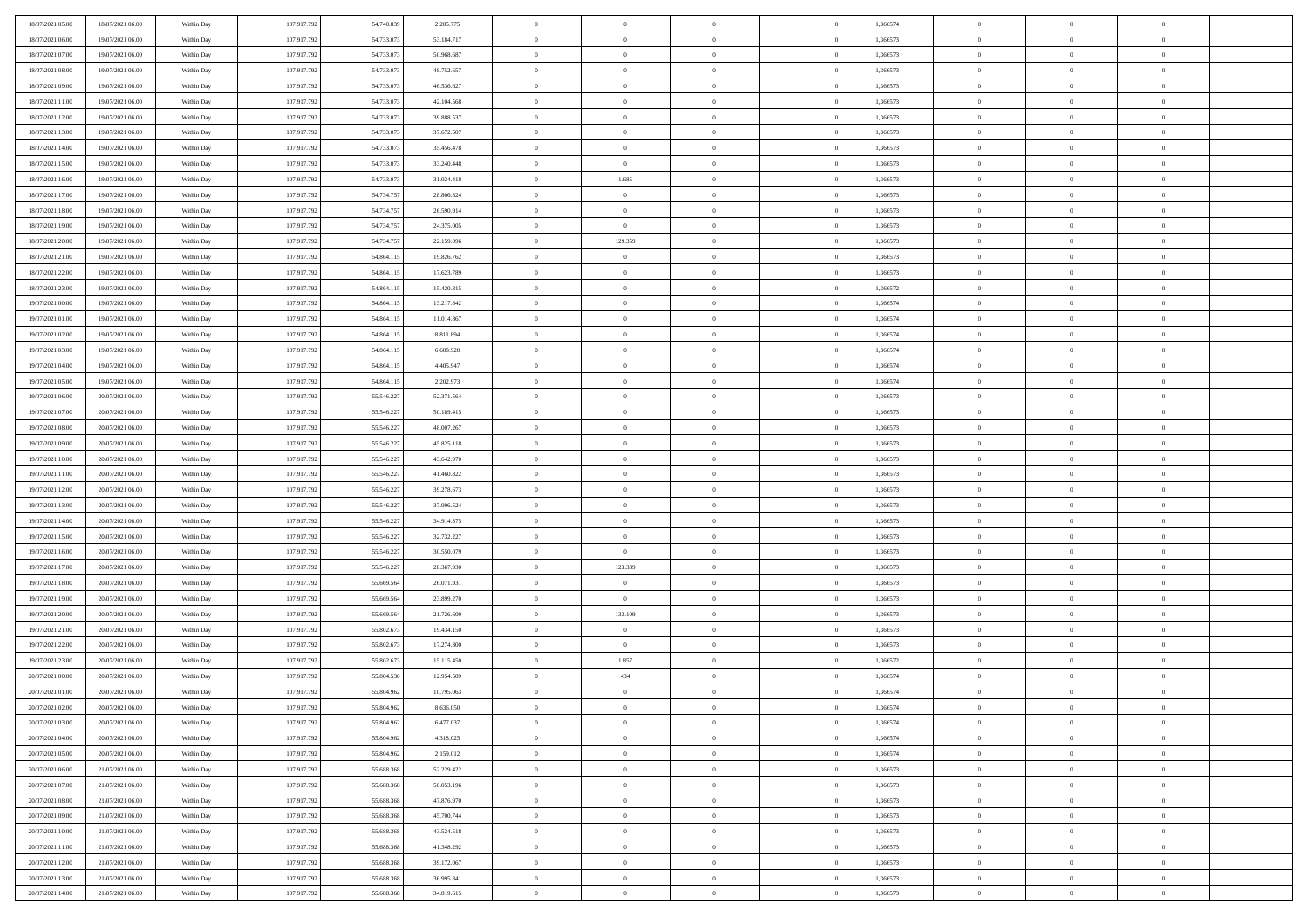| | | | | | | | | | | | | | | |
|---|---|---|---|---|---|---|---|---|---|---|---|---|---|---|
| 18/07/2021 05:00 | 18/07/2021 06:00 | Within Day | 107.917.792 | 54.740.839 | 2.205.775 | 0 | 0 | 0 | | 1,366574 | 0 | 0 | 0 | |
| 18/07/2021 06:00 | 19/07/2021 06:00 | Within Day | 107.917.792 | 54.733.073 | 53.184.717 | 0 | 0 | 0 | | 1,366573 | 0 | 0 | 0 | |
| 18/07/2021 07:00 | 19/07/2021 06:00 | Within Day | 107.917.792 | 54.733.073 | 50.968.687 | 0 | 0 | 0 | | 1,366573 | 0 | 0 | 0 | |
| 18/07/2021 08:00 | 19/07/2021 06:00 | Within Day | 107.917.792 | 54.733.073 | 48.752.657 | 0 | 0 | 0 | | 1,366573 | 0 | 0 | 0 | |
| 18/07/2021 09:00 | 19/07/2021 06:00 | Within Day | 107.917.792 | 54.733.073 | 46.536.627 | 0 | 0 | 0 | | 1,366573 | 0 | 0 | 0 | |
| 18/07/2021 11:00 | 19/07/2021 06:00 | Within Day | 107.917.792 | 54.733.073 | 42.104.568 | 0 | 0 | 0 | | 1,366573 | 0 | 0 | 0 | |
| 18/07/2021 12:00 | 19/07/2021 06:00 | Within Day | 107.917.792 | 54.733.073 | 39.888.537 | 0 | 0 | 0 | | 1,366573 | 0 | 0 | 0 | |
| 18/07/2021 13:00 | 19/07/2021 06:00 | Within Day | 107.917.792 | 54.733.073 | 37.672.507 | 0 | 0 | 0 | | 1,366573 | 0 | 0 | 0 | |
| 18/07/2021 14:00 | 19/07/2021 06:00 | Within Day | 107.917.792 | 54.733.073 | 35.456.478 | 0 | 0 | 0 | | 1,366573 | 0 | 0 | 0 | |
| 18/07/2021 15:00 | 19/07/2021 06:00 | Within Day | 107.917.792 | 54.733.073 | 33.240.448 | 0 | 0 | 0 | | 1,366573 | 0 | 0 | 0 | |
| 18/07/2021 16:00 | 19/07/2021 06:00 | Within Day | 107.917.792 | 54.733.073 | 31.024.418 | 0 | 1.685 | 0 | | 1,366573 | 0 | 0 | 0 | |
| 18/07/2021 17:00 | 19/07/2021 06:00 | Within Day | 107.917.792 | 54.734.757 | 28.806.824 | 0 | 0 | 0 | | 1,366573 | 0 | 0 | 0 | |
| 18/07/2021 18:00 | 19/07/2021 06:00 | Within Day | 107.917.792 | 54.734.757 | 26.590.914 | 0 | 0 | 0 | | 1,366573 | 0 | 0 | 0 | |
| 18/07/2021 19:00 | 19/07/2021 06:00 | Within Day | 107.917.792 | 54.734.757 | 24.375.005 | 0 | 0 | 0 | | 1,366573 | 0 | 0 | 0 | |
| 18/07/2021 20:00 | 19/07/2021 06:00 | Within Day | 107.917.792 | 54.734.757 | 22.159.096 | 0 | 129.359 | 0 | | 1,366573 | 0 | 0 | 0 | |
| 18/07/2021 21:00 | 19/07/2021 06:00 | Within Day | 107.917.792 | 54.864.115 | 19.826.762 | 0 | 0 | 0 | | 1,366573 | 0 | 0 | 0 | |
| 18/07/2021 22:00 | 19/07/2021 06:00 | Within Day | 107.917.792 | 54.864.115 | 17.623.789 | 0 | 0 | 0 | | 1,366573 | 0 | 0 | 0 | |
| 18/07/2021 23:00 | 19/07/2021 06:00 | Within Day | 107.917.792 | 54.864.115 | 15.420.815 | 0 | 0 | 0 | | 1,366572 | 0 | 0 | 0 | |
| 19/07/2021 00:00 | 19/07/2021 06:00 | Within Day | 107.917.792 | 54.864.115 | 13.217.842 | 0 | 0 | 0 | | 1,366574 | 0 | 0 | 0 | |
| 19/07/2021 01:00 | 19/07/2021 06:00 | Within Day | 107.917.792 | 54.864.115 | 11.014.867 | 0 | 0 | 0 | | 1,366574 | 0 | 0 | 0 | |
| 19/07/2021 02:00 | 19/07/2021 06:00 | Within Day | 107.917.792 | 54.864.115 | 8.811.894 | 0 | 0 | 0 | | 1,366574 | 0 | 0 | 0 | |
| 19/07/2021 03:00 | 19/07/2021 06:00 | Within Day | 107.917.792 | 54.864.115 | 6.608.920 | 0 | 0 | 0 | | 1,366574 | 0 | 0 | 0 | |
| 19/07/2021 04:00 | 19/07/2021 06:00 | Within Day | 107.917.792 | 54.864.115 | 4.405.947 | 0 | 0 | 0 | | 1,366574 | 0 | 0 | 0 | |
| 19/07/2021 05:00 | 19/07/2021 06:00 | Within Day | 107.917.792 | 54.864.115 | 2.202.973 | 0 | 0 | 0 | | 1,366574 | 0 | 0 | 0 | |
| 19/07/2021 06:00 | 20/07/2021 06:00 | Within Day | 107.917.792 | 55.546.227 | 52.371.564 | 0 | 0 | 0 | | 1,366573 | 0 | 0 | 0 | |
| 19/07/2021 07:00 | 20/07/2021 06:00 | Within Day | 107.917.792 | 55.546.227 | 50.189.415 | 0 | 0 | 0 | | 1,366573 | 0 | 0 | 0 | |
| 19/07/2021 08:00 | 20/07/2021 06:00 | Within Day | 107.917.792 | 55.546.227 | 48.007.267 | 0 | 0 | 0 | | 1,366573 | 0 | 0 | 0 | |
| 19/07/2021 09:00 | 20/07/2021 06:00 | Within Day | 107.917.792 | 55.546.227 | 45.825.118 | 0 | 0 | 0 | | 1,366573 | 0 | 0 | 0 | |
| 19/07/2021 10:00 | 20/07/2021 06:00 | Within Day | 107.917.792 | 55.546.227 | 43.642.970 | 0 | 0 | 0 | | 1,366573 | 0 | 0 | 0 | |
| 19/07/2021 11:00 | 20/07/2021 06:00 | Within Day | 107.917.792 | 55.546.227 | 41.460.822 | 0 | 0 | 0 | | 1,366573 | 0 | 0 | 0 | |
| 19/07/2021 12:00 | 20/07/2021 06:00 | Within Day | 107.917.792 | 55.546.227 | 39.278.673 | 0 | 0 | 0 | | 1,366573 | 0 | 0 | 0 | |
| 19/07/2021 13:00 | 20/07/2021 06:00 | Within Day | 107.917.792 | 55.546.227 | 37.096.524 | 0 | 0 | 0 | | 1,366573 | 0 | 0 | 0 | |
| 19/07/2021 14:00 | 20/07/2021 06:00 | Within Day | 107.917.792 | 55.546.227 | 34.914.375 | 0 | 0 | 0 | | 1,366573 | 0 | 0 | 0 | |
| 19/07/2021 15:00 | 20/07/2021 06:00 | Within Day | 107.917.792 | 55.546.227 | 32.732.227 | 0 | 0 | 0 | | 1,366573 | 0 | 0 | 0 | |
| 19/07/2021 16:00 | 20/07/2021 06:00 | Within Day | 107.917.792 | 55.546.227 | 30.550.079 | 0 | 0 | 0 | | 1,366573 | 0 | 0 | 0 | |
| 19/07/2021 17:00 | 20/07/2021 06:00 | Within Day | 107.917.792 | 55.546.227 | 28.367.930 | 0 | 123.339 | 0 | | 1,366573 | 0 | 0 | 0 | |
| 19/07/2021 18:00 | 20/07/2021 06:00 | Within Day | 107.917.792 | 55.669.564 | 26.071.931 | 0 | 0 | 0 | | 1,366573 | 0 | 0 | 0 | |
| 19/07/2021 19:00 | 20/07/2021 06:00 | Within Day | 107.917.792 | 55.669.564 | 23.899.270 | 0 | 0 | 0 | | 1,366573 | 0 | 0 | 0 | |
| 19/07/2021 20:00 | 20/07/2021 06:00 | Within Day | 107.917.792 | 55.669.564 | 21.726.609 | 0 | 133.109 | 0 | | 1,366573 | 0 | 0 | 0 | |
| 19/07/2021 21:00 | 20/07/2021 06:00 | Within Day | 107.917.792 | 55.802.673 | 19.434.150 | 0 | 0 | 0 | | 1,366573 | 0 | 0 | 0 | |
| 19/07/2021 22:00 | 20/07/2021 06:00 | Within Day | 107.917.792 | 55.802.673 | 17.274.800 | 0 | 0 | 0 | | 1,366573 | 0 | 0 | 0 | |
| 19/07/2021 23:00 | 20/07/2021 06:00 | Within Day | 107.917.792 | 55.802.673 | 15.115.450 | 0 | 1.857 | 0 | | 1,366572 | 0 | 0 | 0 | |
| 20/07/2021 00:00 | 20/07/2021 06:00 | Within Day | 107.917.792 | 55.804.530 | 12.954.509 | 0 | 434 | 0 | | 1,366574 | 0 | 0 | 0 | |
| 20/07/2021 01:00 | 20/07/2021 06:00 | Within Day | 107.917.792 | 55.804.962 | 10.795.063 | 0 | 0 | 0 | | 1,366574 | 0 | 0 | 0 | |
| 20/07/2021 02:00 | 20/07/2021 06:00 | Within Day | 107.917.792 | 55.804.962 | 8.636.050 | 0 | 0 | 0 | | 1,366574 | 0 | 0 | 0 | |
| 20/07/2021 03:00 | 20/07/2021 06:00 | Within Day | 107.917.792 | 55.804.962 | 6.477.037 | 0 | 0 | 0 | | 1,366574 | 0 | 0 | 0 | |
| 20/07/2021 04:00 | 20/07/2021 06:00 | Within Day | 107.917.792 | 55.804.962 | 4.318.025 | 0 | 0 | 0 | | 1,366574 | 0 | 0 | 0 | |
| 20/07/2021 05:00 | 20/07/2021 06:00 | Within Day | 107.917.792 | 55.804.962 | 2.159.012 | 0 | 0 | 0 | | 1,366574 | 0 | 0 | 0 | |
| 20/07/2021 06:00 | 21/07/2021 06:00 | Within Day | 107.917.792 | 55.688.368 | 52.229.422 | 0 | 0 | 0 | | 1,366573 | 0 | 0 | 0 | |
| 20/07/2021 07:00 | 21/07/2021 06:00 | Within Day | 107.917.792 | 55.688.368 | 50.053.196 | 0 | 0 | 0 | | 1,366573 | 0 | 0 | 0 | |
| 20/07/2021 08:00 | 21/07/2021 06:00 | Within Day | 107.917.792 | 55.688.368 | 47.876.970 | 0 | 0 | 0 | | 1,366573 | 0 | 0 | 0 | |
| 20/07/2021 09:00 | 21/07/2021 06:00 | Within Day | 107.917.792 | 55.688.368 | 45.700.744 | 0 | 0 | 0 | | 1,366573 | 0 | 0 | 0 | |
| 20/07/2021 10:00 | 21/07/2021 06:00 | Within Day | 107.917.792 | 55.688.368 | 43.524.518 | 0 | 0 | 0 | | 1,366573 | 0 | 0 | 0 | |
| 20/07/2021 11:00 | 21/07/2021 06:00 | Within Day | 107.917.792 | 55.688.368 | 41.348.292 | 0 | 0 | 0 | | 1,366573 | 0 | 0 | 0 | |
| 20/07/2021 12:00 | 21/07/2021 06:00 | Within Day | 107.917.792 | 55.688.368 | 39.172.067 | 0 | 0 | 0 | | 1,366573 | 0 | 0 | 0 | |
| 20/07/2021 13:00 | 21/07/2021 06:00 | Within Day | 107.917.792 | 55.688.368 | 36.995.841 | 0 | 0 | 0 | | 1,366573 | 0 | 0 | 0 | |
| 20/07/2021 14:00 | 21/07/2021 06:00 | Within Day | 107.917.792 | 55.688.368 | 34.819.615 | 0 | 0 | 0 | | 1,366573 | 0 | 0 | 0 | |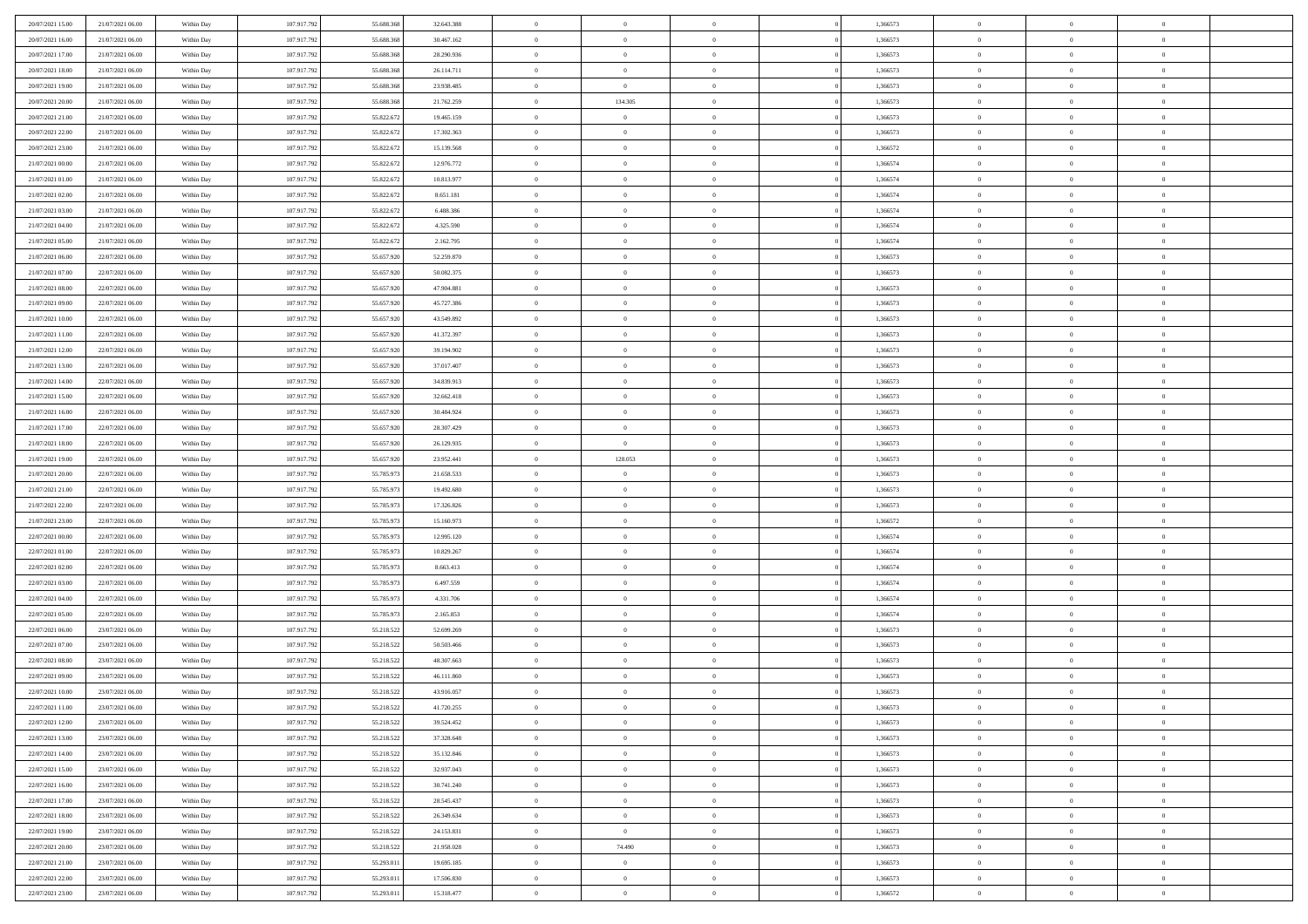| | | | | | | | | | | | | | | |
|---|---|---|---|---|---|---|---|---|---|---|---|---|---|---|
| 20/07/2021 15:00 | 21/07/2021 06:00 | Within Day | 107.917.792 | 55.688.368 | 32.643.388 | 0 | 0 | 0 | | 1,366573 | 0 | 0 | 0 | |
| 20/07/2021 16:00 | 21/07/2021 06:00 | Within Day | 107.917.792 | 55.688.368 | 30.467.162 | 0 | 0 | 0 | | 1,366573 | 0 | 0 | 0 | |
| 20/07/2021 17:00 | 21/07/2021 06:00 | Within Day | 107.917.792 | 55.688.368 | 28.290.936 | 0 | 0 | 0 | | 1,366573 | 0 | 0 | 0 | |
| 20/07/2021 18:00 | 21/07/2021 06:00 | Within Day | 107.917.792 | 55.688.368 | 26.114.711 | 0 | 0 | 0 | | 1,366573 | 0 | 0 | 0 | |
| 20/07/2021 19:00 | 21/07/2021 06:00 | Within Day | 107.917.792 | 55.688.368 | 23.938.485 | 0 | 0 | 0 | | 1,366573 | 0 | 0 | 0 | |
| 20/07/2021 20:00 | 21/07/2021 06:00 | Within Day | 107.917.792 | 55.688.368 | 21.762.259 | 0 | 134.305 | 0 | | 1,366573 | 0 | 0 | 0 | |
| 20/07/2021 21:00 | 21/07/2021 06:00 | Within Day | 107.917.792 | 55.822.672 | 19.465.159 | 0 | 0 | 0 | | 1,366573 | 0 | 0 | 0 | |
| 20/07/2021 22:00 | 21/07/2021 06:00 | Within Day | 107.917.792 | 55.822.672 | 17.302.363 | 0 | 0 | 0 | | 1,366573 | 0 | 0 | 0 | |
| 20/07/2021 23:00 | 21/07/2021 06:00 | Within Day | 107.917.792 | 55.822.672 | 15.139.568 | 0 | 0 | 0 | | 1,366572 | 0 | 0 | 0 | |
| 21/07/2021 00:00 | 21/07/2021 06:00 | Within Day | 107.917.792 | 55.822.672 | 12.976.772 | 0 | 0 | 0 | | 1,366574 | 0 | 0 | 0 | |
| 21/07/2021 01:00 | 21/07/2021 06:00 | Within Day | 107.917.792 | 55.822.672 | 10.813.977 | 0 | 0 | 0 | | 1,366574 | 0 | 0 | 0 | |
| 21/07/2021 02:00 | 21/07/2021 06:00 | Within Day | 107.917.792 | 55.822.672 | 8.651.181 | 0 | 0 | 0 | | 1,366574 | 0 | 0 | 0 | |
| 21/07/2021 03:00 | 21/07/2021 06:00 | Within Day | 107.917.792 | 55.822.672 | 6.488.386 | 0 | 0 | 0 | | 1,366574 | 0 | 0 | 0 | |
| 21/07/2021 04:00 | 21/07/2021 06:00 | Within Day | 107.917.792 | 55.822.672 | 4.325.590 | 0 | 0 | 0 | | 1,366574 | 0 | 0 | 0 | |
| 21/07/2021 05:00 | 21/07/2021 06:00 | Within Day | 107.917.792 | 55.822.672 | 2.162.795 | 0 | 0 | 0 | | 1,366574 | 0 | 0 | 0 | |
| 21/07/2021 06:00 | 22/07/2021 06:00 | Within Day | 107.917.792 | 55.657.920 | 52.259.870 | 0 | 0 | 0 | | 1,366573 | 0 | 0 | 0 | |
| 21/07/2021 07:00 | 22/07/2021 06:00 | Within Day | 107.917.792 | 55.657.920 | 50.082.375 | 0 | 0 | 0 | | 1,366573 | 0 | 0 | 0 | |
| 21/07/2021 08:00 | 22/07/2021 06:00 | Within Day | 107.917.792 | 55.657.920 | 47.904.881 | 0 | 0 | 0 | | 1,366573 | 0 | 0 | 0 | |
| 21/07/2021 09:00 | 22/07/2021 06:00 | Within Day | 107.917.792 | 55.657.920 | 45.727.386 | 0 | 0 | 0 | | 1,366573 | 0 | 0 | 0 | |
| 21/07/2021 10:00 | 22/07/2021 06:00 | Within Day | 107.917.792 | 55.657.920 | 43.549.892 | 0 | 0 | 0 | | 1,366573 | 0 | 0 | 0 | |
| 21/07/2021 11:00 | 22/07/2021 06:00 | Within Day | 107.917.792 | 55.657.920 | 41.372.397 | 0 | 0 | 0 | | 1,366573 | 0 | 0 | 0 | |
| 21/07/2021 12:00 | 22/07/2021 06:00 | Within Day | 107.917.792 | 55.657.920 | 39.194.902 | 0 | 0 | 0 | | 1,366573 | 0 | 0 | 0 | |
| 21/07/2021 13:00 | 22/07/2021 06:00 | Within Day | 107.917.792 | 55.657.920 | 37.017.407 | 0 | 0 | 0 | | 1,366573 | 0 | 0 | 0 | |
| 21/07/2021 14:00 | 22/07/2021 06:00 | Within Day | 107.917.792 | 55.657.920 | 34.839.913 | 0 | 0 | 0 | | 1,366573 | 0 | 0 | 0 | |
| 21/07/2021 15:00 | 22/07/2021 06:00 | Within Day | 107.917.792 | 55.657.920 | 32.662.418 | 0 | 0 | 0 | | 1,366573 | 0 | 0 | 0 | |
| 21/07/2021 16:00 | 22/07/2021 06:00 | Within Day | 107.917.792 | 55.657.920 | 30.484.924 | 0 | 0 | 0 | | 1,366573 | 0 | 0 | 0 | |
| 21/07/2021 17:00 | 22/07/2021 06:00 | Within Day | 107.917.792 | 55.657.920 | 28.307.429 | 0 | 0 | 0 | | 1,366573 | 0 | 0 | 0 | |
| 21/07/2021 18:00 | 22/07/2021 06:00 | Within Day | 107.917.792 | 55.657.920 | 26.129.935 | 0 | 0 | 0 | | 1,366573 | 0 | 0 | 0 | |
| 21/07/2021 19:00 | 22/07/2021 06:00 | Within Day | 107.917.792 | 55.657.920 | 23.952.441 | 0 | 128.053 | 0 | | 1,366573 | 0 | 0 | 0 | |
| 21/07/2021 20:00 | 22/07/2021 06:00 | Within Day | 107.917.792 | 55.785.973 | 21.658.533 | 0 | 0 | 0 | | 1,366573 | 0 | 0 | 0 | |
| 21/07/2021 21:00 | 22/07/2021 06:00 | Within Day | 107.917.792 | 55.785.973 | 19.492.680 | 0 | 0 | 0 | | 1,366573 | 0 | 0 | 0 | |
| 21/07/2021 22:00 | 22/07/2021 06:00 | Within Day | 107.917.792 | 55.785.973 | 17.326.826 | 0 | 0 | 0 | | 1,366573 | 0 | 0 | 0 | |
| 21/07/2021 23:00 | 22/07/2021 06:00 | Within Day | 107.917.792 | 55.785.973 | 15.160.973 | 0 | 0 | 0 | | 1,366572 | 0 | 0 | 0 | |
| 22/07/2021 00:00 | 22/07/2021 06:00 | Within Day | 107.917.792 | 55.785.973 | 12.995.120 | 0 | 0 | 0 | | 1,366574 | 0 | 0 | 0 | |
| 22/07/2021 01:00 | 22/07/2021 06:00 | Within Day | 107.917.792 | 55.785.973 | 10.829.267 | 0 | 0 | 0 | | 1,366574 | 0 | 0 | 0 | |
| 22/07/2021 02:00 | 22/07/2021 06:00 | Within Day | 107.917.792 | 55.785.973 | 8.663.413 | 0 | 0 | 0 | | 1,366574 | 0 | 0 | 0 | |
| 22/07/2021 03:00 | 22/07/2021 06:00 | Within Day | 107.917.792 | 55.785.973 | 6.497.559 | 0 | 0 | 0 | | 1,366574 | 0 | 0 | 0 | |
| 22/07/2021 04:00 | 22/07/2021 06:00 | Within Day | 107.917.792 | 55.785.973 | 4.331.706 | 0 | 0 | 0 | | 1,366574 | 0 | 0 | 0 | |
| 22/07/2021 05:00 | 22/07/2021 06:00 | Within Day | 107.917.792 | 55.785.973 | 2.165.853 | 0 | 0 | 0 | | 1,366574 | 0 | 0 | 0 | |
| 22/07/2021 06:00 | 23/07/2021 06:00 | Within Day | 107.917.792 | 55.218.522 | 52.699.269 | 0 | 0 | 0 | | 1,366573 | 0 | 0 | 0 | |
| 22/07/2021 07:00 | 23/07/2021 06:00 | Within Day | 107.917.792 | 55.218.522 | 50.503.466 | 0 | 0 | 0 | | 1,366573 | 0 | 0 | 0 | |
| 22/07/2021 08:00 | 23/07/2021 06:00 | Within Day | 107.917.792 | 55.218.522 | 48.307.663 | 0 | 0 | 0 | | 1,366573 | 0 | 0 | 0 | |
| 22/07/2021 09:00 | 23/07/2021 06:00 | Within Day | 107.917.792 | 55.218.522 | 46.111.860 | 0 | 0 | 0 | | 1,366573 | 0 | 0 | 0 | |
| 22/07/2021 10:00 | 23/07/2021 06:00 | Within Day | 107.917.792 | 55.218.522 | 43.916.057 | 0 | 0 | 0 | | 1,366573 | 0 | 0 | 0 | |
| 22/07/2021 11:00 | 23/07/2021 06:00 | Within Day | 107.917.792 | 55.218.522 | 41.720.255 | 0 | 0 | 0 | | 1,366573 | 0 | 0 | 0 | |
| 22/07/2021 12:00 | 23/07/2021 06:00 | Within Day | 107.917.792 | 55.218.522 | 39.524.452 | 0 | 0 | 0 | | 1,366573 | 0 | 0 | 0 | |
| 22/07/2021 13:00 | 23/07/2021 06:00 | Within Day | 107.917.792 | 55.218.522 | 37.328.648 | 0 | 0 | 0 | | 1,366573 | 0 | 0 | 0 | |
| 22/07/2021 14:00 | 23/07/2021 06:00 | Within Day | 107.917.792 | 55.218.522 | 35.132.846 | 0 | 0 | 0 | | 1,366573 | 0 | 0 | 0 | |
| 22/07/2021 15:00 | 23/07/2021 06:00 | Within Day | 107.917.792 | 55.218.522 | 32.937.043 | 0 | 0 | 0 | | 1,366573 | 0 | 0 | 0 | |
| 22/07/2021 16:00 | 23/07/2021 06:00 | Within Day | 107.917.792 | 55.218.522 | 30.741.240 | 0 | 0 | 0 | | 1,366573 | 0 | 0 | 0 | |
| 22/07/2021 17:00 | 23/07/2021 06:00 | Within Day | 107.917.792 | 55.218.522 | 28.545.437 | 0 | 0 | 0 | | 1,366573 | 0 | 0 | 0 | |
| 22/07/2021 18:00 | 23/07/2021 06:00 | Within Day | 107.917.792 | 55.218.522 | 26.349.634 | 0 | 0 | 0 | | 1,366573 | 0 | 0 | 0 | |
| 22/07/2021 19:00 | 23/07/2021 06:00 | Within Day | 107.917.792 | 55.218.522 | 24.153.831 | 0 | 0 | 0 | | 1,366573 | 0 | 0 | 0 | |
| 22/07/2021 20:00 | 23/07/2021 06:00 | Within Day | 107.917.792 | 55.218.522 | 21.958.028 | 0 | 74.490 | 0 | | 1,366573 | 0 | 0 | 0 | |
| 22/07/2021 21:00 | 23/07/2021 06:00 | Within Day | 107.917.792 | 55.293.011 | 19.695.185 | 0 | 0 | 0 | | 1,366573 | 0 | 0 | 0 | |
| 22/07/2021 22:00 | 23/07/2021 06:00 | Within Day | 107.917.792 | 55.293.011 | 17.506.830 | 0 | 0 | 0 | | 1,366573 | 0 | 0 | 0 | |
| 22/07/2021 23:00 | 23/07/2021 06:00 | Within Day | 107.917.792 | 55.293.011 | 15.318.477 | 0 | 0 | 0 | | 1,366572 | 0 | 0 | 0 | |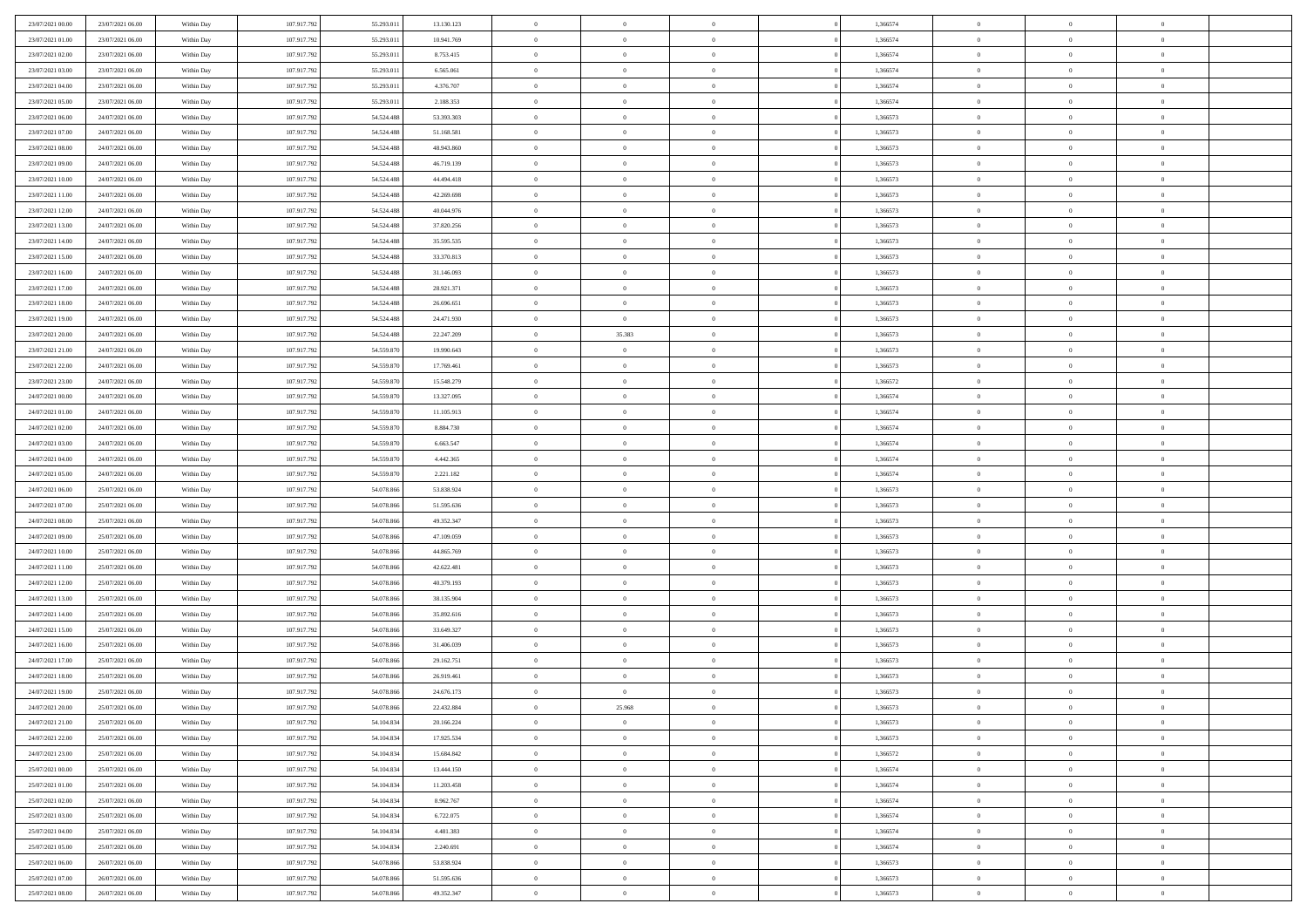| | | | | | | | | | | | | | | |
|---|---|---|---|---|---|---|---|---|---|---|---|---|---|---|
| 23/07/2021 00:00 | 23/07/2021 06:00 | Within Day | 107.917.792 | 55.293.011 | 13.130.123 | 0 | 0 | 0 | | 1,366574 | 0 | 0 | 0 | |
| 23/07/2021 01:00 | 23/07/2021 06:00 | Within Day | 107.917.792 | 55.293.011 | 10.941.769 | 0 | 0 | 0 | | 1,366574 | 0 | 0 | 0 | |
| 23/07/2021 02:00 | 23/07/2021 06:00 | Within Day | 107.917.792 | 55.293.011 | 8.753.415 | 0 | 0 | 0 | | 1,366574 | 0 | 0 | 0 | |
| 23/07/2021 03:00 | 23/07/2021 06:00 | Within Day | 107.917.792 | 55.293.011 | 6.565.061 | 0 | 0 | 0 | | 1,366574 | 0 | 0 | 0 | |
| 23/07/2021 04:00 | 23/07/2021 06:00 | Within Day | 107.917.792 | 55.293.011 | 4.376.707 | 0 | 0 | 0 | | 1,366574 | 0 | 0 | 0 | |
| 23/07/2021 05:00 | 23/07/2021 06:00 | Within Day | 107.917.792 | 55.293.011 | 2.188.353 | 0 | 0 | 0 | | 1,366574 | 0 | 0 | 0 | |
| 23/07/2021 06:00 | 24/07/2021 06:00 | Within Day | 107.917.792 | 54.524.488 | 53.393.303 | 0 | 0 | 0 | | 1,366573 | 0 | 0 | 0 | |
| 23/07/2021 07:00 | 24/07/2021 06:00 | Within Day | 107.917.792 | 54.524.488 | 51.168.581 | 0 | 0 | 0 | | 1,366573 | 0 | 0 | 0 | |
| 23/07/2021 08:00 | 24/07/2021 06:00 | Within Day | 107.917.792 | 54.524.488 | 48.943.860 | 0 | 0 | 0 | | 1,366573 | 0 | 0 | 0 | |
| 23/07/2021 09:00 | 24/07/2021 06:00 | Within Day | 107.917.792 | 54.524.488 | 46.719.139 | 0 | 0 | 0 | | 1,366573 | 0 | 0 | 0 | |
| 23/07/2021 10:00 | 24/07/2021 06:00 | Within Day | 107.917.792 | 54.524.488 | 44.494.418 | 0 | 0 | 0 | | 1,366573 | 0 | 0 | 0 | |
| 23/07/2021 11:00 | 24/07/2021 06:00 | Within Day | 107.917.792 | 54.524.488 | 42.269.698 | 0 | 0 | 0 | | 1,366573 | 0 | 0 | 0 | |
| 23/07/2021 12:00 | 24/07/2021 06:00 | Within Day | 107.917.792 | 54.524.488 | 40.044.976 | 0 | 0 | 0 | | 1,366573 | 0 | 0 | 0 | |
| 23/07/2021 13:00 | 24/07/2021 06:00 | Within Day | 107.917.792 | 54.524.488 | 37.820.256 | 0 | 0 | 0 | | 1,366573 | 0 | 0 | 0 | |
| 23/07/2021 14:00 | 24/07/2021 06:00 | Within Day | 107.917.792 | 54.524.488 | 35.595.535 | 0 | 0 | 0 | | 1,366573 | 0 | 0 | 0 | |
| 23/07/2021 15:00 | 24/07/2021 06:00 | Within Day | 107.917.792 | 54.524.488 | 33.370.813 | 0 | 0 | 0 | | 1,366573 | 0 | 0 | 0 | |
| 23/07/2021 16:00 | 24/07/2021 06:00 | Within Day | 107.917.792 | 54.524.488 | 31.146.093 | 0 | 0 | 0 | | 1,366573 | 0 | 0 | 0 | |
| 23/07/2021 17:00 | 24/07/2021 06:00 | Within Day | 107.917.792 | 54.524.488 | 28.921.371 | 0 | 0 | 0 | | 1,366573 | 0 | 0 | 0 | |
| 23/07/2021 18:00 | 24/07/2021 06:00 | Within Day | 107.917.792 | 54.524.488 | 26.696.651 | 0 | 0 | 0 | | 1,366573 | 0 | 0 | 0 | |
| 23/07/2021 19:00 | 24/07/2021 06:00 | Within Day | 107.917.792 | 54.524.488 | 24.471.930 | 0 | 0 | 0 | | 1,366573 | 0 | 0 | 0 | |
| 23/07/2021 20:00 | 24/07/2021 06:00 | Within Day | 107.917.792 | 54.524.488 | 22.247.209 | 0 | 35.383 | 0 | | 1,366573 | 0 | 0 | 0 | |
| 23/07/2021 21:00 | 24/07/2021 06:00 | Within Day | 107.917.792 | 54.559.870 | 19.990.643 | 0 | 0 | 0 | | 1,366573 | 0 | 0 | 0 | |
| 23/07/2021 22:00 | 24/07/2021 06:00 | Within Day | 107.917.792 | 54.559.870 | 17.769.461 | 0 | 0 | 0 | | 1,366573 | 0 | 0 | 0 | |
| 23/07/2021 23:00 | 24/07/2021 06:00 | Within Day | 107.917.792 | 54.559.870 | 15.548.279 | 0 | 0 | 0 | | 1,366572 | 0 | 0 | 0 | |
| 24/07/2021 00:00 | 24/07/2021 06:00 | Within Day | 107.917.792 | 54.559.870 | 13.327.095 | 0 | 0 | 0 | | 1,366574 | 0 | 0 | 0 | |
| 24/07/2021 01:00 | 24/07/2021 06:00 | Within Day | 107.917.792 | 54.559.870 | 11.105.913 | 0 | 0 | 0 | | 1,366574 | 0 | 0 | 0 | |
| 24/07/2021 02:00 | 24/07/2021 06:00 | Within Day | 107.917.792 | 54.559.870 | 8.884.730 | 0 | 0 | 0 | | 1,366574 | 0 | 0 | 0 | |
| 24/07/2021 03:00 | 24/07/2021 06:00 | Within Day | 107.917.792 | 54.559.870 | 6.663.547 | 0 | 0 | 0 | | 1,366574 | 0 | 0 | 0 | |
| 24/07/2021 04:00 | 24/07/2021 06:00 | Within Day | 107.917.792 | 54.559.870 | 4.442.365 | 0 | 0 | 0 | | 1,366574 | 0 | 0 | 0 | |
| 24/07/2021 05:00 | 24/07/2021 06:00 | Within Day | 107.917.792 | 54.559.870 | 2.221.182 | 0 | 0 | 0 | | 1,366574 | 0 | 0 | 0 | |
| 24/07/2021 06:00 | 25/07/2021 06:00 | Within Day | 107.917.792 | 54.078.866 | 53.838.924 | 0 | 0 | 0 | | 1,366573 | 0 | 0 | 0 | |
| 24/07/2021 07:00 | 25/07/2021 06:00 | Within Day | 107.917.792 | 54.078.866 | 51.595.636 | 0 | 0 | 0 | | 1,366573 | 0 | 0 | 0 | |
| 24/07/2021 08:00 | 25/07/2021 06:00 | Within Day | 107.917.792 | 54.078.866 | 49.352.347 | 0 | 0 | 0 | | 1,366573 | 0 | 0 | 0 | |
| 24/07/2021 09:00 | 25/07/2021 06:00 | Within Day | 107.917.792 | 54.078.866 | 47.109.059 | 0 | 0 | 0 | | 1,366573 | 0 | 0 | 0 | |
| 24/07/2021 10:00 | 25/07/2021 06:00 | Within Day | 107.917.792 | 54.078.866 | 44.865.769 | 0 | 0 | 0 | | 1,366573 | 0 | 0 | 0 | |
| 24/07/2021 11:00 | 25/07/2021 06:00 | Within Day | 107.917.792 | 54.078.866 | 42.622.481 | 0 | 0 | 0 | | 1,366573 | 0 | 0 | 0 | |
| 24/07/2021 12:00 | 25/07/2021 06:00 | Within Day | 107.917.792 | 54.078.866 | 40.379.193 | 0 | 0 | 0 | | 1,366573 | 0 | 0 | 0 | |
| 24/07/2021 13:00 | 25/07/2021 06:00 | Within Day | 107.917.792 | 54.078.866 | 38.135.904 | 0 | 0 | 0 | | 1,366573 | 0 | 0 | 0 | |
| 24/07/2021 14:00 | 25/07/2021 06:00 | Within Day | 107.917.792 | 54.078.866 | 35.892.616 | 0 | 0 | 0 | | 1,366573 | 0 | 0 | 0 | |
| 24/07/2021 15:00 | 25/07/2021 06:00 | Within Day | 107.917.792 | 54.078.866 | 33.649.327 | 0 | 0 | 0 | | 1,366573 | 0 | 0 | 0 | |
| 24/07/2021 16:00 | 25/07/2021 06:00 | Within Day | 107.917.792 | 54.078.866 | 31.406.039 | 0 | 0 | 0 | | 1,366573 | 0 | 0 | 0 | |
| 24/07/2021 17:00 | 25/07/2021 06:00 | Within Day | 107.917.792 | 54.078.866 | 29.162.751 | 0 | 0 | 0 | | 1,366573 | 0 | 0 | 0 | |
| 24/07/2021 18:00 | 25/07/2021 06:00 | Within Day | 107.917.792 | 54.078.866 | 26.919.461 | 0 | 0 | 0 | | 1,366573 | 0 | 0 | 0 | |
| 24/07/2021 19:00 | 25/07/2021 06:00 | Within Day | 107.917.792 | 54.078.866 | 24.676.173 | 0 | 0 | 0 | | 1,366573 | 0 | 0 | 0 | |
| 24/07/2021 20:00 | 25/07/2021 06:00 | Within Day | 107.917.792 | 54.078.866 | 22.432.884 | 0 | 25.968 | 0 | | 1,366573 | 0 | 0 | 0 | |
| 24/07/2021 21:00 | 25/07/2021 06:00 | Within Day | 107.917.792 | 54.104.834 | 20.166.224 | 0 | 0 | 0 | | 1,366573 | 0 | 0 | 0 | |
| 24/07/2021 22:00 | 25/07/2021 06:00 | Within Day | 107.917.792 | 54.104.834 | 17.925.534 | 0 | 0 | 0 | | 1,366573 | 0 | 0 | 0 | |
| 24/07/2021 23:00 | 25/07/2021 06:00 | Within Day | 107.917.792 | 54.104.834 | 15.684.842 | 0 | 0 | 0 | | 1,366572 | 0 | 0 | 0 | |
| 25/07/2021 00:00 | 25/07/2021 06:00 | Within Day | 107.917.792 | 54.104.834 | 13.444.150 | 0 | 0 | 0 | | 1,366574 | 0 | 0 | 0 | |
| 25/07/2021 01:00 | 25/07/2021 06:00 | Within Day | 107.917.792 | 54.104.834 | 11.203.458 | 0 | 0 | 0 | | 1,366574 | 0 | 0 | 0 | |
| 25/07/2021 02:00 | 25/07/2021 06:00 | Within Day | 107.917.792 | 54.104.834 | 8.962.767 | 0 | 0 | 0 | | 1,366574 | 0 | 0 | 0 | |
| 25/07/2021 03:00 | 25/07/2021 06:00 | Within Day | 107.917.792 | 54.104.834 | 6.722.075 | 0 | 0 | 0 | | 1,366574 | 0 | 0 | 0 | |
| 25/07/2021 04:00 | 25/07/2021 06:00 | Within Day | 107.917.792 | 54.104.834 | 4.481.383 | 0 | 0 | 0 | | 1,366574 | 0 | 0 | 0 | |
| 25/07/2021 05:00 | 25/07/2021 06:00 | Within Day | 107.917.792 | 54.104.834 | 2.240.691 | 0 | 0 | 0 | | 1,366574 | 0 | 0 | 0 | |
| 25/07/2021 06:00 | 26/07/2021 06:00 | Within Day | 107.917.792 | 54.078.866 | 53.838.924 | 0 | 0 | 0 | | 1,366573 | 0 | 0 | 0 | |
| 25/07/2021 07:00 | 26/07/2021 06:00 | Within Day | 107.917.792 | 54.078.866 | 51.595.636 | 0 | 0 | 0 | | 1,366573 | 0 | 0 | 0 | |
| 25/07/2021 08:00 | 26/07/2021 06:00 | Within Day | 107.917.792 | 54.078.866 | 49.352.347 | 0 | 0 | 0 | | 1,366573 | 0 | 0 | 0 | |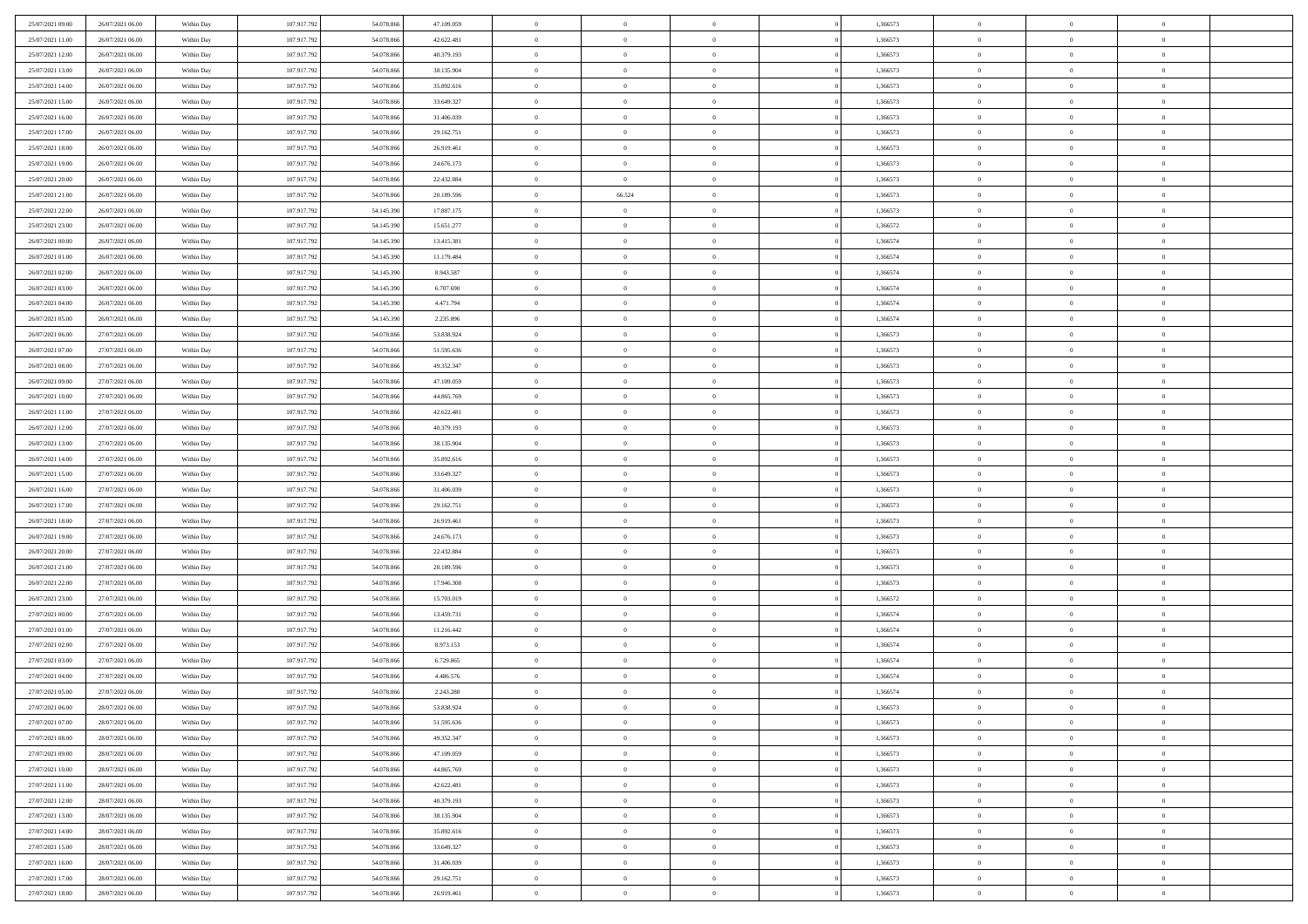| | | | | | | | | | | | | | | |
|---|---|---|---|---|---|---|---|---|---|---|---|---|---|---|
| 25/07/2021 09:00 | 26/07/2021 06:00 | Within Day | 107.917.792 | 54.078.866 | 47.109.059 | 0 | 0 | 0 | | 1,366573 | 0 | 0 | 0 | |
| 25/07/2021 11:00 | 26/07/2021 06:00 | Within Day | 107.917.792 | 54.078.866 | 42.622.481 | 0 | 0 | 0 | | 1,366573 | 0 | 0 | 0 | |
| 25/07/2021 12:00 | 26/07/2021 06:00 | Within Day | 107.917.792 | 54.078.866 | 40.379.193 | 0 | 0 | 0 | | 1,366573 | 0 | 0 | 0 | |
| 25/07/2021 13:00 | 26/07/2021 06:00 | Within Day | 107.917.792 | 54.078.866 | 38.135.904 | 0 | 0 | 0 | | 1,366573 | 0 | 0 | 0 | |
| 25/07/2021 14:00 | 26/07/2021 06:00 | Within Day | 107.917.792 | 54.078.866 | 35.892.616 | 0 | 0 | 0 | | 1,366573 | 0 | 0 | 0 | |
| 25/07/2021 15:00 | 26/07/2021 06:00 | Within Day | 107.917.792 | 54.078.866 | 33.649.327 | 0 | 0 | 0 | | 1,366573 | 0 | 0 | 0 | |
| 25/07/2021 16:00 | 26/07/2021 06:00 | Within Day | 107.917.792 | 54.078.866 | 31.406.039 | 0 | 0 | 0 | | 1,366573 | 0 | 0 | 0 | |
| 25/07/2021 17:00 | 26/07/2021 06:00 | Within Day | 107.917.792 | 54.078.866 | 29.162.751 | 0 | 0 | 0 | | 1,366573 | 0 | 0 | 0 | |
| 25/07/2021 18:00 | 26/07/2021 06:00 | Within Day | 107.917.792 | 54.078.866 | 26.919.461 | 0 | 0 | 0 | | 1,366573 | 0 | 0 | 0 | |
| 25/07/2021 19:00 | 26/07/2021 06:00 | Within Day | 107.917.792 | 54.078.866 | 24.676.173 | 0 | 0 | 0 | | 1,366573 | 0 | 0 | 0 | |
| 25/07/2021 20:00 | 26/07/2021 06:00 | Within Day | 107.917.792 | 54.078.866 | 22.432.884 | 0 | 0 | 0 | | 1,366573 | 0 | 0 | 0 | |
| 25/07/2021 21:00 | 26/07/2021 06:00 | Within Day | 107.917.792 | 54.078.866 | 20.189.596 | 0 | 66.524 | 0 | | 1,366573 | 0 | 0 | 0 | |
| 25/07/2021 22:00 | 26/07/2021 06:00 | Within Day | 107.917.792 | 54.145.390 | 17.887.175 | 0 | 0 | 0 | | 1,366573 | 0 | 0 | 0 | |
| 25/07/2021 23:00 | 26/07/2021 06:00 | Within Day | 107.917.792 | 54.145.390 | 15.651.277 | 0 | 0 | 0 | | 1,366572 | 0 | 0 | 0 | |
| 26/07/2021 00:00 | 26/07/2021 06:00 | Within Day | 107.917.792 | 54.145.390 | 13.415.381 | 0 | 0 | 0 | | 1,366574 | 0 | 0 | 0 | |
| 26/07/2021 01:00 | 26/07/2021 06:00 | Within Day | 107.917.792 | 54.145.390 | 11.179.484 | 0 | 0 | 0 | | 1,366574 | 0 | 0 | 0 | |
| 26/07/2021 02:00 | 26/07/2021 06:00 | Within Day | 107.917.792 | 54.145.390 | 8.943.587 | 0 | 0 | 0 | | 1,366574 | 0 | 0 | 0 | |
| 26/07/2021 03:00 | 26/07/2021 06:00 | Within Day | 107.917.792 | 54.145.390 | 6.707.690 | 0 | 0 | 0 | | 1,366574 | 0 | 0 | 0 | |
| 26/07/2021 04:00 | 26/07/2021 06:00 | Within Day | 107.917.792 | 54.145.390 | 4.471.794 | 0 | 0 | 0 | | 1,366574 | 0 | 0 | 0 | |
| 26/07/2021 05:00 | 26/07/2021 06:00 | Within Day | 107.917.792 | 54.145.390 | 2.235.896 | 0 | 0 | 0 | | 1,366574 | 0 | 0 | 0 | |
| 26/07/2021 06:00 | 27/07/2021 06:00 | Within Day | 107.917.792 | 54.078.866 | 53.838.924 | 0 | 0 | 0 | | 1,366573 | 0 | 0 | 0 | |
| 26/07/2021 07:00 | 27/07/2021 06:00 | Within Day | 107.917.792 | 54.078.866 | 51.595.636 | 0 | 0 | 0 | | 1,366573 | 0 | 0 | 0 | |
| 26/07/2021 08:00 | 27/07/2021 06:00 | Within Day | 107.917.792 | 54.078.866 | 49.352.347 | 0 | 0 | 0 | | 1,366573 | 0 | 0 | 0 | |
| 26/07/2021 09:00 | 27/07/2021 06:00 | Within Day | 107.917.792 | 54.078.866 | 47.109.059 | 0 | 0 | 0 | | 1,366573 | 0 | 0 | 0 | |
| 26/07/2021 10:00 | 27/07/2021 06:00 | Within Day | 107.917.792 | 54.078.866 | 44.865.769 | 0 | 0 | 0 | | 1,366573 | 0 | 0 | 0 | |
| 26/07/2021 11:00 | 27/07/2021 06:00 | Within Day | 107.917.792 | 54.078.866 | 42.622.481 | 0 | 0 | 0 | | 1,366573 | 0 | 0 | 0 | |
| 26/07/2021 12:00 | 27/07/2021 06:00 | Within Day | 107.917.792 | 54.078.866 | 40.379.193 | 0 | 0 | 0 | | 1,366573 | 0 | 0 | 0 | |
| 26/07/2021 13:00 | 27/07/2021 06:00 | Within Day | 107.917.792 | 54.078.866 | 38.135.904 | 0 | 0 | 0 | | 1,366573 | 0 | 0 | 0 | |
| 26/07/2021 14:00 | 27/07/2021 06:00 | Within Day | 107.917.792 | 54.078.866 | 35.892.616 | 0 | 0 | 0 | | 1,366573 | 0 | 0 | 0 | |
| 26/07/2021 15:00 | 27/07/2021 06:00 | Within Day | 107.917.792 | 54.078.866 | 33.649.327 | 0 | 0 | 0 | | 1,366573 | 0 | 0 | 0 | |
| 26/07/2021 16:00 | 27/07/2021 06:00 | Within Day | 107.917.792 | 54.078.866 | 31.406.039 | 0 | 0 | 0 | | 1,366573 | 0 | 0 | 0 | |
| 26/07/2021 17:00 | 27/07/2021 06:00 | Within Day | 107.917.792 | 54.078.866 | 29.162.751 | 0 | 0 | 0 | | 1,366573 | 0 | 0 | 0 | |
| 26/07/2021 18:00 | 27/07/2021 06:00 | Within Day | 107.917.792 | 54.078.866 | 26.919.461 | 0 | 0 | 0 | | 1,366573 | 0 | 0 | 0 | |
| 26/07/2021 19:00 | 27/07/2021 06:00 | Within Day | 107.917.792 | 54.078.866 | 24.676.173 | 0 | 0 | 0 | | 1,366573 | 0 | 0 | 0 | |
| 26/07/2021 20:00 | 27/07/2021 06:00 | Within Day | 107.917.792 | 54.078.866 | 22.432.884 | 0 | 0 | 0 | | 1,366573 | 0 | 0 | 0 | |
| 26/07/2021 21:00 | 27/07/2021 06:00 | Within Day | 107.917.792 | 54.078.866 | 20.189.596 | 0 | 0 | 0 | | 1,366573 | 0 | 0 | 0 | |
| 26/07/2021 22:00 | 27/07/2021 06:00 | Within Day | 107.917.792 | 54.078.866 | 17.946.308 | 0 | 0 | 0 | | 1,366573 | 0 | 0 | 0 | |
| 26/07/2021 23:00 | 27/07/2021 06:00 | Within Day | 107.917.792 | 54.078.866 | 15.703.019 | 0 | 0 | 0 | | 1,366572 | 0 | 0 | 0 | |
| 27/07/2021 00:00 | 27/07/2021 06:00 | Within Day | 107.917.792 | 54.078.866 | 13.459.731 | 0 | 0 | 0 | | 1,366574 | 0 | 0 | 0 | |
| 27/07/2021 01:00 | 27/07/2021 06:00 | Within Day | 107.917.792 | 54.078.866 | 11.216.442 | 0 | 0 | 0 | | 1,366574 | 0 | 0 | 0 | |
| 27/07/2021 02:00 | 27/07/2021 06:00 | Within Day | 107.917.792 | 54.078.866 | 8.973.153 | 0 | 0 | 0 | | 1,366574 | 0 | 0 | 0 | |
| 27/07/2021 03:00 | 27/07/2021 06:00 | Within Day | 107.917.792 | 54.078.866 | 6.729.865 | 0 | 0 | 0 | | 1,366574 | 0 | 0 | 0 | |
| 27/07/2021 04:00 | 27/07/2021 06:00 | Within Day | 107.917.792 | 54.078.866 | 4.486.576 | 0 | 0 | 0 | | 1,366574 | 0 | 0 | 0 | |
| 27/07/2021 05:00 | 27/07/2021 06:00 | Within Day | 107.917.792 | 54.078.866 | 2.243.288 | 0 | 0 | 0 | | 1,366574 | 0 | 0 | 0 | |
| 27/07/2021 06:00 | 28/07/2021 06:00 | Within Day | 107.917.792 | 54.078.866 | 53.838.924 | 0 | 0 | 0 | | 1,366573 | 0 | 0 | 0 | |
| 27/07/2021 07:00 | 28/07/2021 06:00 | Within Day | 107.917.792 | 54.078.866 | 51.595.636 | 0 | 0 | 0 | | 1,366573 | 0 | 0 | 0 | |
| 27/07/2021 08:00 | 28/07/2021 06:00 | Within Day | 107.917.792 | 54.078.866 | 49.352.347 | 0 | 0 | 0 | | 1,366573 | 0 | 0 | 0 | |
| 27/07/2021 09:00 | 28/07/2021 06:00 | Within Day | 107.917.792 | 54.078.866 | 47.109.059 | 0 | 0 | 0 | | 1,366573 | 0 | 0 | 0 | |
| 27/07/2021 10:00 | 28/07/2021 06:00 | Within Day | 107.917.792 | 54.078.866 | 44.865.769 | 0 | 0 | 0 | | 1,366573 | 0 | 0 | 0 | |
| 27/07/2021 11:00 | 28/07/2021 06:00 | Within Day | 107.917.792 | 54.078.866 | 42.622.481 | 0 | 0 | 0 | | 1,366573 | 0 | 0 | 0 | |
| 27/07/2021 12:00 | 28/07/2021 06:00 | Within Day | 107.917.792 | 54.078.866 | 40.379.193 | 0 | 0 | 0 | | 1,366573 | 0 | 0 | 0 | |
| 27/07/2021 13:00 | 28/07/2021 06:00 | Within Day | 107.917.792 | 54.078.866 | 38.135.904 | 0 | 0 | 0 | | 1,366573 | 0 | 0 | 0 | |
| 27/07/2021 14:00 | 28/07/2021 06:00 | Within Day | 107.917.792 | 54.078.866 | 35.892.616 | 0 | 0 | 0 | | 1,366573 | 0 | 0 | 0 | |
| 27/07/2021 15:00 | 28/07/2021 06:00 | Within Day | 107.917.792 | 54.078.866 | 33.649.327 | 0 | 0 | 0 | | 1,366573 | 0 | 0 | 0 | |
| 27/07/2021 16:00 | 28/07/2021 06:00 | Within Day | 107.917.792 | 54.078.866 | 31.406.039 | 0 | 0 | 0 | | 1,366573 | 0 | 0 | 0 | |
| 27/07/2021 17:00 | 28/07/2021 06:00 | Within Day | 107.917.792 | 54.078.866 | 29.162.751 | 0 | 0 | 0 | | 1,366573 | 0 | 0 | 0 | |
| 27/07/2021 18:00 | 28/07/2021 06:00 | Within Day | 107.917.792 | 54.078.866 | 26.919.461 | 0 | 0 | 0 | | 1,366573 | 0 | 0 | 0 | |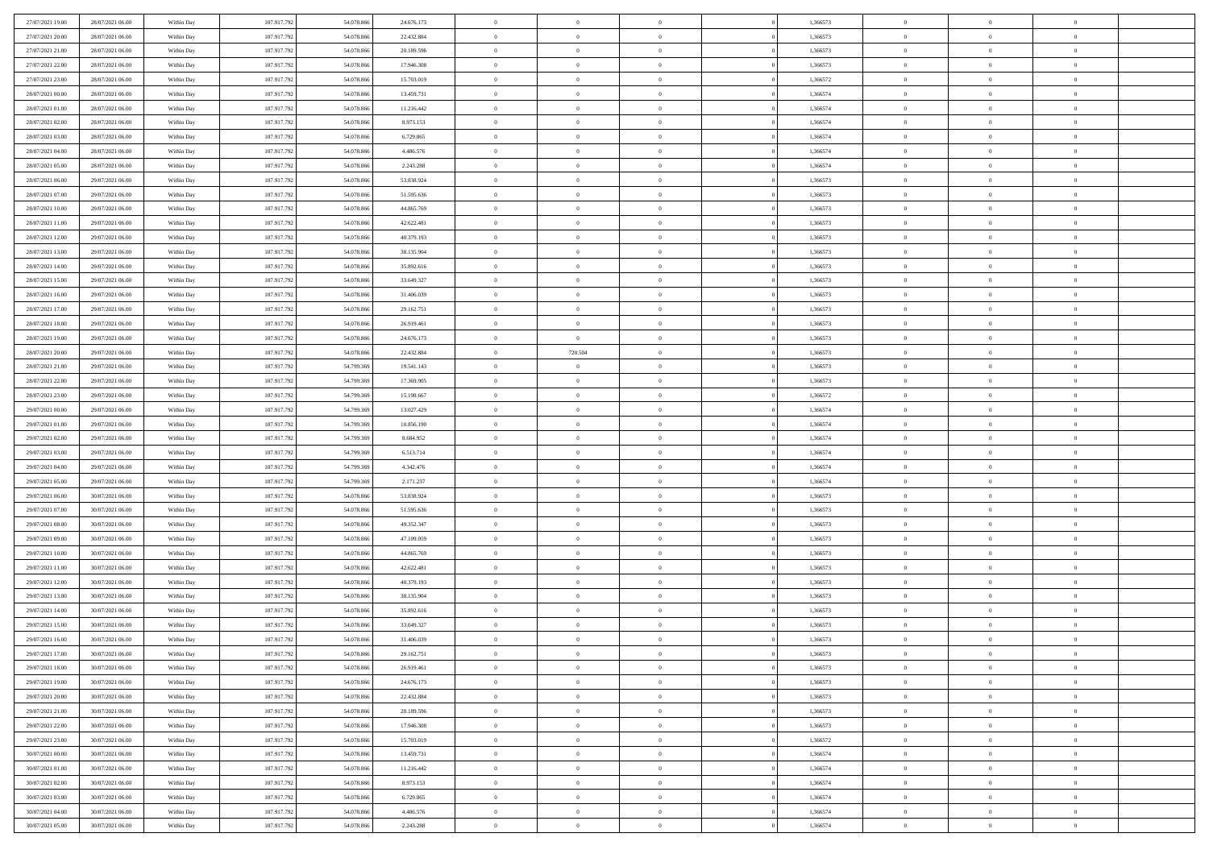| | | | | | | | | | | | | | | |
|---|---|---|---|---|---|---|---|---|---|---|---|---|---|---|
| 27/07/2021 19:00 | 28/07/2021 06:00 | Within Day | 107.917.792 | 54.078.866 | 24.676.173 | 0 | 0 | 0 | | 1,366573 | 0 | 0 | 0 | |
| 27/07/2021 20:00 | 28/07/2021 06:00 | Within Day | 107.917.792 | 54.078.866 | 22.432.884 | 0 | 0 | 0 | | 1,366573 | 0 | 0 | 0 | |
| 27/07/2021 21:00 | 28/07/2021 06:00 | Within Day | 107.917.792 | 54.078.866 | 20.189.596 | 0 | 0 | 0 | | 1,366573 | 0 | 0 | 0 | |
| 27/07/2021 22:00 | 28/07/2021 06:00 | Within Day | 107.917.792 | 54.078.866 | 17.946.308 | 0 | 0 | 0 | | 1,366573 | 0 | 0 | 0 | |
| 27/07/2021 23:00 | 28/07/2021 06:00 | Within Day | 107.917.792 | 54.078.866 | 15.703.019 | 0 | 0 | 0 | | 1,366572 | 0 | 0 | 0 | |
| 28/07/2021 00:00 | 28/07/2021 06:00 | Within Day | 107.917.792 | 54.078.866 | 13.459.731 | 0 | 0 | 0 | | 1,366574 | 0 | 0 | 0 | |
| 28/07/2021 01:00 | 28/07/2021 06:00 | Within Day | 107.917.792 | 54.078.866 | 11.216.442 | 0 | 0 | 0 | | 1,366574 | 0 | 0 | 0 | |
| 28/07/2021 02:00 | 28/07/2021 06:00 | Within Day | 107.917.792 | 54.078.866 | 8.973.153 | 0 | 0 | 0 | | 1,366574 | 0 | 0 | 0 | |
| 28/07/2021 03:00 | 28/07/2021 06:00 | Within Day | 107.917.792 | 54.078.866 | 6.729.865 | 0 | 0 | 0 | | 1,366574 | 0 | 0 | 0 | |
| 28/07/2021 04:00 | 28/07/2021 06:00 | Within Day | 107.917.792 | 54.078.866 | 4.486.576 | 0 | 0 | 0 | | 1,366574 | 0 | 0 | 0 | |
| 28/07/2021 05:00 | 28/07/2021 06:00 | Within Day | 107.917.792 | 54.078.866 | 2.243.288 | 0 | 0 | 0 | | 1,366574 | 0 | 0 | 0 | |
| 28/07/2021 06:00 | 29/07/2021 06:00 | Within Day | 107.917.792 | 54.078.866 | 53.838.924 | 0 | 0 | 0 | | 1,366573 | 0 | 0 | 0 | |
| 28/07/2021 07:00 | 29/07/2021 06:00 | Within Day | 107.917.792 | 54.078.866 | 51.595.636 | 0 | 0 | 0 | | 1,366573 | 0 | 0 | 0 | |
| 28/07/2021 10:00 | 29/07/2021 06:00 | Within Day | 107.917.792 | 54.078.866 | 44.865.769 | 0 | 0 | 0 | | 1,366573 | 0 | 0 | 0 | |
| 28/07/2021 11:00 | 29/07/2021 06:00 | Within Day | 107.917.792 | 54.078.866 | 42.622.481 | 0 | 0 | 0 | | 1,366573 | 0 | 0 | 0 | |
| 28/07/2021 12:00 | 29/07/2021 06:00 | Within Day | 107.917.792 | 54.078.866 | 40.379.193 | 0 | 0 | 0 | | 1,366573 | 0 | 0 | 0 | |
| 28/07/2021 13:00 | 29/07/2021 06:00 | Within Day | 107.917.792 | 54.078.866 | 38.135.904 | 0 | 0 | 0 | | 1,366573 | 0 | 0 | 0 | |
| 28/07/2021 14:00 | 29/07/2021 06:00 | Within Day | 107.917.792 | 54.078.866 | 35.892.616 | 0 | 0 | 0 | | 1,366573 | 0 | 0 | 0 | |
| 28/07/2021 15:00 | 29/07/2021 06:00 | Within Day | 107.917.792 | 54.078.866 | 33.649.327 | 0 | 0 | 0 | | 1,366573 | 0 | 0 | 0 | |
| 28/07/2021 16:00 | 29/07/2021 06:00 | Within Day | 107.917.792 | 54.078.866 | 31.406.039 | 0 | 0 | 0 | | 1,366573 | 0 | 0 | 0 | |
| 28/07/2021 17:00 | 29/07/2021 06:00 | Within Day | 107.917.792 | 54.078.866 | 29.162.751 | 0 | 0 | 0 | | 1,366573 | 0 | 0 | 0 | |
| 28/07/2021 18:00 | 29/07/2021 06:00 | Within Day | 107.917.792 | 54.078.866 | 26.919.461 | 0 | 0 | 0 | | 1,366573 | 0 | 0 | 0 | |
| 28/07/2021 19:00 | 29/07/2021 06:00 | Within Day | 107.917.792 | 54.078.866 | 24.676.173 | 0 | 0 | 0 | | 1,366573 | 0 | 0 | 0 | |
| 28/07/2021 20:00 | 29/07/2021 06:00 | Within Day | 107.917.792 | 54.078.866 | 22.432.884 | 0 | 720.504 | 0 | | 1,366573 | 0 | 0 | 0 | |
| 28/07/2021 21:00 | 29/07/2021 06:00 | Within Day | 107.917.792 | 54.799.369 | 19.541.143 | 0 | 0 | 0 | | 1,366573 | 0 | 0 | 0 | |
| 28/07/2021 22:00 | 29/07/2021 06:00 | Within Day | 107.917.792 | 54.799.369 | 17.369.905 | 0 | 0 | 0 | | 1,366573 | 0 | 0 | 0 | |
| 28/07/2021 23:00 | 29/07/2021 06:00 | Within Day | 107.917.792 | 54.799.369 | 15.198.667 | 0 | 0 | 0 | | 1,366572 | 0 | 0 | 0 | |
| 29/07/2021 00:00 | 29/07/2021 06:00 | Within Day | 107.917.792 | 54.799.369 | 13.027.429 | 0 | 0 | 0 | | 1,366574 | 0 | 0 | 0 | |
| 29/07/2021 01:00 | 29/07/2021 06:00 | Within Day | 107.917.792 | 54.799.369 | 10.856.190 | 0 | 0 | 0 | | 1,366574 | 0 | 0 | 0 | |
| 29/07/2021 02:00 | 29/07/2021 06:00 | Within Day | 107.917.792 | 54.799.369 | 8.684.952 | 0 | 0 | 0 | | 1,366574 | 0 | 0 | 0 | |
| 29/07/2021 03:00 | 29/07/2021 06:00 | Within Day | 107.917.792 | 54.799.369 | 6.513.714 | 0 | 0 | 0 | | 1,366574 | 0 | 0 | 0 | |
| 29/07/2021 04:00 | 29/07/2021 06:00 | Within Day | 107.917.792 | 54.799.369 | 4.342.476 | 0 | 0 | 0 | | 1,366574 | 0 | 0 | 0 | |
| 29/07/2021 05:00 | 29/07/2021 06:00 | Within Day | 107.917.792 | 54.799.369 | 2.171.237 | 0 | 0 | 0 | | 1,366574 | 0 | 0 | 0 | |
| 29/07/2021 06:00 | 30/07/2021 06:00 | Within Day | 107.917.792 | 54.078.866 | 53.838.924 | 0 | 0 | 0 | | 1,366573 | 0 | 0 | 0 | |
| 29/07/2021 07:00 | 30/07/2021 06:00 | Within Day | 107.917.792 | 54.078.866 | 51.595.636 | 0 | 0 | 0 | | 1,366573 | 0 | 0 | 0 | |
| 29/07/2021 08:00 | 30/07/2021 06:00 | Within Day | 107.917.792 | 54.078.866 | 49.352.347 | 0 | 0 | 0 | | 1,366573 | 0 | 0 | 0 | |
| 29/07/2021 09:00 | 30/07/2021 06:00 | Within Day | 107.917.792 | 54.078.866 | 47.109.059 | 0 | 0 | 0 | | 1,366573 | 0 | 0 | 0 | |
| 29/07/2021 10:00 | 30/07/2021 06:00 | Within Day | 107.917.792 | 54.078.866 | 44.865.769 | 0 | 0 | 0 | | 1,366573 | 0 | 0 | 0 | |
| 29/07/2021 11:00 | 30/07/2021 06:00 | Within Day | 107.917.792 | 54.078.866 | 42.622.481 | 0 | 0 | 0 | | 1,366573 | 0 | 0 | 0 | |
| 29/07/2021 12:00 | 30/07/2021 06:00 | Within Day | 107.917.792 | 54.078.866 | 40.379.193 | 0 | 0 | 0 | | 1,366573 | 0 | 0 | 0 | |
| 29/07/2021 13:00 | 30/07/2021 06:00 | Within Day | 107.917.792 | 54.078.866 | 38.135.904 | 0 | 0 | 0 | | 1,366573 | 0 | 0 | 0 | |
| 29/07/2021 14:00 | 30/07/2021 06:00 | Within Day | 107.917.792 | 54.078.866 | 35.892.616 | 0 | 0 | 0 | | 1,366573 | 0 | 0 | 0 | |
| 29/07/2021 15:00 | 30/07/2021 06:00 | Within Day | 107.917.792 | 54.078.866 | 33.649.327 | 0 | 0 | 0 | | 1,366573 | 0 | 0 | 0 | |
| 29/07/2021 16:00 | 30/07/2021 06:00 | Within Day | 107.917.792 | 54.078.866 | 31.406.039 | 0 | 0 | 0 | | 1,366573 | 0 | 0 | 0 | |
| 29/07/2021 17:00 | 30/07/2021 06:00 | Within Day | 107.917.792 | 54.078.866 | 29.162.751 | 0 | 0 | 0 | | 1,366573 | 0 | 0 | 0 | |
| 29/07/2021 18:00 | 30/07/2021 06:00 | Within Day | 107.917.792 | 54.078.866 | 26.919.461 | 0 | 0 | 0 | | 1,366573 | 0 | 0 | 0 | |
| 29/07/2021 19:00 | 30/07/2021 06:00 | Within Day | 107.917.792 | 54.078.866 | 24.676.173 | 0 | 0 | 0 | | 1,366573 | 0 | 0 | 0 | |
| 29/07/2021 20:00 | 30/07/2021 06:00 | Within Day | 107.917.792 | 54.078.866 | 22.432.884 | 0 | 0 | 0 | | 1,366573 | 0 | 0 | 0 | |
| 29/07/2021 21:00 | 30/07/2021 06:00 | Within Day | 107.917.792 | 54.078.866 | 20.189.596 | 0 | 0 | 0 | | 1,366573 | 0 | 0 | 0 | |
| 29/07/2021 22:00 | 30/07/2021 06:00 | Within Day | 107.917.792 | 54.078.866 | 17.946.308 | 0 | 0 | 0 | | 1,366573 | 0 | 0 | 0 | |
| 29/07/2021 23:00 | 30/07/2021 06:00 | Within Day | 107.917.792 | 54.078.866 | 15.703.019 | 0 | 0 | 0 | | 1,366572 | 0 | 0 | 0 | |
| 30/07/2021 00:00 | 30/07/2021 06:00 | Within Day | 107.917.792 | 54.078.866 | 13.459.731 | 0 | 0 | 0 | | 1,366574 | 0 | 0 | 0 | |
| 30/07/2021 01:00 | 30/07/2021 06:00 | Within Day | 107.917.792 | 54.078.866 | 11.216.442 | 0 | 0 | 0 | | 1,366574 | 0 | 0 | 0 | |
| 30/07/2021 02:00 | 30/07/2021 06:00 | Within Day | 107.917.792 | 54.078.866 | 8.973.153 | 0 | 0 | 0 | | 1,366574 | 0 | 0 | 0 | |
| 30/07/2021 03:00 | 30/07/2021 06:00 | Within Day | 107.917.792 | 54.078.866 | 6.729.865 | 0 | 0 | 0 | | 1,366574 | 0 | 0 | 0 | |
| 30/07/2021 04:00 | 30/07/2021 06:00 | Within Day | 107.917.792 | 54.078.866 | 4.486.576 | 0 | 0 | 0 | | 1,366574 | 0 | 0 | 0 | |
| 30/07/2021 05:00 | 30/07/2021 06:00 | Within Day | 107.917.792 | 54.078.866 | 2.243.288 | 0 | 0 | 0 | | 1,366574 | 0 | 0 | 0 | |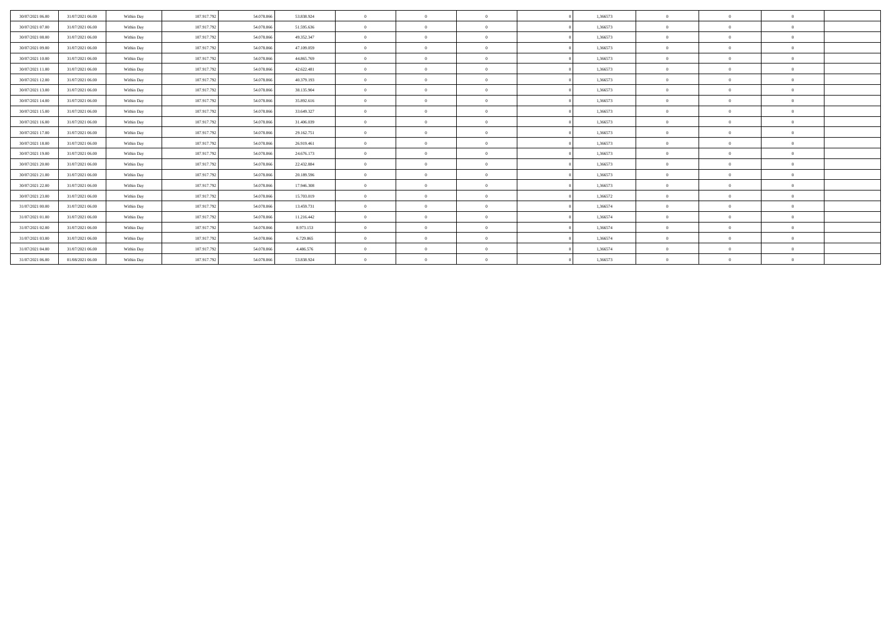| | | | | | | | | | | | | | | |
|---|---|---|---|---|---|---|---|---|---|---|---|---|---|---|
| 30/07/2021 06.00 | 31/07/2021 06.00 | Within Day | 107.917.792 | 54.078.866 | 53.838.924 | 0 | 0 | 0 | 0 | 1,366573 | 0 | 0 | 0 | |
| 30/07/2021 07.00 | 31/07/2021 06.00 | Within Day | 107.917.792 | 54.078.866 | 51.595.636 | 0 | 0 | 0 | 0 | 1,366573 | 0 | 0 | 0 | |
| 30/07/2021 08.00 | 31/07/2021 06.00 | Within Day | 107.917.792 | 54.078.866 | 49.352.347 | 0 | 0 | 0 | 0 | 1,366573 | 0 | 0 | 0 | |
| 30/07/2021 09.00 | 31/07/2021 06.00 | Within Day | 107.917.792 | 54.078.866 | 47.109.059 | 0 | 0 | 0 | 0 | 1,366573 | 0 | 0 | 0 | |
| 30/07/2021 10.00 | 31/07/2021 06.00 | Within Day | 107.917.792 | 54.078.866 | 44.865.769 | 0 | 0 | 0 | 0 | 1,366573 | 0 | 0 | 0 | |
| 30/07/2021 11.00 | 31/07/2021 06.00 | Within Day | 107.917.792 | 54.078.866 | 42.622.481 | 0 | 0 | 0 | 0 | 1,366573 | 0 | 0 | 0 | |
| 30/07/2021 12.00 | 31/07/2021 06.00 | Within Day | 107.917.792 | 54.078.866 | 40.379.193 | 0 | 0 | 0 | 0 | 1,366573 | 0 | 0 | 0 | |
| 30/07/2021 13.00 | 31/07/2021 06.00 | Within Day | 107.917.792 | 54.078.866 | 38.135.904 | 0 | 0 | 0 | 0 | 1,366573 | 0 | 0 | 0 | |
| 30/07/2021 14.00 | 31/07/2021 06.00 | Within Day | 107.917.792 | 54.078.866 | 35.892.616 | 0 | 0 | 0 | 0 | 1,366573 | 0 | 0 | 0 | |
| 30/07/2021 15.00 | 31/07/2021 06.00 | Within Day | 107.917.792 | 54.078.866 | 33.649.327 | 0 | 0 | 0 | 0 | 1,366573 | 0 | 0 | 0 | |
| 30/07/2021 16.00 | 31/07/2021 06.00 | Within Day | 107.917.792 | 54.078.866 | 31.406.039 | 0 | 0 | 0 | 0 | 1,366573 | 0 | 0 | 0 | |
| 30/07/2021 17.00 | 31/07/2021 06.00 | Within Day | 107.917.792 | 54.078.866 | 29.162.751 | 0 | 0 | 0 | 0 | 1,366573 | 0 | 0 | 0 | |
| 30/07/2021 18.00 | 31/07/2021 06.00 | Within Day | 107.917.792 | 54.078.866 | 26.919.461 | 0 | 0 | 0 | 0 | 1,366573 | 0 | 0 | 0 | |
| 30/07/2021 19.00 | 31/07/2021 06.00 | Within Day | 107.917.792 | 54.078.866 | 24.676.173 | 0 | 0 | 0 | 0 | 1,366573 | 0 | 0 | 0 | |
| 30/07/2021 20.00 | 31/07/2021 06.00 | Within Day | 107.917.792 | 54.078.866 | 22.432.884 | 0 | 0 | 0 | 0 | 1,366573 | 0 | 0 | 0 | |
| 30/07/2021 21.00 | 31/07/2021 06.00 | Within Day | 107.917.792 | 54.078.866 | 20.189.596 | 0 | 0 | 0 | 0 | 1,366573 | 0 | 0 | 0 | |
| 30/07/2021 22.00 | 31/07/2021 06.00 | Within Day | 107.917.792 | 54.078.866 | 17.946.308 | 0 | 0 | 0 | 0 | 1,366573 | 0 | 0 | 0 | |
| 30/07/2021 23.00 | 31/07/2021 06.00 | Within Day | 107.917.792 | 54.078.866 | 15.703.019 | 0 | 0 | 0 | 0 | 1,366572 | 0 | 0 | 0 | |
| 31/07/2021 00.00 | 31/07/2021 06.00 | Within Day | 107.917.792 | 54.078.866 | 13.459.731 | 0 | 0 | 0 | 0 | 1,366574 | 0 | 0 | 0 | |
| 31/07/2021 01.00 | 31/07/2021 06.00 | Within Day | 107.917.792 | 54.078.866 | 11.216.442 | 0 | 0 | 0 | 0 | 1,366574 | 0 | 0 | 0 | |
| 31/07/2021 02.00 | 31/07/2021 06.00 | Within Day | 107.917.792 | 54.078.866 | 8.973.153 | 0 | 0 | 0 | 0 | 1,366574 | 0 | 0 | 0 | |
| 31/07/2021 03.00 | 31/07/2021 06.00 | Within Day | 107.917.792 | 54.078.866 | 6.729.865 | 0 | 0 | 0 | 0 | 1,366574 | 0 | 0 | 0 | |
| 31/07/2021 04.00 | 31/07/2021 06.00 | Within Day | 107.917.792 | 54.078.866 | 4.486.576 | 0 | 0 | 0 | 0 | 1,366574 | 0 | 0 | 0 | |
| 31/07/2021 06.00 | 01/08/2021 06.00 | Within Day | 107.917.792 | 54.078.866 | 53.838.924 | 0 | 0 | 0 | 0 | 1,366573 | 0 | 0 | 0 | |